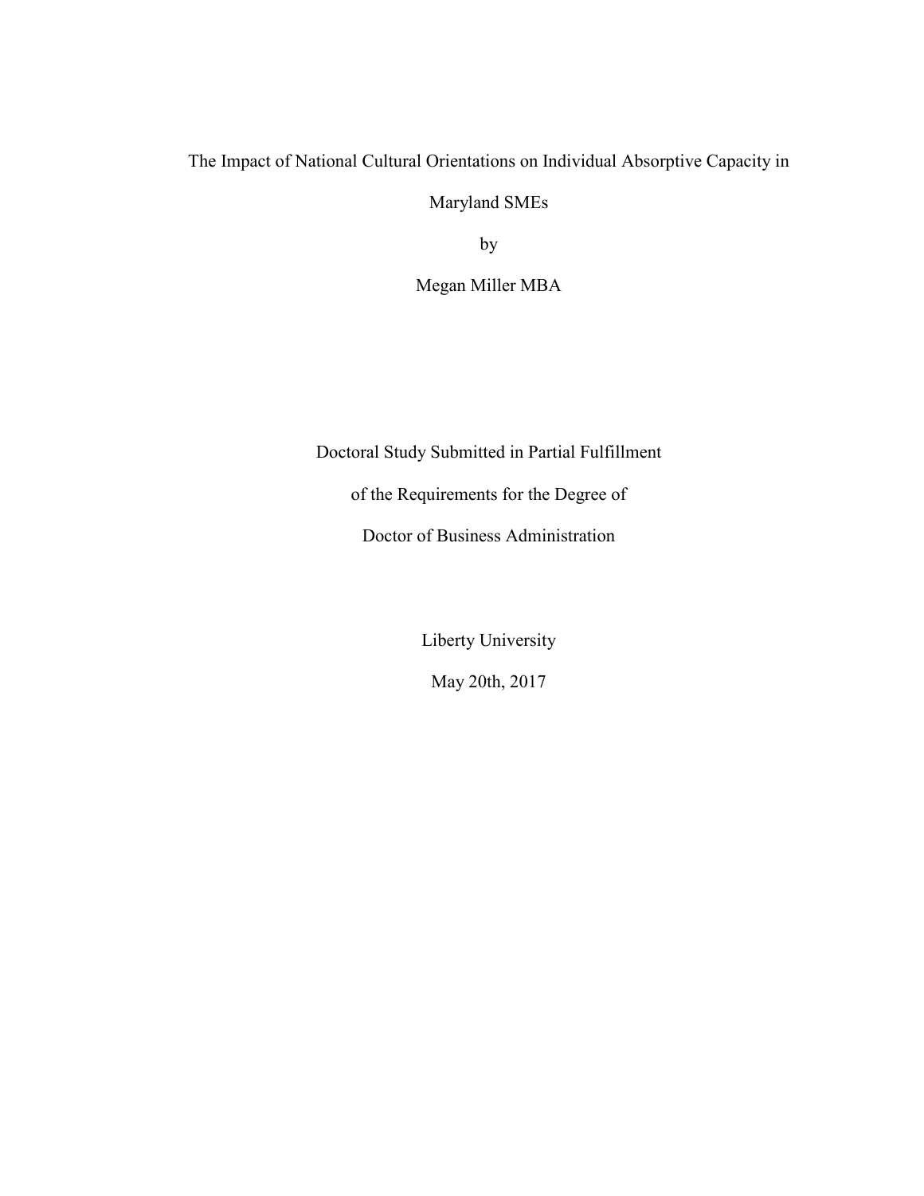# The Impact of National Cultural Orientations on Individual Absorptive Capacity in Maryland SMEs

by

Megan Miller MBA

Doctoral Study Submitted in Partial Fulfillment

of the Requirements for the Degree of

Doctor of Business Administration

Liberty University

May 20th, 2017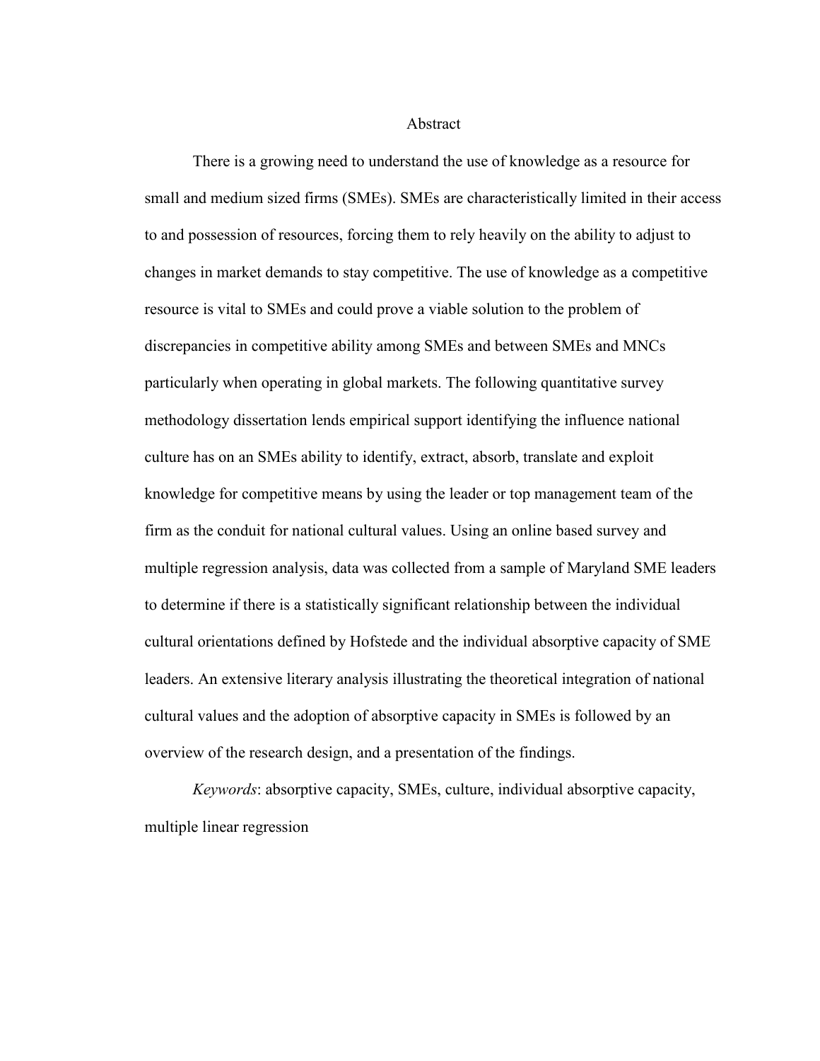# Abstract

There is a growing need to understand the use of knowledge as a resource for small and medium sized firms (SMEs). SMEs are characteristically limited in their access to and possession of resources, forcing them to rely heavily on the ability to adjust to changes in market demands to stay competitive. The use of knowledge as a competitive resource is vital to SMEs and could prove a viable solution to the problem of discrepancies in competitive ability among SMEs and between SMEs and MNCs particularly when operating in global markets. The following quantitative survey methodology dissertation lends empirical support identifying the influence national culture has on an SMEs ability to identify, extract, absorb, translate and exploit knowledge for competitive means by using the leader or top management team of the firm as the conduit for national cultural values. Using an online based survey and multiple regression analysis, data was collected from a sample of Maryland SME leaders to determine if there is a statistically significant relationship between the individual cultural orientations defined by Hofstede and the individual absorptive capacity of SME leaders. An extensive literary analysis illustrating the theoretical integration of national cultural values and the adoption of absorptive capacity in SMEs is followed by an overview of the research design, and a presentation of the findings.

*Keywords*: absorptive capacity, SMEs, culture, individual absorptive capacity, multiple linear regression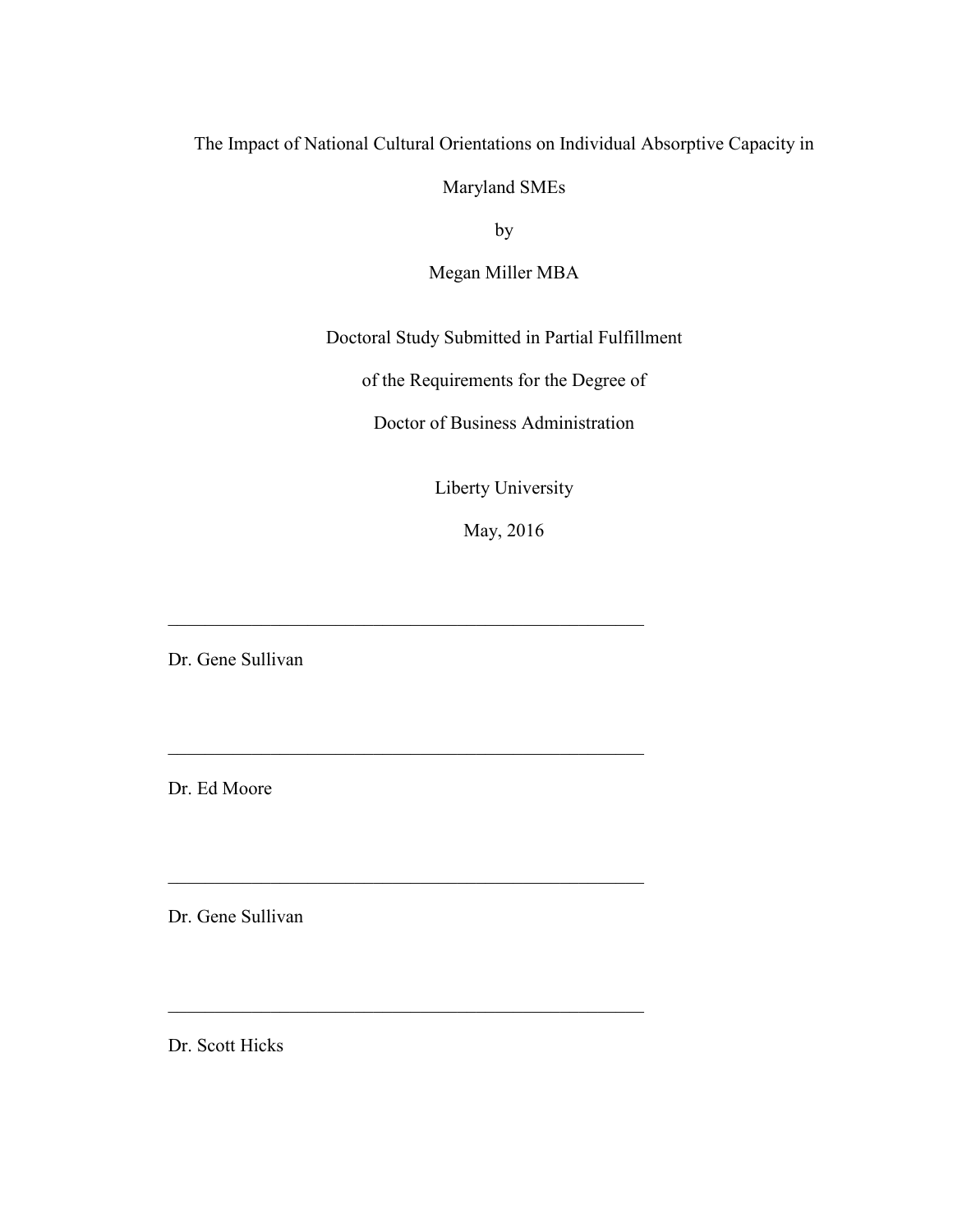The Impact of National Cultural Orientations on Individual Absorptive Capacity in Maryland SMEs

by

Megan Miller MBA

Doctoral Study Submitted in Partial Fulfillment

of the Requirements for the Degree of

Doctor of Business Administration

Liberty University

May, 2016

\_\_\_\_\_\_\_\_\_\_\_\_\_\_\_\_\_\_\_\_\_\_\_\_\_\_\_\_\_\_\_\_\_\_\_\_\_\_\_\_\_\_\_\_\_\_\_\_

Dr. Gene Sullivan

\_\_\_\_\_\_\_\_\_\_\_\_\_\_\_\_\_\_\_\_\_\_\_\_\_\_\_\_\_\_\_\_\_\_\_\_\_\_\_\_\_\_\_\_\_\_\_\_

Dr. Ed Moore

\_\_\_\_\_\_\_\_\_\_\_\_\_\_\_\_\_\_\_\_\_\_\_\_\_\_\_\_\_\_\_\_\_\_\_\_\_\_\_\_\_\_\_\_\_\_\_\_

Dr. Gene Sullivan

\_\_\_\_\_\_\_\_\_\_\_\_\_\_\_\_\_\_\_\_\_\_\_\_\_\_\_\_\_\_\_\_\_\_\_\_\_\_\_\_\_\_\_\_\_\_\_\_

Dr. Scott Hicks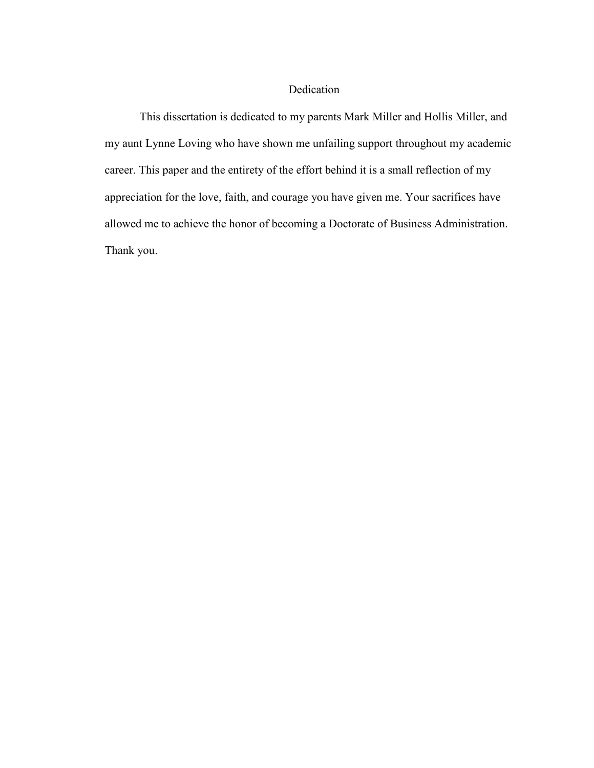# Dedication

This dissertation is dedicated to my parents Mark Miller and Hollis Miller, and my aunt Lynne Loving who have shown me unfailing support throughout my academic career. This paper and the entirety of the effort behind it is a small reflection of my appreciation for the love, faith, and courage you have given me. Your sacrifices have allowed me to achieve the honor of becoming a Doctorate of Business Administration. Thank you.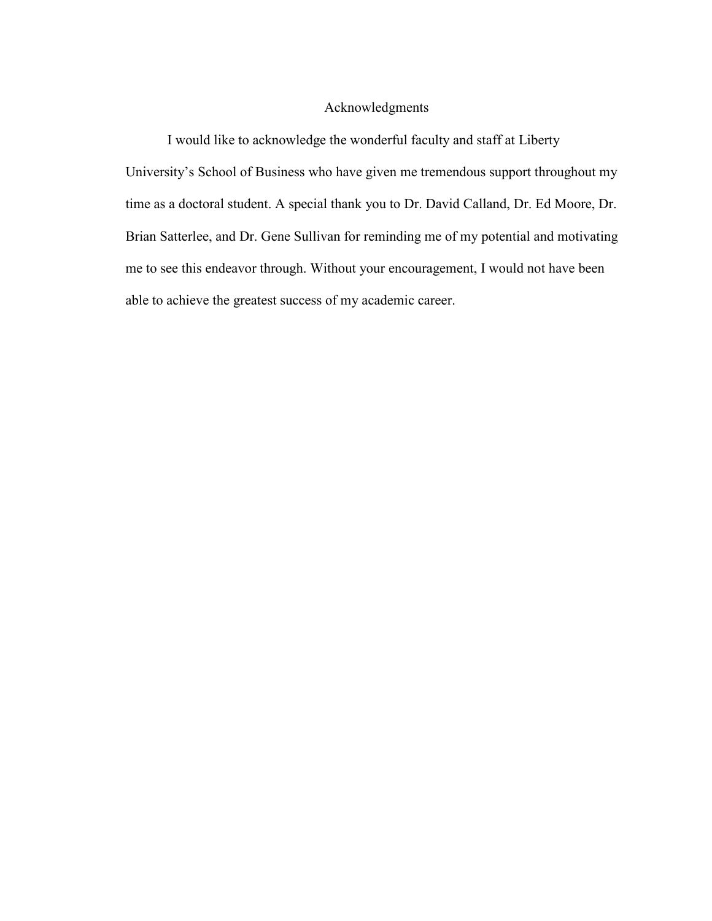# Acknowledgments

I would like to acknowledge the wonderful faculty and staff at Liberty University's School of Business who have given me tremendous support throughout my time as a doctoral student. A special thank you to Dr. David Calland, Dr. Ed Moore, Dr. Brian Satterlee, and Dr. Gene Sullivan for reminding me of my potential and motivating me to see this endeavor through. Without your encouragement, I would not have been able to achieve the greatest success of my academic career.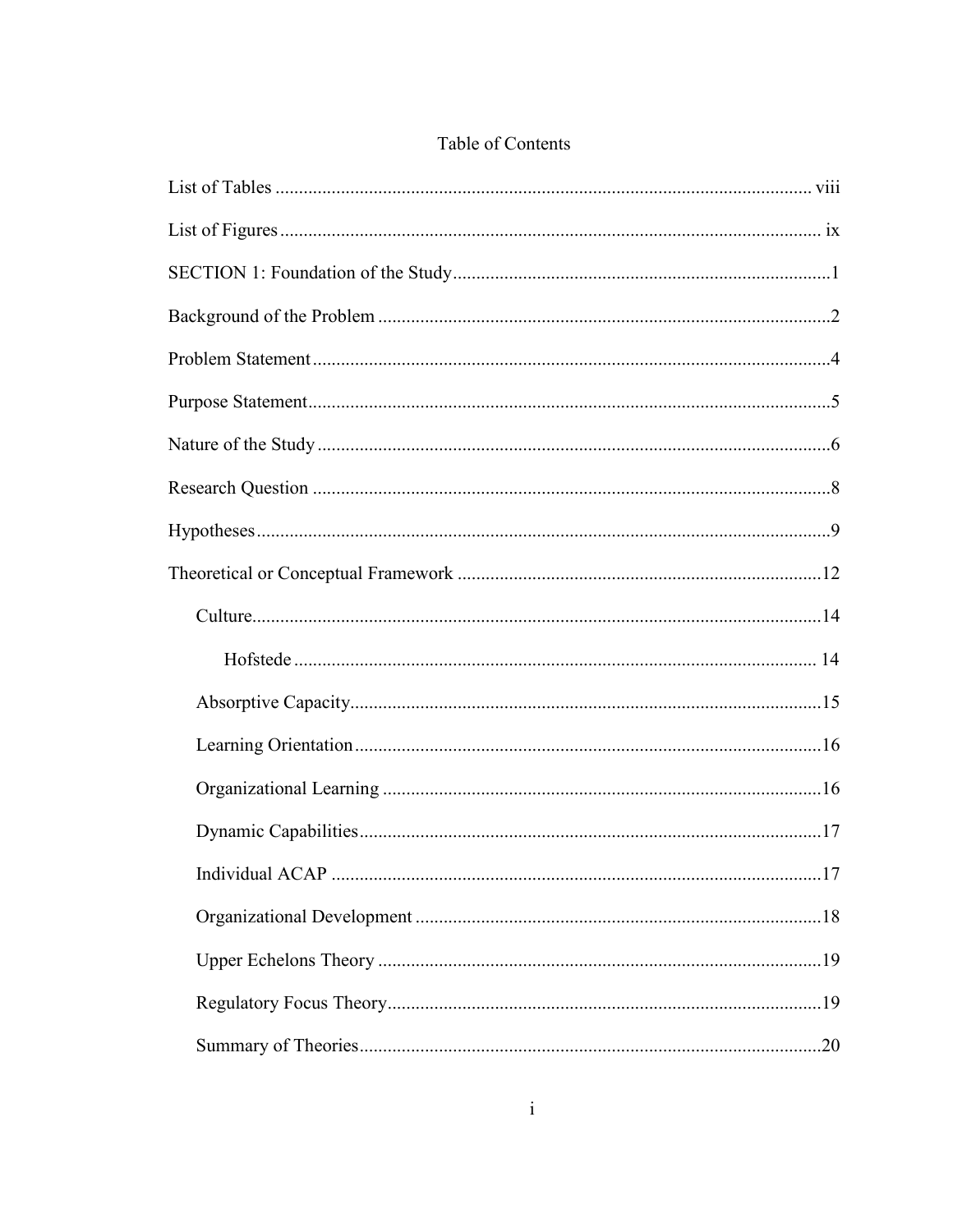# Table of Contents

List of Tables ..................................................................................................... viii

List of Figures ..................................................................................................... ix

SECTION 1: Foundation of the Study ..................................................................1

Background of the Problem .................................................................................2

Problem Statement ..............................................................................................4

Purpose Statement ...............................................................................................5

Nature of the Study .............................................................................................6

Research Question ..............................................................................................8

Hypotheses ..........................................................................................................9

Theoretical or Conceptual Framework ..............................................................12

    Culture ...........................................................................................................14

        Hofstede ....................................................................................................14

    Absorptive Capacity ......................................................................................15

    Learning Orientation ......................................................................................16

    Organizational Learning ................................................................................16

    Dynamic Capabilities .....................................................................................17

    Individual ACAP ...........................................................................................17

    Organizational Development .........................................................................18

    Upper Echelons Theory .................................................................................19

    Regulatory Focus Theory ...............................................................................19

    Summary of Theories .....................................................................................20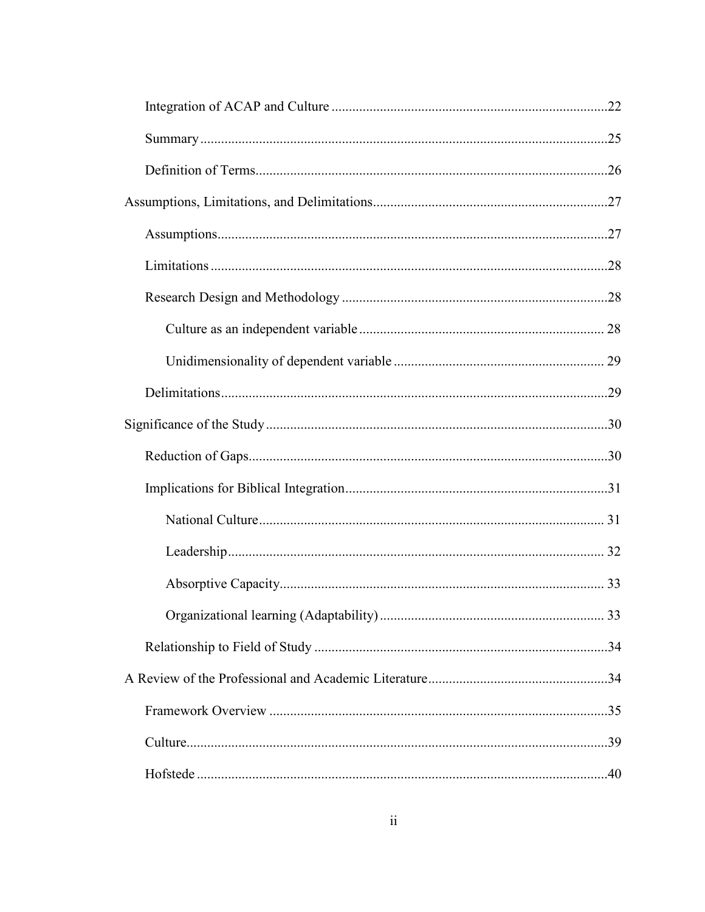Integration of ACAP and Culture ....................................................................................22

Summary ........................................................................................................................25

Definition of Terms.........................................................................................................26

Assumptions, Limitations, and Delimitations.......................................................................27

Assumptions....................................................................................................................27

Limitations ......................................................................................................................28

Research Design and Methodology ................................................................................28

Culture as an independent variable ........................................................................... 28

Unidimensionality of dependent variable ................................................................. 29

Delimitations...................................................................................................................29

Significance of the Study ......................................................................................................30

Reduction of Gaps...........................................................................................................30

Implications for Biblical Integration...............................................................................31

National Culture........................................................................................................ 31

Leadership................................................................................................................. 32

Absorptive Capacity.................................................................................................. 33

Organizational learning (Adaptability) ..................................................................... 33

Relationship to Field of Study ........................................................................................34

A Review of the Professional and Academic Literature.......................................................34

Framework Overview .....................................................................................................35

Culture.............................................................................................................................39

Hofstede ..........................................................................................................................40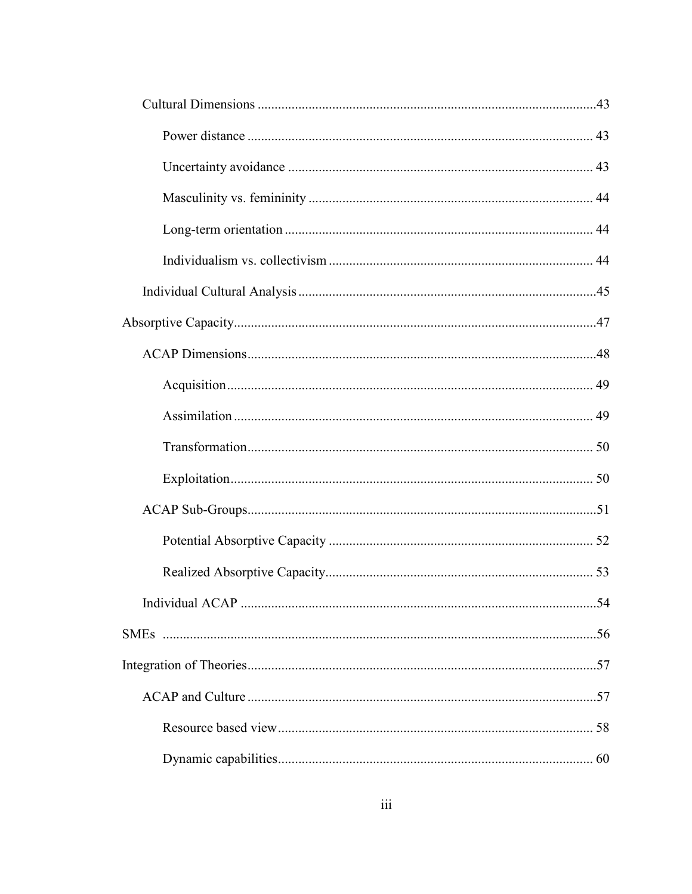Cultural Dimensions ....................................................................................................43

Power distance ...................................................................................................... 43

Uncertainty avoidance .......................................................................................... 43

Masculinity vs. femininity ................................................................................... 44

Long-term orientation .......................................................................................... 44

Individualism vs. collectivism ............................................................................. 44

Individual Cultural Analysis .......................................................................................45

Absorptive Capacity..........................................................................................................47

ACAP Dimensions......................................................................................................48

Acquisition........................................................................................................... 49

Assimilation ......................................................................................................... 49

Transformation..................................................................................................... 50

Exploitation.......................................................................................................... 50

ACAP Sub-Groups......................................................................................................51

Potential Absorptive Capacity ............................................................................. 52

Realized Absorptive Capacity.............................................................................. 53

Individual ACAP ........................................................................................................54

SMEs ...............................................................................................................................56

Integration of Theories......................................................................................................57

ACAP and Culture ......................................................................................................57

Resource based view............................................................................................ 58

Dynamic capabilities............................................................................................ 60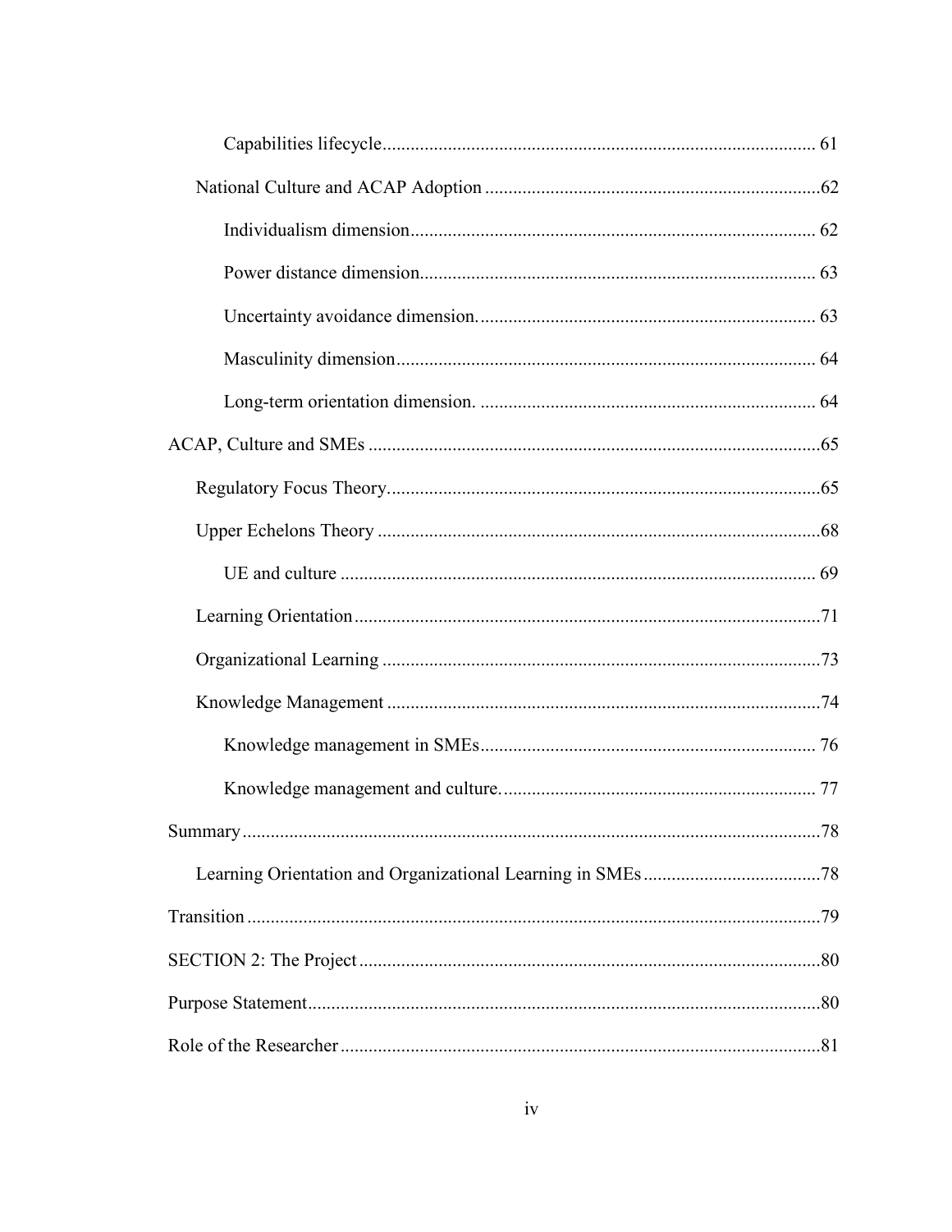Capabilities lifecycle ........................................................................................ 61

National Culture and ACAP Adoption .......................................................................62

Individualism dimension ...................................................................................... 62

Power distance dimension .................................................................................... 63

Uncertainty avoidance dimension. ....................................................................... 63

Masculinity dimension ......................................................................................... 64

Long-term orientation dimension. ....................................................................... 64

ACAP, Culture and SMEs ................................................................................................65

Regulatory Focus Theory ............................................................................................65

Upper Echelons Theory ..............................................................................................68

UE and culture ...................................................................................................... 69

Learning Orientation ...................................................................................................71

Organizational Learning .............................................................................................73

Knowledge Management ............................................................................................74

Knowledge management in SMEs ....................................................................... 76

Knowledge management and culture. .................................................................. 77

Summary ...........................................................................................................................78

Learning Orientation and Organizational Learning in SMEs ......................................78

Transition ..........................................................................................................................79

SECTION 2: The Project ..................................................................................................80

Purpose Statement .............................................................................................................80

Role of the Researcher ......................................................................................................81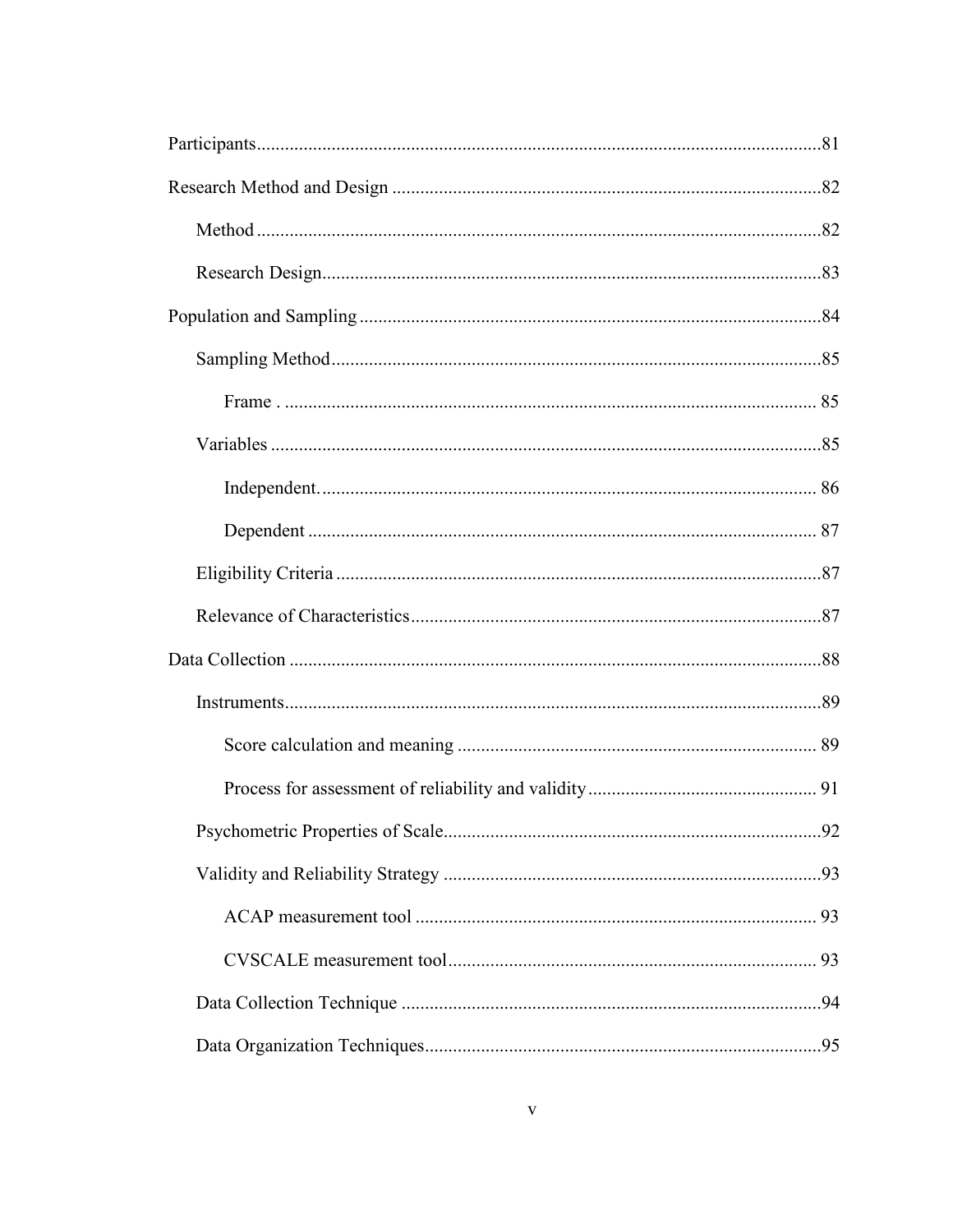Participants .......... 81

Research Method and Design .......... 82

  Method .......... 82

  Research Design .......... 83

Population and Sampling .......... 84

  Sampling Method .......... 85

    Frame . .......... 85

  Variables .......... 85

    Independent. .......... 86

    Dependent .......... 87

  Eligibility Criteria .......... 87

  Relevance of Characteristics .......... 87

Data Collection .......... 88

  Instruments .......... 89

    Score calculation and meaning .......... 89

    Process for assessment of reliability and validity .......... 91

  Psychometric Properties of Scale .......... 92

  Validity and Reliability Strategy .......... 93

    ACAP measurement tool .......... 93

    CVSCALE measurement tool .......... 93

  Data Collection Technique .......... 94

  Data Organization Techniques .......... 95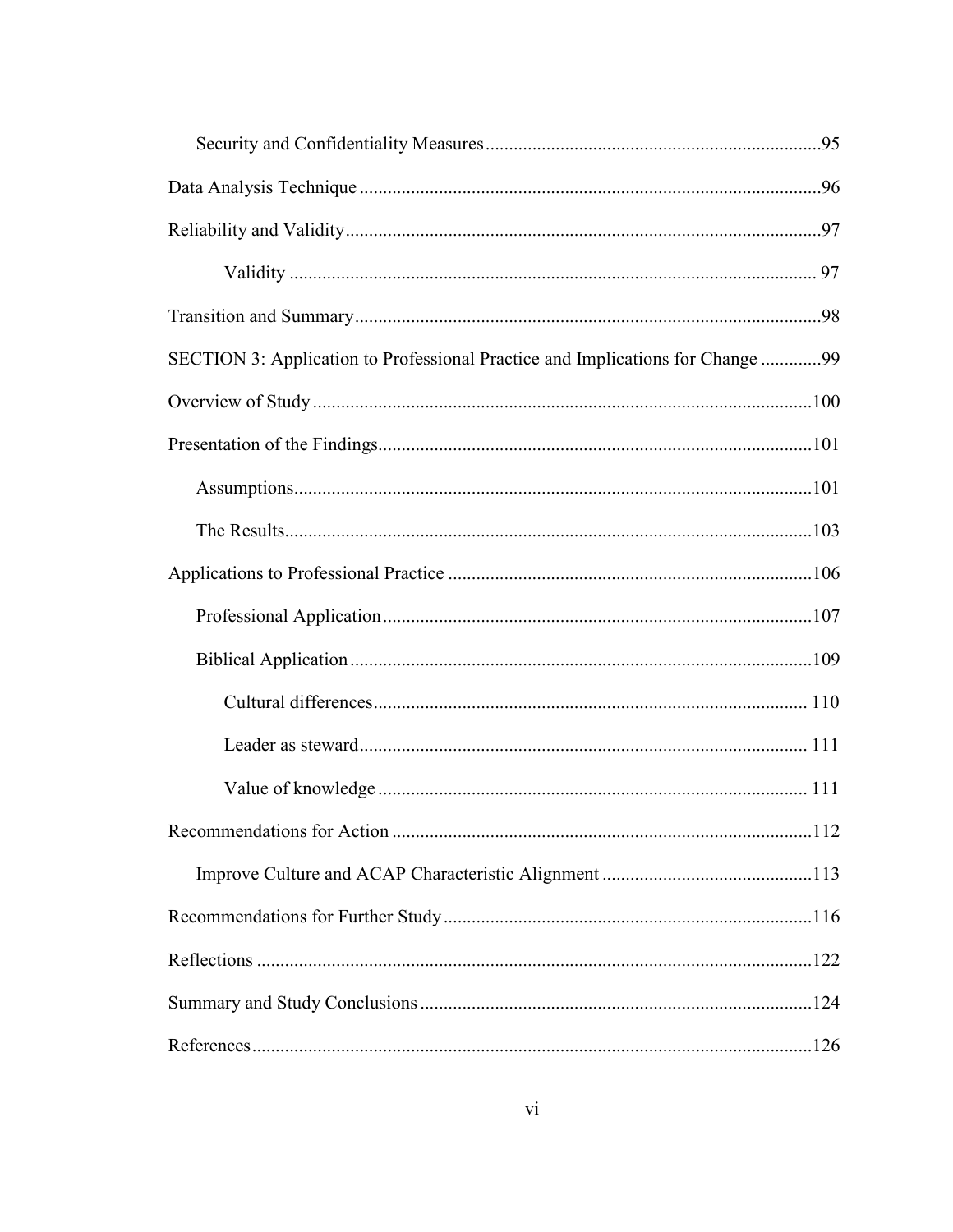Security and Confidentiality Measures.......................................................................95

Data Analysis Technique ..................................................................................................96

Reliability and Validity.....................................................................................................97

Validity ...............................................................................................................97

Transition and Summary...................................................................................................98

SECTION 3: Application to Professional Practice and Implications for Change .............99

Overview of Study ..........................................................................................................100

Presentation of the Findings............................................................................................101

Assumptions..............................................................................................................101

The Results................................................................................................................103

Applications to Professional Practice .............................................................................106

Professional Application...........................................................................................107

Biblical Application ..................................................................................................109

Cultural differences............................................................................................110

Leader as steward...............................................................................................111

Value of knowledge ...........................................................................................111

Recommendations for Action .........................................................................................112

Improve Culture and ACAP Characteristic Alignment .............................................113

Recommendations for Further Study..............................................................................116

Reflections ......................................................................................................................122

Summary and Study Conclusions...................................................................................124

References.......................................................................................................................126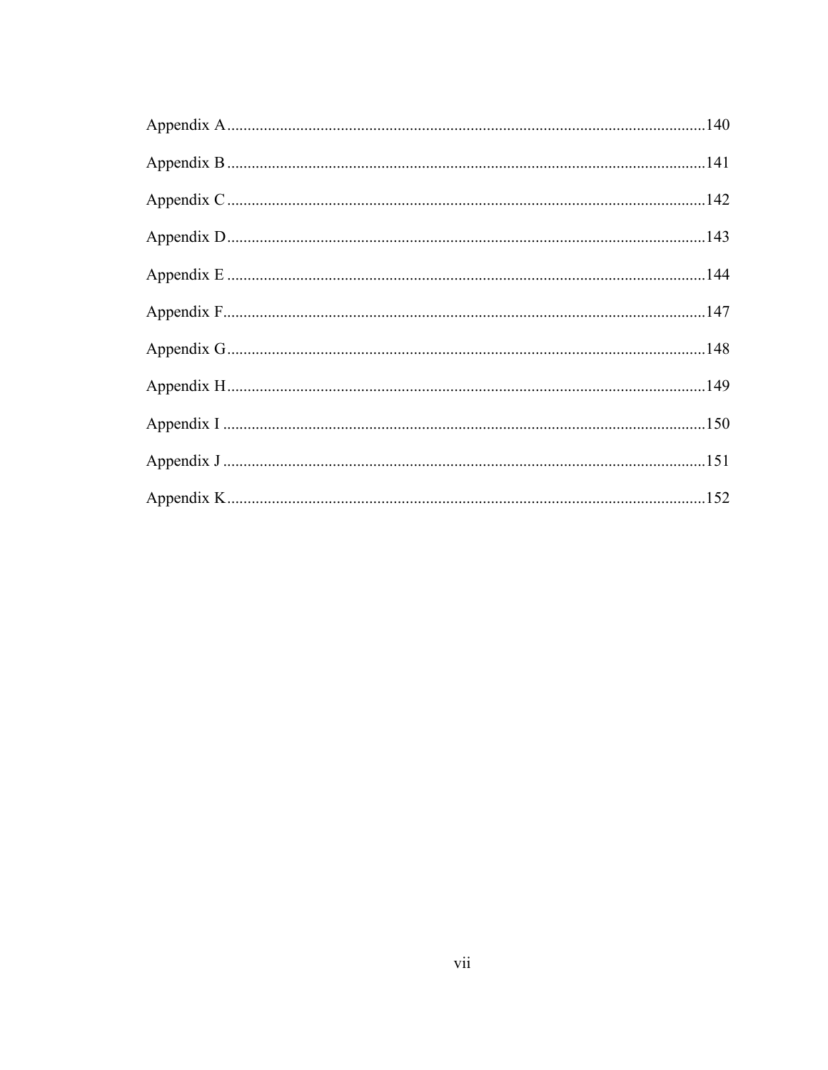Appendix A.....................................................................................................................140

Appendix B.....................................................................................................................141

Appendix C.....................................................................................................................142

Appendix D.....................................................................................................................143

Appendix E.....................................................................................................................144

Appendix F.....................................................................................................................147

Appendix G.....................................................................................................................148

Appendix H.....................................................................................................................149

Appendix I......................................................................................................................150

Appendix J......................................................................................................................151

Appendix K.....................................................................................................................152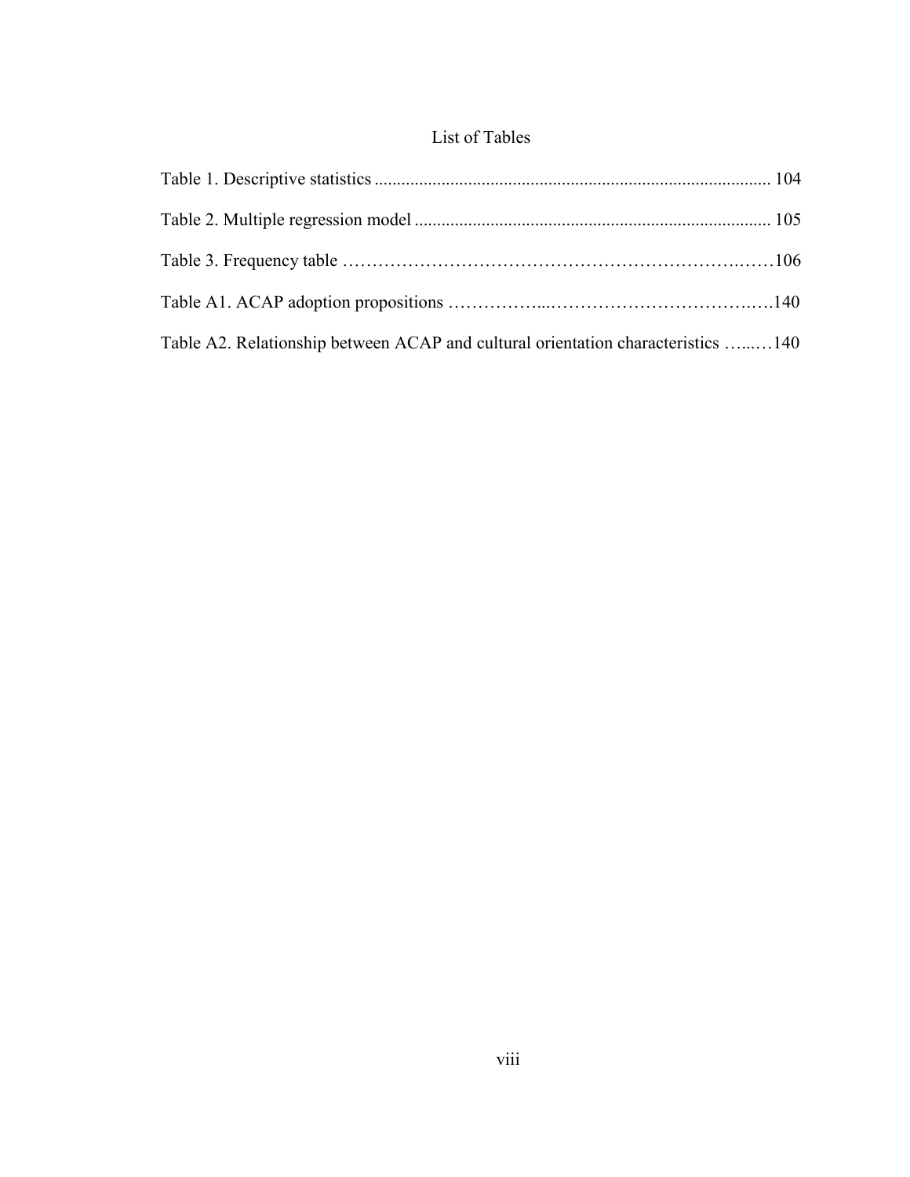# List of Tables

Table 1. Descriptive statistics ........................................................................................ 104

Table 2. Multiple regression model ............................................................................... 105

Table 3. Frequency table ……………………………………………………………..……106

Table A1. ACAP adoption propositions ……………...……………………………….….140

Table A2. Relationship between ACAP and cultural orientation characteristics …...…140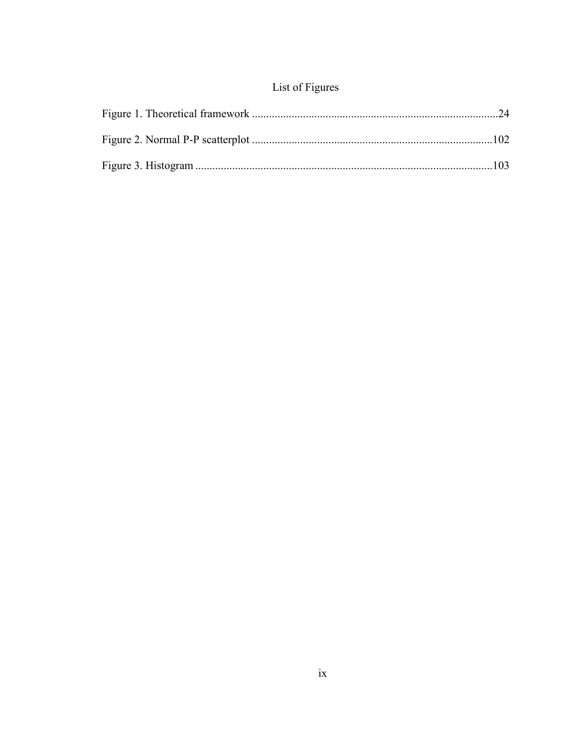# List of Figures

Figure 1. Theoretical framework ......................................................................................24

Figure 2. Normal P-P scatterplot ....................................................................................102

Figure 3. Histogram ........................................................................................................103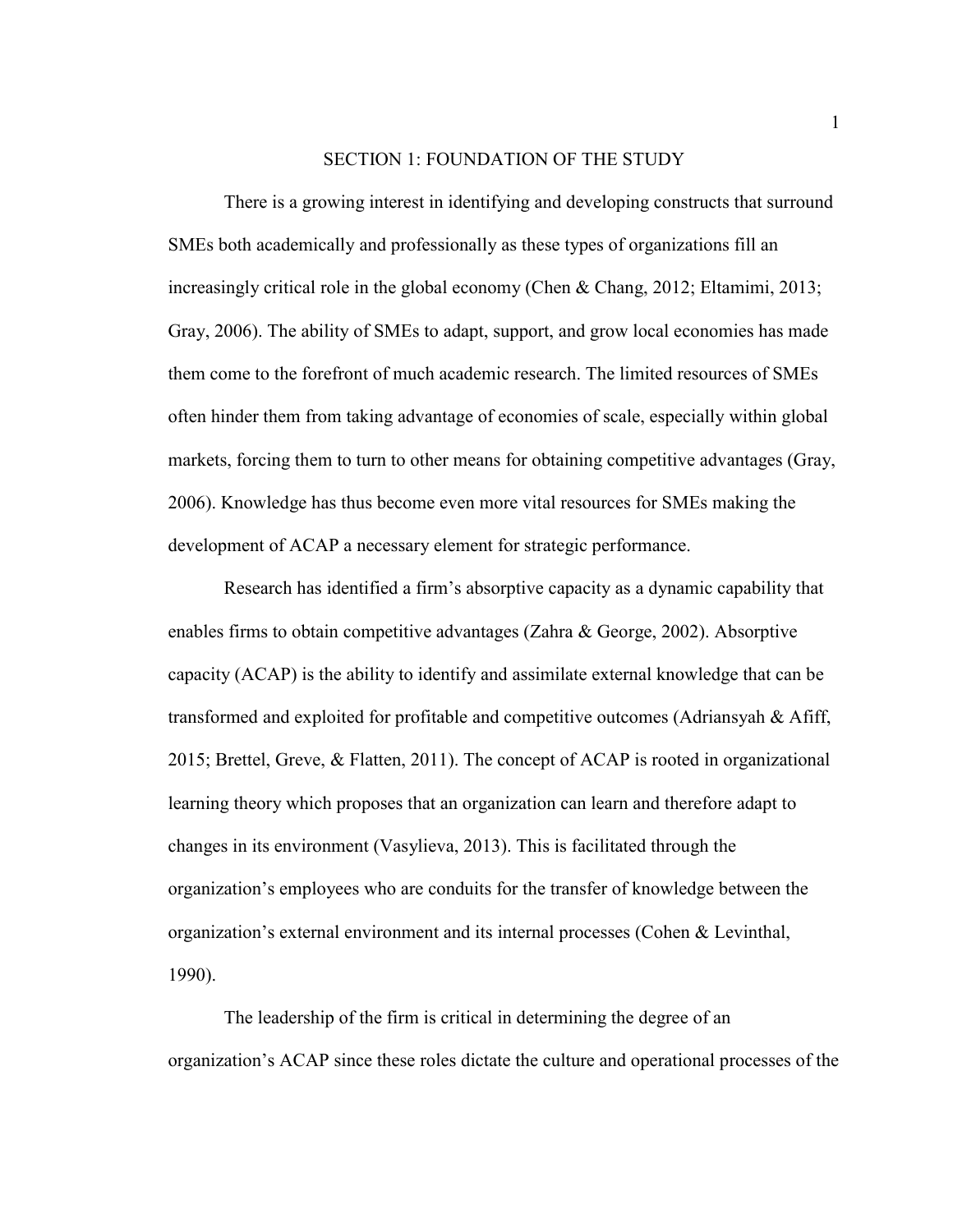# SECTION 1: FOUNDATION OF THE STUDY

There is a growing interest in identifying and developing constructs that surround SMEs both academically and professionally as these types of organizations fill an increasingly critical role in the global economy (Chen & Chang, 2012; Eltamimi, 2013; Gray, 2006). The ability of SMEs to adapt, support, and grow local economies has made them come to the forefront of much academic research. The limited resources of SMEs often hinder them from taking advantage of economies of scale, especially within global markets, forcing them to turn to other means for obtaining competitive advantages (Gray, 2006). Knowledge has thus become even more vital resources for SMEs making the development of ACAP a necessary element for strategic performance.

Research has identified a firm's absorptive capacity as a dynamic capability that enables firms to obtain competitive advantages (Zahra & George, 2002). Absorptive capacity (ACAP) is the ability to identify and assimilate external knowledge that can be transformed and exploited for profitable and competitive outcomes (Adriansyah & Afiff, 2015; Brettel, Greve, & Flatten, 2011). The concept of ACAP is rooted in organizational learning theory which proposes that an organization can learn and therefore adapt to changes in its environment (Vasylieva, 2013). This is facilitated through the organization's employees who are conduits for the transfer of knowledge between the organization's external environment and its internal processes (Cohen & Levinthal, 1990).

The leadership of the firm is critical in determining the degree of an organization's ACAP since these roles dictate the culture and operational processes of the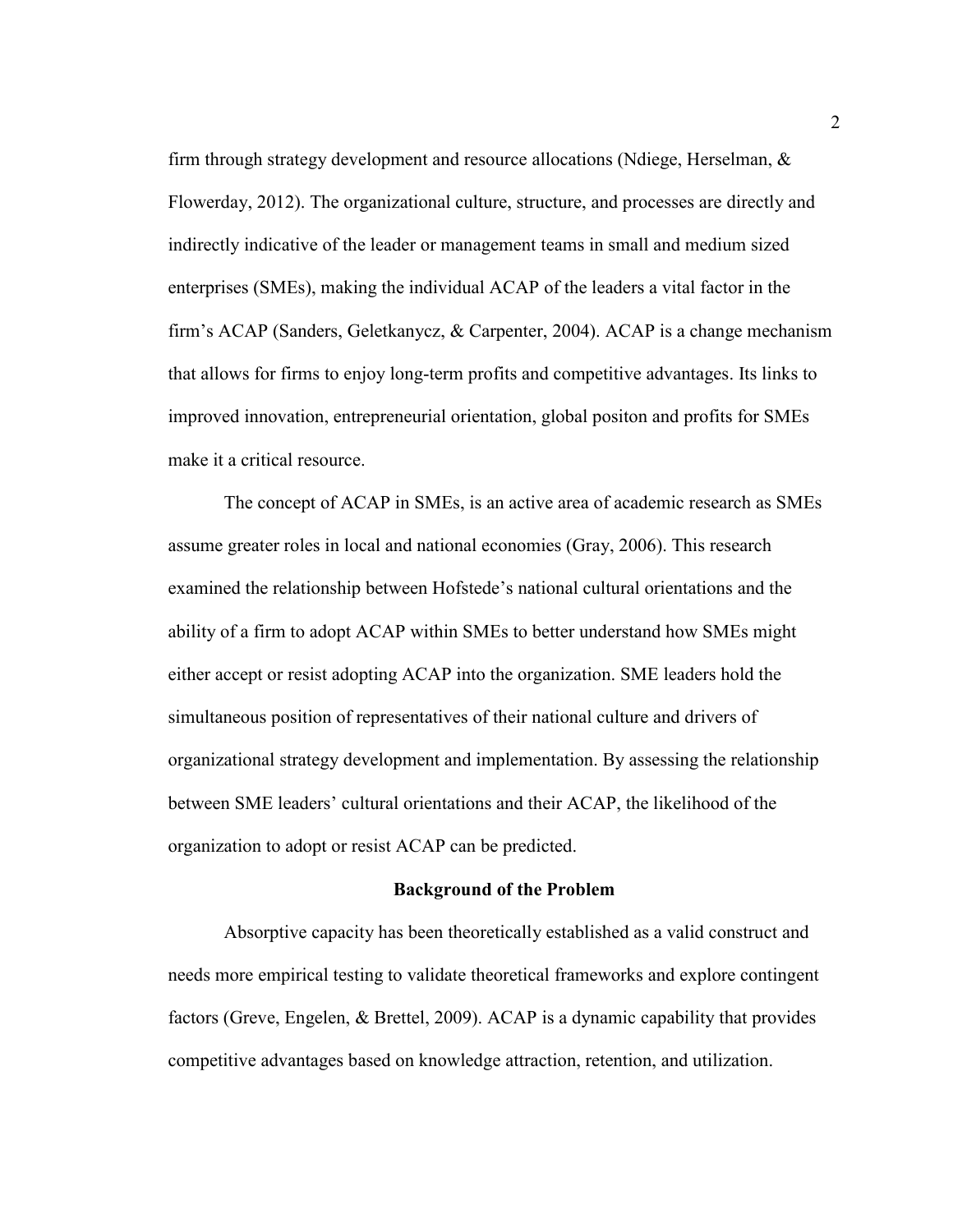firm through strategy development and resource allocations (Ndiege, Herselman, & Flowerday, 2012). The organizational culture, structure, and processes are directly and indirectly indicative of the leader or management teams in small and medium sized enterprises (SMEs), making the individual ACAP of the leaders a vital factor in the firm's ACAP (Sanders, Geletkanycz, & Carpenter, 2004). ACAP is a change mechanism that allows for firms to enjoy long-term profits and competitive advantages. Its links to improved innovation, entrepreneurial orientation, global positon and profits for SMEs make it a critical resource.

The concept of ACAP in SMEs, is an active area of academic research as SMEs assume greater roles in local and national economies (Gray, 2006). This research examined the relationship between Hofstede's national cultural orientations and the ability of a firm to adopt ACAP within SMEs to better understand how SMEs might either accept or resist adopting ACAP into the organization. SME leaders hold the simultaneous position of representatives of their national culture and drivers of organizational strategy development and implementation. By assessing the relationship between SME leaders' cultural orientations and their ACAP, the likelihood of the organization to adopt or resist ACAP can be predicted.

## Background of the Problem

Absorptive capacity has been theoretically established as a valid construct and needs more empirical testing to validate theoretical frameworks and explore contingent factors (Greve, Engelen, & Brettel, 2009). ACAP is a dynamic capability that provides competitive advantages based on knowledge attraction, retention, and utilization.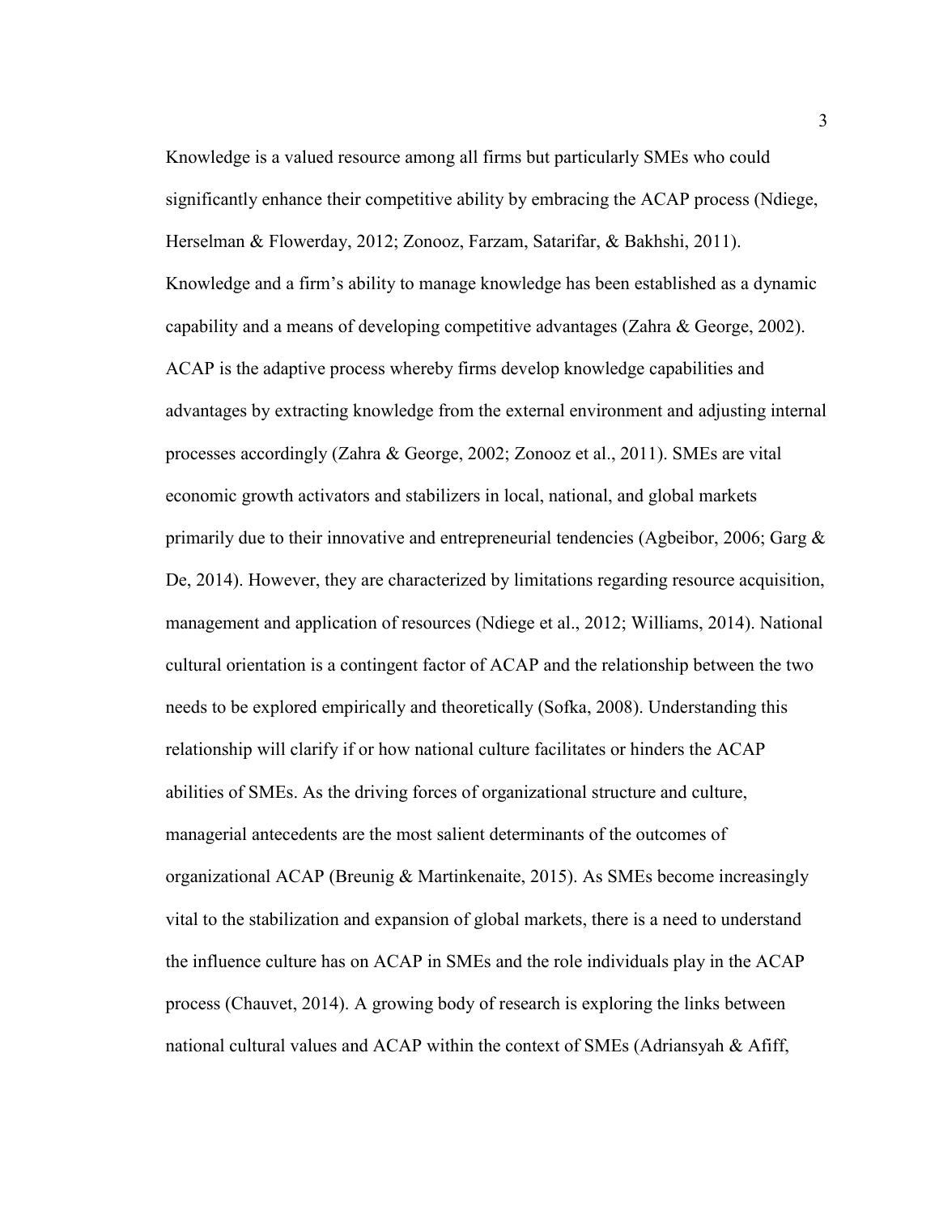Knowledge is a valued resource among all firms but particularly SMEs who could significantly enhance their competitive ability by embracing the ACAP process (Ndiege, Herselman & Flowerday, 2012; Zonooz, Farzam, Satarifar, & Bakhshi, 2011). Knowledge and a firm's ability to manage knowledge has been established as a dynamic capability and a means of developing competitive advantages (Zahra & George, 2002). ACAP is the adaptive process whereby firms develop knowledge capabilities and advantages by extracting knowledge from the external environment and adjusting internal processes accordingly (Zahra & George, 2002; Zonooz et al., 2011). SMEs are vital economic growth activators and stabilizers in local, national, and global markets primarily due to their innovative and entrepreneurial tendencies (Agbeibor, 2006; Garg & De, 2014). However, they are characterized by limitations regarding resource acquisition, management and application of resources (Ndiege et al., 2012; Williams, 2014). National cultural orientation is a contingent factor of ACAP and the relationship between the two needs to be explored empirically and theoretically (Sofka, 2008). Understanding this relationship will clarify if or how national culture facilitates or hinders the ACAP abilities of SMEs. As the driving forces of organizational structure and culture, managerial antecedents are the most salient determinants of the outcomes of organizational ACAP (Breunig & Martinkenaite, 2015). As SMEs become increasingly vital to the stabilization and expansion of global markets, there is a need to understand the influence culture has on ACAP in SMEs and the role individuals play in the ACAP process (Chauvet, 2014). A growing body of research is exploring the links between national cultural values and ACAP within the context of SMEs (Adriansyah & Afiff,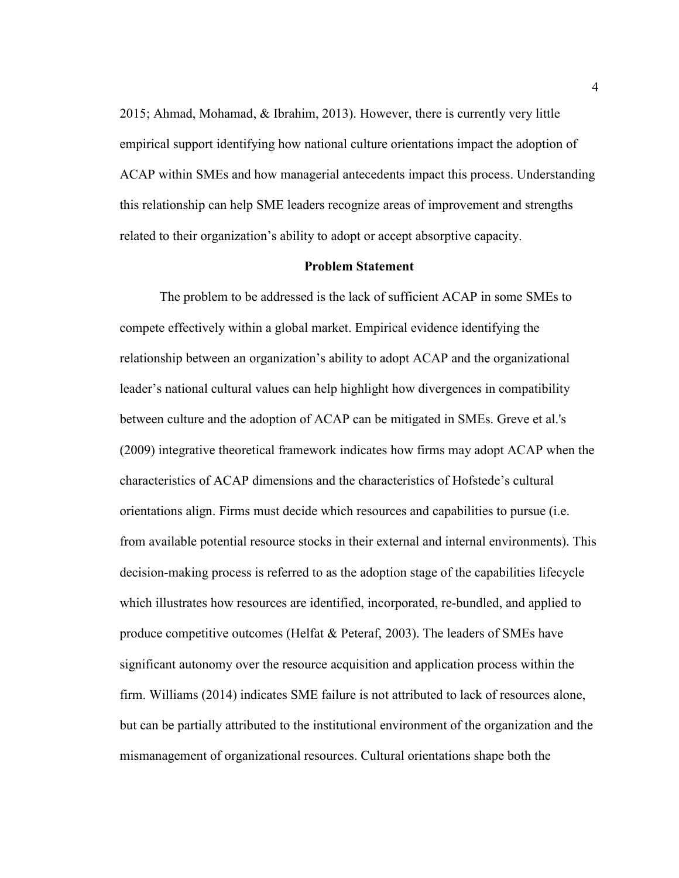2015; Ahmad, Mohamad, & Ibrahim, 2013). However, there is currently very little empirical support identifying how national culture orientations impact the adoption of ACAP within SMEs and how managerial antecedents impact this process. Understanding this relationship can help SME leaders recognize areas of improvement and strengths related to their organization's ability to adopt or accept absorptive capacity.

## Problem Statement

The problem to be addressed is the lack of sufficient ACAP in some SMEs to compete effectively within a global market. Empirical evidence identifying the relationship between an organization's ability to adopt ACAP and the organizational leader's national cultural values can help highlight how divergences in compatibility between culture and the adoption of ACAP can be mitigated in SMEs. Greve et al.'s (2009) integrative theoretical framework indicates how firms may adopt ACAP when the characteristics of ACAP dimensions and the characteristics of Hofstede's cultural orientations align. Firms must decide which resources and capabilities to pursue (i.e. from available potential resource stocks in their external and internal environments). This decision-making process is referred to as the adoption stage of the capabilities lifecycle which illustrates how resources are identified, incorporated, re-bundled, and applied to produce competitive outcomes (Helfat & Peteraf, 2003). The leaders of SMEs have significant autonomy over the resource acquisition and application process within the firm. Williams (2014) indicates SME failure is not attributed to lack of resources alone, but can be partially attributed to the institutional environment of the organization and the mismanagement of organizational resources. Cultural orientations shape both the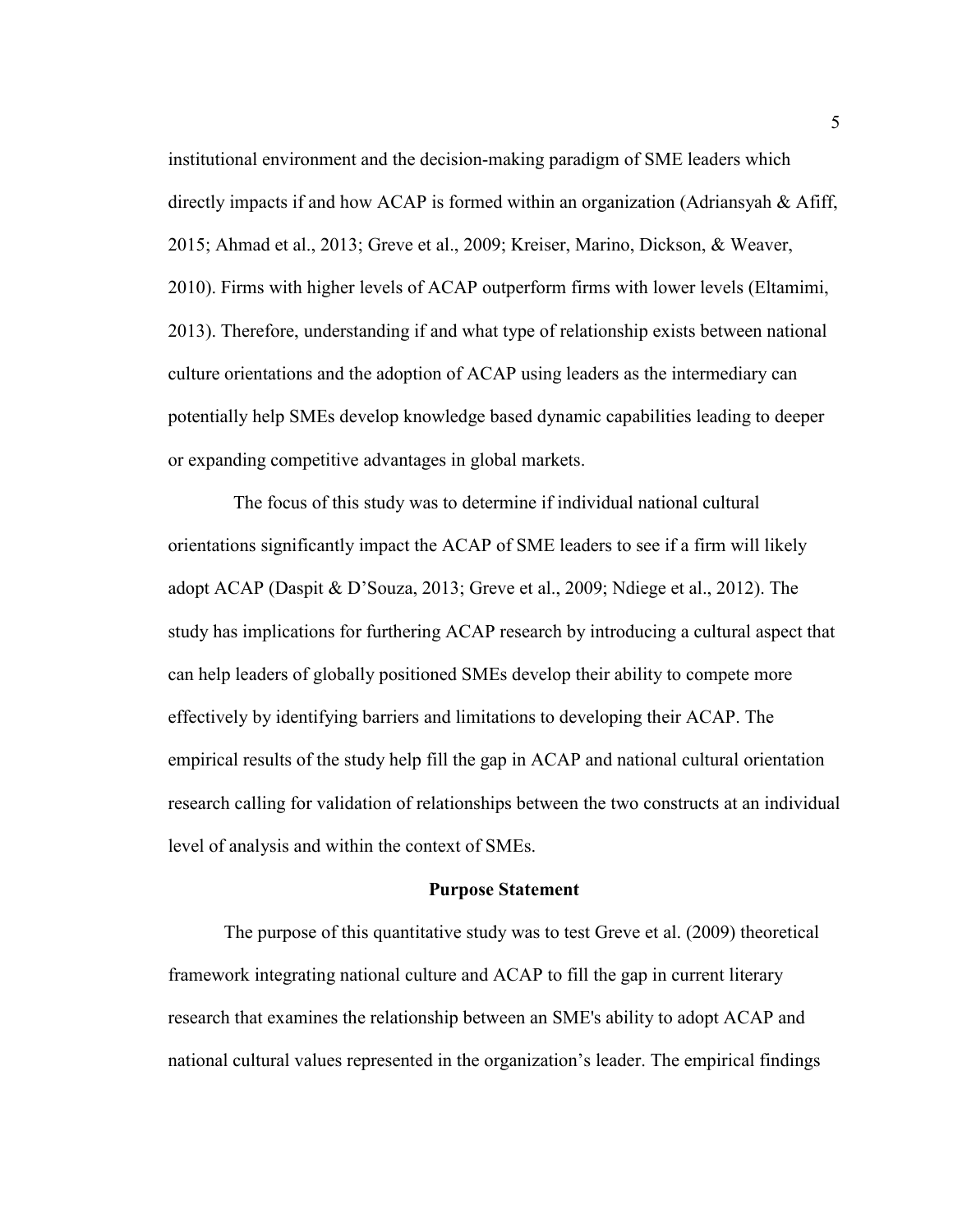institutional environment and the decision-making paradigm of SME leaders which directly impacts if and how ACAP is formed within an organization (Adriansyah & Afiff, 2015; Ahmad et al., 2013; Greve et al., 2009; Kreiser, Marino, Dickson, & Weaver, 2010). Firms with higher levels of ACAP outperform firms with lower levels (Eltamimi, 2013). Therefore, understanding if and what type of relationship exists between national culture orientations and the adoption of ACAP using leaders as the intermediary can potentially help SMEs develop knowledge based dynamic capabilities leading to deeper or expanding competitive advantages in global markets.

The focus of this study was to determine if individual national cultural orientations significantly impact the ACAP of SME leaders to see if a firm will likely adopt ACAP (Daspit & D'Souza, 2013; Greve et al., 2009; Ndiege et al., 2012). The study has implications for furthering ACAP research by introducing a cultural aspect that can help leaders of globally positioned SMEs develop their ability to compete more effectively by identifying barriers and limitations to developing their ACAP. The empirical results of the study help fill the gap in ACAP and national cultural orientation research calling for validation of relationships between the two constructs at an individual level of analysis and within the context of SMEs.

## Purpose Statement

The purpose of this quantitative study was to test Greve et al. (2009) theoretical framework integrating national culture and ACAP to fill the gap in current literary research that examines the relationship between an SME's ability to adopt ACAP and national cultural values represented in the organization's leader. The empirical findings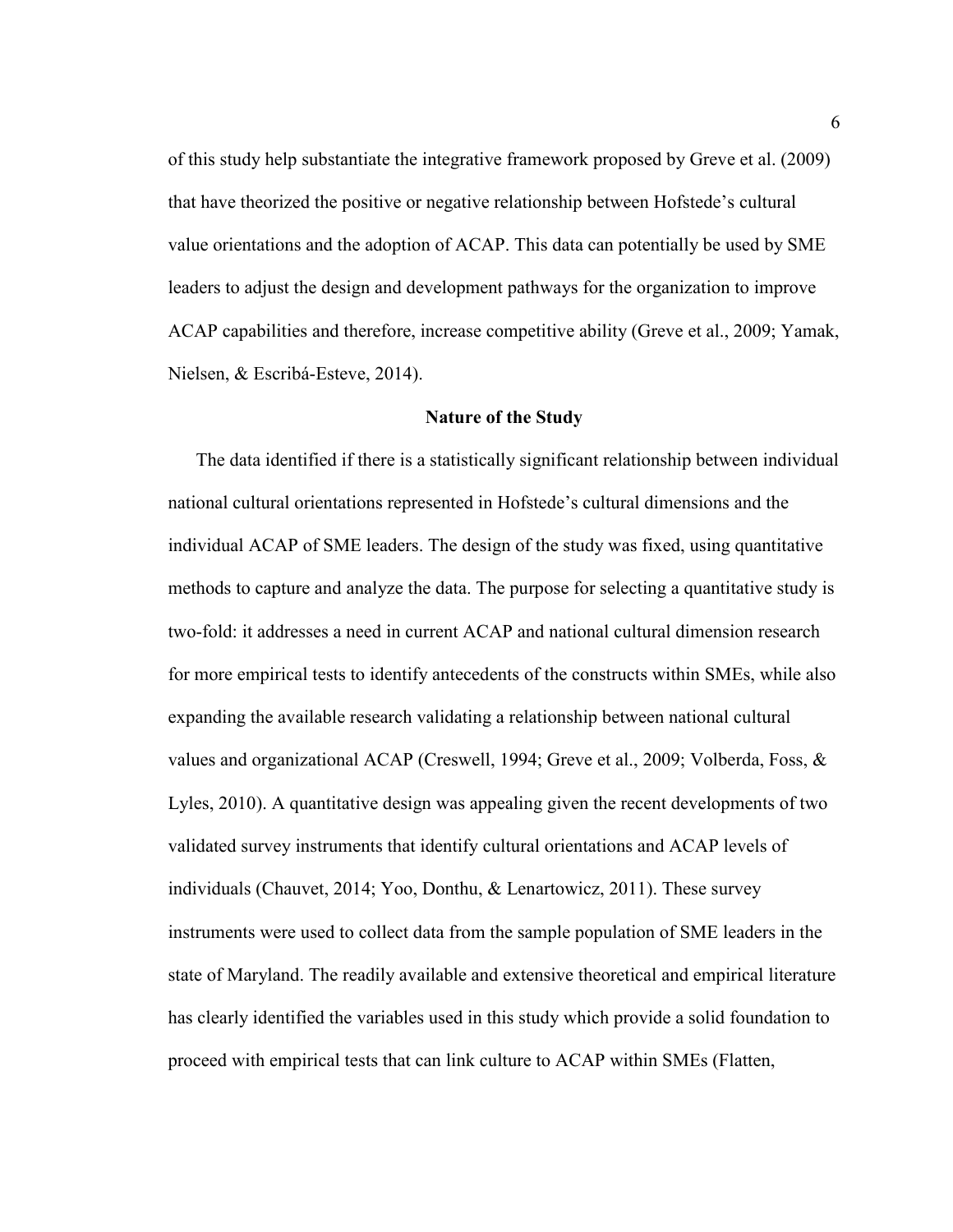of this study help substantiate the integrative framework proposed by Greve et al. (2009) that have theorized the positive or negative relationship between Hofstede's cultural value orientations and the adoption of ACAP. This data can potentially be used by SME leaders to adjust the design and development pathways for the organization to improve ACAP capabilities and therefore, increase competitive ability (Greve et al., 2009; Yamak, Nielsen, & Escribá-Esteve, 2014).

## Nature of the Study

The data identified if there is a statistically significant relationship between individual national cultural orientations represented in Hofstede's cultural dimensions and the individual ACAP of SME leaders. The design of the study was fixed, using quantitative methods to capture and analyze the data. The purpose for selecting a quantitative study is two-fold: it addresses a need in current ACAP and national cultural dimension research for more empirical tests to identify antecedents of the constructs within SMEs, while also expanding the available research validating a relationship between national cultural values and organizational ACAP (Creswell, 1994; Greve et al., 2009; Volberda, Foss, & Lyles, 2010). A quantitative design was appealing given the recent developments of two validated survey instruments that identify cultural orientations and ACAP levels of individuals (Chauvet, 2014; Yoo, Donthu, & Lenartowicz, 2011). These survey instruments were used to collect data from the sample population of SME leaders in the state of Maryland. The readily available and extensive theoretical and empirical literature has clearly identified the variables used in this study which provide a solid foundation to proceed with empirical tests that can link culture to ACAP within SMEs (Flatten,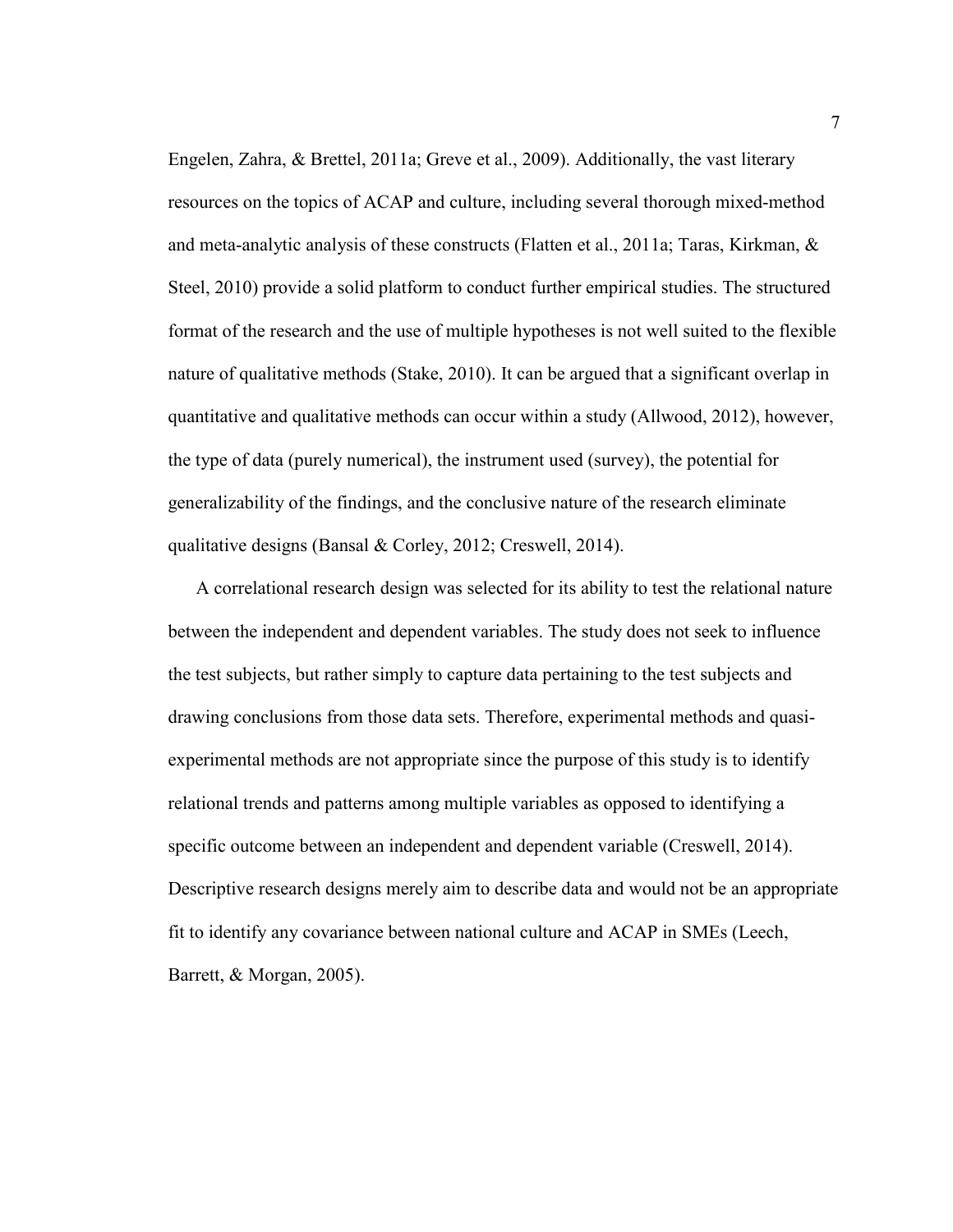Engelen, Zahra, & Brettel, 2011a; Greve et al., 2009). Additionally, the vast literary resources on the topics of ACAP and culture, including several thorough mixed-method and meta-analytic analysis of these constructs (Flatten et al., 2011a; Taras, Kirkman, & Steel, 2010) provide a solid platform to conduct further empirical studies. The structured format of the research and the use of multiple hypotheses is not well suited to the flexible nature of qualitative methods (Stake, 2010). It can be argued that a significant overlap in quantitative and qualitative methods can occur within a study (Allwood, 2012), however, the type of data (purely numerical), the instrument used (survey), the potential for generalizability of the findings, and the conclusive nature of the research eliminate qualitative designs (Bansal & Corley, 2012; Creswell, 2014).

A correlational research design was selected for its ability to test the relational nature between the independent and dependent variables. The study does not seek to influence the test subjects, but rather simply to capture data pertaining to the test subjects and drawing conclusions from those data sets. Therefore, experimental methods and quasi-experimental methods are not appropriate since the purpose of this study is to identify relational trends and patterns among multiple variables as opposed to identifying a specific outcome between an independent and dependent variable (Creswell, 2014). Descriptive research designs merely aim to describe data and would not be an appropriate fit to identify any covariance between national culture and ACAP in SMEs (Leech, Barrett, & Morgan, 2005).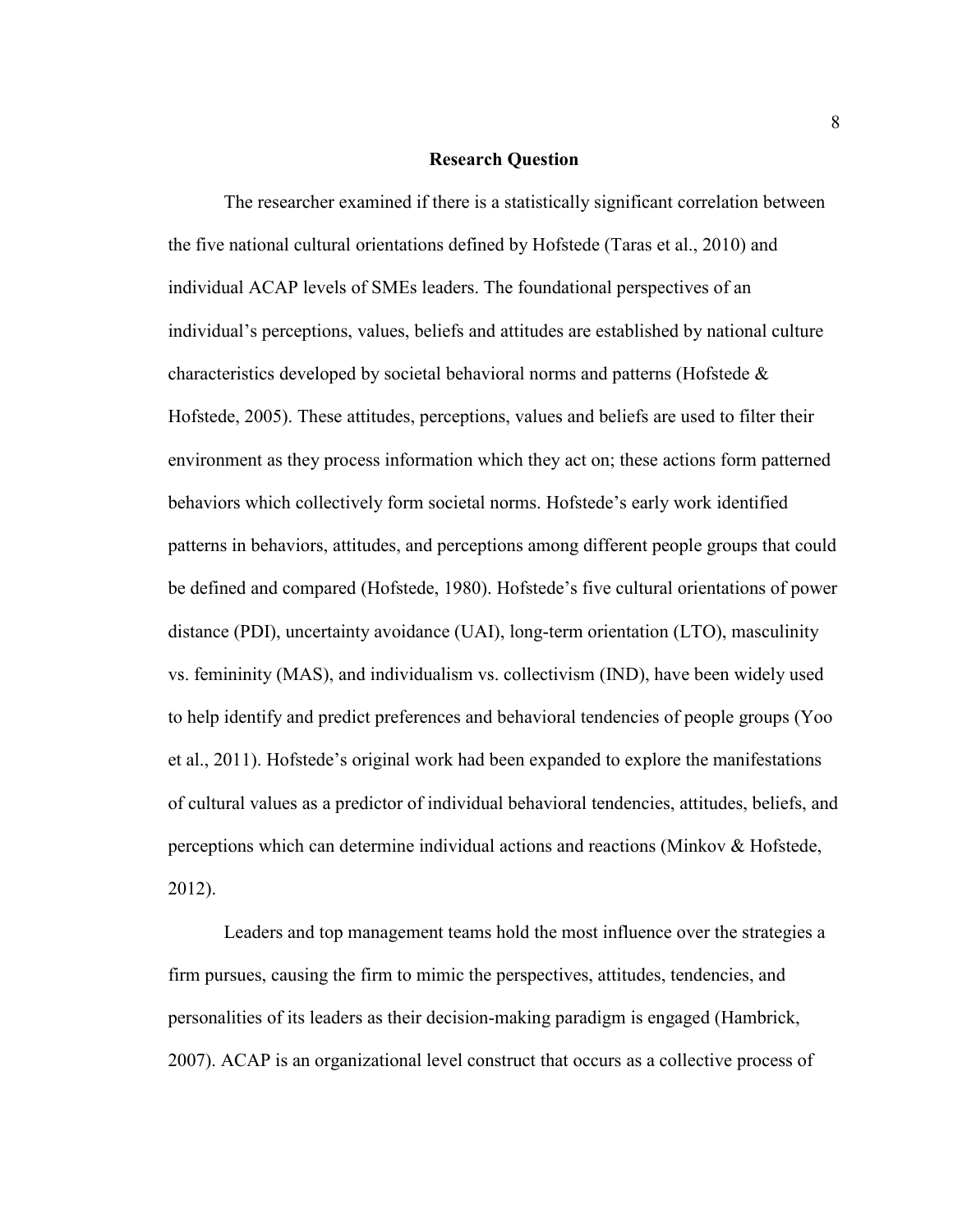## Research Question

The researcher examined if there is a statistically significant correlation between the five national cultural orientations defined by Hofstede (Taras et al., 2010) and individual ACAP levels of SMEs leaders. The foundational perspectives of an individual's perceptions, values, beliefs and attitudes are established by national culture characteristics developed by societal behavioral norms and patterns (Hofstede & Hofstede, 2005). These attitudes, perceptions, values and beliefs are used to filter their environment as they process information which they act on; these actions form patterned behaviors which collectively form societal norms. Hofstede's early work identified patterns in behaviors, attitudes, and perceptions among different people groups that could be defined and compared (Hofstede, 1980). Hofstede's five cultural orientations of power distance (PDI), uncertainty avoidance (UAI), long-term orientation (LTO), masculinity vs. femininity (MAS), and individualism vs. collectivism (IND), have been widely used to help identify and predict preferences and behavioral tendencies of people groups (Yoo et al., 2011). Hofstede's original work had been expanded to explore the manifestations of cultural values as a predictor of individual behavioral tendencies, attitudes, beliefs, and perceptions which can determine individual actions and reactions (Minkov & Hofstede, 2012).

Leaders and top management teams hold the most influence over the strategies a firm pursues, causing the firm to mimic the perspectives, attitudes, tendencies, and personalities of its leaders as their decision-making paradigm is engaged (Hambrick, 2007). ACAP is an organizational level construct that occurs as a collective process of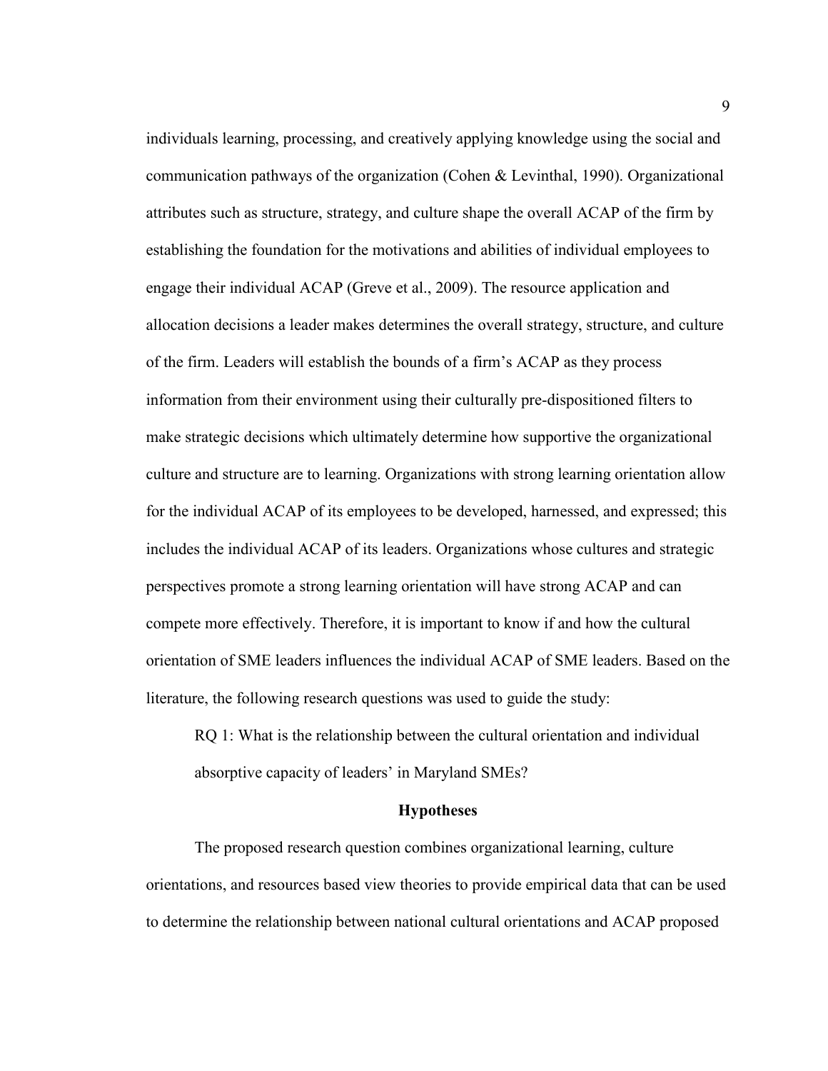individuals learning, processing, and creatively applying knowledge using the social and communication pathways of the organization (Cohen & Levinthal, 1990). Organizational attributes such as structure, strategy, and culture shape the overall ACAP of the firm by establishing the foundation for the motivations and abilities of individual employees to engage their individual ACAP (Greve et al., 2009). The resource application and allocation decisions a leader makes determines the overall strategy, structure, and culture of the firm. Leaders will establish the bounds of a firm's ACAP as they process information from their environment using their culturally pre-dispositioned filters to make strategic decisions which ultimately determine how supportive the organizational culture and structure are to learning. Organizations with strong learning orientation allow for the individual ACAP of its employees to be developed, harnessed, and expressed; this includes the individual ACAP of its leaders. Organizations whose cultures and strategic perspectives promote a strong learning orientation will have strong ACAP and can compete more effectively. Therefore, it is important to know if and how the cultural orientation of SME leaders influences the individual ACAP of SME leaders. Based on the literature, the following research questions was used to guide the study:

> RQ 1: What is the relationship between the cultural orientation and individual absorptive capacity of leaders' in Maryland SMEs?

## Hypotheses

The proposed research question combines organizational learning, culture orientations, and resources based view theories to provide empirical data that can be used to determine the relationship between national cultural orientations and ACAP proposed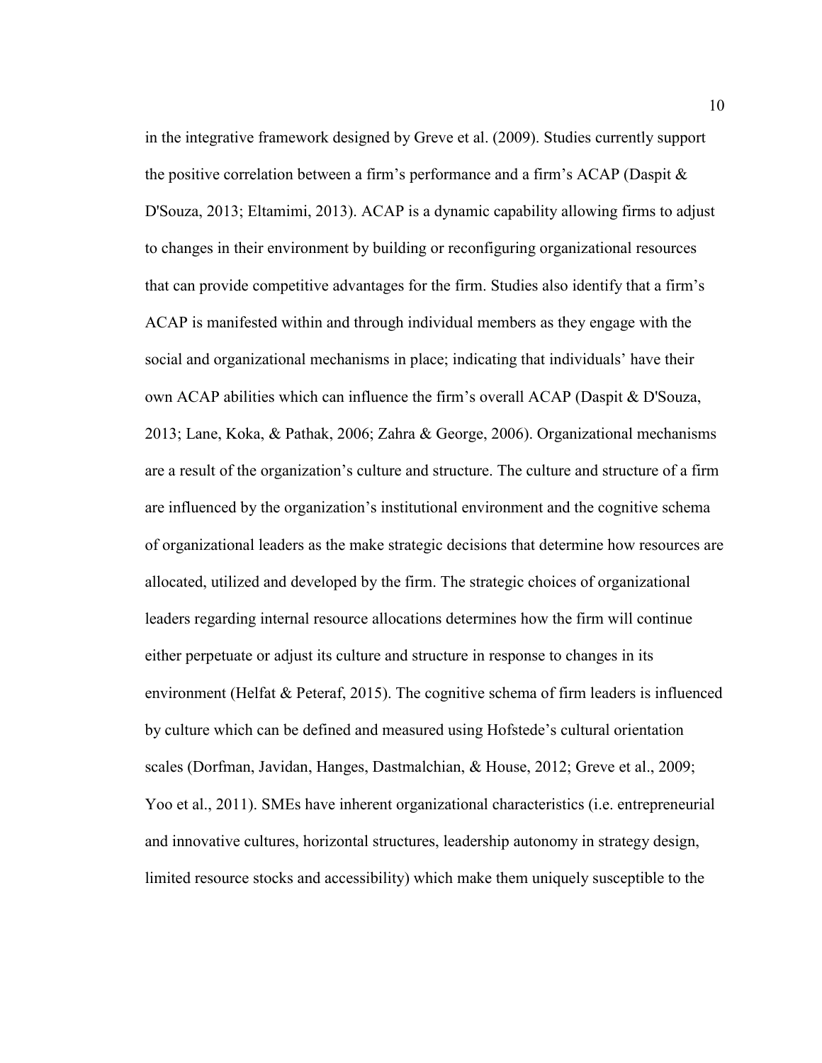in the integrative framework designed by Greve et al. (2009). Studies currently support the positive correlation between a firm's performance and a firm's ACAP (Daspit & D'Souza, 2013; Eltamimi, 2013). ACAP is a dynamic capability allowing firms to adjust to changes in their environment by building or reconfiguring organizational resources that can provide competitive advantages for the firm. Studies also identify that a firm's ACAP is manifested within and through individual members as they engage with the social and organizational mechanisms in place; indicating that individuals' have their own ACAP abilities which can influence the firm's overall ACAP (Daspit & D'Souza, 2013; Lane, Koka, & Pathak, 2006; Zahra & George, 2006). Organizational mechanisms are a result of the organization's culture and structure. The culture and structure of a firm are influenced by the organization's institutional environment and the cognitive schema of organizational leaders as the make strategic decisions that determine how resources are allocated, utilized and developed by the firm. The strategic choices of organizational leaders regarding internal resource allocations determines how the firm will continue either perpetuate or adjust its culture and structure in response to changes in its environment (Helfat & Peteraf, 2015). The cognitive schema of firm leaders is influenced by culture which can be defined and measured using Hofstede's cultural orientation scales (Dorfman, Javidan, Hanges, Dastmalchian, & House, 2012; Greve et al., 2009; Yoo et al., 2011). SMEs have inherent organizational characteristics (i.e. entrepreneurial and innovative cultures, horizontal structures, leadership autonomy in strategy design, limited resource stocks and accessibility) which make them uniquely susceptible to the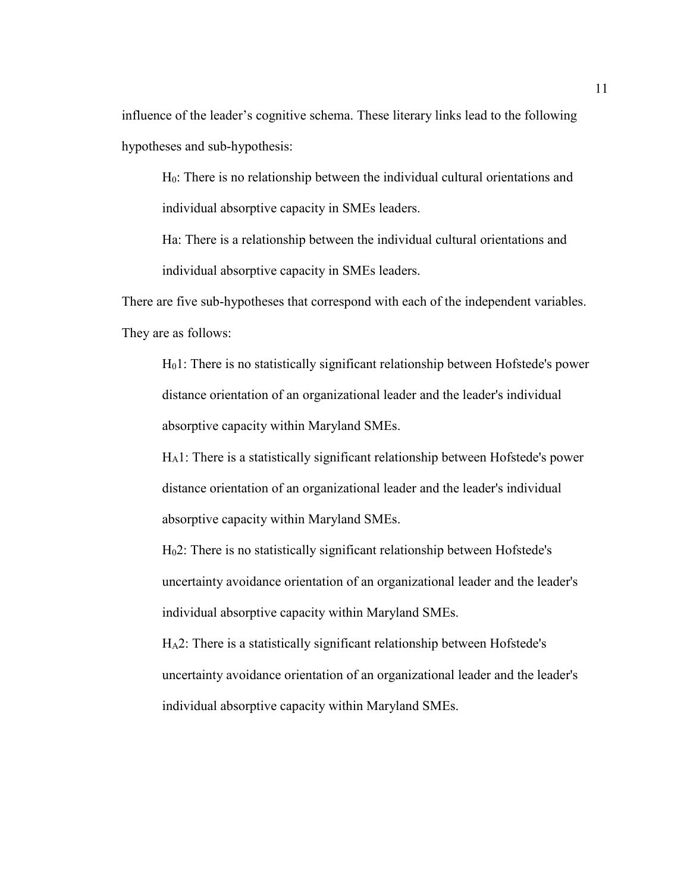influence of the leader's cognitive schema. These literary links lead to the following hypotheses and sub-hypothesis:

> $H_0$: There is no relationship between the individual cultural orientations and individual absorptive capacity in SMEs leaders.
>
> Ha: There is a relationship between the individual cultural orientations and individual absorptive capacity in SMEs leaders.

There are five sub-hypotheses that correspond with each of the independent variables. They are as follows:

> $H_0 1$: There is no statistically significant relationship between Hofstede's power distance orientation of an organizational leader and the leader's individual absorptive capacity within Maryland SMEs.
>
> $H_A 1$: There is a statistically significant relationship between Hofstede's power distance orientation of an organizational leader and the leader's individual absorptive capacity within Maryland SMEs.
>
> $H_0 2$: There is no statistically significant relationship between Hofstede's uncertainty avoidance orientation of an organizational leader and the leader's individual absorptive capacity within Maryland SMEs.
>
> $H_A 2$: There is a statistically significant relationship between Hofstede's uncertainty avoidance orientation of an organizational leader and the leader's individual absorptive capacity within Maryland SMEs.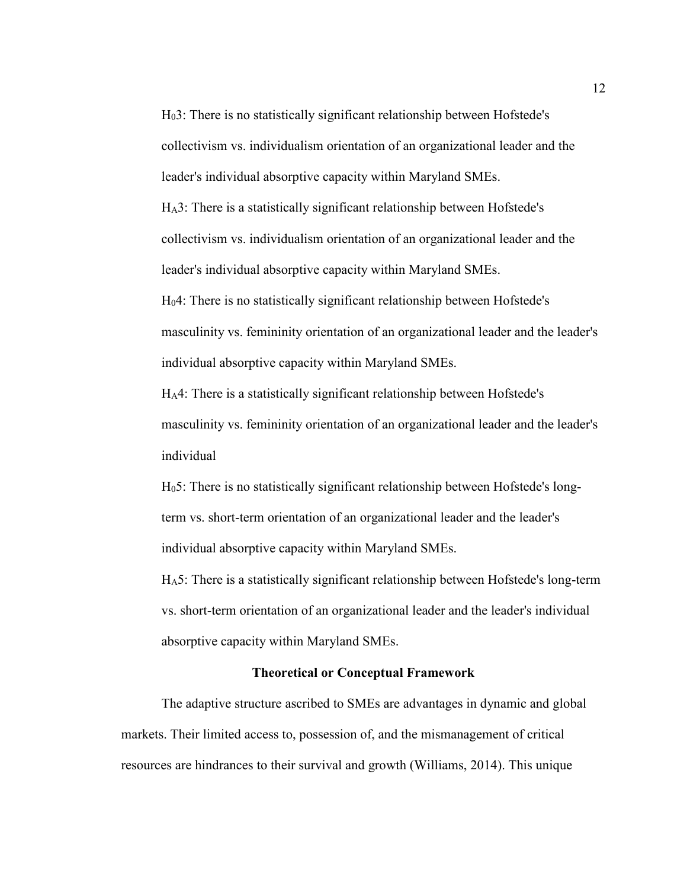$H_0 3$: There is no statistically significant relationship between Hofstede's collectivism vs. individualism orientation of an organizational leader and the leader's individual absorptive capacity within Maryland SMEs.

$H_A 3$: There is a statistically significant relationship between Hofstede's collectivism vs. individualism orientation of an organizational leader and the leader's individual absorptive capacity within Maryland SMEs.

$H_0 4$: There is no statistically significant relationship between Hofstede's masculinity vs. femininity orientation of an organizational leader and the leader's individual absorptive capacity within Maryland SMEs.

$H_A 4$: There is a statistically significant relationship between Hofstede's masculinity vs. femininity orientation of an organizational leader and the leader's individual

$H_0 5$: There is no statistically significant relationship between Hofstede's long-term vs. short-term orientation of an organizational leader and the leader's individual absorptive capacity within Maryland SMEs.

$H_A 5$: There is a statistically significant relationship between Hofstede's long-term vs. short-term orientation of an organizational leader and the leader's individual absorptive capacity within Maryland SMEs.

## Theoretical or Conceptual Framework

The adaptive structure ascribed to SMEs are advantages in dynamic and global markets. Their limited access to, possession of, and the mismanagement of critical resources are hindrances to their survival and growth (Williams, 2014). This unique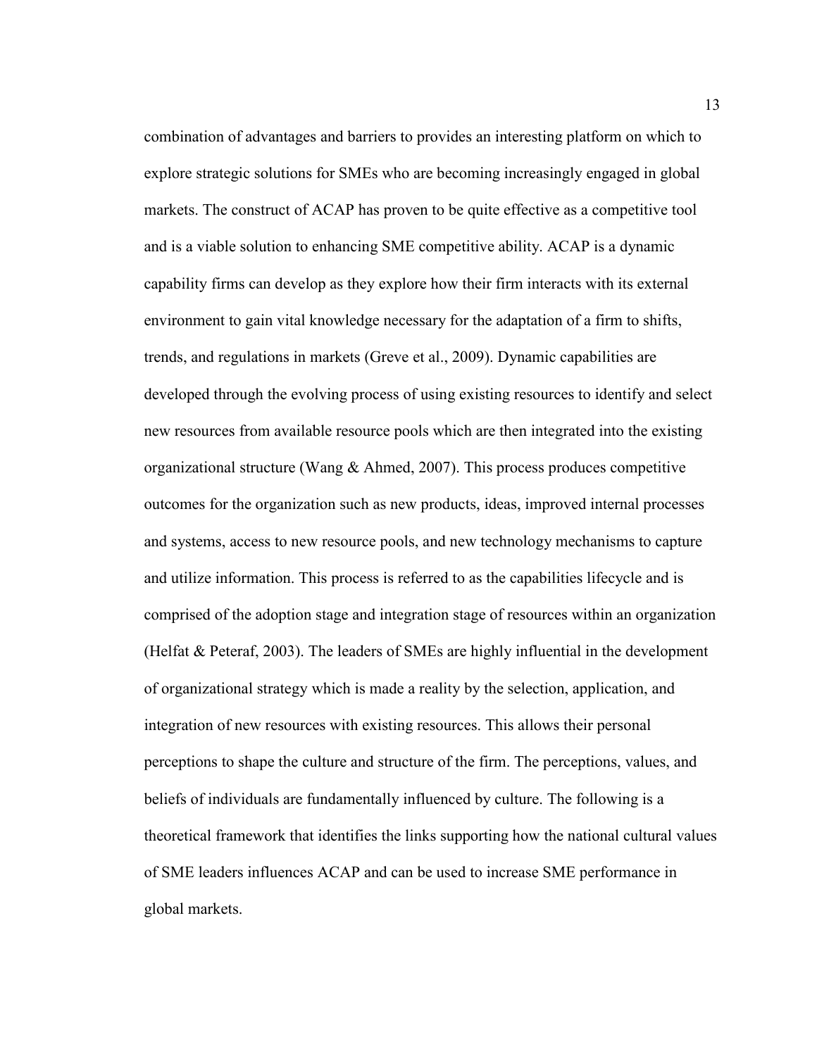combination of advantages and barriers to provides an interesting platform on which to explore strategic solutions for SMEs who are becoming increasingly engaged in global markets. The construct of ACAP has proven to be quite effective as a competitive tool and is a viable solution to enhancing SME competitive ability. ACAP is a dynamic capability firms can develop as they explore how their firm interacts with its external environment to gain vital knowledge necessary for the adaptation of a firm to shifts, trends, and regulations in markets (Greve et al., 2009). Dynamic capabilities are developed through the evolving process of using existing resources to identify and select new resources from available resource pools which are then integrated into the existing organizational structure (Wang & Ahmed, 2007). This process produces competitive outcomes for the organization such as new products, ideas, improved internal processes and systems, access to new resource pools, and new technology mechanisms to capture and utilize information. This process is referred to as the capabilities lifecycle and is comprised of the adoption stage and integration stage of resources within an organization (Helfat & Peteraf, 2003). The leaders of SMEs are highly influential in the development of organizational strategy which is made a reality by the selection, application, and integration of new resources with existing resources. This allows their personal perceptions to shape the culture and structure of the firm. The perceptions, values, and beliefs of individuals are fundamentally influenced by culture. The following is a theoretical framework that identifies the links supporting how the national cultural values of SME leaders influences ACAP and can be used to increase SME performance in global markets.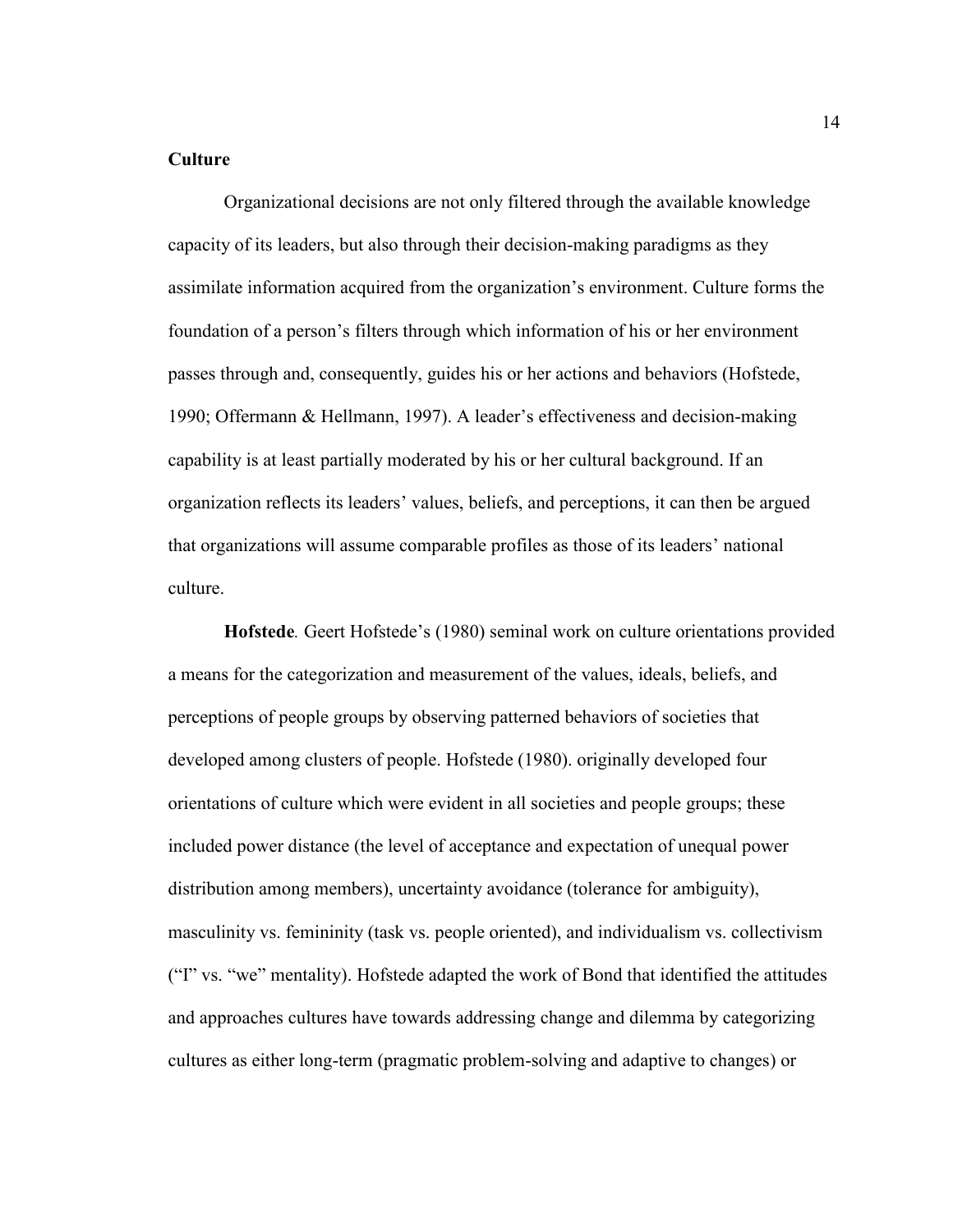## Culture

Organizational decisions are not only filtered through the available knowledge capacity of its leaders, but also through their decision-making paradigms as they assimilate information acquired from the organization's environment. Culture forms the foundation of a person's filters through which information of his or her environment passes through and, consequently, guides his or her actions and behaviors (Hofstede, 1990; Offermann & Hellmann, 1997). A leader's effectiveness and decision-making capability is at least partially moderated by his or her cultural background. If an organization reflects its leaders' values, beliefs, and perceptions, it can then be argued that organizations will assume comparable profiles as those of its leaders' national culture.

**Hofstede***.* Geert Hofstede's (1980) seminal work on culture orientations provided a means for the categorization and measurement of the values, ideals, beliefs, and perceptions of people groups by observing patterned behaviors of societies that developed among clusters of people. Hofstede (1980). originally developed four orientations of culture which were evident in all societies and people groups; these included power distance (the level of acceptance and expectation of unequal power distribution among members), uncertainty avoidance (tolerance for ambiguity), masculinity vs. femininity (task vs. people oriented), and individualism vs. collectivism ("I" vs. "we" mentality). Hofstede adapted the work of Bond that identified the attitudes and approaches cultures have towards addressing change and dilemma by categorizing cultures as either long-term (pragmatic problem-solving and adaptive to changes) or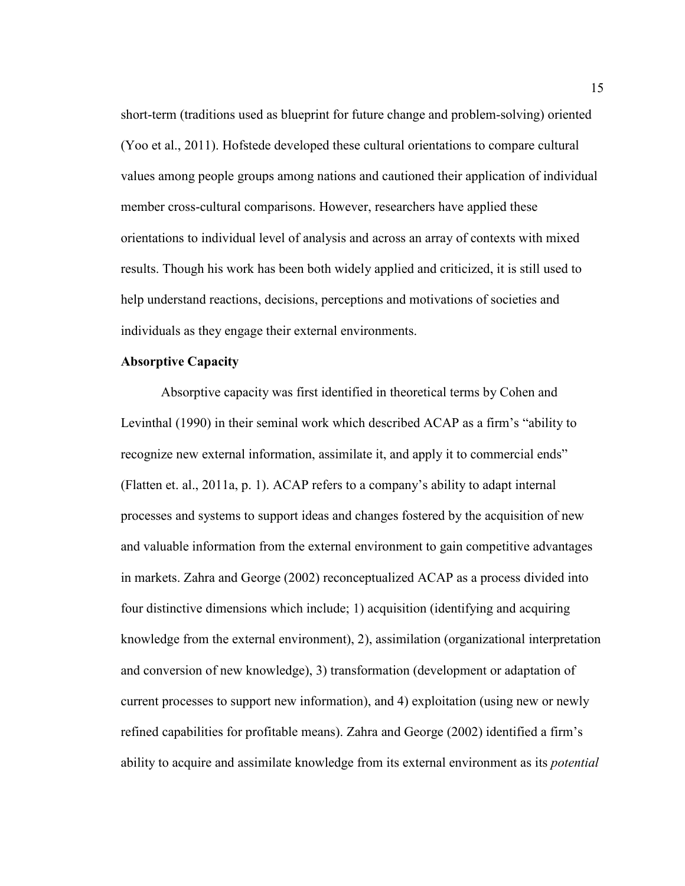short-term (traditions used as blueprint for future change and problem-solving) oriented (Yoo et al., 2011). Hofstede developed these cultural orientations to compare cultural values among people groups among nations and cautioned their application of individual member cross-cultural comparisons. However, researchers have applied these orientations to individual level of analysis and across an array of contexts with mixed results. Though his work has been both widely applied and criticized, it is still used to help understand reactions, decisions, perceptions and motivations of societies and individuals as they engage their external environments.

**Absorptive Capacity**

Absorptive capacity was first identified in theoretical terms by Cohen and Levinthal (1990) in their seminal work which described ACAP as a firm's "ability to recognize new external information, assimilate it, and apply it to commercial ends" (Flatten et. al., 2011a, p. 1). ACAP refers to a company's ability to adapt internal processes and systems to support ideas and changes fostered by the acquisition of new and valuable information from the external environment to gain competitive advantages in markets. Zahra and George (2002) reconceptualized ACAP as a process divided into four distinctive dimensions which include; 1) acquisition (identifying and acquiring knowledge from the external environment), 2), assimilation (organizational interpretation and conversion of new knowledge), 3) transformation (development or adaptation of current processes to support new information), and 4) exploitation (using new or newly refined capabilities for profitable means). Zahra and George (2002) identified a firm's ability to acquire and assimilate knowledge from its external environment as its *potential*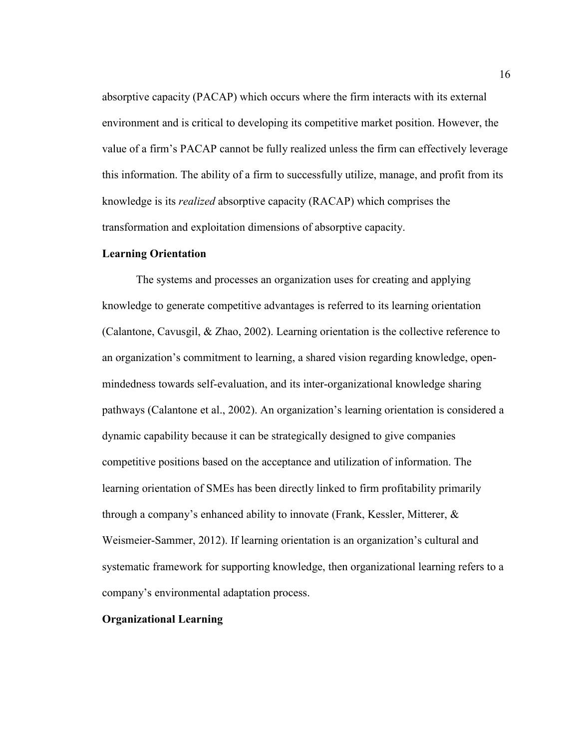absorptive capacity (PACAP) which occurs where the firm interacts with its external environment and is critical to developing its competitive market position. However, the value of a firm's PACAP cannot be fully realized unless the firm can effectively leverage this information. The ability of a firm to successfully utilize, manage, and profit from its knowledge is its *realized* absorptive capacity (RACAP) which comprises the transformation and exploitation dimensions of absorptive capacity.

**Learning Orientation**

The systems and processes an organization uses for creating and applying knowledge to generate competitive advantages is referred to its learning orientation (Calantone, Cavusgil, & Zhao, 2002). Learning orientation is the collective reference to an organization's commitment to learning, a shared vision regarding knowledge, open-mindedness towards self-evaluation, and its inter-organizational knowledge sharing pathways (Calantone et al., 2002). An organization's learning orientation is considered a dynamic capability because it can be strategically designed to give companies competitive positions based on the acceptance and utilization of information. The learning orientation of SMEs has been directly linked to firm profitability primarily through a company's enhanced ability to innovate (Frank, Kessler, Mitterer, & Weismeier-Sammer, 2012). If learning orientation is an organization's cultural and systematic framework for supporting knowledge, then organizational learning refers to a company's environmental adaptation process.

**Organizational Learning**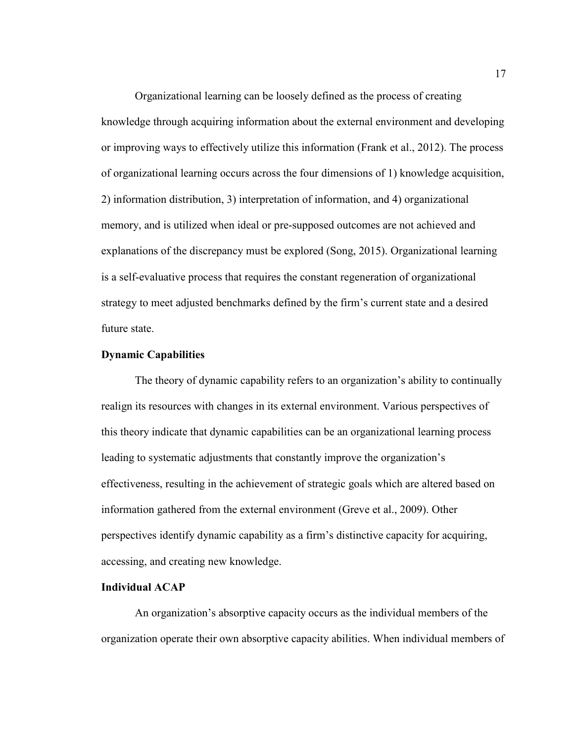Organizational learning can be loosely defined as the process of creating knowledge through acquiring information about the external environment and developing or improving ways to effectively utilize this information (Frank et al., 2012). The process of organizational learning occurs across the four dimensions of 1) knowledge acquisition, 2) information distribution, 3) interpretation of information, and 4) organizational memory, and is utilized when ideal or pre-supposed outcomes are not achieved and explanations of the discrepancy must be explored (Song, 2015). Organizational learning is a self-evaluative process that requires the constant regeneration of organizational strategy to meet adjusted benchmarks defined by the firm's current state and a desired future state.

### Dynamic Capabilities

The theory of dynamic capability refers to an organization's ability to continually realign its resources with changes in its external environment. Various perspectives of this theory indicate that dynamic capabilities can be an organizational learning process leading to systematic adjustments that constantly improve the organization's effectiveness, resulting in the achievement of strategic goals which are altered based on information gathered from the external environment (Greve et al., 2009). Other perspectives identify dynamic capability as a firm's distinctive capacity for acquiring, accessing, and creating new knowledge.

### Individual ACAP

An organization's absorptive capacity occurs as the individual members of the organization operate their own absorptive capacity abilities. When individual members of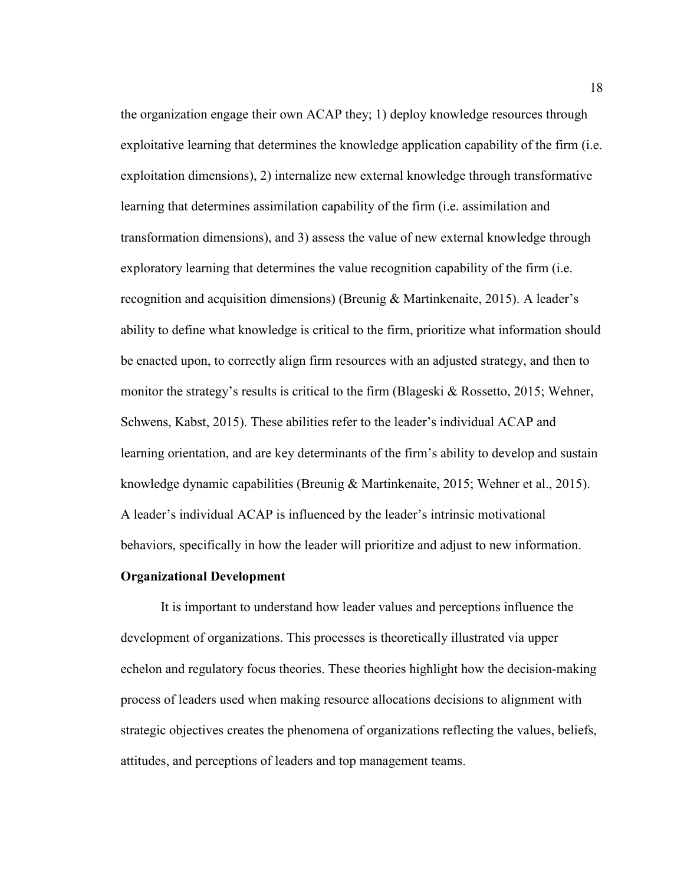the organization engage their own ACAP they; 1) deploy knowledge resources through exploitative learning that determines the knowledge application capability of the firm (i.e. exploitation dimensions), 2) internalize new external knowledge through transformative learning that determines assimilation capability of the firm (i.e. assimilation and transformation dimensions), and 3) assess the value of new external knowledge through exploratory learning that determines the value recognition capability of the firm (i.e. recognition and acquisition dimensions) (Breunig & Martinkenaite, 2015). A leader's ability to define what knowledge is critical to the firm, prioritize what information should be enacted upon, to correctly align firm resources with an adjusted strategy, and then to monitor the strategy's results is critical to the firm (Blageski & Rossetto, 2015; Wehner, Schwens, Kabst, 2015). These abilities refer to the leader's individual ACAP and learning orientation, and are key determinants of the firm's ability to develop and sustain knowledge dynamic capabilities (Breunig & Martinkenaite, 2015; Wehner et al., 2015). A leader's individual ACAP is influenced by the leader's intrinsic motivational behaviors, specifically in how the leader will prioritize and adjust to new information.

**Organizational Development**

It is important to understand how leader values and perceptions influence the development of organizations. This processes is theoretically illustrated via upper echelon and regulatory focus theories. These theories highlight how the decision-making process of leaders used when making resource allocations decisions to alignment with strategic objectives creates the phenomena of organizations reflecting the values, beliefs, attitudes, and perceptions of leaders and top management teams.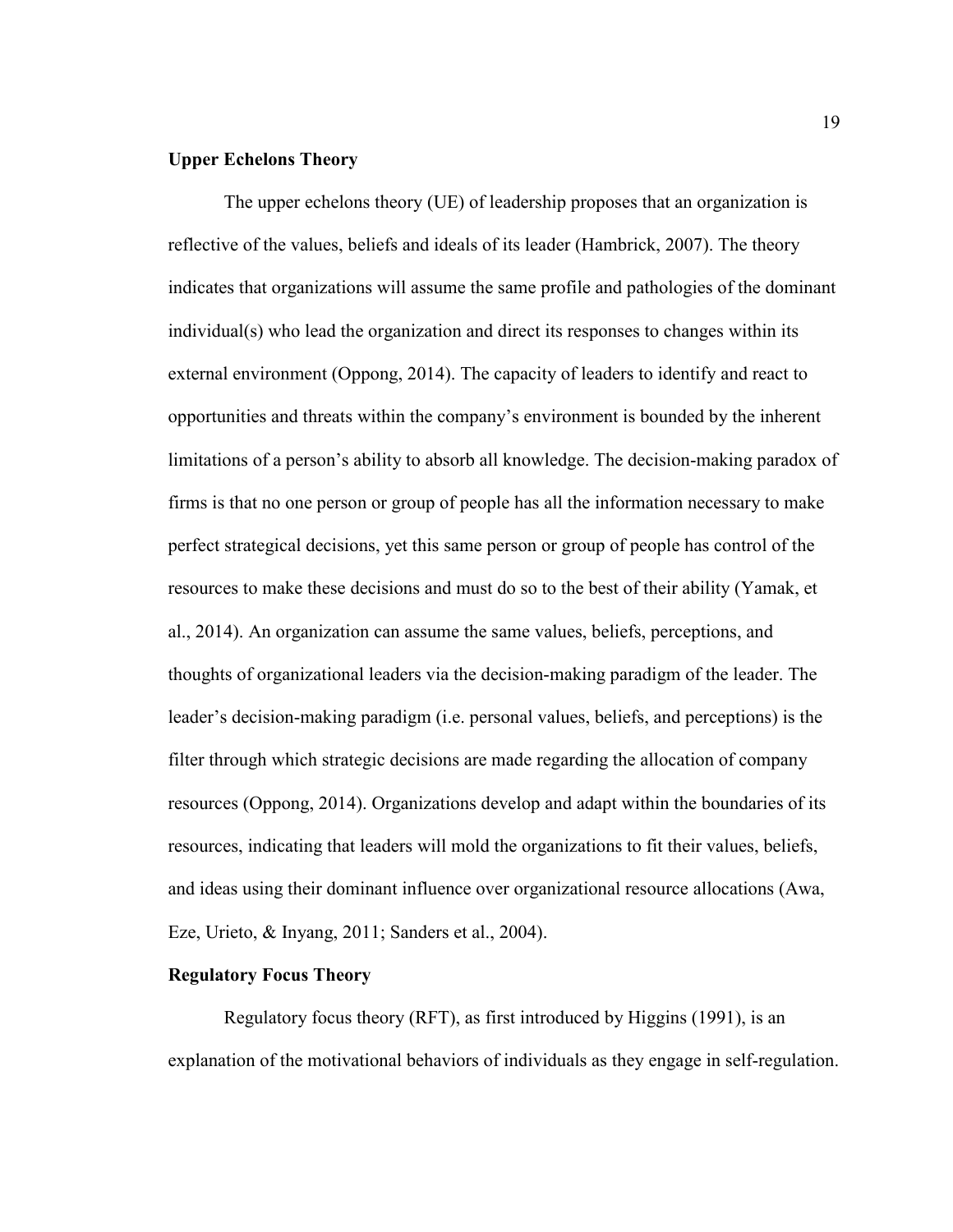## Upper Echelons Theory

The upper echelons theory (UE) of leadership proposes that an organization is reflective of the values, beliefs and ideals of its leader (Hambrick, 2007). The theory indicates that organizations will assume the same profile and pathologies of the dominant individual(s) who lead the organization and direct its responses to changes within its external environment (Oppong, 2014). The capacity of leaders to identify and react to opportunities and threats within the company's environment is bounded by the inherent limitations of a person's ability to absorb all knowledge. The decision-making paradox of firms is that no one person or group of people has all the information necessary to make perfect strategical decisions, yet this same person or group of people has control of the resources to make these decisions and must do so to the best of their ability (Yamak, et al., 2014). An organization can assume the same values, beliefs, perceptions, and thoughts of organizational leaders via the decision-making paradigm of the leader. The leader's decision-making paradigm (i.e. personal values, beliefs, and perceptions) is the filter through which strategic decisions are made regarding the allocation of company resources (Oppong, 2014). Organizations develop and adapt within the boundaries of its resources, indicating that leaders will mold the organizations to fit their values, beliefs, and ideas using their dominant influence over organizational resource allocations (Awa, Eze, Urieto, & Inyang, 2011; Sanders et al., 2004).

## Regulatory Focus Theory

Regulatory focus theory (RFT), as first introduced by Higgins (1991), is an explanation of the motivational behaviors of individuals as they engage in self-regulation.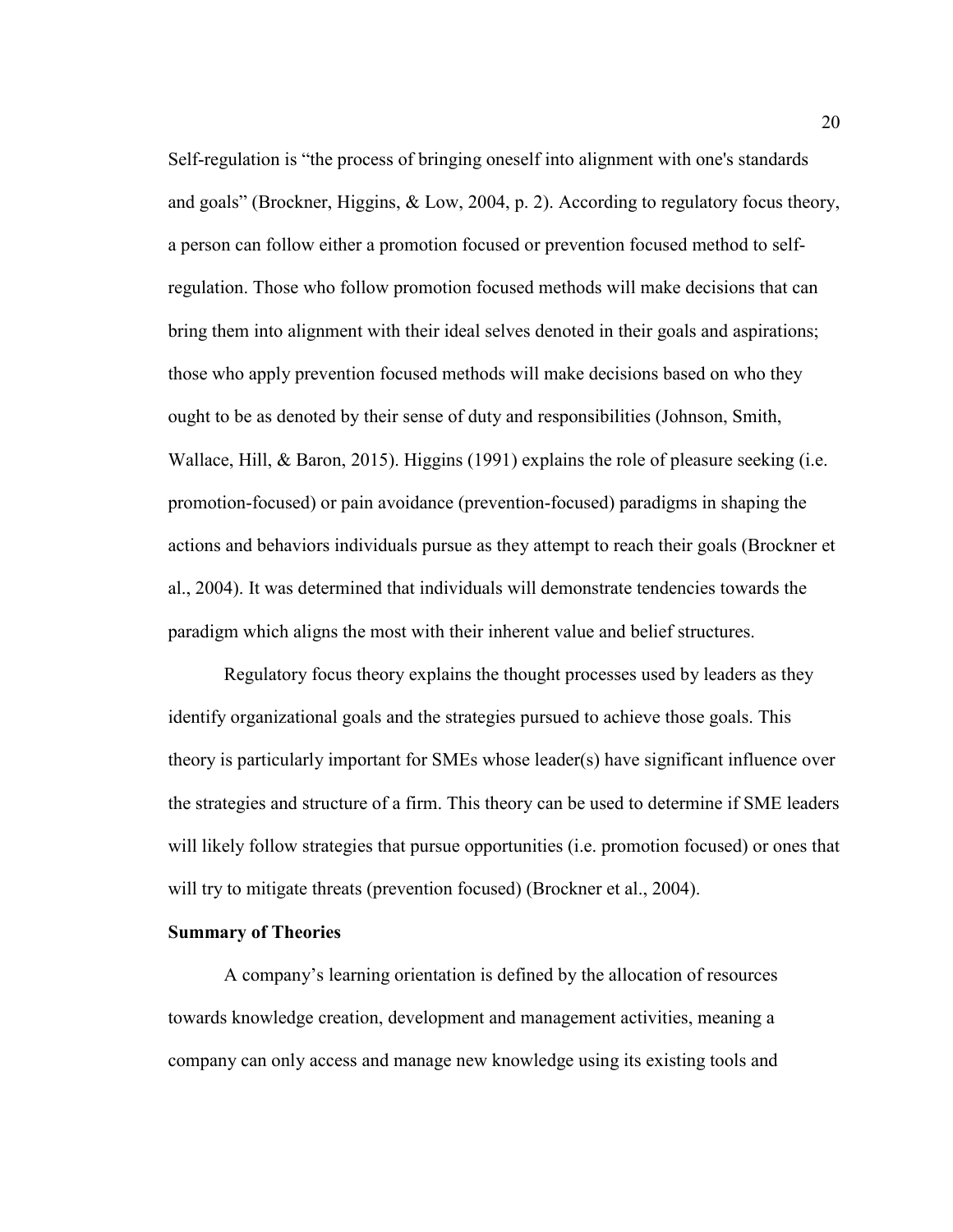Self-regulation is “the process of bringing oneself into alignment with one's standards and goals” (Brockner, Higgins, & Low, 2004, p. 2). According to regulatory focus theory, a person can follow either a promotion focused or prevention focused method to self-regulation. Those who follow promotion focused methods will make decisions that can bring them into alignment with their ideal selves denoted in their goals and aspirations; those who apply prevention focused methods will make decisions based on who they ought to be as denoted by their sense of duty and responsibilities (Johnson, Smith, Wallace, Hill, & Baron, 2015). Higgins (1991) explains the role of pleasure seeking (i.e. promotion-focused) or pain avoidance (prevention-focused) paradigms in shaping the actions and behaviors individuals pursue as they attempt to reach their goals (Brockner et al., 2004). It was determined that individuals will demonstrate tendencies towards the paradigm which aligns the most with their inherent value and belief structures.

Regulatory focus theory explains the thought processes used by leaders as they identify organizational goals and the strategies pursued to achieve those goals. This theory is particularly important for SMEs whose leader(s) have significant influence over the strategies and structure of a firm. This theory can be used to determine if SME leaders will likely follow strategies that pursue opportunities (i.e. promotion focused) or ones that will try to mitigate threats (prevention focused) (Brockner et al., 2004).

**Summary of Theories**

A company’s learning orientation is defined by the allocation of resources towards knowledge creation, development and management activities, meaning a company can only access and manage new knowledge using its existing tools and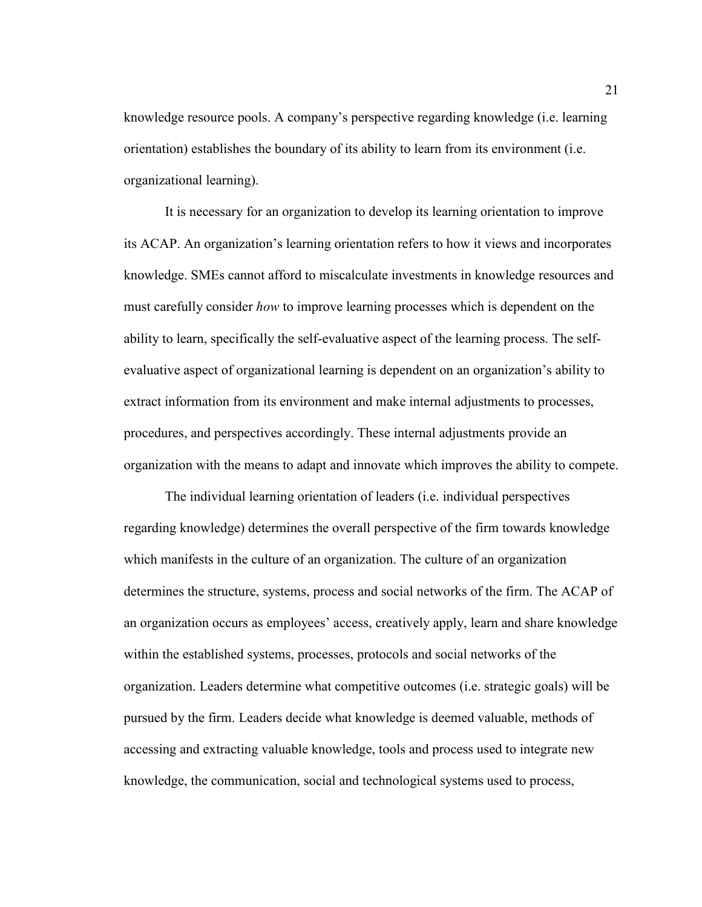knowledge resource pools. A company's perspective regarding knowledge (i.e. learning orientation) establishes the boundary of its ability to learn from its environment (i.e. organizational learning).

It is necessary for an organization to develop its learning orientation to improve its ACAP. An organization's learning orientation refers to how it views and incorporates knowledge. SMEs cannot afford to miscalculate investments in knowledge resources and must carefully consider *how* to improve learning processes which is dependent on the ability to learn, specifically the self-evaluative aspect of the learning process. The self-evaluative aspect of organizational learning is dependent on an organization's ability to extract information from its environment and make internal adjustments to processes, procedures, and perspectives accordingly. These internal adjustments provide an organization with the means to adapt and innovate which improves the ability to compete.

The individual learning orientation of leaders (i.e. individual perspectives regarding knowledge) determines the overall perspective of the firm towards knowledge which manifests in the culture of an organization. The culture of an organization determines the structure, systems, process and social networks of the firm. The ACAP of an organization occurs as employees' access, creatively apply, learn and share knowledge within the established systems, processes, protocols and social networks of the organization. Leaders determine what competitive outcomes (i.e. strategic goals) will be pursued by the firm. Leaders decide what knowledge is deemed valuable, methods of accessing and extracting valuable knowledge, tools and process used to integrate new knowledge, the communication, social and technological systems used to process,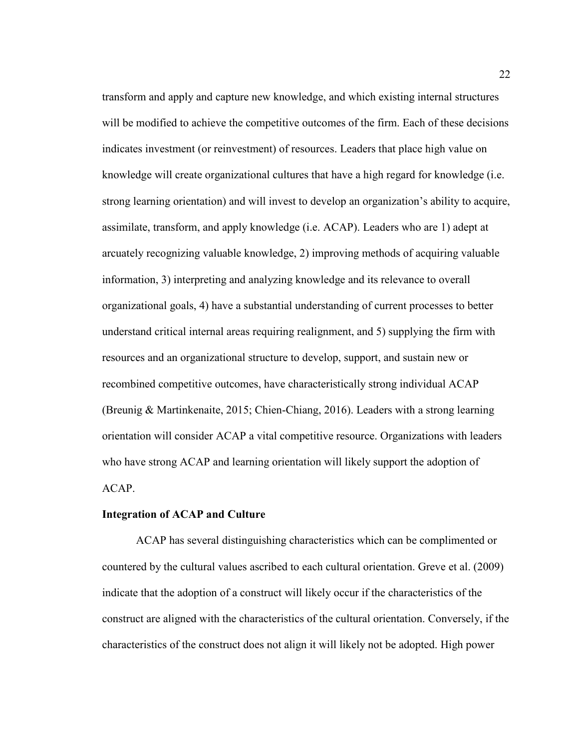transform and apply and capture new knowledge, and which existing internal structures will be modified to achieve the competitive outcomes of the firm. Each of these decisions indicates investment (or reinvestment) of resources. Leaders that place high value on knowledge will create organizational cultures that have a high regard for knowledge (i.e. strong learning orientation) and will invest to develop an organization's ability to acquire, assimilate, transform, and apply knowledge (i.e. ACAP). Leaders who are 1) adept at arcuately recognizing valuable knowledge, 2) improving methods of acquiring valuable information, 3) interpreting and analyzing knowledge and its relevance to overall organizational goals, 4) have a substantial understanding of current processes to better understand critical internal areas requiring realignment, and 5) supplying the firm with resources and an organizational structure to develop, support, and sustain new or recombined competitive outcomes, have characteristically strong individual ACAP (Breunig & Martinkenaite, 2015; Chien-Chiang, 2016). Leaders with a strong learning orientation will consider ACAP a vital competitive resource. Organizations with leaders who have strong ACAP and learning orientation will likely support the adoption of ACAP.

**Integration of ACAP and Culture**

ACAP has several distinguishing characteristics which can be complimented or countered by the cultural values ascribed to each cultural orientation. Greve et al. (2009) indicate that the adoption of a construct will likely occur if the characteristics of the construct are aligned with the characteristics of the cultural orientation. Conversely, if the characteristics of the construct does not align it will likely not be adopted. High power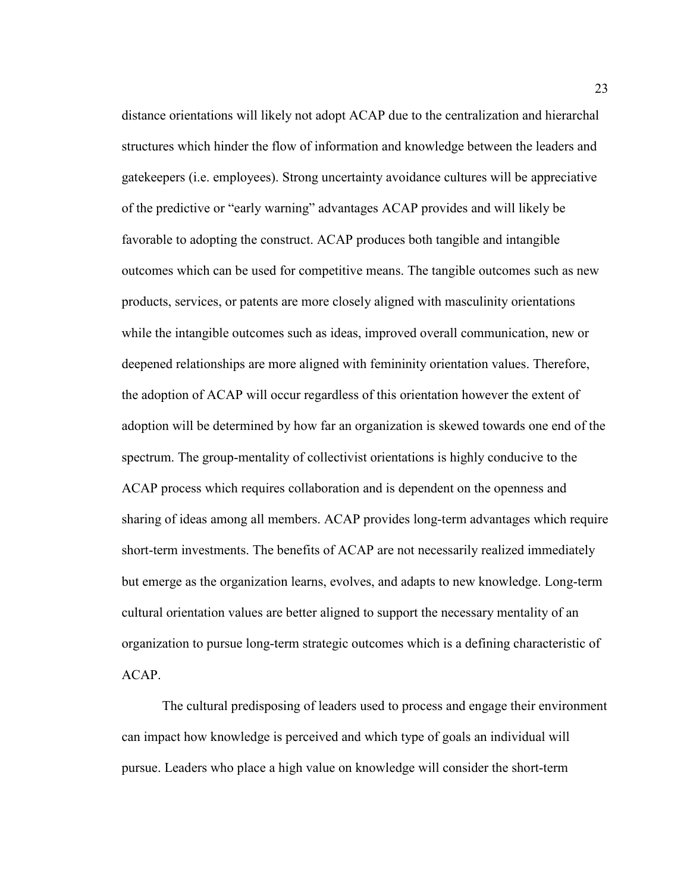distance orientations will likely not adopt ACAP due to the centralization and hierarchal structures which hinder the flow of information and knowledge between the leaders and gatekeepers (i.e. employees). Strong uncertainty avoidance cultures will be appreciative of the predictive or "early warning" advantages ACAP provides and will likely be favorable to adopting the construct. ACAP produces both tangible and intangible outcomes which can be used for competitive means. The tangible outcomes such as new products, services, or patents are more closely aligned with masculinity orientations while the intangible outcomes such as ideas, improved overall communication, new or deepened relationships are more aligned with femininity orientation values. Therefore, the adoption of ACAP will occur regardless of this orientation however the extent of adoption will be determined by how far an organization is skewed towards one end of the spectrum. The group-mentality of collectivist orientations is highly conducive to the ACAP process which requires collaboration and is dependent on the openness and sharing of ideas among all members. ACAP provides long-term advantages which require short-term investments. The benefits of ACAP are not necessarily realized immediately but emerge as the organization learns, evolves, and adapts to new knowledge. Long-term cultural orientation values are better aligned to support the necessary mentality of an organization to pursue long-term strategic outcomes which is a defining characteristic of ACAP.

The cultural predisposing of leaders used to process and engage their environment can impact how knowledge is perceived and which type of goals an individual will pursue. Leaders who place a high value on knowledge will consider the short-term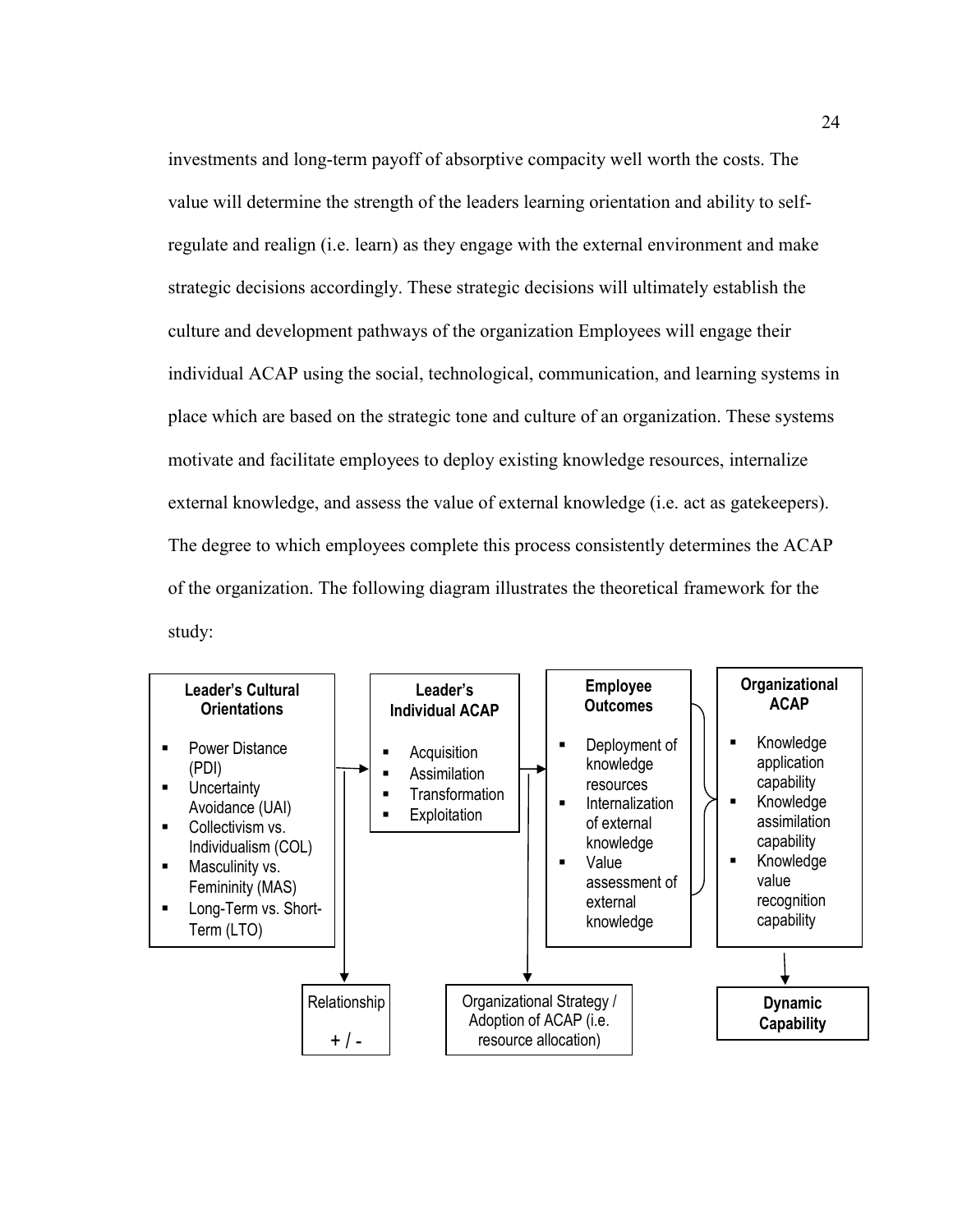investments and long-term payoff of absorptive compacity well worth the costs. The value will determine the strength of the leaders learning orientation and ability to self-regulate and realign (i.e. learn) as they engage with the external environment and make strategic decisions accordingly. These strategic decisions will ultimately establish the culture and development pathways of the organization Employees will engage their individual ACAP using the social, technological, communication, and learning systems in place which are based on the strategic tone and culture of an organization. These systems motivate and facilitate employees to deploy existing knowledge resources, internalize external knowledge, and assess the value of external knowledge (i.e. act as gatekeepers). The degree to which employees complete this process consistently determines the ACAP of the organization. The following diagram illustrates the theoretical framework for the study:

**Leader's Cultural Orientations**

- Power Distance (PDI)
- Uncertainty Avoidance (UAI)
- Collectivism vs. Individualism (COL)
- Masculinity vs. Femininity (MAS)
- Long-Term vs. Short-Term (LTO)

**Leader's Individual ACAP**

- Acquisition
- Assimilation
- Transformation
- Exploitation

**Employee Outcomes**

- Deployment of knowledge resources
- Internalization of external knowledge
- Value assessment of external knowledge

**Organizational ACAP**

- Knowledge application capability
- Knowledge assimilation capability
- Knowledge value recognition capability

Relationship + / -

Organizational Strategy / Adoption of ACAP (i.e. resource allocation)

**Dynamic Capability**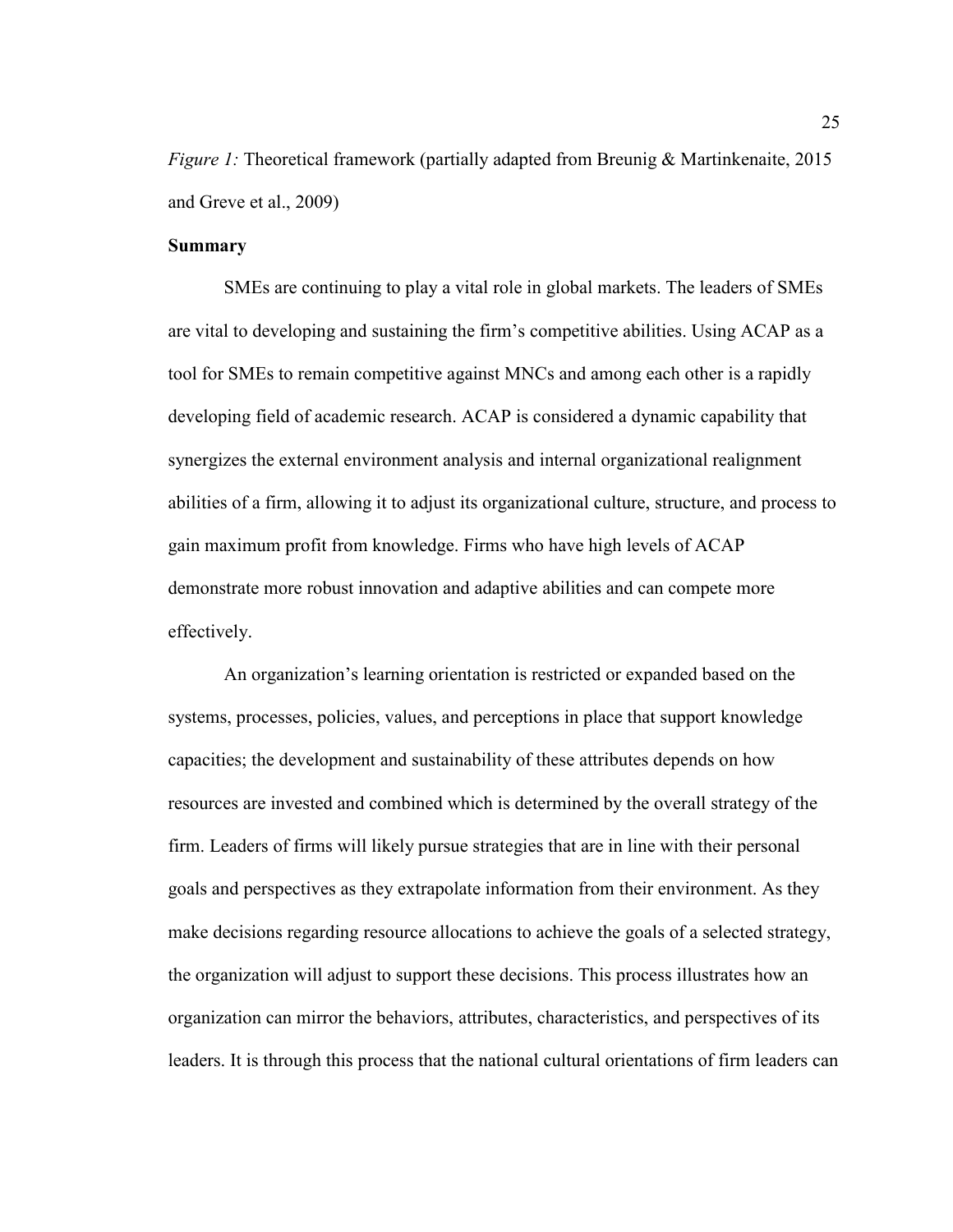*Figure 1:* Theoretical framework (partially adapted from Breunig & Martinkenaite, 2015 and Greve et al., 2009)

### Summary

SMEs are continuing to play a vital role in global markets. The leaders of SMEs are vital to developing and sustaining the firm's competitive abilities. Using ACAP as a tool for SMEs to remain competitive against MNCs and among each other is a rapidly developing field of academic research. ACAP is considered a dynamic capability that synergizes the external environment analysis and internal organizational realignment abilities of a firm, allowing it to adjust its organizational culture, structure, and process to gain maximum profit from knowledge. Firms who have high levels of ACAP demonstrate more robust innovation and adaptive abilities and can compete more effectively.

An organization's learning orientation is restricted or expanded based on the systems, processes, policies, values, and perceptions in place that support knowledge capacities; the development and sustainability of these attributes depends on how resources are invested and combined which is determined by the overall strategy of the firm. Leaders of firms will likely pursue strategies that are in line with their personal goals and perspectives as they extrapolate information from their environment. As they make decisions regarding resource allocations to achieve the goals of a selected strategy, the organization will adjust to support these decisions. This process illustrates how an organization can mirror the behaviors, attributes, characteristics, and perspectives of its leaders. It is through this process that the national cultural orientations of firm leaders can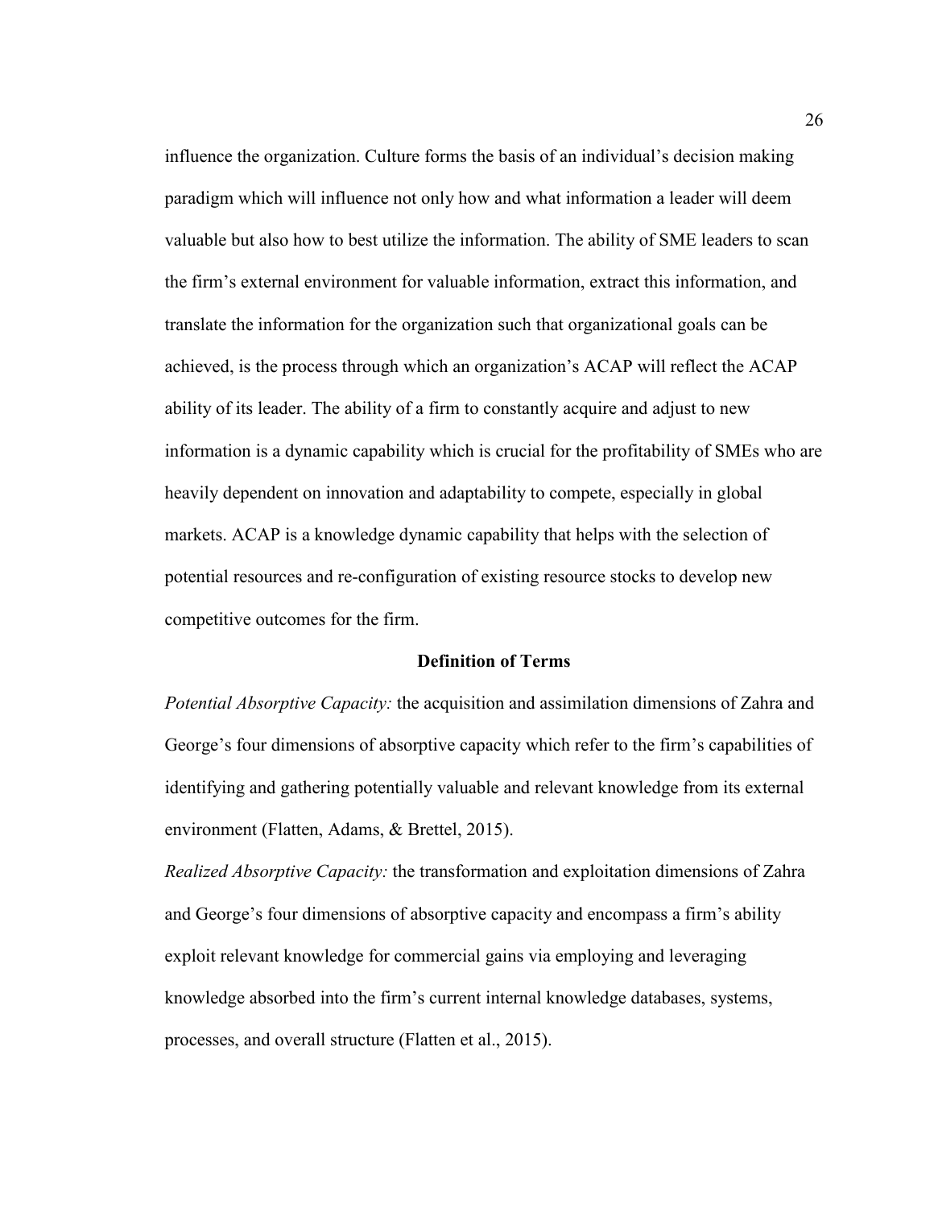influence the organization. Culture forms the basis of an individual's decision making paradigm which will influence not only how and what information a leader will deem valuable but also how to best utilize the information. The ability of SME leaders to scan the firm's external environment for valuable information, extract this information, and translate the information for the organization such that organizational goals can be achieved, is the process through which an organization's ACAP will reflect the ACAP ability of its leader. The ability of a firm to constantly acquire and adjust to new information is a dynamic capability which is crucial for the profitability of SMEs who are heavily dependent on innovation and adaptability to compete, especially in global markets. ACAP is a knowledge dynamic capability that helps with the selection of potential resources and re-configuration of existing resource stocks to develop new competitive outcomes for the firm.

## Definition of Terms

*Potential Absorptive Capacity:* the acquisition and assimilation dimensions of Zahra and George's four dimensions of absorptive capacity which refer to the firm's capabilities of identifying and gathering potentially valuable and relevant knowledge from its external environment (Flatten, Adams, & Brettel, 2015).

*Realized Absorptive Capacity:* the transformation and exploitation dimensions of Zahra and George's four dimensions of absorptive capacity and encompass a firm's ability exploit relevant knowledge for commercial gains via employing and leveraging knowledge absorbed into the firm's current internal knowledge databases, systems, processes, and overall structure (Flatten et al., 2015).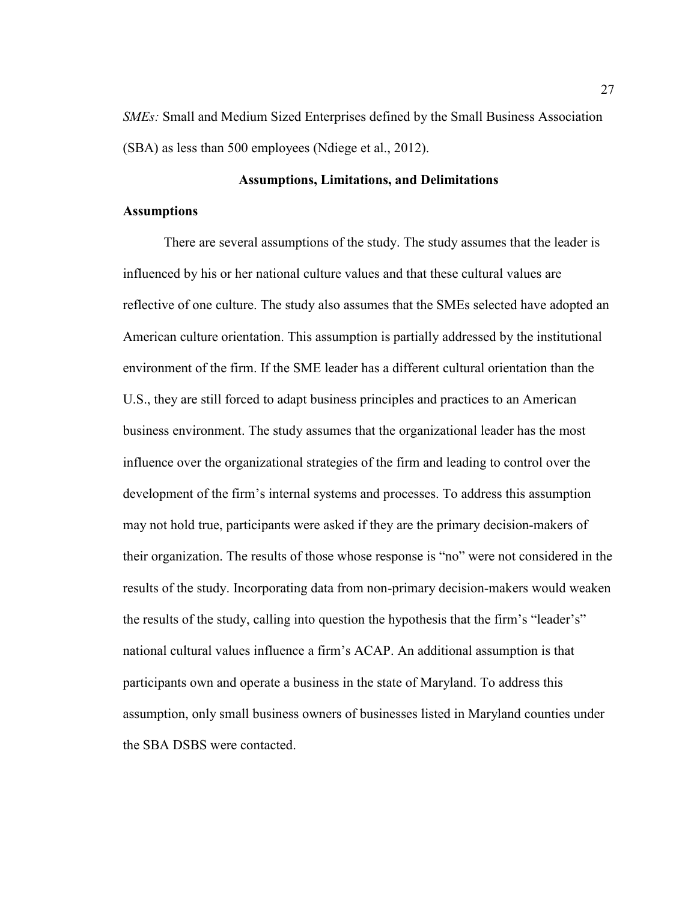*SMEs:* Small and Medium Sized Enterprises defined by the Small Business Association (SBA) as less than 500 employees (Ndiege et al., 2012).

## Assumptions, Limitations, and Delimitations

### Assumptions

There are several assumptions of the study. The study assumes that the leader is influenced by his or her national culture values and that these cultural values are reflective of one culture. The study also assumes that the SMEs selected have adopted an American culture orientation. This assumption is partially addressed by the institutional environment of the firm. If the SME leader has a different cultural orientation than the U.S., they are still forced to adapt business principles and practices to an American business environment. The study assumes that the organizational leader has the most influence over the organizational strategies of the firm and leading to control over the development of the firm's internal systems and processes. To address this assumption may not hold true, participants were asked if they are the primary decision-makers of their organization. The results of those whose response is "no" were not considered in the results of the study. Incorporating data from non-primary decision-makers would weaken the results of the study, calling into question the hypothesis that the firm's "leader's" national cultural values influence a firm's ACAP. An additional assumption is that participants own and operate a business in the state of Maryland. To address this assumption, only small business owners of businesses listed in Maryland counties under the SBA DSBS were contacted.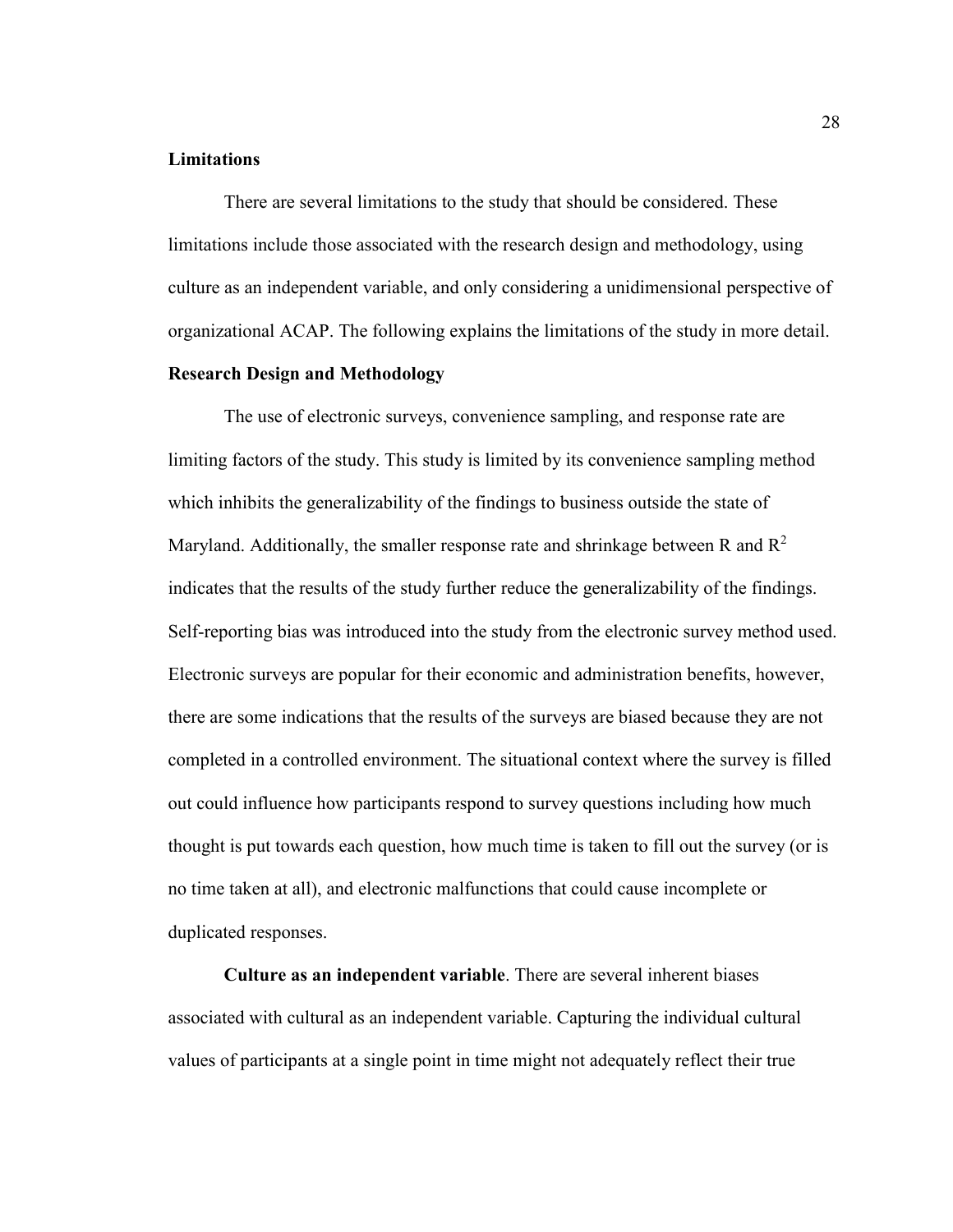## Limitations

There are several limitations to the study that should be considered. These limitations include those associated with the research design and methodology, using culture as an independent variable, and only considering a unidimensional perspective of organizational ACAP. The following explains the limitations of the study in more detail.

## Research Design and Methodology

The use of electronic surveys, convenience sampling, and response rate are limiting factors of the study. This study is limited by its convenience sampling method which inhibits the generalizability of the findings to business outside the state of Maryland. Additionally, the smaller response rate and shrinkage between R and $R^2$ indicates that the results of the study further reduce the generalizability of the findings. Self-reporting bias was introduced into the study from the electronic survey method used. Electronic surveys are popular for their economic and administration benefits, however, there are some indications that the results of the surveys are biased because they are not completed in a controlled environment. The situational context where the survey is filled out could influence how participants respond to survey questions including how much thought is put towards each question, how much time is taken to fill out the survey (or is no time taken at all), and electronic malfunctions that could cause incomplete or duplicated responses.

**Culture as an independent variable**. There are several inherent biases associated with cultural as an independent variable. Capturing the individual cultural values of participants at a single point in time might not adequately reflect their true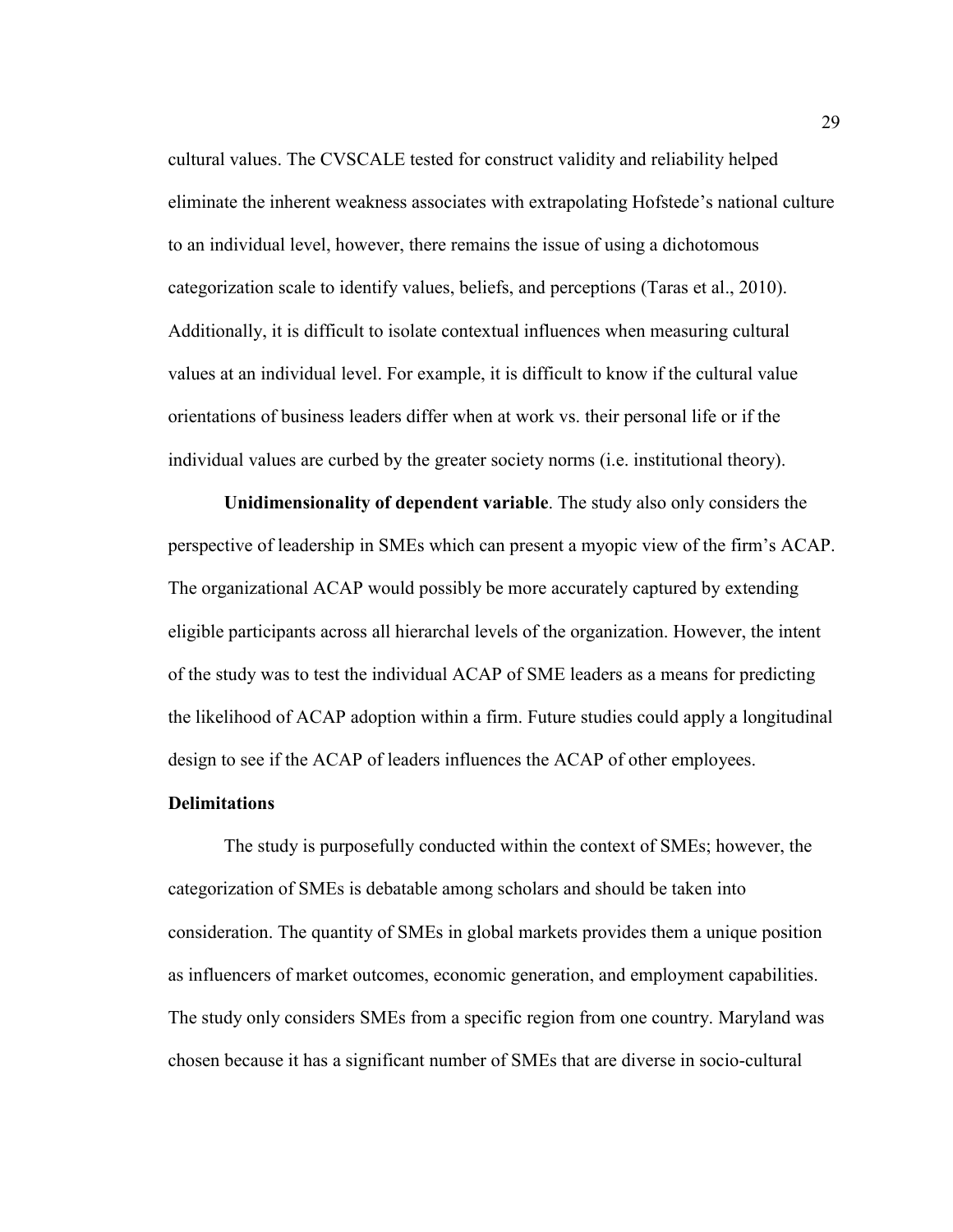cultural values. The CVSCALE tested for construct validity and reliability helped eliminate the inherent weakness associates with extrapolating Hofstede's national culture to an individual level, however, there remains the issue of using a dichotomous categorization scale to identify values, beliefs, and perceptions (Taras et al., 2010). Additionally, it is difficult to isolate contextual influences when measuring cultural values at an individual level. For example, it is difficult to know if the cultural value orientations of business leaders differ when at work vs. their personal life or if the individual values are curbed by the greater society norms (i.e. institutional theory).

**Unidimensionality of dependent variable**. The study also only considers the perspective of leadership in SMEs which can present a myopic view of the firm's ACAP. The organizational ACAP would possibly be more accurately captured by extending eligible participants across all hierarchal levels of the organization. However, the intent of the study was to test the individual ACAP of SME leaders as a means for predicting the likelihood of ACAP adoption within a firm. Future studies could apply a longitudinal design to see if the ACAP of leaders influences the ACAP of other employees.

**Delimitations**

The study is purposefully conducted within the context of SMEs; however, the categorization of SMEs is debatable among scholars and should be taken into consideration. The quantity of SMEs in global markets provides them a unique position as influencers of market outcomes, economic generation, and employment capabilities. The study only considers SMEs from a specific region from one country. Maryland was chosen because it has a significant number of SMEs that are diverse in socio-cultural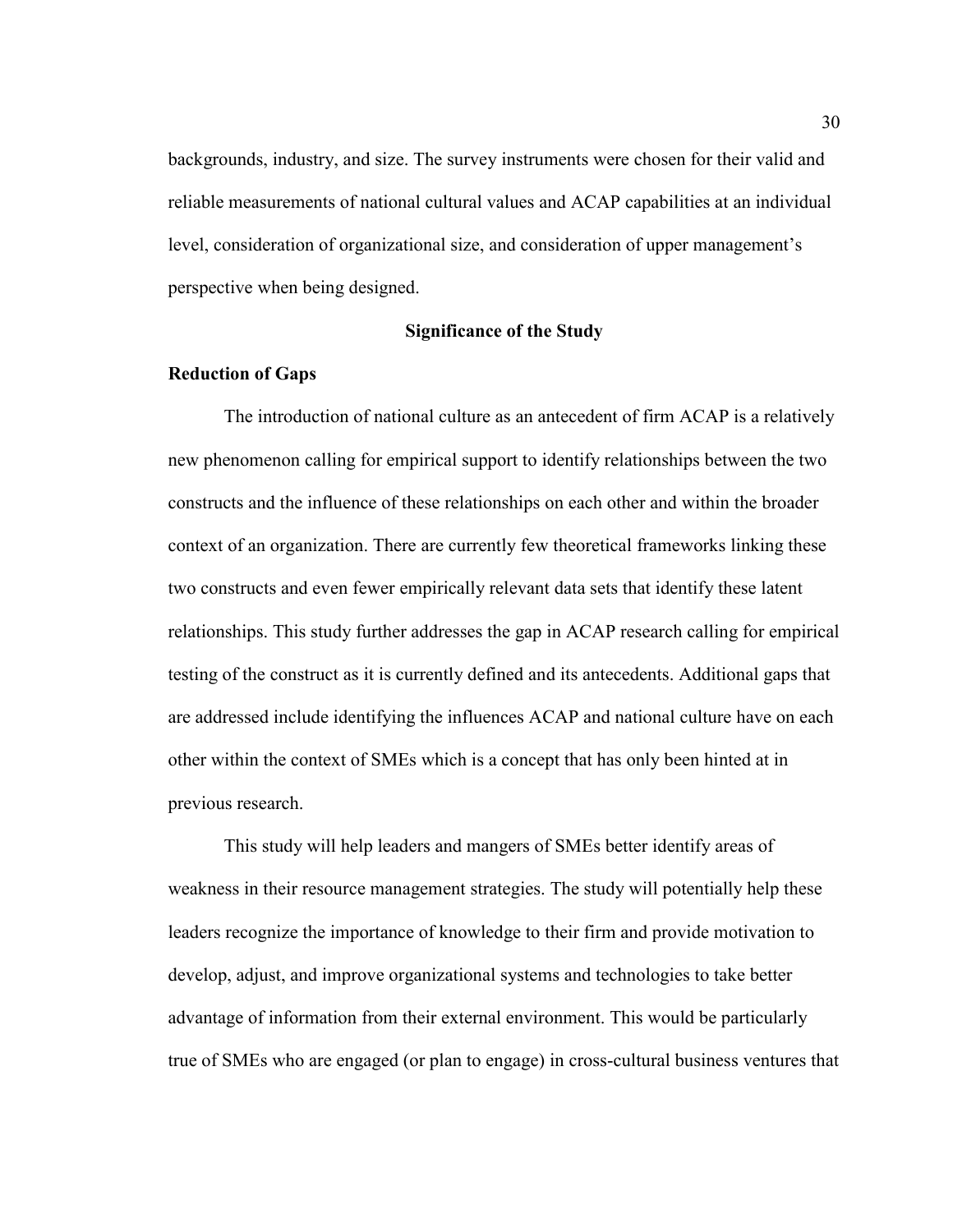backgrounds, industry, and size. The survey instruments were chosen for their valid and reliable measurements of national cultural values and ACAP capabilities at an individual level, consideration of organizational size, and consideration of upper management's perspective when being designed.

## Significance of the Study

### Reduction of Gaps

The introduction of national culture as an antecedent of firm ACAP is a relatively new phenomenon calling for empirical support to identify relationships between the two constructs and the influence of these relationships on each other and within the broader context of an organization. There are currently few theoretical frameworks linking these two constructs and even fewer empirically relevant data sets that identify these latent relationships. This study further addresses the gap in ACAP research calling for empirical testing of the construct as it is currently defined and its antecedents. Additional gaps that are addressed include identifying the influences ACAP and national culture have on each other within the context of SMEs which is a concept that has only been hinted at in previous research.

This study will help leaders and mangers of SMEs better identify areas of weakness in their resource management strategies. The study will potentially help these leaders recognize the importance of knowledge to their firm and provide motivation to develop, adjust, and improve organizational systems and technologies to take better advantage of information from their external environment. This would be particularly true of SMEs who are engaged (or plan to engage) in cross-cultural business ventures that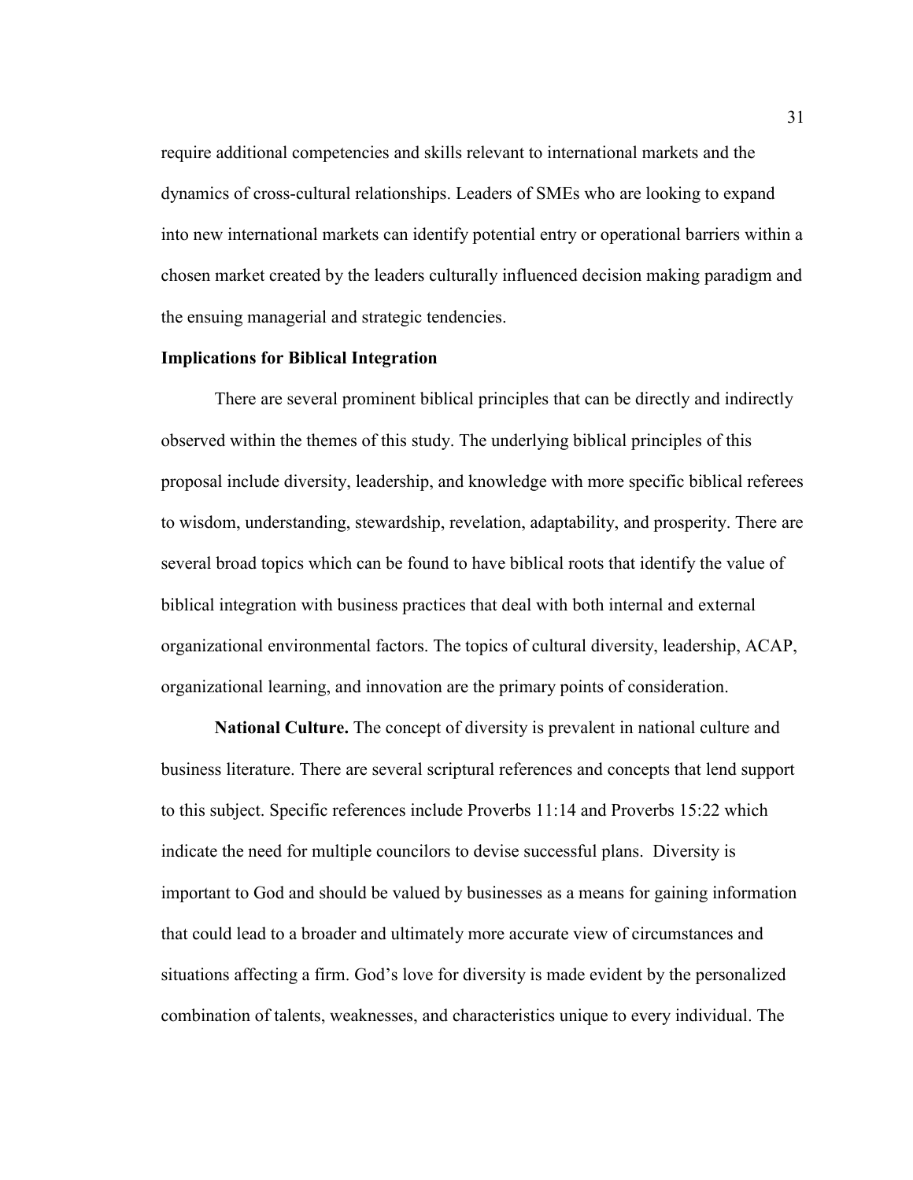require additional competencies and skills relevant to international markets and the dynamics of cross-cultural relationships. Leaders of SMEs who are looking to expand into new international markets can identify potential entry or operational barriers within a chosen market created by the leaders culturally influenced decision making paradigm and the ensuing managerial and strategic tendencies.

## Implications for Biblical Integration

There are several prominent biblical principles that can be directly and indirectly observed within the themes of this study. The underlying biblical principles of this proposal include diversity, leadership, and knowledge with more specific biblical referees to wisdom, understanding, stewardship, revelation, adaptability, and prosperity. There are several broad topics which can be found to have biblical roots that identify the value of biblical integration with business practices that deal with both internal and external organizational environmental factors. The topics of cultural diversity, leadership, ACAP, organizational learning, and innovation are the primary points of consideration.

**National Culture.** The concept of diversity is prevalent in national culture and business literature. There are several scriptural references and concepts that lend support to this subject. Specific references include Proverbs 11:14 and Proverbs 15:22 which indicate the need for multiple councilors to devise successful plans. Diversity is important to God and should be valued by businesses as a means for gaining information that could lead to a broader and ultimately more accurate view of circumstances and situations affecting a firm. God's love for diversity is made evident by the personalized combination of talents, weaknesses, and characteristics unique to every individual. The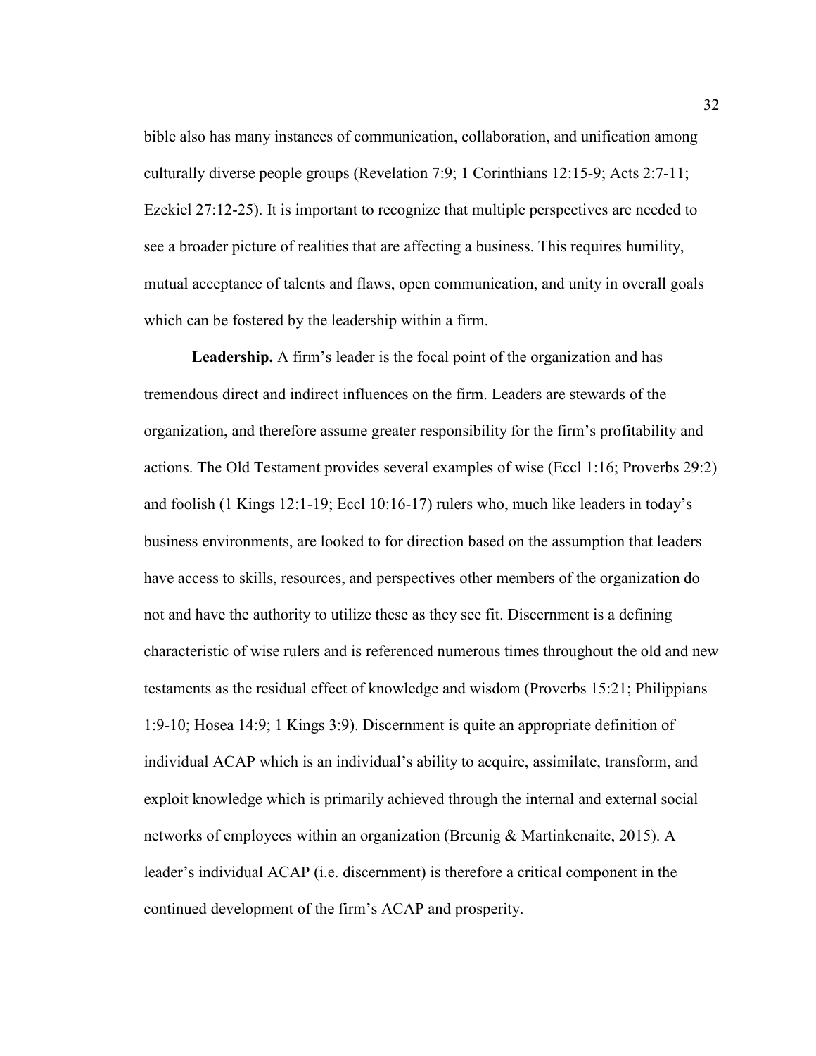bible also has many instances of communication, collaboration, and unification among culturally diverse people groups (Revelation 7:9; 1 Corinthians 12:15-9; Acts 2:7-11; Ezekiel 27:12-25). It is important to recognize that multiple perspectives are needed to see a broader picture of realities that are affecting a business. This requires humility, mutual acceptance of talents and flaws, open communication, and unity in overall goals which can be fostered by the leadership within a firm.

**Leadership.** A firm's leader is the focal point of the organization and has tremendous direct and indirect influences on the firm. Leaders are stewards of the organization, and therefore assume greater responsibility for the firm's profitability and actions. The Old Testament provides several examples of wise (Eccl 1:16; Proverbs 29:2) and foolish (1 Kings 12:1-19; Eccl 10:16-17) rulers who, much like leaders in today's business environments, are looked to for direction based on the assumption that leaders have access to skills, resources, and perspectives other members of the organization do not and have the authority to utilize these as they see fit. Discernment is a defining characteristic of wise rulers and is referenced numerous times throughout the old and new testaments as the residual effect of knowledge and wisdom (Proverbs 15:21; Philippians 1:9-10; Hosea 14:9; 1 Kings 3:9). Discernment is quite an appropriate definition of individual ACAP which is an individual's ability to acquire, assimilate, transform, and exploit knowledge which is primarily achieved through the internal and external social networks of employees within an organization (Breunig & Martinkenaite, 2015). A leader's individual ACAP (i.e. discernment) is therefore a critical component in the continued development of the firm's ACAP and prosperity.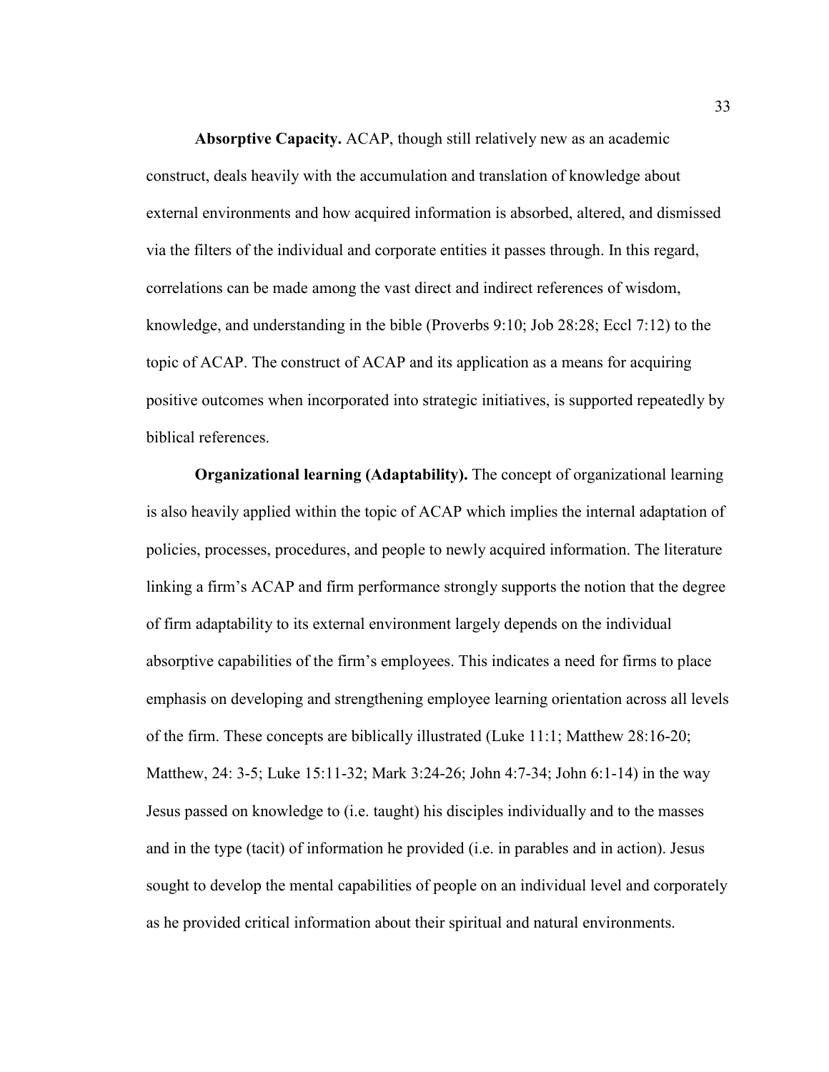**Absorptive Capacity.** ACAP, though still relatively new as an academic construct, deals heavily with the accumulation and translation of knowledge about external environments and how acquired information is absorbed, altered, and dismissed via the filters of the individual and corporate entities it passes through. In this regard, correlations can be made among the vast direct and indirect references of wisdom, knowledge, and understanding in the bible (Proverbs 9:10; Job 28:28; Eccl 7:12) to the topic of ACAP. The construct of ACAP and its application as a means for acquiring positive outcomes when incorporated into strategic initiatives, is supported repeatedly by biblical references.

**Organizational learning (Adaptability).** The concept of organizational learning is also heavily applied within the topic of ACAP which implies the internal adaptation of policies, processes, procedures, and people to newly acquired information. The literature linking a firm's ACAP and firm performance strongly supports the notion that the degree of firm adaptability to its external environment largely depends on the individual absorptive capabilities of the firm's employees. This indicates a need for firms to place emphasis on developing and strengthening employee learning orientation across all levels of the firm. These concepts are biblically illustrated (Luke 11:1; Matthew 28:16-20; Matthew, 24: 3-5; Luke 15:11-32; Mark 3:24-26; John 4:7-34; John 6:1-14) in the way Jesus passed on knowledge to (i.e. taught) his disciples individually and to the masses and in the type (tacit) of information he provided (i.e. in parables and in action). Jesus sought to develop the mental capabilities of people on an individual level and corporately as he provided critical information about their spiritual and natural environments.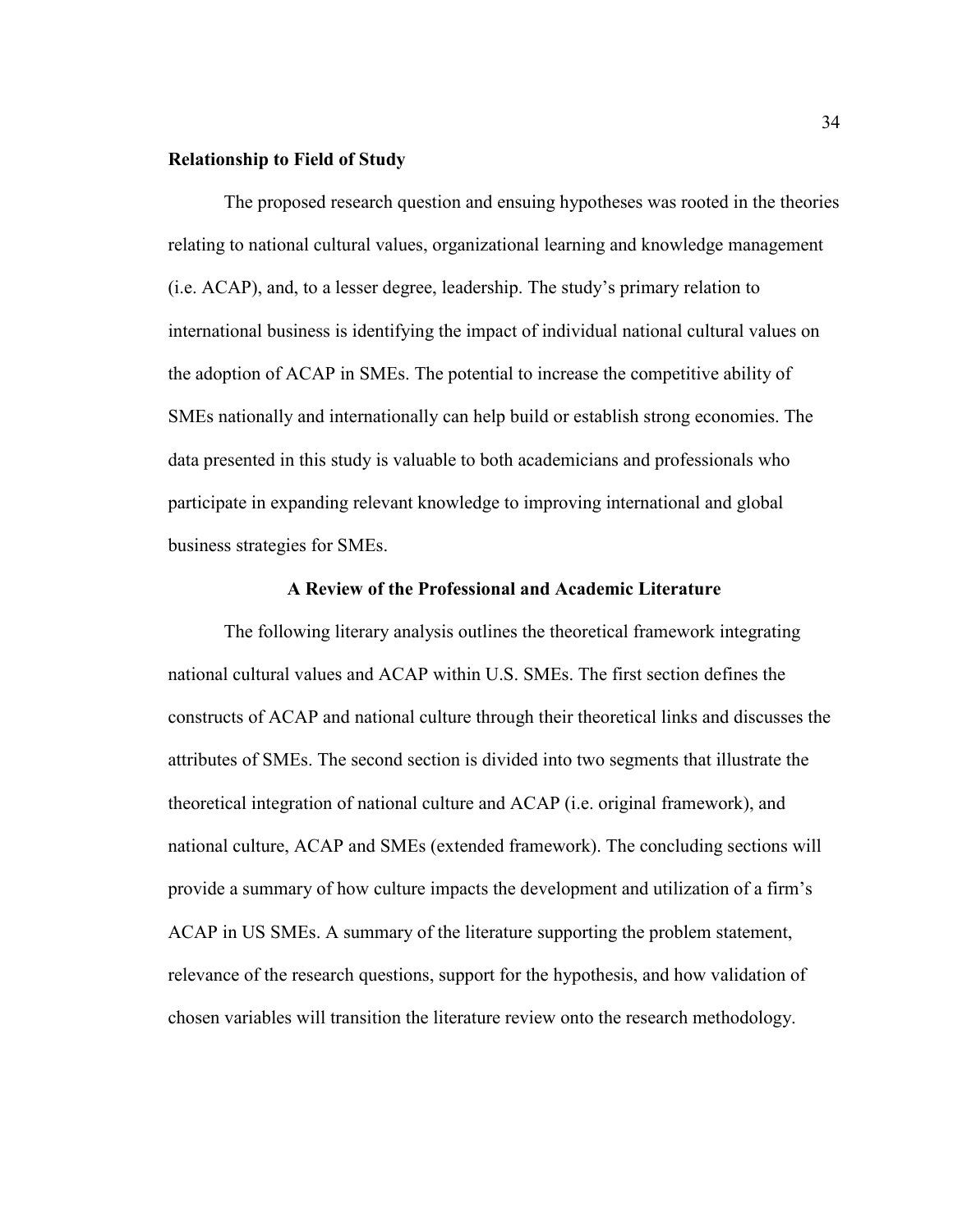### Relationship to Field of Study

The proposed research question and ensuing hypotheses was rooted in the theories relating to national cultural values, organizational learning and knowledge management (i.e. ACAP), and, to a lesser degree, leadership. The study's primary relation to international business is identifying the impact of individual national cultural values on the adoption of ACAP in SMEs. The potential to increase the competitive ability of SMEs nationally and internationally can help build or establish strong economies. The data presented in this study is valuable to both academicians and professionals who participate in expanding relevant knowledge to improving international and global business strategies for SMEs.

## A Review of the Professional and Academic Literature

The following literary analysis outlines the theoretical framework integrating national cultural values and ACAP within U.S. SMEs. The first section defines the constructs of ACAP and national culture through their theoretical links and discusses the attributes of SMEs. The second section is divided into two segments that illustrate the theoretical integration of national culture and ACAP (i.e. original framework), and national culture, ACAP and SMEs (extended framework). The concluding sections will provide a summary of how culture impacts the development and utilization of a firm's ACAP in US SMEs. A summary of the literature supporting the problem statement, relevance of the research questions, support for the hypothesis, and how validation of chosen variables will transition the literature review onto the research methodology.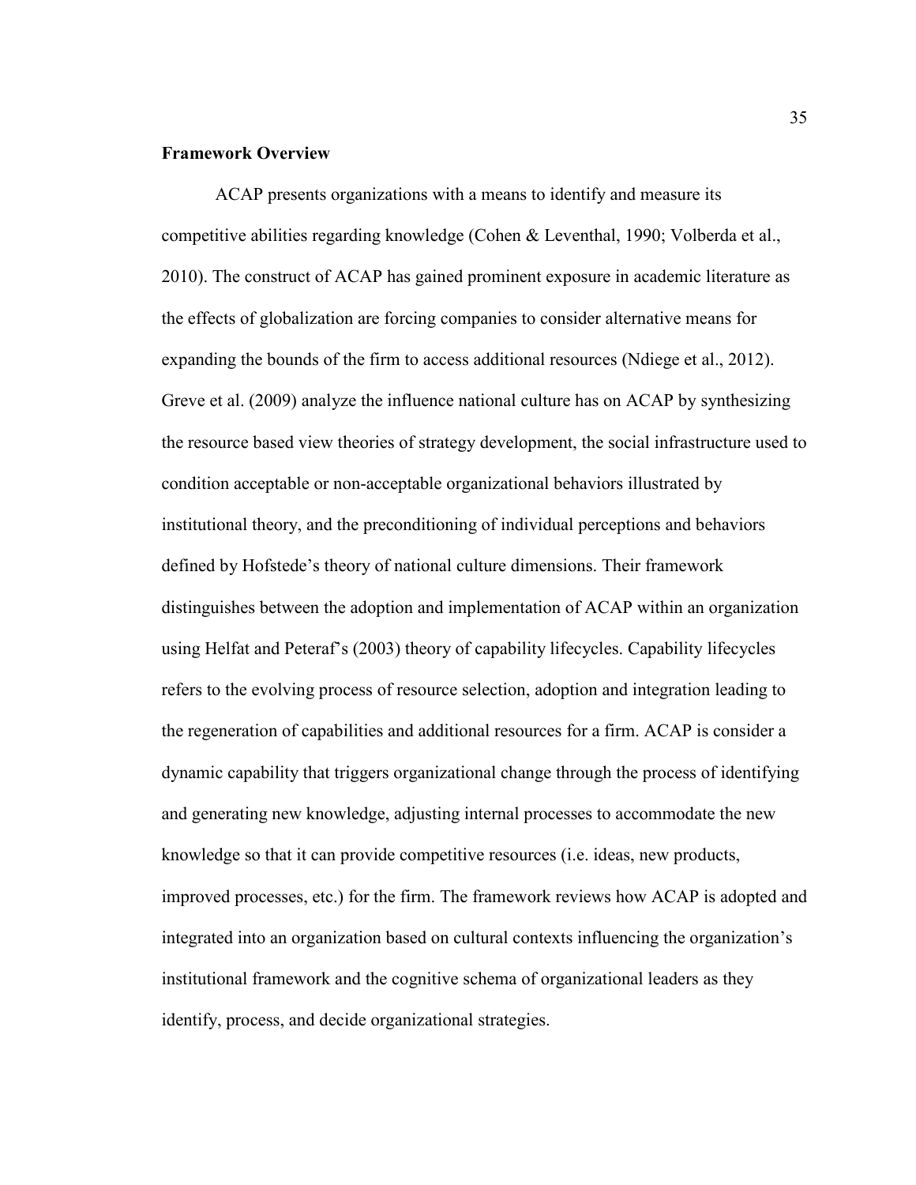**Framework Overview**

ACAP presents organizations with a means to identify and measure its competitive abilities regarding knowledge (Cohen & Leventhal, 1990; Volberda et al., 2010). The construct of ACAP has gained prominent exposure in academic literature as the effects of globalization are forcing companies to consider alternative means for expanding the bounds of the firm to access additional resources (Ndiege et al., 2012). Greve et al. (2009) analyze the influence national culture has on ACAP by synthesizing the resource based view theories of strategy development, the social infrastructure used to condition acceptable or non-acceptable organizational behaviors illustrated by institutional theory, and the preconditioning of individual perceptions and behaviors defined by Hofstede's theory of national culture dimensions. Their framework distinguishes between the adoption and implementation of ACAP within an organization using Helfat and Peteraf's (2003) theory of capability lifecycles. Capability lifecycles refers to the evolving process of resource selection, adoption and integration leading to the regeneration of capabilities and additional resources for a firm. ACAP is consider a dynamic capability that triggers organizational change through the process of identifying and generating new knowledge, adjusting internal processes to accommodate the new knowledge so that it can provide competitive resources (i.e. ideas, new products, improved processes, etc.) for the firm. The framework reviews how ACAP is adopted and integrated into an organization based on cultural contexts influencing the organization's institutional framework and the cognitive schema of organizational leaders as they identify, process, and decide organizational strategies.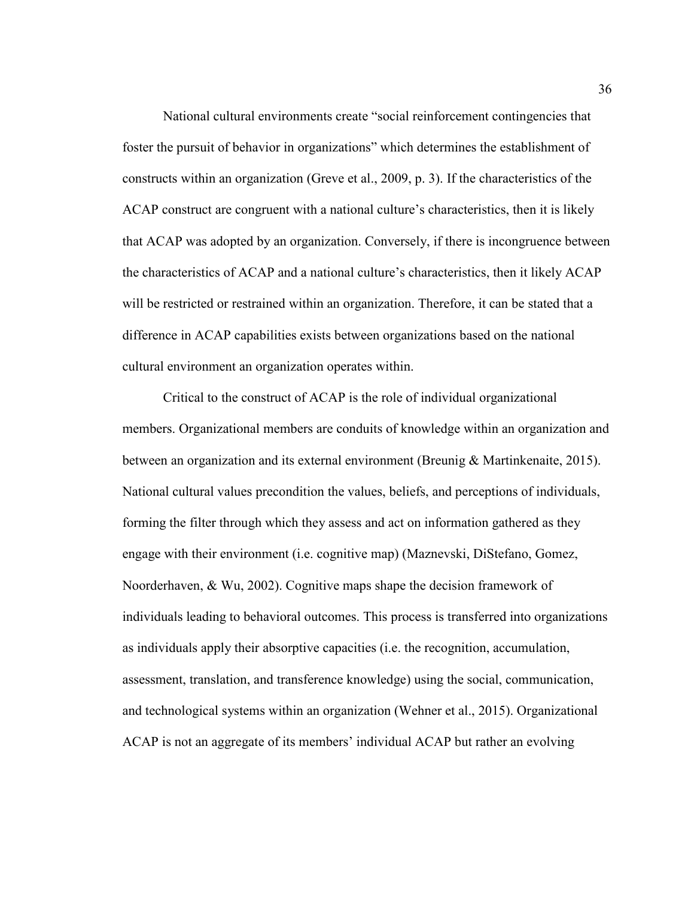National cultural environments create "social reinforcement contingencies that foster the pursuit of behavior in organizations" which determines the establishment of constructs within an organization (Greve et al., 2009, p. 3). If the characteristics of the ACAP construct are congruent with a national culture's characteristics, then it is likely that ACAP was adopted by an organization. Conversely, if there is incongruence between the characteristics of ACAP and a national culture's characteristics, then it likely ACAP will be restricted or restrained within an organization. Therefore, it can be stated that a difference in ACAP capabilities exists between organizations based on the national cultural environment an organization operates within.

Critical to the construct of ACAP is the role of individual organizational members. Organizational members are conduits of knowledge within an organization and between an organization and its external environment (Breunig & Martinkenaite, 2015). National cultural values precondition the values, beliefs, and perceptions of individuals, forming the filter through which they assess and act on information gathered as they engage with their environment (i.e. cognitive map) (Maznevski, DiStefano, Gomez, Noorderhaven, & Wu, 2002). Cognitive maps shape the decision framework of individuals leading to behavioral outcomes. This process is transferred into organizations as individuals apply their absorptive capacities (i.e. the recognition, accumulation, assessment, translation, and transference knowledge) using the social, communication, and technological systems within an organization (Wehner et al., 2015). Organizational ACAP is not an aggregate of its members' individual ACAP but rather an evolving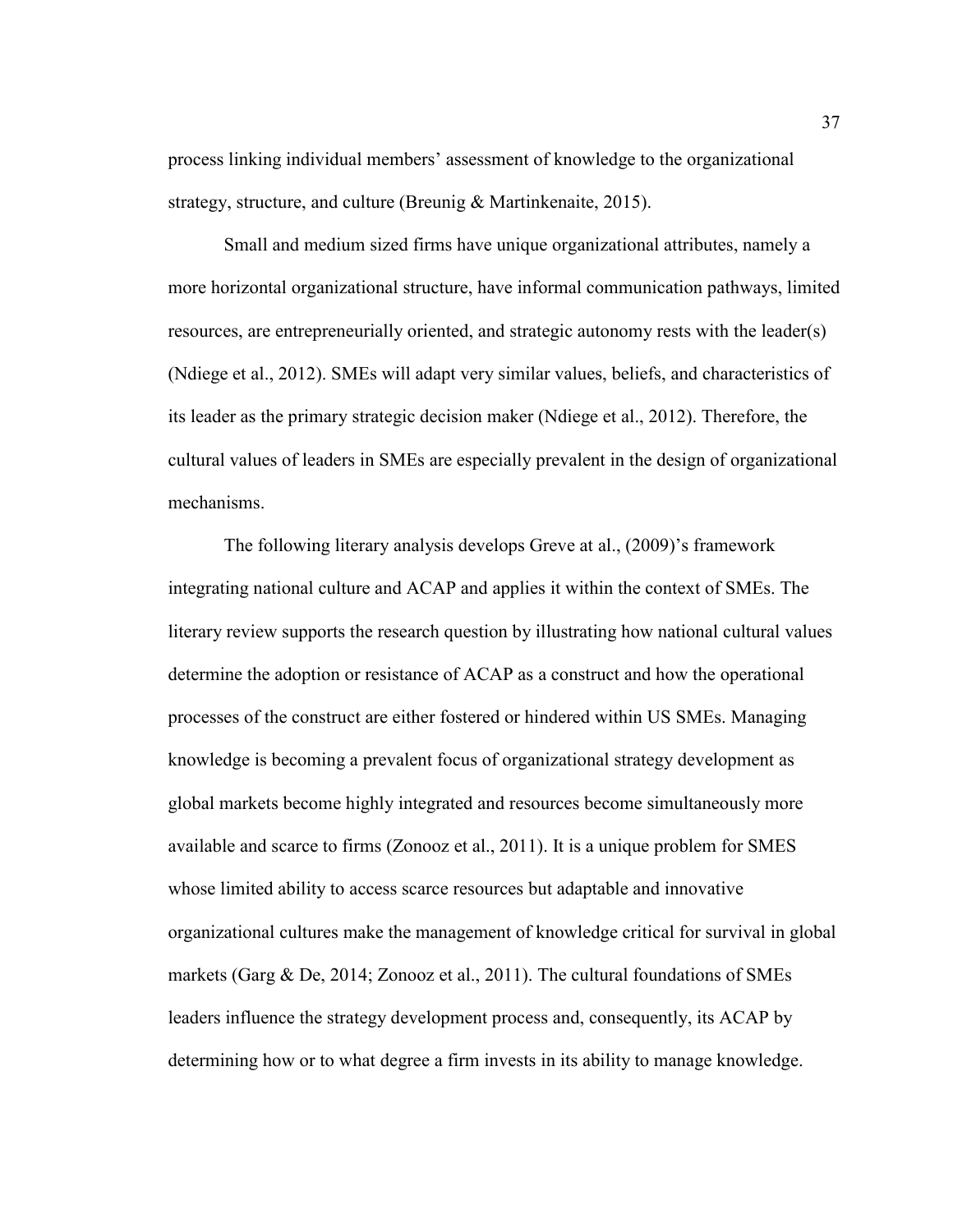process linking individual members' assessment of knowledge to the organizational strategy, structure, and culture (Breunig & Martinkenaite, 2015).

Small and medium sized firms have unique organizational attributes, namely a more horizontal organizational structure, have informal communication pathways, limited resources, are entrepreneurially oriented, and strategic autonomy rests with the leader(s) (Ndiege et al., 2012). SMEs will adapt very similar values, beliefs, and characteristics of its leader as the primary strategic decision maker (Ndiege et al., 2012). Therefore, the cultural values of leaders in SMEs are especially prevalent in the design of organizational mechanisms.

The following literary analysis develops Greve at al., (2009)'s framework integrating national culture and ACAP and applies it within the context of SMEs. The literary review supports the research question by illustrating how national cultural values determine the adoption or resistance of ACAP as a construct and how the operational processes of the construct are either fostered or hindered within US SMEs. Managing knowledge is becoming a prevalent focus of organizational strategy development as global markets become highly integrated and resources become simultaneously more available and scarce to firms (Zonooz et al., 2011). It is a unique problem for SMES whose limited ability to access scarce resources but adaptable and innovative organizational cultures make the management of knowledge critical for survival in global markets (Garg & De, 2014; Zonooz et al., 2011). The cultural foundations of SMEs leaders influence the strategy development process and, consequently, its ACAP by determining how or to what degree a firm invests in its ability to manage knowledge.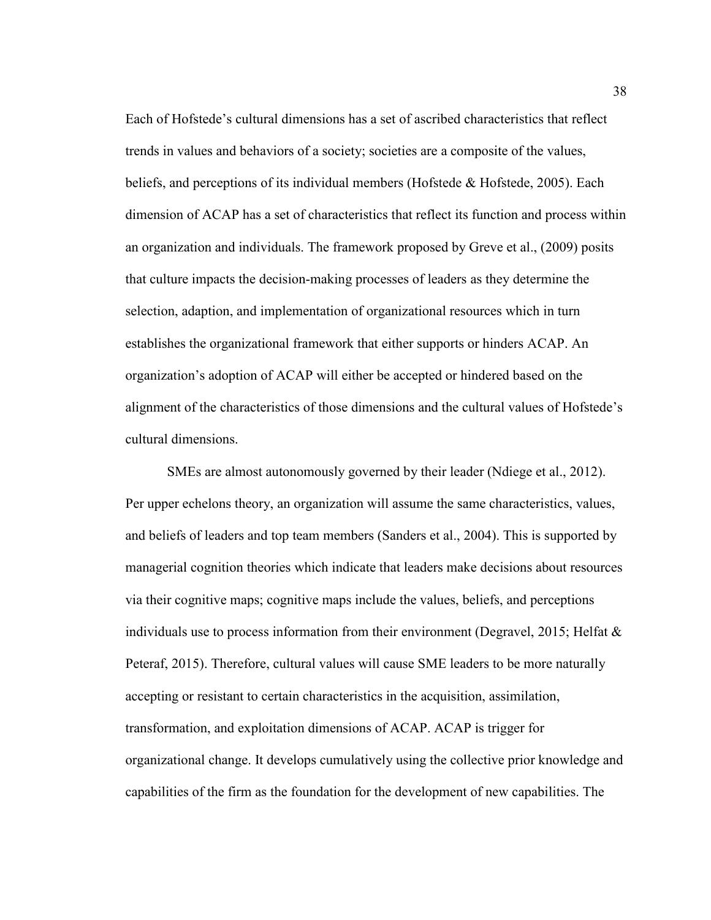Each of Hofstede's cultural dimensions has a set of ascribed characteristics that reflect trends in values and behaviors of a society; societies are a composite of the values, beliefs, and perceptions of its individual members (Hofstede & Hofstede, 2005). Each dimension of ACAP has a set of characteristics that reflect its function and process within an organization and individuals. The framework proposed by Greve et al., (2009) posits that culture impacts the decision-making processes of leaders as they determine the selection, adaption, and implementation of organizational resources which in turn establishes the organizational framework that either supports or hinders ACAP. An organization's adoption of ACAP will either be accepted or hindered based on the alignment of the characteristics of those dimensions and the cultural values of Hofstede's cultural dimensions.

SMEs are almost autonomously governed by their leader (Ndiege et al., 2012). Per upper echelons theory, an organization will assume the same characteristics, values, and beliefs of leaders and top team members (Sanders et al., 2004). This is supported by managerial cognition theories which indicate that leaders make decisions about resources via their cognitive maps; cognitive maps include the values, beliefs, and perceptions individuals use to process information from their environment (Degravel, 2015; Helfat & Peteraf, 2015). Therefore, cultural values will cause SME leaders to be more naturally accepting or resistant to certain characteristics in the acquisition, assimilation, transformation, and exploitation dimensions of ACAP. ACAP is trigger for organizational change. It develops cumulatively using the collective prior knowledge and capabilities of the firm as the foundation for the development of new capabilities. The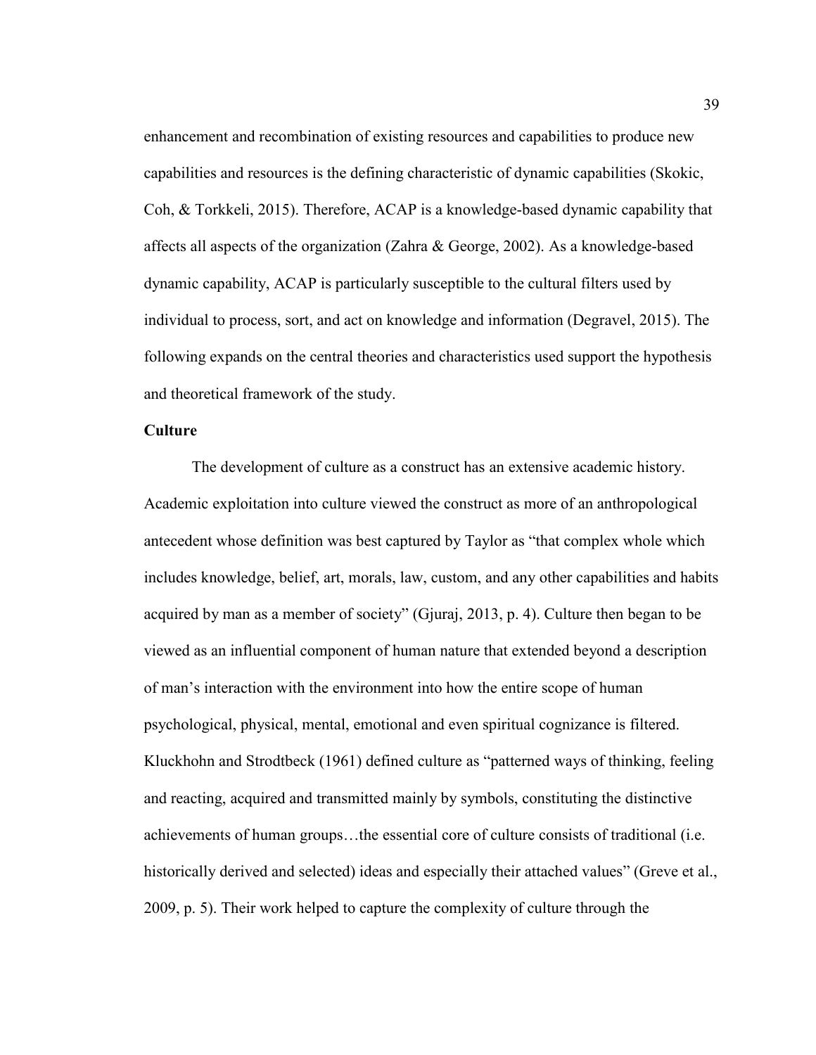enhancement and recombination of existing resources and capabilities to produce new capabilities and resources is the defining characteristic of dynamic capabilities (Skokic, Coh, & Torkkeli, 2015). Therefore, ACAP is a knowledge-based dynamic capability that affects all aspects of the organization (Zahra & George, 2002). As a knowledge-based dynamic capability, ACAP is particularly susceptible to the cultural filters used by individual to process, sort, and act on knowledge and information (Degravel, 2015). The following expands on the central theories and characteristics used support the hypothesis and theoretical framework of the study.

**Culture**

The development of culture as a construct has an extensive academic history. Academic exploitation into culture viewed the construct as more of an anthropological antecedent whose definition was best captured by Taylor as "that complex whole which includes knowledge, belief, art, morals, law, custom, and any other capabilities and habits acquired by man as a member of society" (Gjuraj, 2013, p. 4). Culture then began to be viewed as an influential component of human nature that extended beyond a description of man's interaction with the environment into how the entire scope of human psychological, physical, mental, emotional and even spiritual cognizance is filtered. Kluckhohn and Strodtbeck (1961) defined culture as "patterned ways of thinking, feeling and reacting, acquired and transmitted mainly by symbols, constituting the distinctive achievements of human groups…the essential core of culture consists of traditional (i.e. historically derived and selected) ideas and especially their attached values" (Greve et al., 2009, p. 5). Their work helped to capture the complexity of culture through the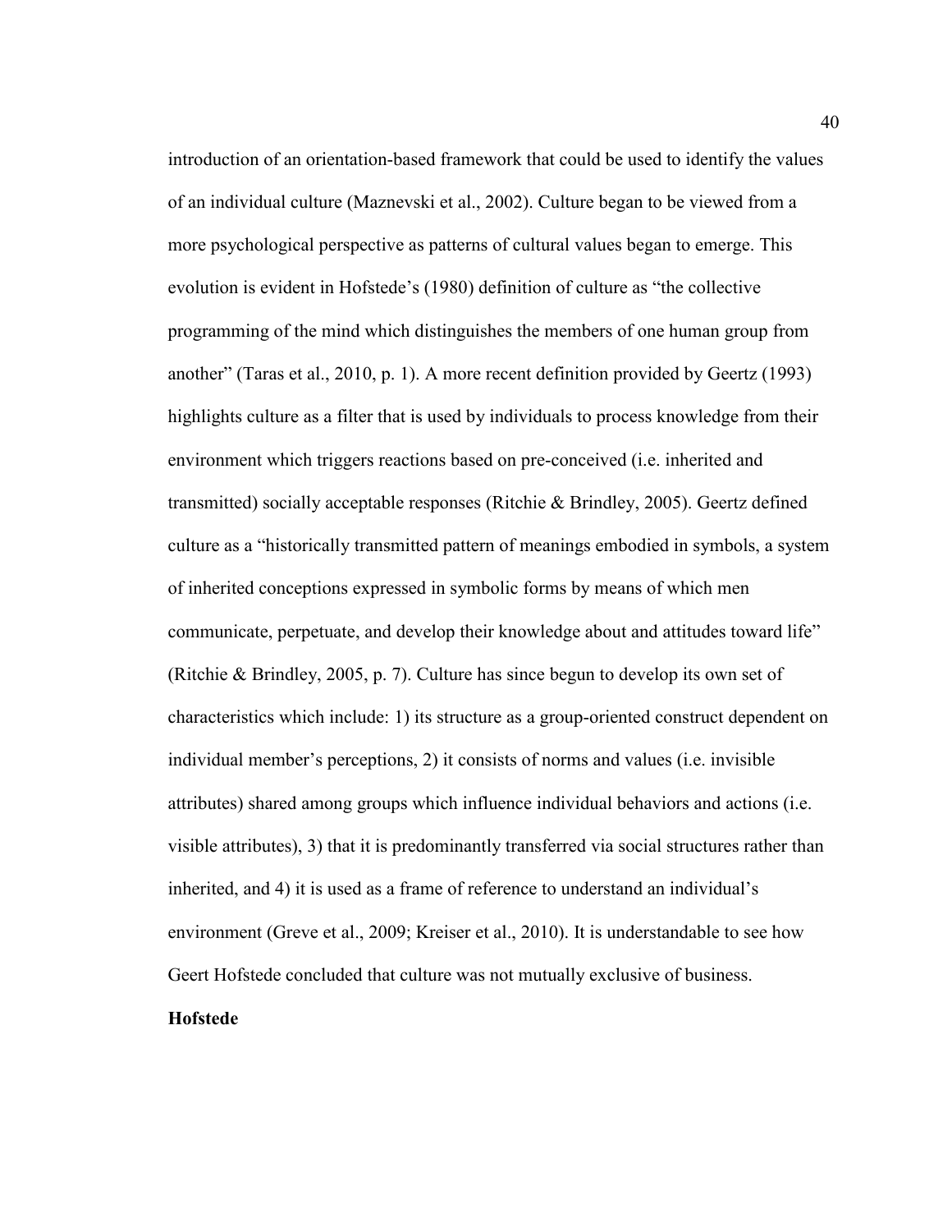introduction of an orientation-based framework that could be used to identify the values of an individual culture (Maznevski et al., 2002). Culture began to be viewed from a more psychological perspective as patterns of cultural values began to emerge. This evolution is evident in Hofstede's (1980) definition of culture as "the collective programming of the mind which distinguishes the members of one human group from another" (Taras et al., 2010, p. 1). A more recent definition provided by Geertz (1993) highlights culture as a filter that is used by individuals to process knowledge from their environment which triggers reactions based on pre-conceived (i.e. inherited and transmitted) socially acceptable responses (Ritchie & Brindley, 2005). Geertz defined culture as a "historically transmitted pattern of meanings embodied in symbols, a system of inherited conceptions expressed in symbolic forms by means of which men communicate, perpetuate, and develop their knowledge about and attitudes toward life" (Ritchie & Brindley, 2005, p. 7). Culture has since begun to develop its own set of characteristics which include: 1) its structure as a group-oriented construct dependent on individual member's perceptions, 2) it consists of norms and values (i.e. invisible attributes) shared among groups which influence individual behaviors and actions (i.e. visible attributes), 3) that it is predominantly transferred via social structures rather than inherited, and 4) it is used as a frame of reference to understand an individual's environment (Greve et al., 2009; Kreiser et al., 2010). It is understandable to see how Geert Hofstede concluded that culture was not mutually exclusive of business.

**Hofstede**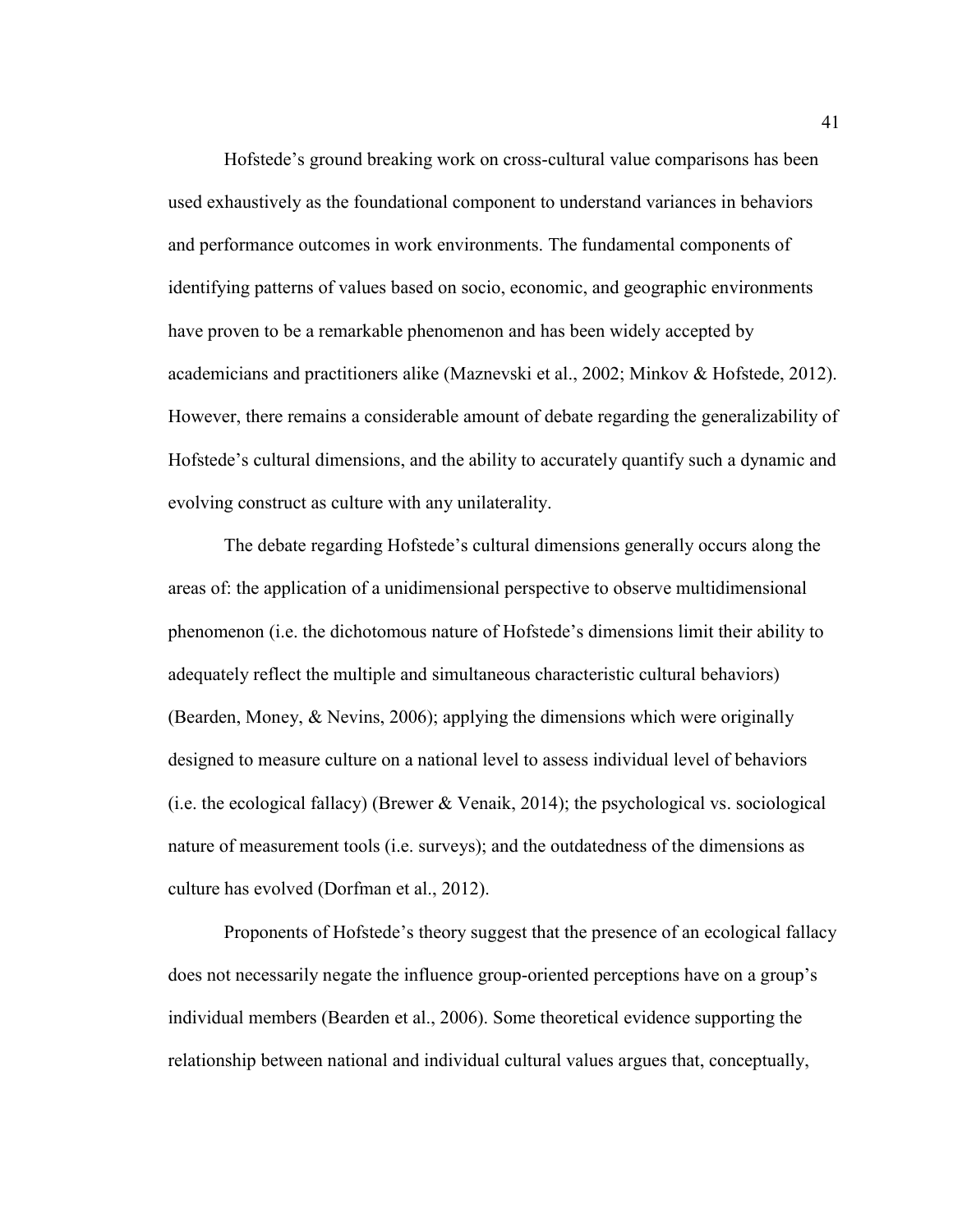Hofstede's ground breaking work on cross-cultural value comparisons has been used exhaustively as the foundational component to understand variances in behaviors and performance outcomes in work environments. The fundamental components of identifying patterns of values based on socio, economic, and geographic environments have proven to be a remarkable phenomenon and has been widely accepted by academicians and practitioners alike (Maznevski et al., 2002; Minkov & Hofstede, 2012). However, there remains a considerable amount of debate regarding the generalizability of Hofstede's cultural dimensions, and the ability to accurately quantify such a dynamic and evolving construct as culture with any unilaterality.

The debate regarding Hofstede's cultural dimensions generally occurs along the areas of: the application of a unidimensional perspective to observe multidimensional phenomenon (i.e. the dichotomous nature of Hofstede's dimensions limit their ability to adequately reflect the multiple and simultaneous characteristic cultural behaviors) (Bearden, Money, & Nevins, 2006); applying the dimensions which were originally designed to measure culture on a national level to assess individual level of behaviors (i.e. the ecological fallacy) (Brewer & Venaik, 2014); the psychological vs. sociological nature of measurement tools (i.e. surveys); and the outdatedness of the dimensions as culture has evolved (Dorfman et al., 2012).

Proponents of Hofstede's theory suggest that the presence of an ecological fallacy does not necessarily negate the influence group-oriented perceptions have on a group's individual members (Bearden et al., 2006). Some theoretical evidence supporting the relationship between national and individual cultural values argues that, conceptually,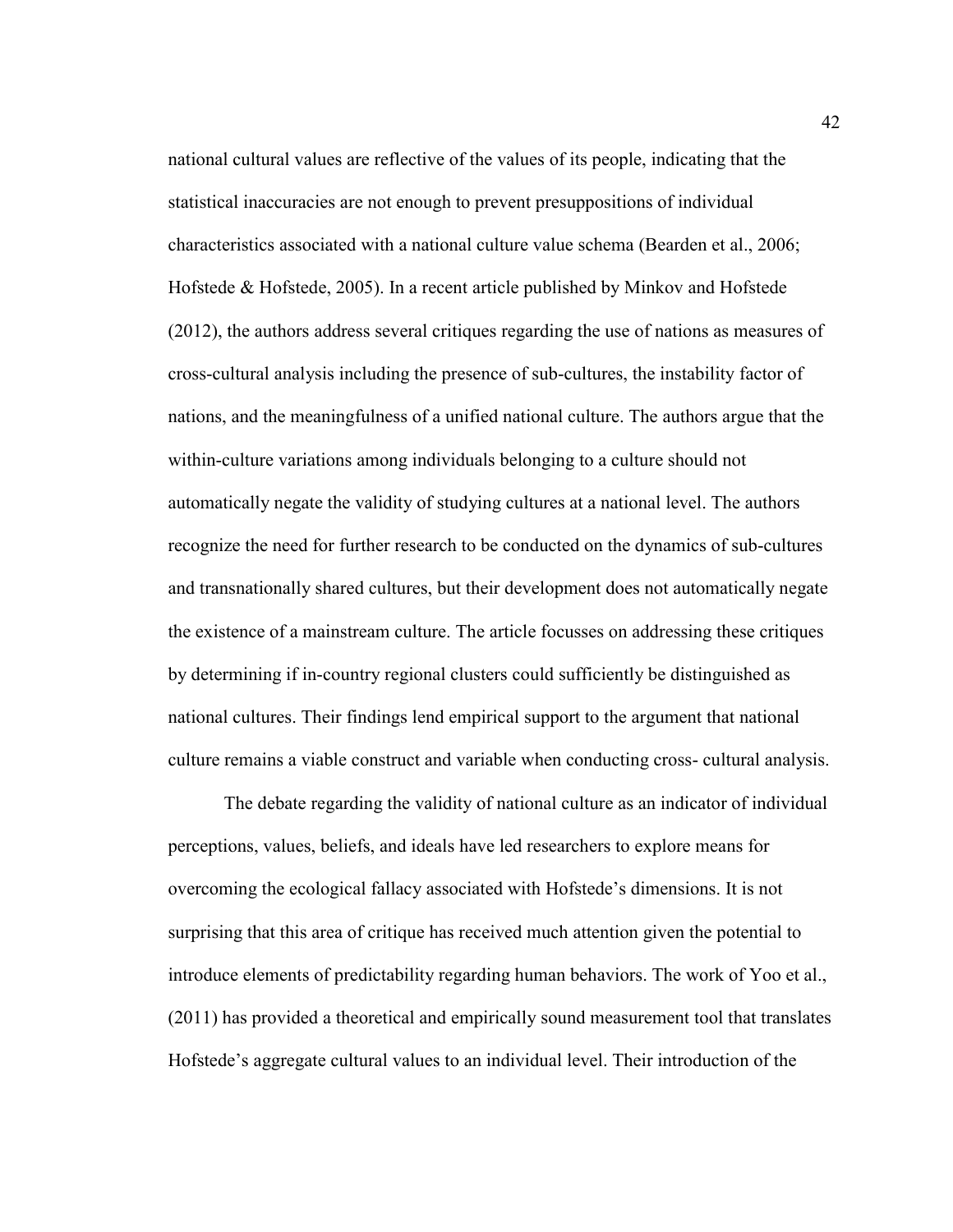national cultural values are reflective of the values of its people, indicating that the statistical inaccuracies are not enough to prevent presuppositions of individual characteristics associated with a national culture value schema (Bearden et al., 2006; Hofstede & Hofstede, 2005). In a recent article published by Minkov and Hofstede (2012), the authors address several critiques regarding the use of nations as measures of cross-cultural analysis including the presence of sub-cultures, the instability factor of nations, and the meaningfulness of a unified national culture. The authors argue that the within-culture variations among individuals belonging to a culture should not automatically negate the validity of studying cultures at a national level. The authors recognize the need for further research to be conducted on the dynamics of sub-cultures and transnationally shared cultures, but their development does not automatically negate the existence of a mainstream culture. The article focusses on addressing these critiques by determining if in-country regional clusters could sufficiently be distinguished as national cultures. Their findings lend empirical support to the argument that national culture remains a viable construct and variable when conducting cross- cultural analysis.

The debate regarding the validity of national culture as an indicator of individual perceptions, values, beliefs, and ideals have led researchers to explore means for overcoming the ecological fallacy associated with Hofstede's dimensions. It is not surprising that this area of critique has received much attention given the potential to introduce elements of predictability regarding human behaviors. The work of Yoo et al., (2011) has provided a theoretical and empirically sound measurement tool that translates Hofstede's aggregate cultural values to an individual level. Their introduction of the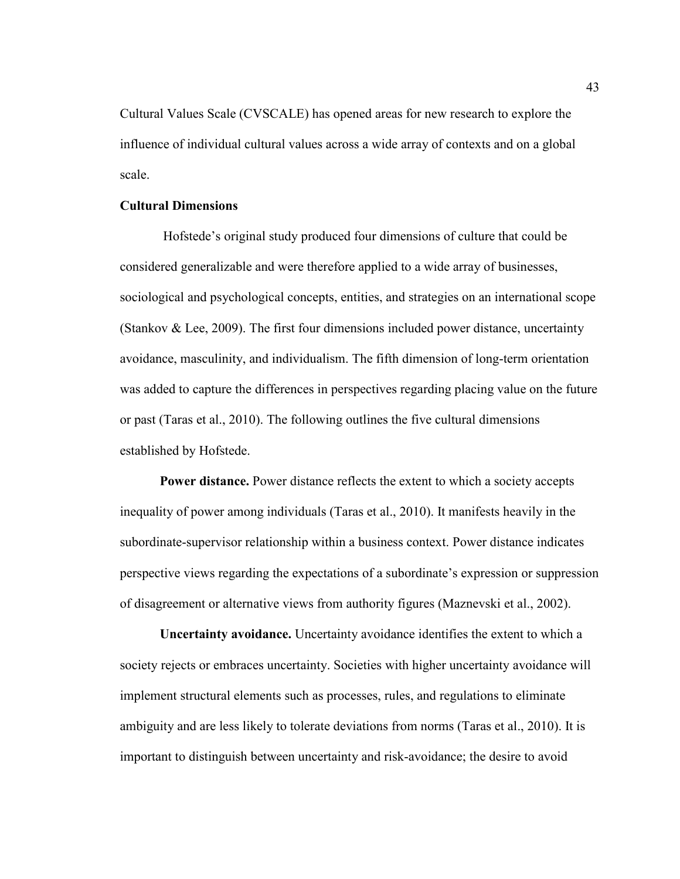Cultural Values Scale (CVSCALE) has opened areas for new research to explore the influence of individual cultural values across a wide array of contexts and on a global scale.

## Cultural Dimensions

Hofstede's original study produced four dimensions of culture that could be considered generalizable and were therefore applied to a wide array of businesses, sociological and psychological concepts, entities, and strategies on an international scope (Stankov & Lee, 2009). The first four dimensions included power distance, uncertainty avoidance, masculinity, and individualism. The fifth dimension of long-term orientation was added to capture the differences in perspectives regarding placing value on the future or past (Taras et al., 2010). The following outlines the five cultural dimensions established by Hofstede.

**Power distance.** Power distance reflects the extent to which a society accepts inequality of power among individuals (Taras et al., 2010). It manifests heavily in the subordinate-supervisor relationship within a business context. Power distance indicates perspective views regarding the expectations of a subordinate's expression or suppression of disagreement or alternative views from authority figures (Maznevski et al., 2002).

**Uncertainty avoidance.** Uncertainty avoidance identifies the extent to which a society rejects or embraces uncertainty. Societies with higher uncertainty avoidance will implement structural elements such as processes, rules, and regulations to eliminate ambiguity and are less likely to tolerate deviations from norms (Taras et al., 2010). It is important to distinguish between uncertainty and risk-avoidance; the desire to avoid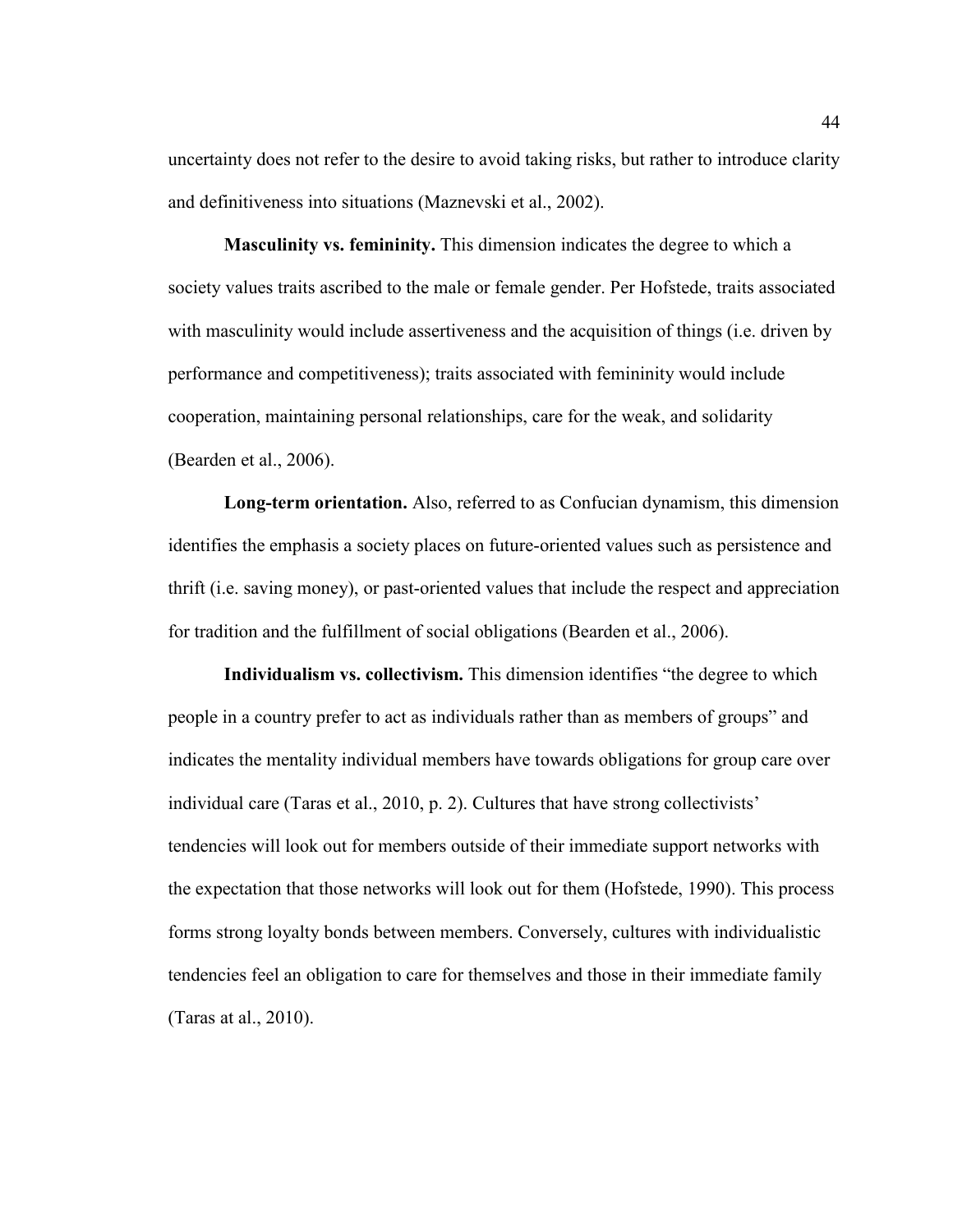uncertainty does not refer to the desire to avoid taking risks, but rather to introduce clarity and definitiveness into situations (Maznevski et al., 2002).

**Masculinity vs. femininity.** This dimension indicates the degree to which a society values traits ascribed to the male or female gender. Per Hofstede, traits associated with masculinity would include assertiveness and the acquisition of things (i.e. driven by performance and competitiveness); traits associated with femininity would include cooperation, maintaining personal relationships, care for the weak, and solidarity (Bearden et al., 2006).

**Long-term orientation.** Also, referred to as Confucian dynamism, this dimension identifies the emphasis a society places on future-oriented values such as persistence and thrift (i.e. saving money), or past-oriented values that include the respect and appreciation for tradition and the fulfillment of social obligations (Bearden et al., 2006).

**Individualism vs. collectivism.** This dimension identifies "the degree to which people in a country prefer to act as individuals rather than as members of groups" and indicates the mentality individual members have towards obligations for group care over individual care (Taras et al., 2010, p. 2). Cultures that have strong collectivists' tendencies will look out for members outside of their immediate support networks with the expectation that those networks will look out for them (Hofstede, 1990). This process forms strong loyalty bonds between members. Conversely, cultures with individualistic tendencies feel an obligation to care for themselves and those in their immediate family (Taras at al., 2010).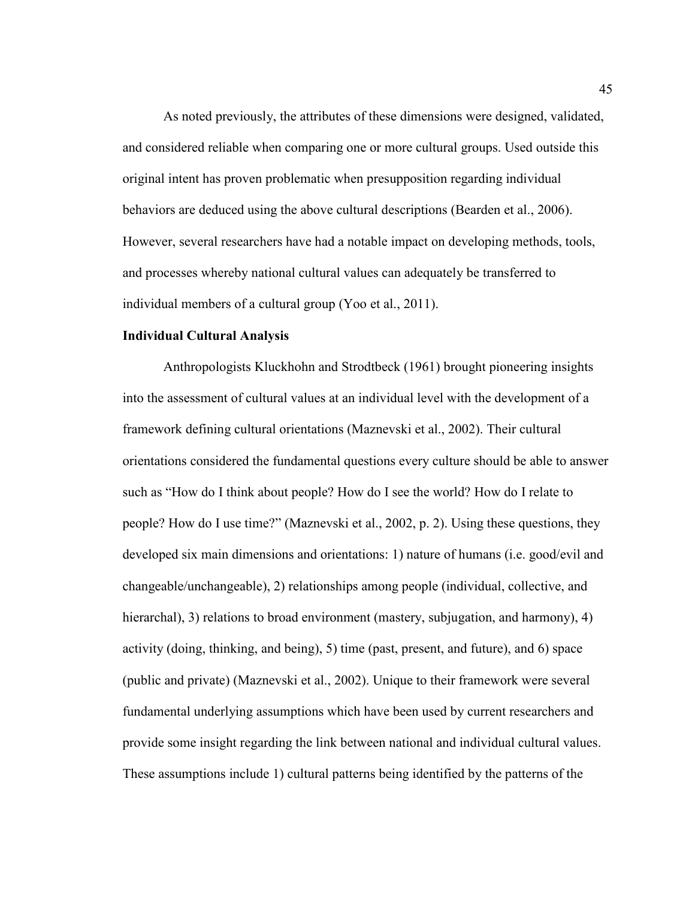As noted previously, the attributes of these dimensions were designed, validated, and considered reliable when comparing one or more cultural groups. Used outside this original intent has proven problematic when presupposition regarding individual behaviors are deduced using the above cultural descriptions (Bearden et al., 2006). However, several researchers have had a notable impact on developing methods, tools, and processes whereby national cultural values can adequately be transferred to individual members of a cultural group (Yoo et al., 2011).

**Individual Cultural Analysis**

Anthropologists Kluckhohn and Strodtbeck (1961) brought pioneering insights into the assessment of cultural values at an individual level with the development of a framework defining cultural orientations (Maznevski et al., 2002). Their cultural orientations considered the fundamental questions every culture should be able to answer such as "How do I think about people? How do I see the world? How do I relate to people? How do I use time?" (Maznevski et al., 2002, p. 2). Using these questions, they developed six main dimensions and orientations: 1) nature of humans (i.e. good/evil and changeable/unchangeable), 2) relationships among people (individual, collective, and hierarchal), 3) relations to broad environment (mastery, subjugation, and harmony), 4) activity (doing, thinking, and being), 5) time (past, present, and future), and 6) space (public and private) (Maznevski et al., 2002). Unique to their framework were several fundamental underlying assumptions which have been used by current researchers and provide some insight regarding the link between national and individual cultural values. These assumptions include 1) cultural patterns being identified by the patterns of the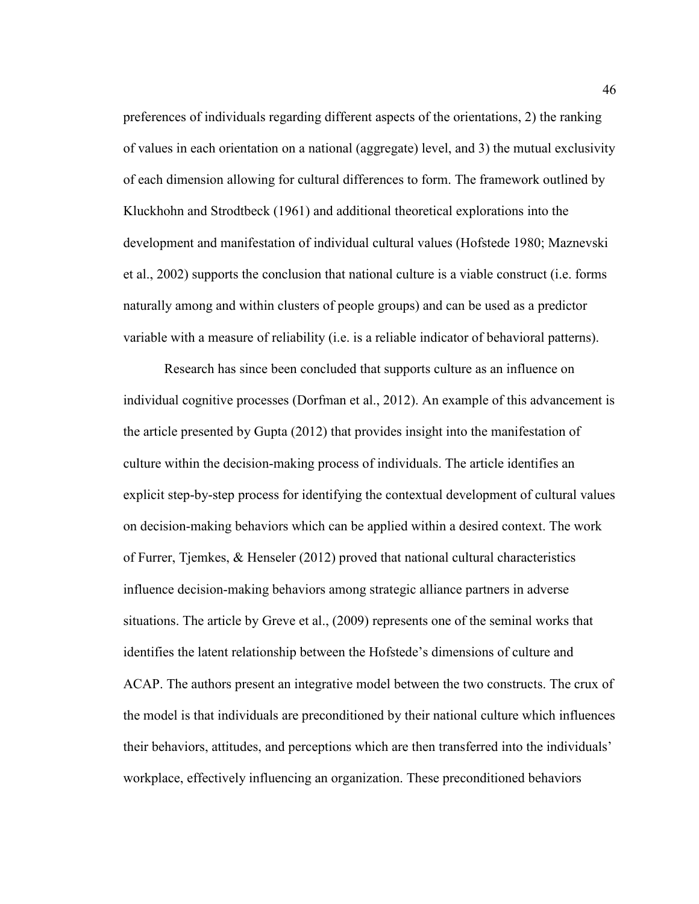preferences of individuals regarding different aspects of the orientations, 2) the ranking of values in each orientation on a national (aggregate) level, and 3) the mutual exclusivity of each dimension allowing for cultural differences to form. The framework outlined by Kluckhohn and Strodtbeck (1961) and additional theoretical explorations into the development and manifestation of individual cultural values (Hofstede 1980; Maznevski et al., 2002) supports the conclusion that national culture is a viable construct (i.e. forms naturally among and within clusters of people groups) and can be used as a predictor variable with a measure of reliability (i.e. is a reliable indicator of behavioral patterns).

Research has since been concluded that supports culture as an influence on individual cognitive processes (Dorfman et al., 2012). An example of this advancement is the article presented by Gupta (2012) that provides insight into the manifestation of culture within the decision-making process of individuals. The article identifies an explicit step-by-step process for identifying the contextual development of cultural values on decision-making behaviors which can be applied within a desired context. The work of Furrer, Tjemkes, & Henseler (2012) proved that national cultural characteristics influence decision-making behaviors among strategic alliance partners in adverse situations. The article by Greve et al., (2009) represents one of the seminal works that identifies the latent relationship between the Hofstede's dimensions of culture and ACAP. The authors present an integrative model between the two constructs. The crux of the model is that individuals are preconditioned by their national culture which influences their behaviors, attitudes, and perceptions which are then transferred into the individuals' workplace, effectively influencing an organization. These preconditioned behaviors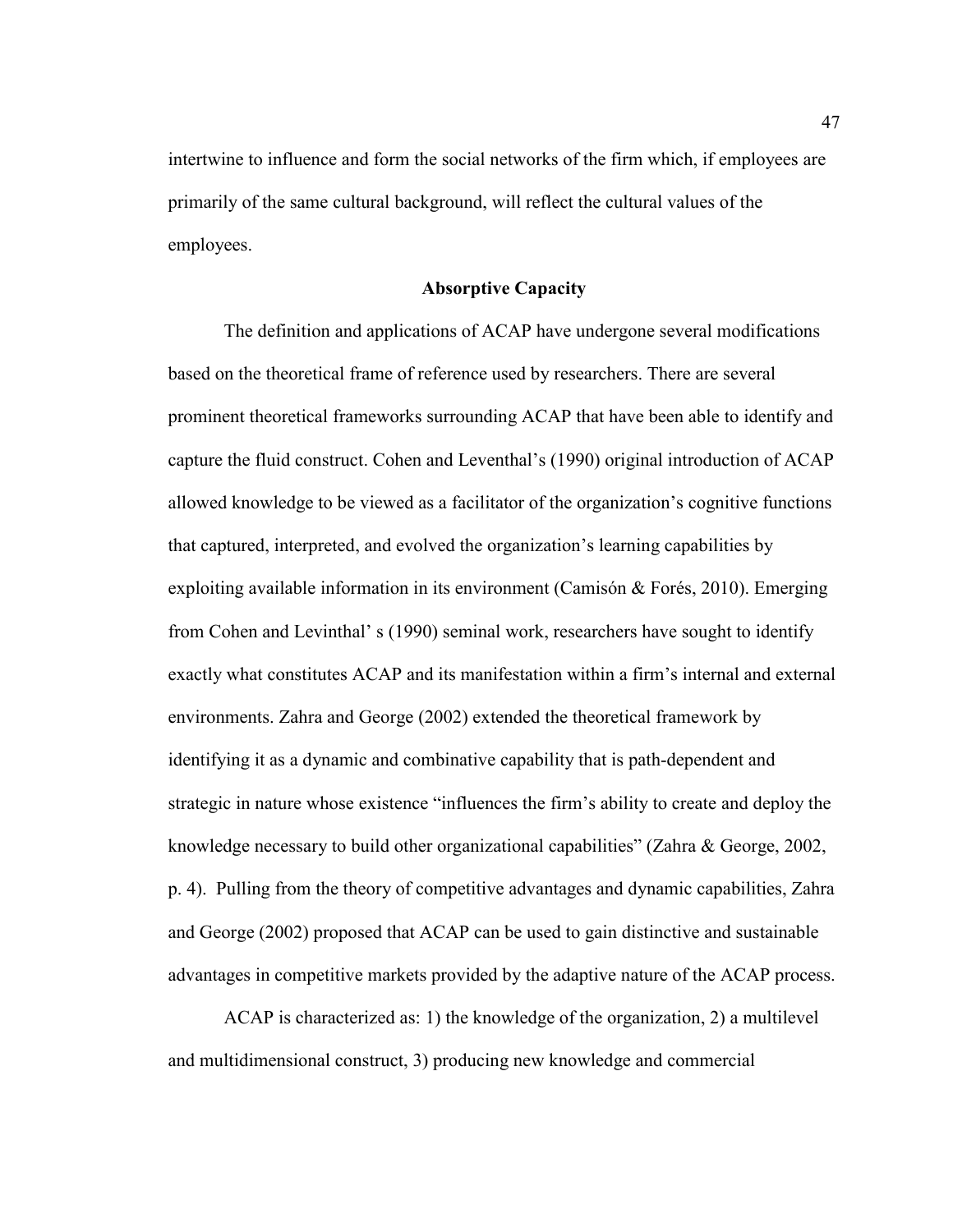intertwine to influence and form the social networks of the firm which, if employees are primarily of the same cultural background, will reflect the cultural values of the employees.

## Absorptive Capacity

The definition and applications of ACAP have undergone several modifications based on the theoretical frame of reference used by researchers. There are several prominent theoretical frameworks surrounding ACAP that have been able to identify and capture the fluid construct. Cohen and Leventhal's (1990) original introduction of ACAP allowed knowledge to be viewed as a facilitator of the organization's cognitive functions that captured, interpreted, and evolved the organization's learning capabilities by exploiting available information in its environment (Camisón & Forés, 2010). Emerging from Cohen and Levinthal' s (1990) seminal work, researchers have sought to identify exactly what constitutes ACAP and its manifestation within a firm's internal and external environments. Zahra and George (2002) extended the theoretical framework by identifying it as a dynamic and combinative capability that is path-dependent and strategic in nature whose existence "influences the firm's ability to create and deploy the knowledge necessary to build other organizational capabilities" (Zahra & George, 2002, p. 4). Pulling from the theory of competitive advantages and dynamic capabilities, Zahra and George (2002) proposed that ACAP can be used to gain distinctive and sustainable advantages in competitive markets provided by the adaptive nature of the ACAP process.

ACAP is characterized as: 1) the knowledge of the organization, 2) a multilevel and multidimensional construct, 3) producing new knowledge and commercial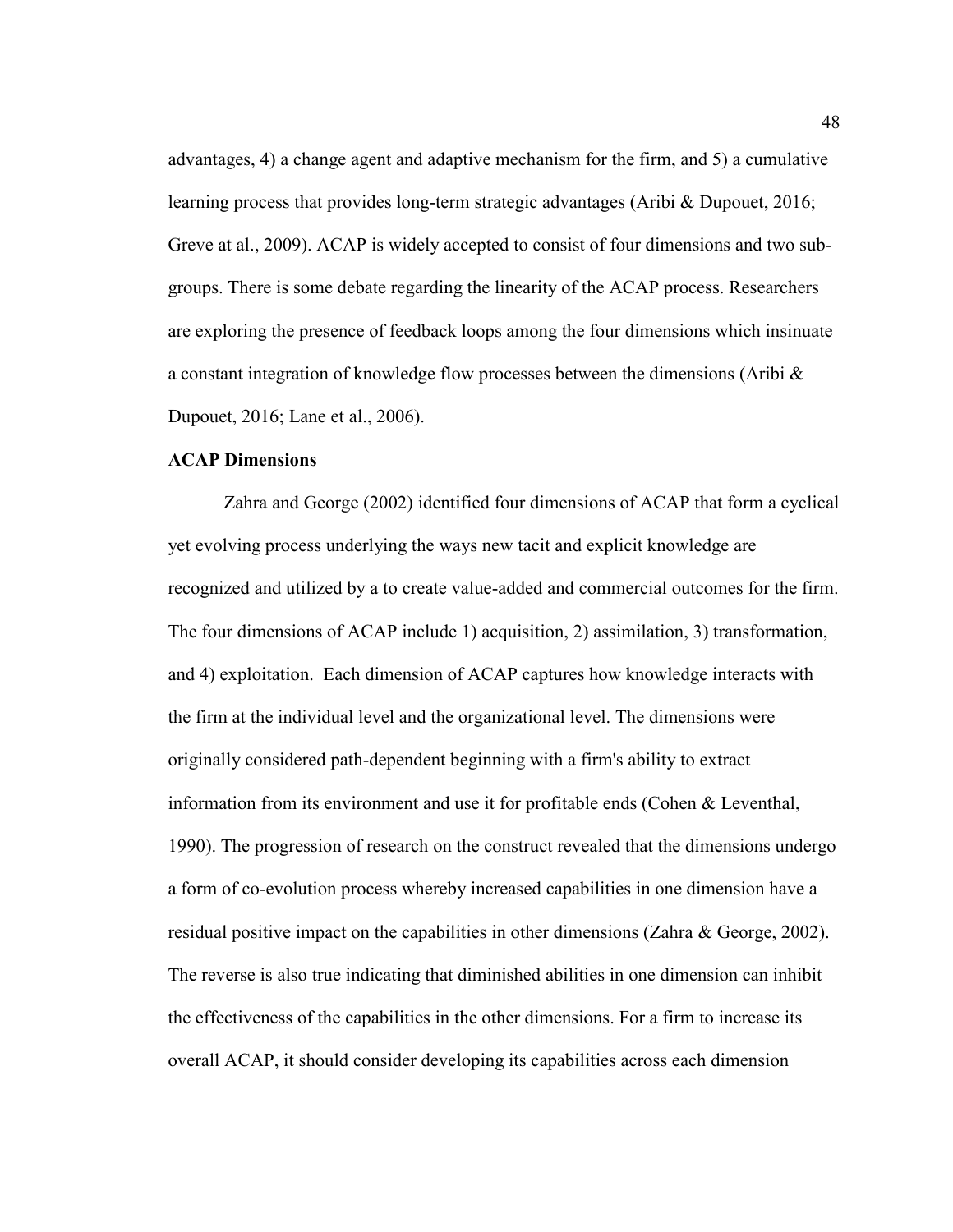advantages, 4) a change agent and adaptive mechanism for the firm, and 5) a cumulative learning process that provides long-term strategic advantages (Aribi & Dupouet, 2016; Greve at al., 2009). ACAP is widely accepted to consist of four dimensions and two sub-groups. There is some debate regarding the linearity of the ACAP process. Researchers are exploring the presence of feedback loops among the four dimensions which insinuate a constant integration of knowledge flow processes between the dimensions (Aribi & Dupouet, 2016; Lane et al., 2006).

**ACAP Dimensions**

Zahra and George (2002) identified four dimensions of ACAP that form a cyclical yet evolving process underlying the ways new tacit and explicit knowledge are recognized and utilized by a to create value-added and commercial outcomes for the firm. The four dimensions of ACAP include 1) acquisition, 2) assimilation, 3) transformation, and 4) exploitation. Each dimension of ACAP captures how knowledge interacts with the firm at the individual level and the organizational level. The dimensions were originally considered path-dependent beginning with a firm's ability to extract information from its environment and use it for profitable ends (Cohen & Leventhal, 1990). The progression of research on the construct revealed that the dimensions undergo a form of co-evolution process whereby increased capabilities in one dimension have a residual positive impact on the capabilities in other dimensions (Zahra & George, 2002). The reverse is also true indicating that diminished abilities in one dimension can inhibit the effectiveness of the capabilities in the other dimensions. For a firm to increase its overall ACAP, it should consider developing its capabilities across each dimension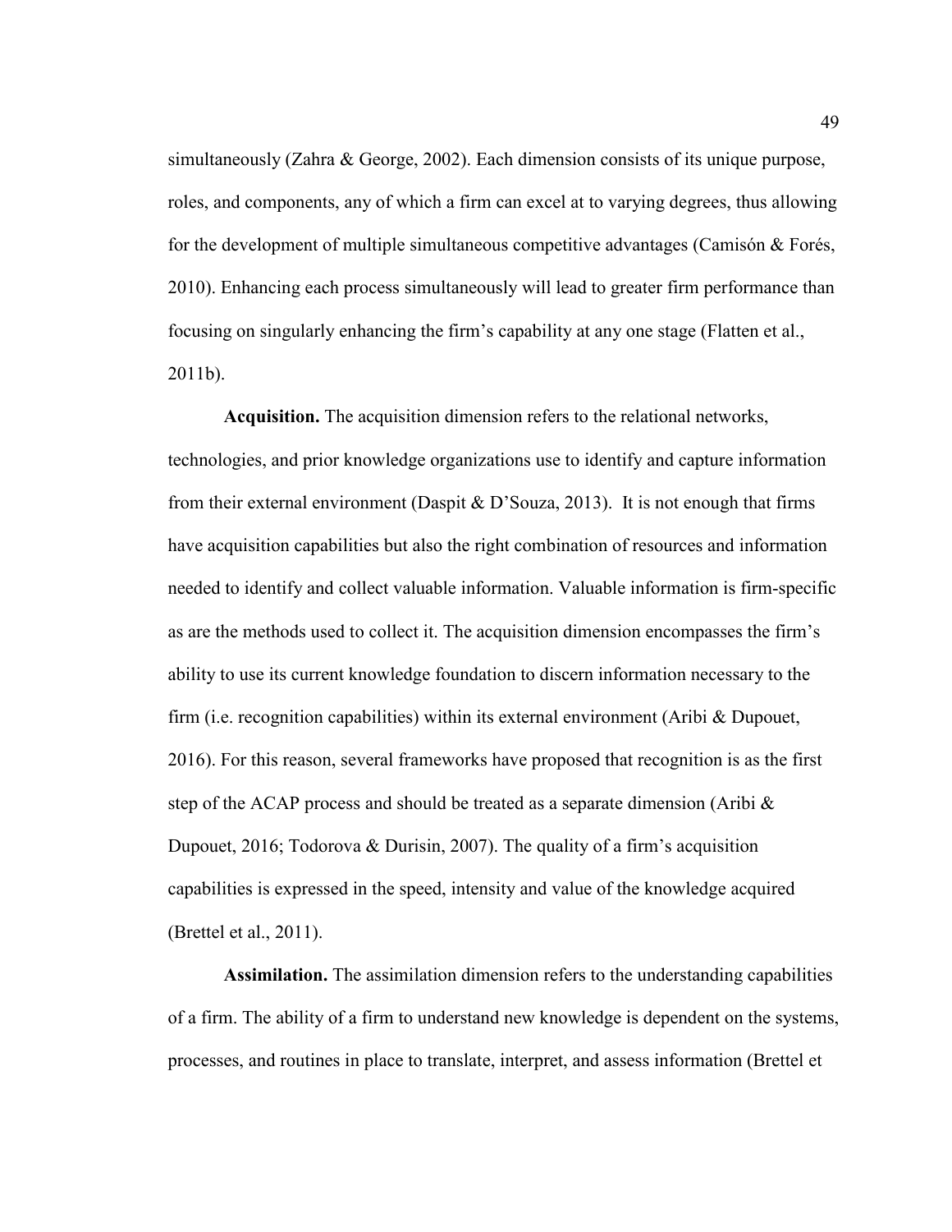simultaneously (Zahra & George, 2002). Each dimension consists of its unique purpose, roles, and components, any of which a firm can excel at to varying degrees, thus allowing for the development of multiple simultaneous competitive advantages (Camisón & Forés, 2010). Enhancing each process simultaneously will lead to greater firm performance than focusing on singularly enhancing the firm's capability at any one stage (Flatten et al., 2011b).

**Acquisition.** The acquisition dimension refers to the relational networks, technologies, and prior knowledge organizations use to identify and capture information from their external environment (Daspit & D'Souza, 2013). It is not enough that firms have acquisition capabilities but also the right combination of resources and information needed to identify and collect valuable information. Valuable information is firm-specific as are the methods used to collect it. The acquisition dimension encompasses the firm's ability to use its current knowledge foundation to discern information necessary to the firm (i.e. recognition capabilities) within its external environment (Aribi & Dupouet, 2016). For this reason, several frameworks have proposed that recognition is as the first step of the ACAP process and should be treated as a separate dimension (Aribi & Dupouet, 2016; Todorova & Durisin, 2007). The quality of a firm's acquisition capabilities is expressed in the speed, intensity and value of the knowledge acquired (Brettel et al., 2011).

**Assimilation.** The assimilation dimension refers to the understanding capabilities of a firm. The ability of a firm to understand new knowledge is dependent on the systems, processes, and routines in place to translate, interpret, and assess information (Brettel et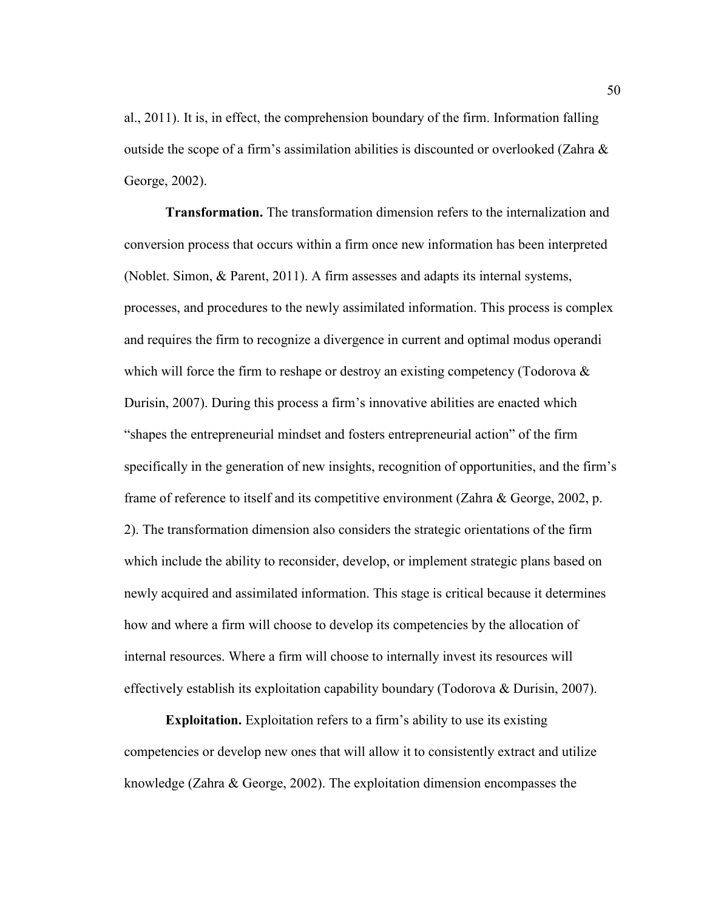al., 2011). It is, in effect, the comprehension boundary of the firm. Information falling outside the scope of a firm's assimilation abilities is discounted or overlooked (Zahra & George, 2002).

**Transformation.** The transformation dimension refers to the internalization and conversion process that occurs within a firm once new information has been interpreted (Noblet. Simon, & Parent, 2011). A firm assesses and adapts its internal systems, processes, and procedures to the newly assimilated information. This process is complex and requires the firm to recognize a divergence in current and optimal modus operandi which will force the firm to reshape or destroy an existing competency (Todorova & Durisin, 2007). During this process a firm's innovative abilities are enacted which "shapes the entrepreneurial mindset and fosters entrepreneurial action" of the firm specifically in the generation of new insights, recognition of opportunities, and the firm's frame of reference to itself and its competitive environment (Zahra & George, 2002, p. 2). The transformation dimension also considers the strategic orientations of the firm which include the ability to reconsider, develop, or implement strategic plans based on newly acquired and assimilated information. This stage is critical because it determines how and where a firm will choose to develop its competencies by the allocation of internal resources. Where a firm will choose to internally invest its resources will effectively establish its exploitation capability boundary (Todorova & Durisin, 2007).

**Exploitation.** Exploitation refers to a firm's ability to use its existing competencies or develop new ones that will allow it to consistently extract and utilize knowledge (Zahra & George, 2002). The exploitation dimension encompasses the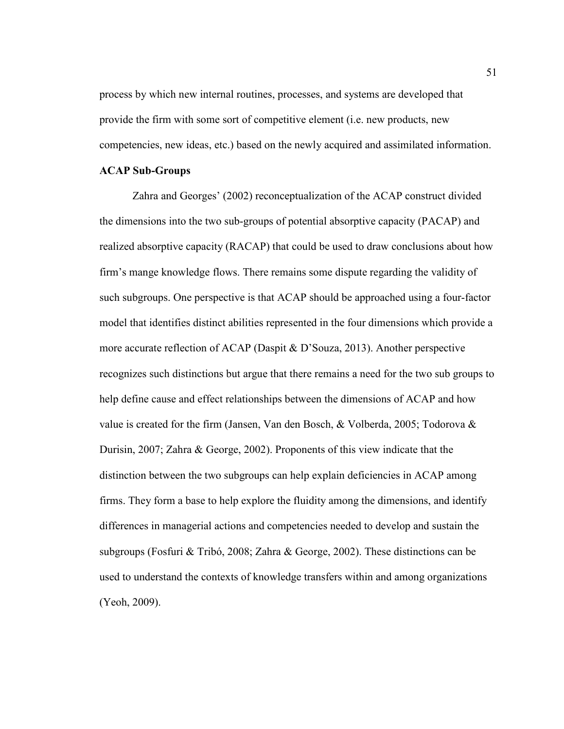process by which new internal routines, processes, and systems are developed that provide the firm with some sort of competitive element (i.e. new products, new competencies, new ideas, etc.) based on the newly acquired and assimilated information.

**ACAP Sub-Groups**

Zahra and Georges' (2002) reconceptualization of the ACAP construct divided the dimensions into the two sub-groups of potential absorptive capacity (PACAP) and realized absorptive capacity (RACAP) that could be used to draw conclusions about how firm's mange knowledge flows. There remains some dispute regarding the validity of such subgroups. One perspective is that ACAP should be approached using a four-factor model that identifies distinct abilities represented in the four dimensions which provide a more accurate reflection of ACAP (Daspit & D'Souza, 2013). Another perspective recognizes such distinctions but argue that there remains a need for the two sub groups to help define cause and effect relationships between the dimensions of ACAP and how value is created for the firm (Jansen, Van den Bosch, & Volberda, 2005; Todorova & Durisin, 2007; Zahra & George, 2002). Proponents of this view indicate that the distinction between the two subgroups can help explain deficiencies in ACAP among firms. They form a base to help explore the fluidity among the dimensions, and identify differences in managerial actions and competencies needed to develop and sustain the subgroups (Fosfuri & Tribó, 2008; Zahra & George, 2002). These distinctions can be used to understand the contexts of knowledge transfers within and among organizations (Yeoh, 2009).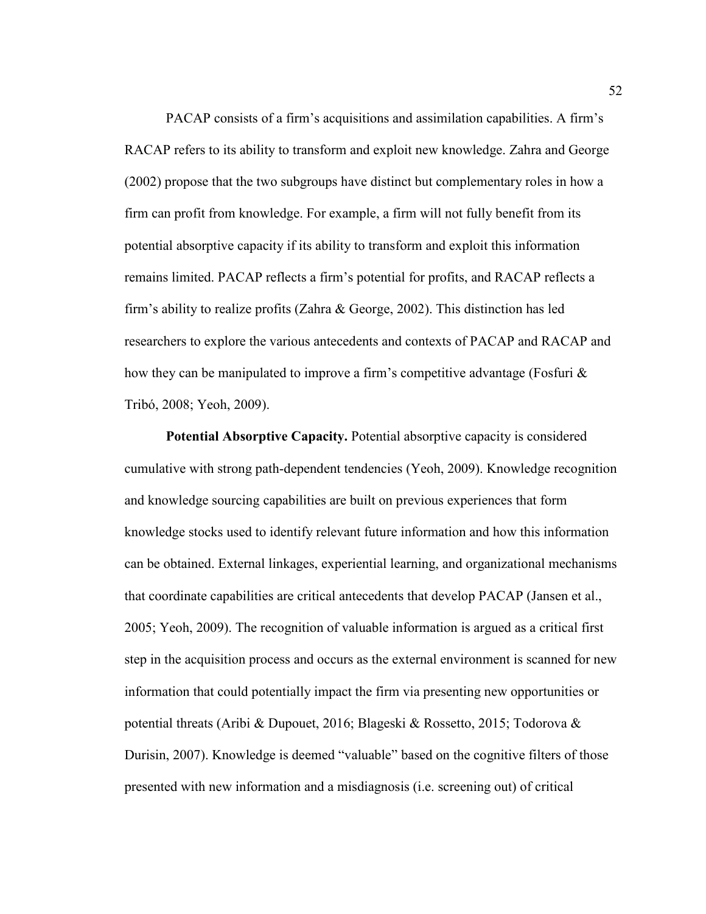PACAP consists of a firm's acquisitions and assimilation capabilities. A firm's RACAP refers to its ability to transform and exploit new knowledge. Zahra and George (2002) propose that the two subgroups have distinct but complementary roles in how a firm can profit from knowledge. For example, a firm will not fully benefit from its potential absorptive capacity if its ability to transform and exploit this information remains limited. PACAP reflects a firm's potential for profits, and RACAP reflects a firm's ability to realize profits (Zahra & George, 2002). This distinction has led researchers to explore the various antecedents and contexts of PACAP and RACAP and how they can be manipulated to improve a firm's competitive advantage (Fosfuri & Tribó, 2008; Yeoh, 2009).

**Potential Absorptive Capacity.** Potential absorptive capacity is considered cumulative with strong path-dependent tendencies (Yeoh, 2009). Knowledge recognition and knowledge sourcing capabilities are built on previous experiences that form knowledge stocks used to identify relevant future information and how this information can be obtained. External linkages, experiential learning, and organizational mechanisms that coordinate capabilities are critical antecedents that develop PACAP (Jansen et al., 2005; Yeoh, 2009). The recognition of valuable information is argued as a critical first step in the acquisition process and occurs as the external environment is scanned for new information that could potentially impact the firm via presenting new opportunities or potential threats (Aribi & Dupouet, 2016; Blageski & Rossetto, 2015; Todorova & Durisin, 2007). Knowledge is deemed "valuable" based on the cognitive filters of those presented with new information and a misdiagnosis (i.e. screening out) of critical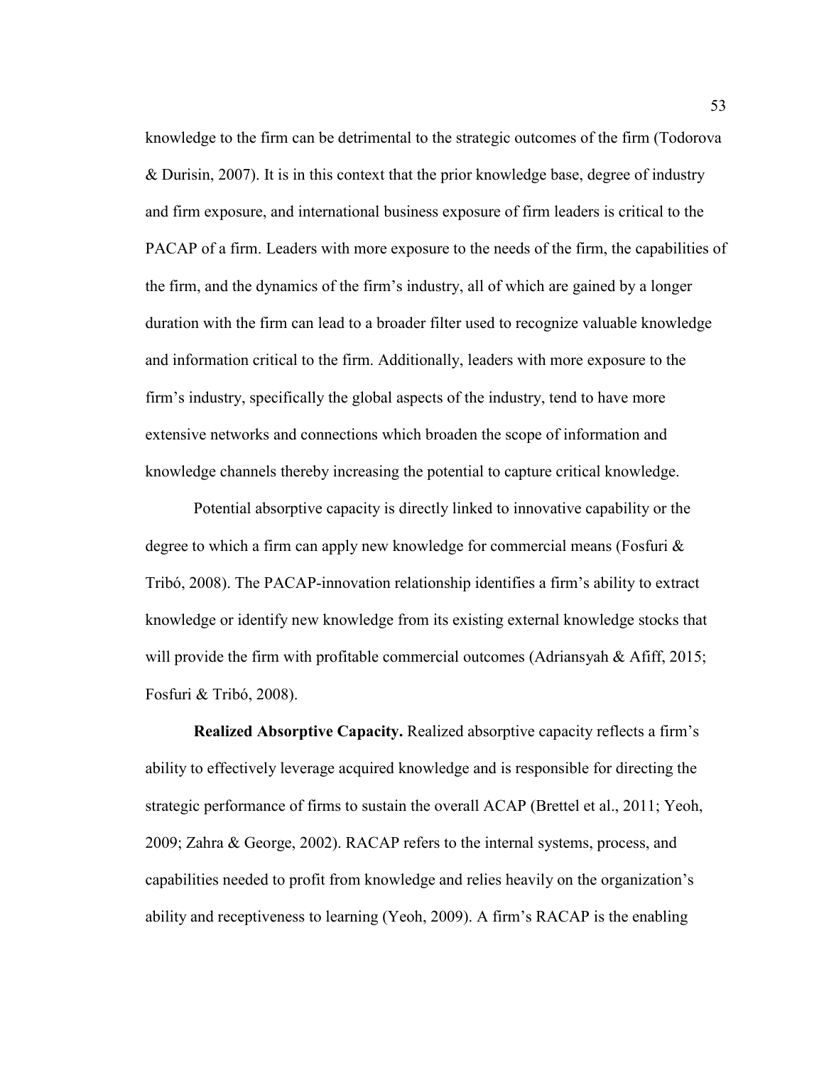knowledge to the firm can be detrimental to the strategic outcomes of the firm (Todorova & Durisin, 2007). It is in this context that the prior knowledge base, degree of industry and firm exposure, and international business exposure of firm leaders is critical to the PACAP of a firm. Leaders with more exposure to the needs of the firm, the capabilities of the firm, and the dynamics of the firm's industry, all of which are gained by a longer duration with the firm can lead to a broader filter used to recognize valuable knowledge and information critical to the firm. Additionally, leaders with more exposure to the firm's industry, specifically the global aspects of the industry, tend to have more extensive networks and connections which broaden the scope of information and knowledge channels thereby increasing the potential to capture critical knowledge.

Potential absorptive capacity is directly linked to innovative capability or the degree to which a firm can apply new knowledge for commercial means (Fosfuri & Tribó, 2008). The PACAP-innovation relationship identifies a firm's ability to extract knowledge or identify new knowledge from its existing external knowledge stocks that will provide the firm with profitable commercial outcomes (Adriansyah & Afiff, 2015; Fosfuri & Tribó, 2008).

**Realized Absorptive Capacity.** Realized absorptive capacity reflects a firm's ability to effectively leverage acquired knowledge and is responsible for directing the strategic performance of firms to sustain the overall ACAP (Brettel et al., 2011; Yeoh, 2009; Zahra & George, 2002). RACAP refers to the internal systems, process, and capabilities needed to profit from knowledge and relies heavily on the organization's ability and receptiveness to learning (Yeoh, 2009). A firm's RACAP is the enabling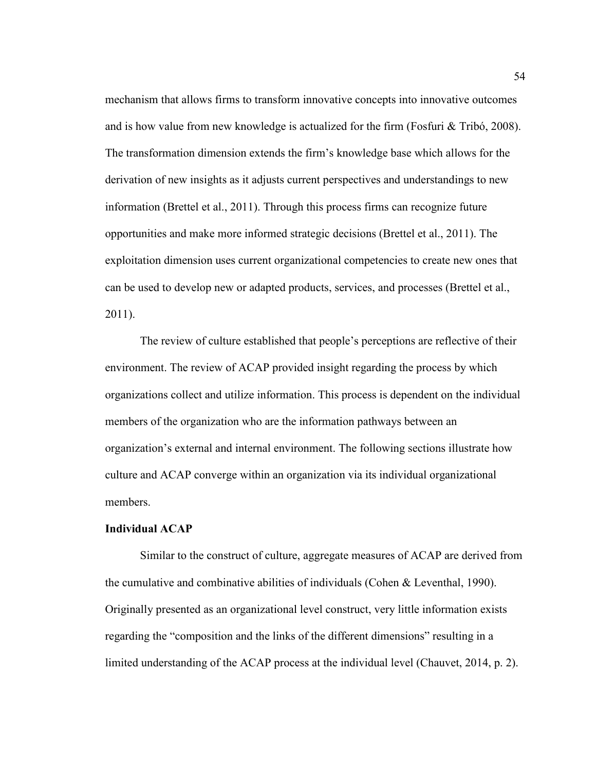mechanism that allows firms to transform innovative concepts into innovative outcomes and is how value from new knowledge is actualized for the firm (Fosfuri & Tribó, 2008). The transformation dimension extends the firm's knowledge base which allows for the derivation of new insights as it adjusts current perspectives and understandings to new information (Brettel et al., 2011). Through this process firms can recognize future opportunities and make more informed strategic decisions (Brettel et al., 2011). The exploitation dimension uses current organizational competencies to create new ones that can be used to develop new or adapted products, services, and processes (Brettel et al., 2011).

The review of culture established that people's perceptions are reflective of their environment. The review of ACAP provided insight regarding the process by which organizations collect and utilize information. This process is dependent on the individual members of the organization who are the information pathways between an organization's external and internal environment. The following sections illustrate how culture and ACAP converge within an organization via its individual organizational members.

**Individual ACAP**

Similar to the construct of culture, aggregate measures of ACAP are derived from the cumulative and combinative abilities of individuals (Cohen & Leventhal, 1990). Originally presented as an organizational level construct, very little information exists regarding the "composition and the links of the different dimensions" resulting in a limited understanding of the ACAP process at the individual level (Chauvet, 2014, p. 2).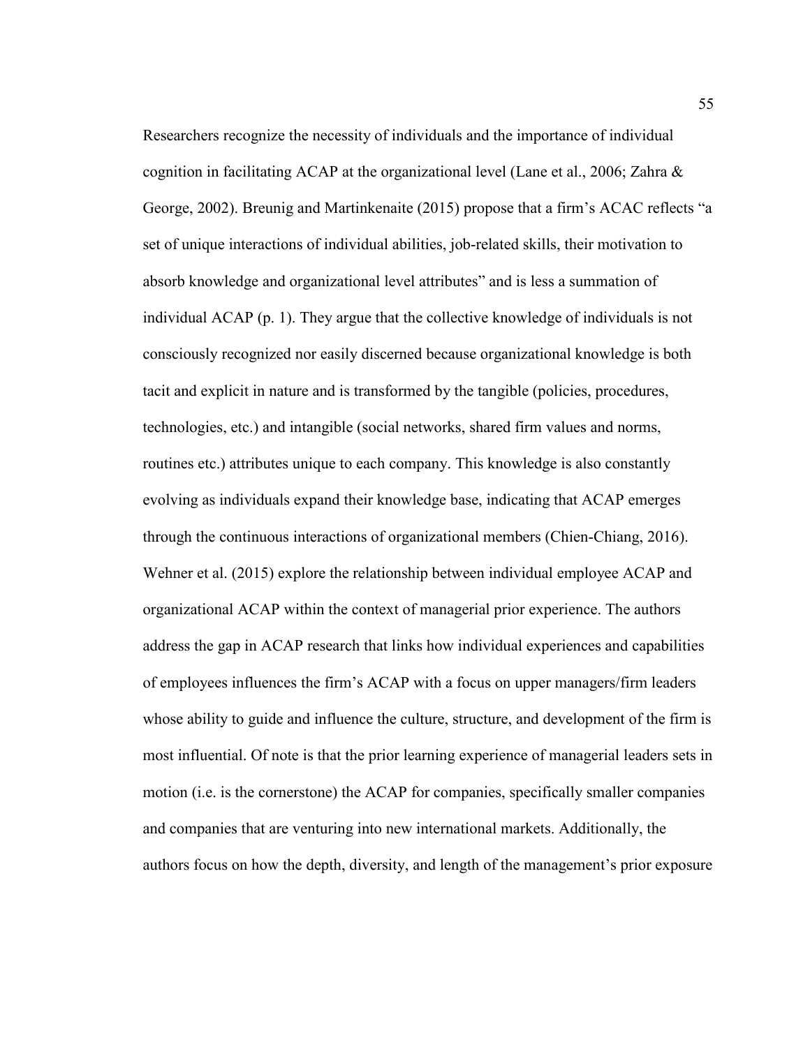Researchers recognize the necessity of individuals and the importance of individual cognition in facilitating ACAP at the organizational level (Lane et al., 2006; Zahra & George, 2002). Breunig and Martinkenaite (2015) propose that a firm's ACAC reflects "a set of unique interactions of individual abilities, job-related skills, their motivation to absorb knowledge and organizational level attributes" and is less a summation of individual ACAP (p. 1). They argue that the collective knowledge of individuals is not consciously recognized nor easily discerned because organizational knowledge is both tacit and explicit in nature and is transformed by the tangible (policies, procedures, technologies, etc.) and intangible (social networks, shared firm values and norms, routines etc.) attributes unique to each company. This knowledge is also constantly evolving as individuals expand their knowledge base, indicating that ACAP emerges through the continuous interactions of organizational members (Chien-Chiang, 2016). Wehner et al. (2015) explore the relationship between individual employee ACAP and organizational ACAP within the context of managerial prior experience. The authors address the gap in ACAP research that links how individual experiences and capabilities of employees influences the firm's ACAP with a focus on upper managers/firm leaders whose ability to guide and influence the culture, structure, and development of the firm is most influential. Of note is that the prior learning experience of managerial leaders sets in motion (i.e. is the cornerstone) the ACAP for companies, specifically smaller companies and companies that are venturing into new international markets. Additionally, the authors focus on how the depth, diversity, and length of the management's prior exposure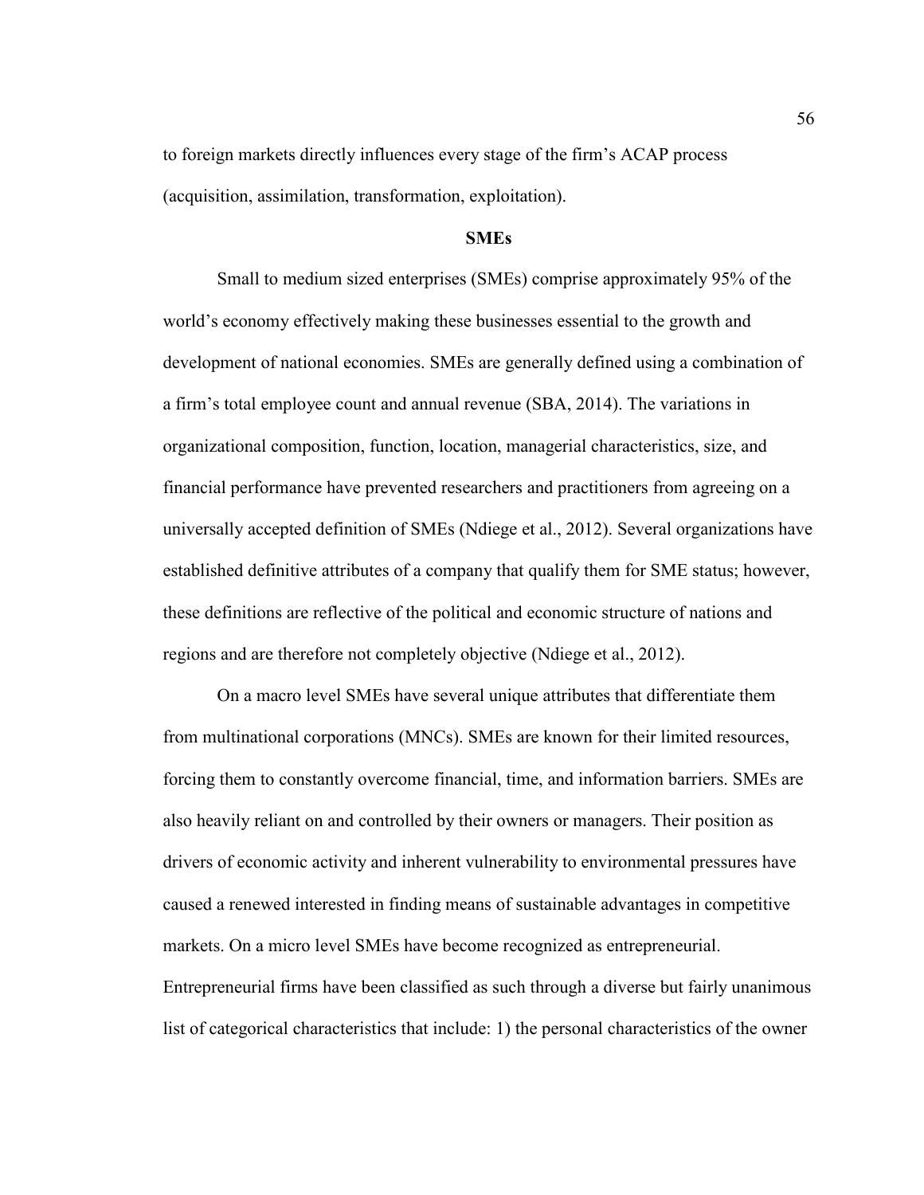to foreign markets directly influences every stage of the firm's ACAP process (acquisition, assimilation, transformation, exploitation).

## SMEs

Small to medium sized enterprises (SMEs) comprise approximately 95% of the world's economy effectively making these businesses essential to the growth and development of national economies. SMEs are generally defined using a combination of a firm's total employee count and annual revenue (SBA, 2014). The variations in organizational composition, function, location, managerial characteristics, size, and financial performance have prevented researchers and practitioners from agreeing on a universally accepted definition of SMEs (Ndiege et al., 2012). Several organizations have established definitive attributes of a company that qualify them for SME status; however, these definitions are reflective of the political and economic structure of nations and regions and are therefore not completely objective (Ndiege et al., 2012).

On a macro level SMEs have several unique attributes that differentiate them from multinational corporations (MNCs). SMEs are known for their limited resources, forcing them to constantly overcome financial, time, and information barriers. SMEs are also heavily reliant on and controlled by their owners or managers. Their position as drivers of economic activity and inherent vulnerability to environmental pressures have caused a renewed interested in finding means of sustainable advantages in competitive markets. On a micro level SMEs have become recognized as entrepreneurial. Entrepreneurial firms have been classified as such through a diverse but fairly unanimous list of categorical characteristics that include: 1) the personal characteristics of the owner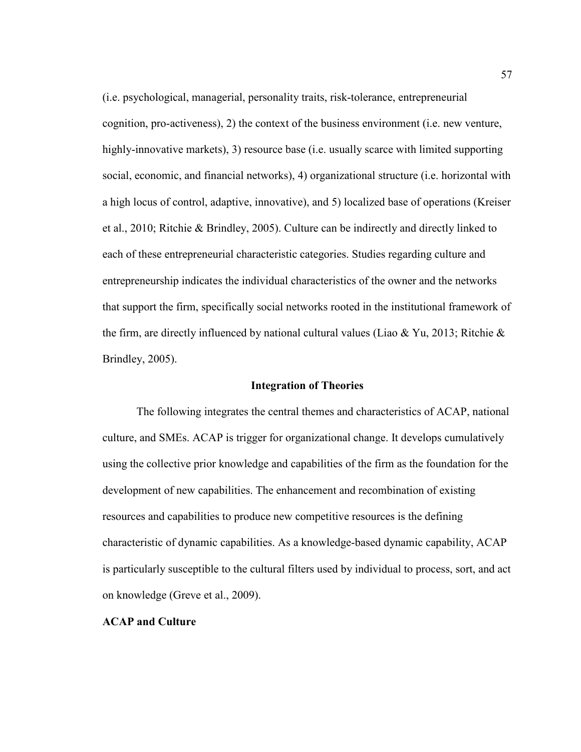(i.e. psychological, managerial, personality traits, risk-tolerance, entrepreneurial cognition, pro-activeness), 2) the context of the business environment (i.e. new venture, highly-innovative markets), 3) resource base (i.e. usually scarce with limited supporting social, economic, and financial networks), 4) organizational structure (i.e. horizontal with a high locus of control, adaptive, innovative), and 5) localized base of operations (Kreiser et al., 2010; Ritchie & Brindley, 2005). Culture can be indirectly and directly linked to each of these entrepreneurial characteristic categories. Studies regarding culture and entrepreneurship indicates the individual characteristics of the owner and the networks that support the firm, specifically social networks rooted in the institutional framework of the firm, are directly influenced by national cultural values (Liao & Yu, 2013; Ritchie & Brindley, 2005).

## Integration of Theories

The following integrates the central themes and characteristics of ACAP, national culture, and SMEs. ACAP is trigger for organizational change. It develops cumulatively using the collective prior knowledge and capabilities of the firm as the foundation for the development of new capabilities. The enhancement and recombination of existing resources and capabilities to produce new competitive resources is the defining characteristic of dynamic capabilities. As a knowledge-based dynamic capability, ACAP is particularly susceptible to the cultural filters used by individual to process, sort, and act on knowledge (Greve et al., 2009).

### ACAP and Culture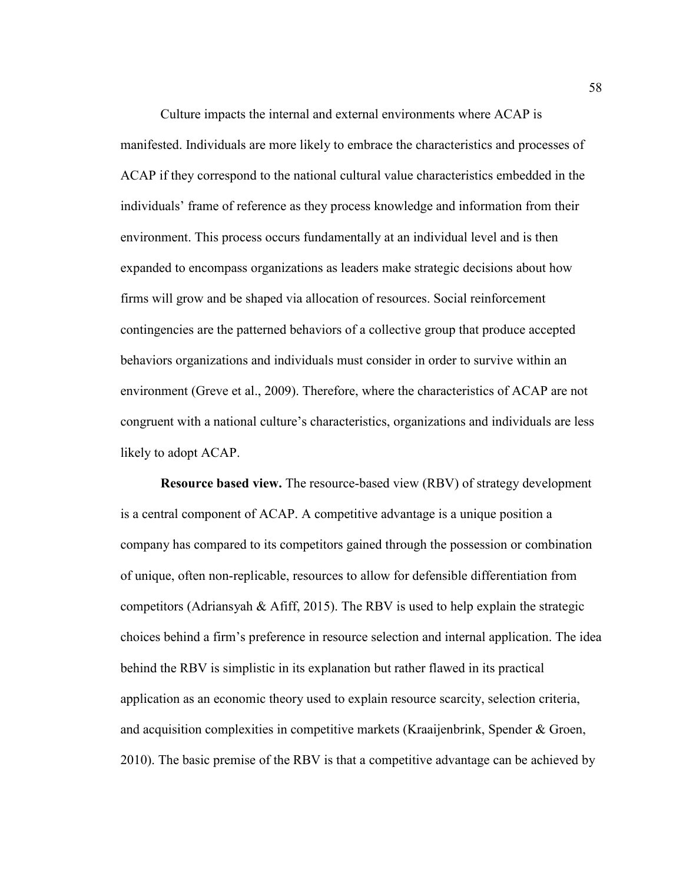Culture impacts the internal and external environments where ACAP is manifested. Individuals are more likely to embrace the characteristics and processes of ACAP if they correspond to the national cultural value characteristics embedded in the individuals' frame of reference as they process knowledge and information from their environment. This process occurs fundamentally at an individual level and is then expanded to encompass organizations as leaders make strategic decisions about how firms will grow and be shaped via allocation of resources. Social reinforcement contingencies are the patterned behaviors of a collective group that produce accepted behaviors organizations and individuals must consider in order to survive within an environment (Greve et al., 2009). Therefore, where the characteristics of ACAP are not congruent with a national culture's characteristics, organizations and individuals are less likely to adopt ACAP.

**Resource based view.** The resource-based view (RBV) of strategy development is a central component of ACAP. A competitive advantage is a unique position a company has compared to its competitors gained through the possession or combination of unique, often non-replicable, resources to allow for defensible differentiation from competitors (Adriansyah & Afiff, 2015). The RBV is used to help explain the strategic choices behind a firm's preference in resource selection and internal application. The idea behind the RBV is simplistic in its explanation but rather flawed in its practical application as an economic theory used to explain resource scarcity, selection criteria, and acquisition complexities in competitive markets (Kraaijenbrink, Spender & Groen, 2010). The basic premise of the RBV is that a competitive advantage can be achieved by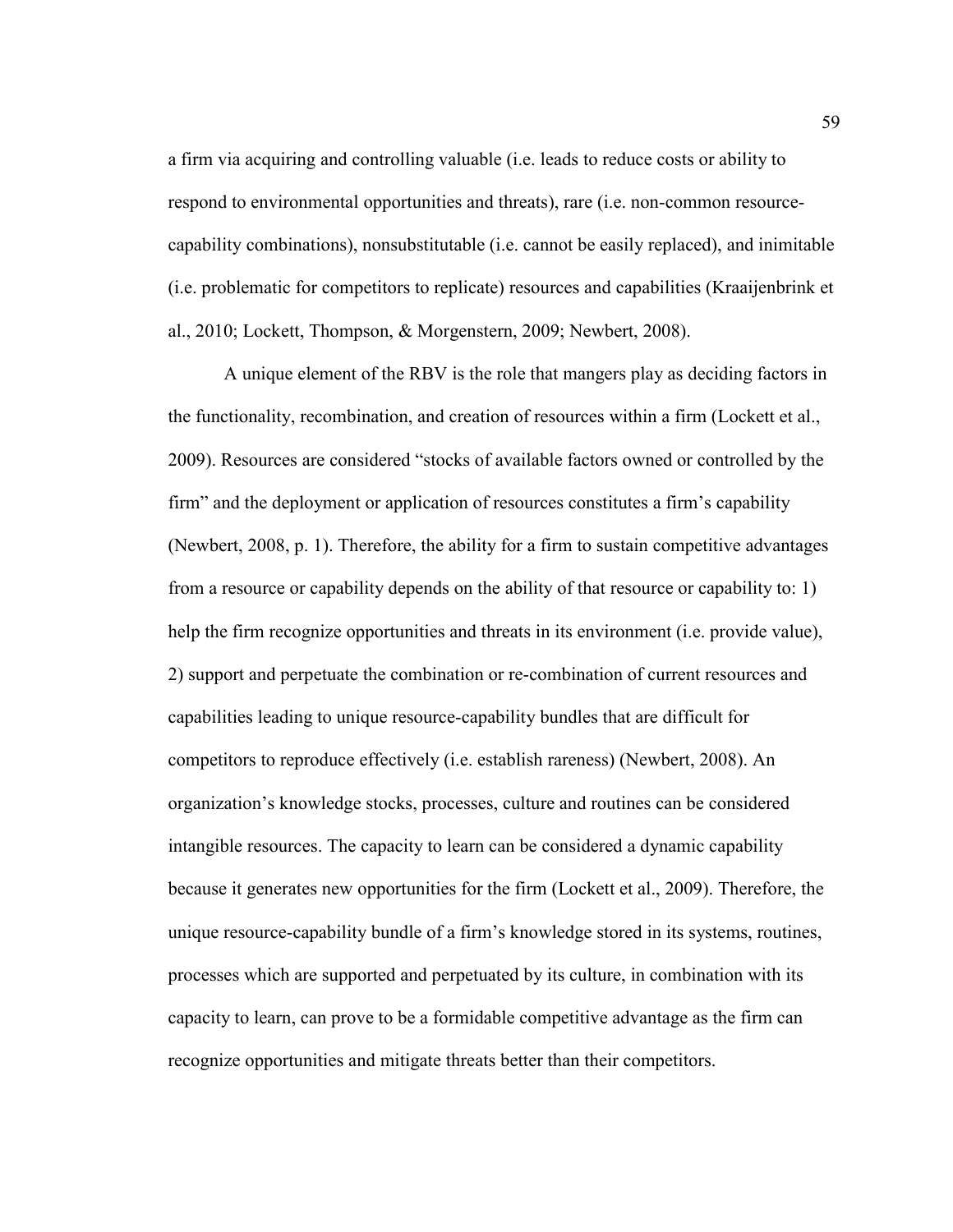a firm via acquiring and controlling valuable (i.e. leads to reduce costs or ability to respond to environmental opportunities and threats), rare (i.e. non-common resource-capability combinations), nonsubstitutable (i.e. cannot be easily replaced), and inimitable (i.e. problematic for competitors to replicate) resources and capabilities (Kraaijenbrink et al., 2010; Lockett, Thompson, & Morgenstern, 2009; Newbert, 2008).

A unique element of the RBV is the role that mangers play as deciding factors in the functionality, recombination, and creation of resources within a firm (Lockett et al., 2009). Resources are considered "stocks of available factors owned or controlled by the firm" and the deployment or application of resources constitutes a firm's capability (Newbert, 2008, p. 1). Therefore, the ability for a firm to sustain competitive advantages from a resource or capability depends on the ability of that resource or capability to: 1) help the firm recognize opportunities and threats in its environment (i.e. provide value), 2) support and perpetuate the combination or re-combination of current resources and capabilities leading to unique resource-capability bundles that are difficult for competitors to reproduce effectively (i.e. establish rareness) (Newbert, 2008). An organization's knowledge stocks, processes, culture and routines can be considered intangible resources. The capacity to learn can be considered a dynamic capability because it generates new opportunities for the firm (Lockett et al., 2009). Therefore, the unique resource-capability bundle of a firm's knowledge stored in its systems, routines, processes which are supported and perpetuated by its culture, in combination with its capacity to learn, can prove to be a formidable competitive advantage as the firm can recognize opportunities and mitigate threats better than their competitors.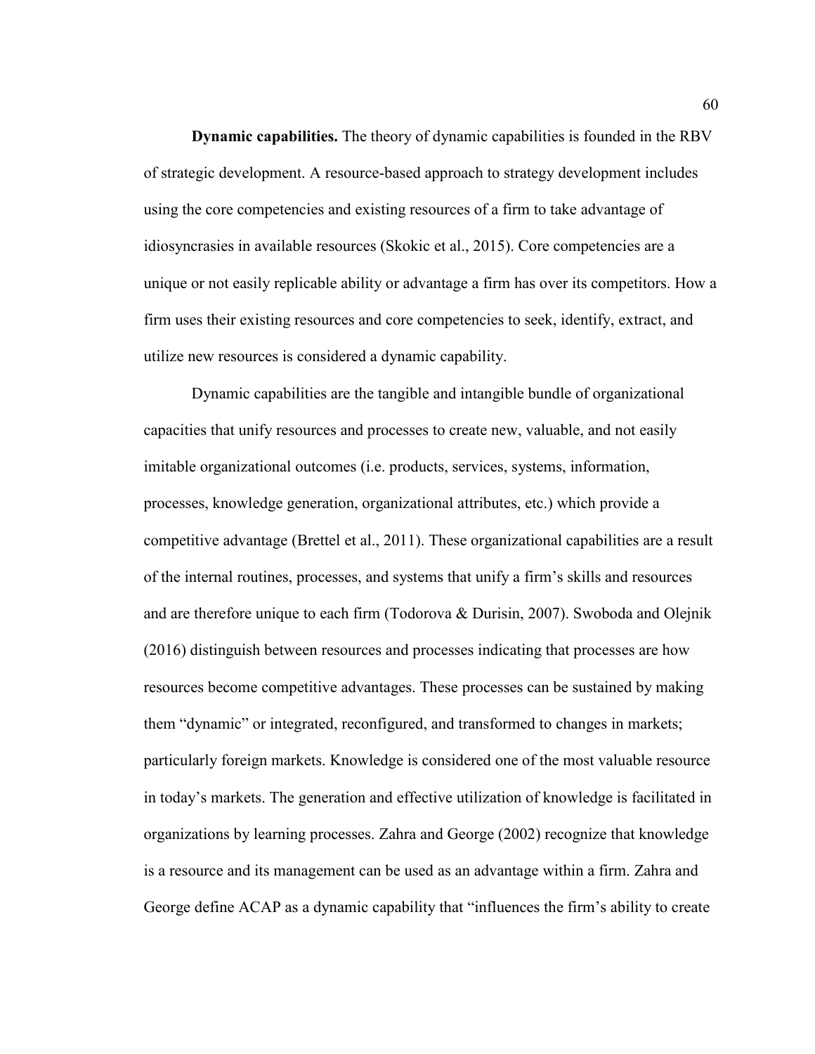**Dynamic capabilities.** The theory of dynamic capabilities is founded in the RBV of strategic development. A resource-based approach to strategy development includes using the core competencies and existing resources of a firm to take advantage of idiosyncrasies in available resources (Skokic et al., 2015). Core competencies are a unique or not easily replicable ability or advantage a firm has over its competitors. How a firm uses their existing resources and core competencies to seek, identify, extract, and utilize new resources is considered a dynamic capability.

Dynamic capabilities are the tangible and intangible bundle of organizational capacities that unify resources and processes to create new, valuable, and not easily imitable organizational outcomes (i.e. products, services, systems, information, processes, knowledge generation, organizational attributes, etc.) which provide a competitive advantage (Brettel et al., 2011). These organizational capabilities are a result of the internal routines, processes, and systems that unify a firm's skills and resources and are therefore unique to each firm (Todorova & Durisin, 2007). Swoboda and Olejnik (2016) distinguish between resources and processes indicating that processes are how resources become competitive advantages. These processes can be sustained by making them "dynamic" or integrated, reconfigured, and transformed to changes in markets; particularly foreign markets. Knowledge is considered one of the most valuable resource in today's markets. The generation and effective utilization of knowledge is facilitated in organizations by learning processes. Zahra and George (2002) recognize that knowledge is a resource and its management can be used as an advantage within a firm. Zahra and George define ACAP as a dynamic capability that "influences the firm's ability to create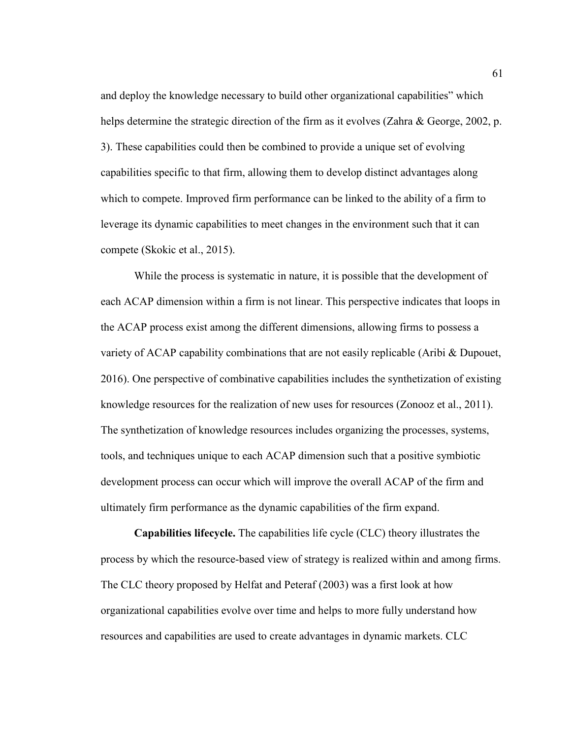and deploy the knowledge necessary to build other organizational capabilities" which helps determine the strategic direction of the firm as it evolves (Zahra & George, 2002, p. 3). These capabilities could then be combined to provide a unique set of evolving capabilities specific to that firm, allowing them to develop distinct advantages along which to compete. Improved firm performance can be linked to the ability of a firm to leverage its dynamic capabilities to meet changes in the environment such that it can compete (Skokic et al., 2015).

While the process is systematic in nature, it is possible that the development of each ACAP dimension within a firm is not linear. This perspective indicates that loops in the ACAP process exist among the different dimensions, allowing firms to possess a variety of ACAP capability combinations that are not easily replicable (Aribi & Dupouet, 2016). One perspective of combinative capabilities includes the synthetization of existing knowledge resources for the realization of new uses for resources (Zonooz et al., 2011). The synthetization of knowledge resources includes organizing the processes, systems, tools, and techniques unique to each ACAP dimension such that a positive symbiotic development process can occur which will improve the overall ACAP of the firm and ultimately firm performance as the dynamic capabilities of the firm expand.

**Capabilities lifecycle.** The capabilities life cycle (CLC) theory illustrates the process by which the resource-based view of strategy is realized within and among firms. The CLC theory proposed by Helfat and Peteraf (2003) was a first look at how organizational capabilities evolve over time and helps to more fully understand how resources and capabilities are used to create advantages in dynamic markets. CLC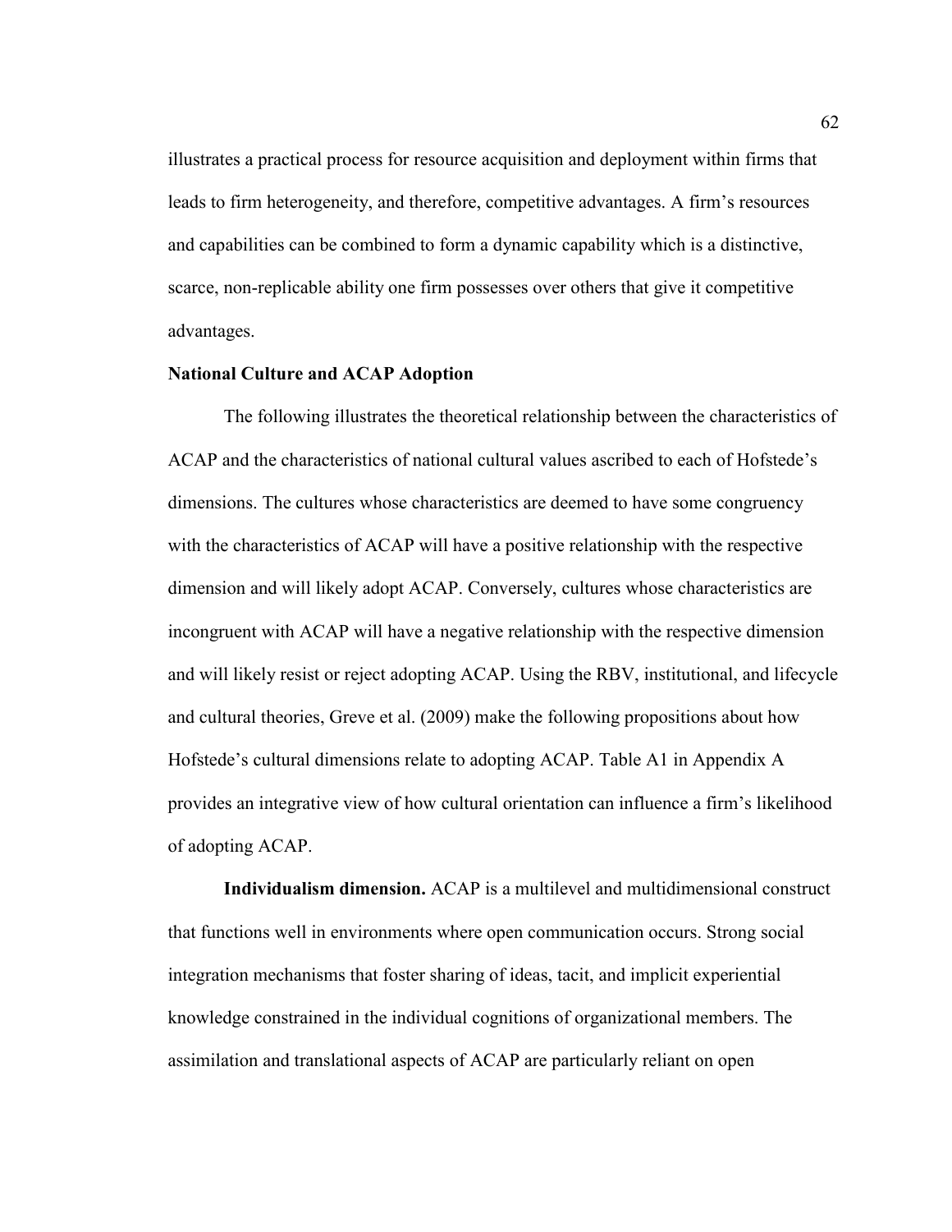illustrates a practical process for resource acquisition and deployment within firms that leads to firm heterogeneity, and therefore, competitive advantages. A firm's resources and capabilities can be combined to form a dynamic capability which is a distinctive, scarce, non-replicable ability one firm possesses over others that give it competitive advantages.

### National Culture and ACAP Adoption

The following illustrates the theoretical relationship between the characteristics of ACAP and the characteristics of national cultural values ascribed to each of Hofstede's dimensions. The cultures whose characteristics are deemed to have some congruency with the characteristics of ACAP will have a positive relationship with the respective dimension and will likely adopt ACAP. Conversely, cultures whose characteristics are incongruent with ACAP will have a negative relationship with the respective dimension and will likely resist or reject adopting ACAP. Using the RBV, institutional, and lifecycle and cultural theories, Greve et al. (2009) make the following propositions about how Hofstede's cultural dimensions relate to adopting ACAP. Table A1 in Appendix A provides an integrative view of how cultural orientation can influence a firm's likelihood of adopting ACAP.

**Individualism dimension.** ACAP is a multilevel and multidimensional construct that functions well in environments where open communication occurs. Strong social integration mechanisms that foster sharing of ideas, tacit, and implicit experiential knowledge constrained in the individual cognitions of organizational members. The assimilation and translational aspects of ACAP are particularly reliant on open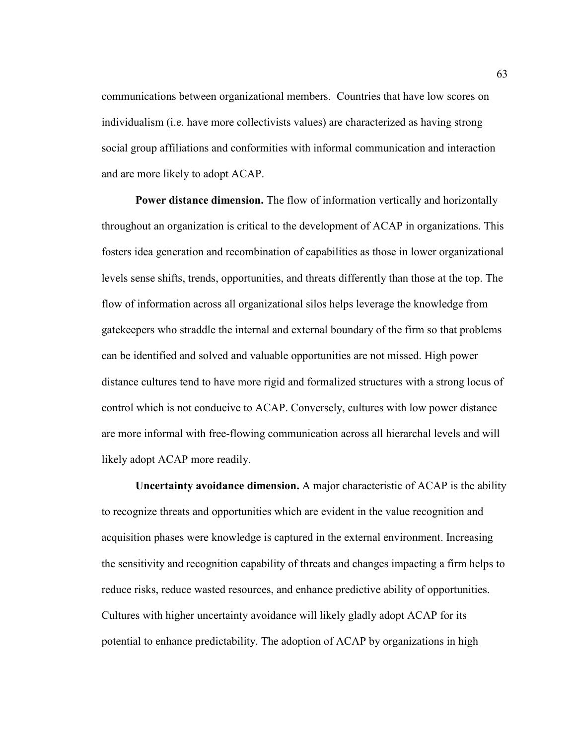communications between organizational members. Countries that have low scores on individualism (i.e. have more collectivists values) are characterized as having strong social group affiliations and conformities with informal communication and interaction and are more likely to adopt ACAP.

**Power distance dimension.** The flow of information vertically and horizontally throughout an organization is critical to the development of ACAP in organizations. This fosters idea generation and recombination of capabilities as those in lower organizational levels sense shifts, trends, opportunities, and threats differently than those at the top. The flow of information across all organizational silos helps leverage the knowledge from gatekeepers who straddle the internal and external boundary of the firm so that problems can be identified and solved and valuable opportunities are not missed. High power distance cultures tend to have more rigid and formalized structures with a strong locus of control which is not conducive to ACAP. Conversely, cultures with low power distance are more informal with free-flowing communication across all hierarchal levels and will likely adopt ACAP more readily.

**Uncertainty avoidance dimension.** A major characteristic of ACAP is the ability to recognize threats and opportunities which are evident in the value recognition and acquisition phases were knowledge is captured in the external environment. Increasing the sensitivity and recognition capability of threats and changes impacting a firm helps to reduce risks, reduce wasted resources, and enhance predictive ability of opportunities. Cultures with higher uncertainty avoidance will likely gladly adopt ACAP for its potential to enhance predictability. The adoption of ACAP by organizations in high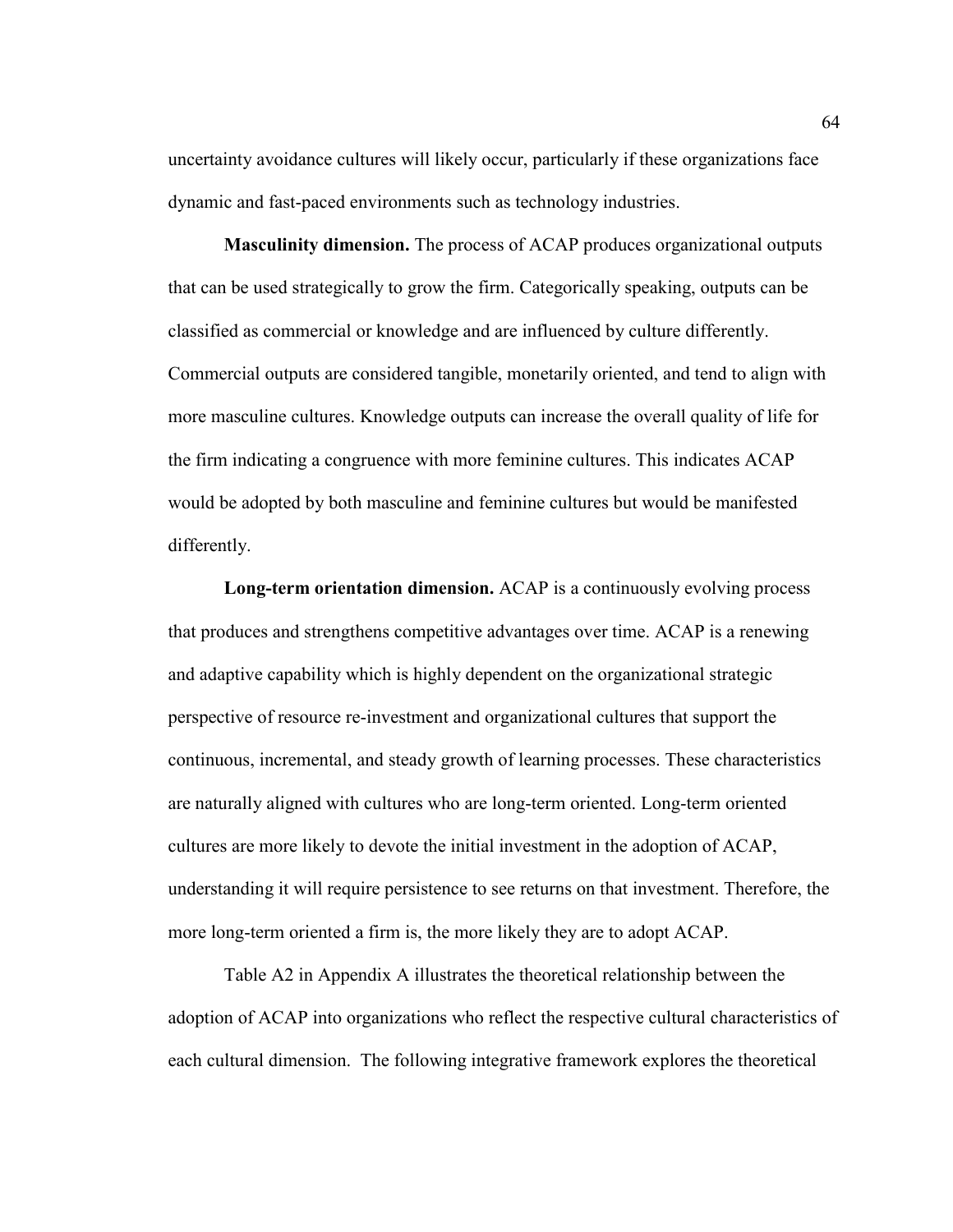uncertainty avoidance cultures will likely occur, particularly if these organizations face dynamic and fast-paced environments such as technology industries.

**Masculinity dimension.** The process of ACAP produces organizational outputs that can be used strategically to grow the firm. Categorically speaking, outputs can be classified as commercial or knowledge and are influenced by culture differently. Commercial outputs are considered tangible, monetarily oriented, and tend to align with more masculine cultures. Knowledge outputs can increase the overall quality of life for the firm indicating a congruence with more feminine cultures. This indicates ACAP would be adopted by both masculine and feminine cultures but would be manifested differently.

**Long-term orientation dimension.** ACAP is a continuously evolving process that produces and strengthens competitive advantages over time. ACAP is a renewing and adaptive capability which is highly dependent on the organizational strategic perspective of resource re-investment and organizational cultures that support the continuous, incremental, and steady growth of learning processes. These characteristics are naturally aligned with cultures who are long-term oriented. Long-term oriented cultures are more likely to devote the initial investment in the adoption of ACAP, understanding it will require persistence to see returns on that investment. Therefore, the more long-term oriented a firm is, the more likely they are to adopt ACAP.

Table A2 in Appendix A illustrates the theoretical relationship between the adoption of ACAP into organizations who reflect the respective cultural characteristics of each cultural dimension. The following integrative framework explores the theoretical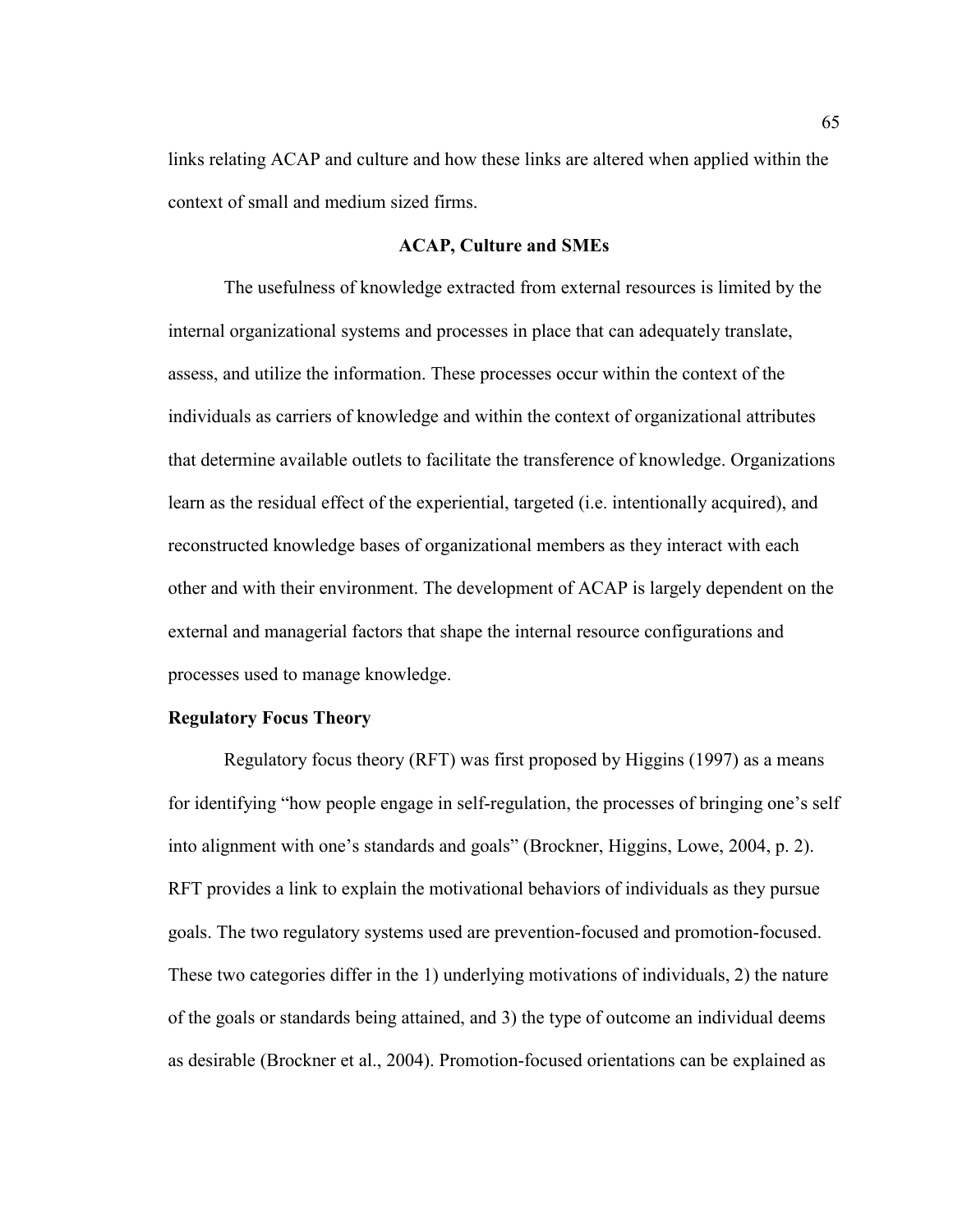links relating ACAP and culture and how these links are altered when applied within the context of small and medium sized firms.

## ACAP, Culture and SMEs

The usefulness of knowledge extracted from external resources is limited by the internal organizational systems and processes in place that can adequately translate, assess, and utilize the information. These processes occur within the context of the individuals as carriers of knowledge and within the context of organizational attributes that determine available outlets to facilitate the transference of knowledge. Organizations learn as the residual effect of the experiential, targeted (i.e. intentionally acquired), and reconstructed knowledge bases of organizational members as they interact with each other and with their environment. The development of ACAP is largely dependent on the external and managerial factors that shape the internal resource configurations and processes used to manage knowledge.

### Regulatory Focus Theory

Regulatory focus theory (RFT) was first proposed by Higgins (1997) as a means for identifying "how people engage in self-regulation, the processes of bringing one's self into alignment with one's standards and goals" (Brockner, Higgins, Lowe, 2004, p. 2). RFT provides a link to explain the motivational behaviors of individuals as they pursue goals. The two regulatory systems used are prevention-focused and promotion-focused. These two categories differ in the 1) underlying motivations of individuals, 2) the nature of the goals or standards being attained, and 3) the type of outcome an individual deems as desirable (Brockner et al., 2004). Promotion-focused orientations can be explained as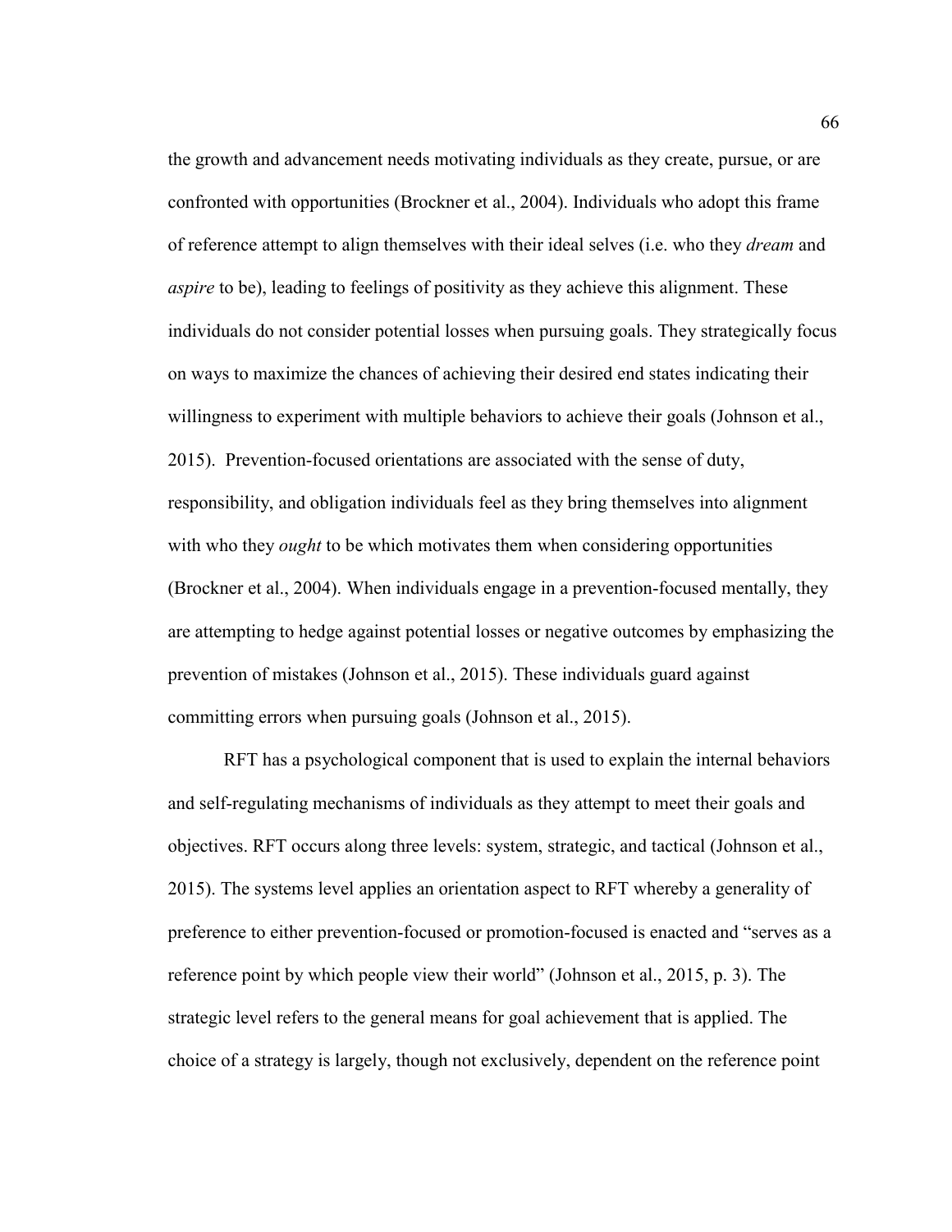the growth and advancement needs motivating individuals as they create, pursue, or are confronted with opportunities (Brockner et al., 2004). Individuals who adopt this frame of reference attempt to align themselves with their ideal selves (i.e. who they *dream* and *aspire* to be), leading to feelings of positivity as they achieve this alignment. These individuals do not consider potential losses when pursuing goals. They strategically focus on ways to maximize the chances of achieving their desired end states indicating their willingness to experiment with multiple behaviors to achieve their goals (Johnson et al., 2015). Prevention-focused orientations are associated with the sense of duty, responsibility, and obligation individuals feel as they bring themselves into alignment with who they *ought* to be which motivates them when considering opportunities (Brockner et al., 2004). When individuals engage in a prevention-focused mentally, they are attempting to hedge against potential losses or negative outcomes by emphasizing the prevention of mistakes (Johnson et al., 2015). These individuals guard against committing errors when pursuing goals (Johnson et al., 2015).

RFT has a psychological component that is used to explain the internal behaviors and self-regulating mechanisms of individuals as they attempt to meet their goals and objectives. RFT occurs along three levels: system, strategic, and tactical (Johnson et al., 2015). The systems level applies an orientation aspect to RFT whereby a generality of preference to either prevention-focused or promotion-focused is enacted and "serves as a reference point by which people view their world" (Johnson et al., 2015, p. 3). The strategic level refers to the general means for goal achievement that is applied. The choice of a strategy is largely, though not exclusively, dependent on the reference point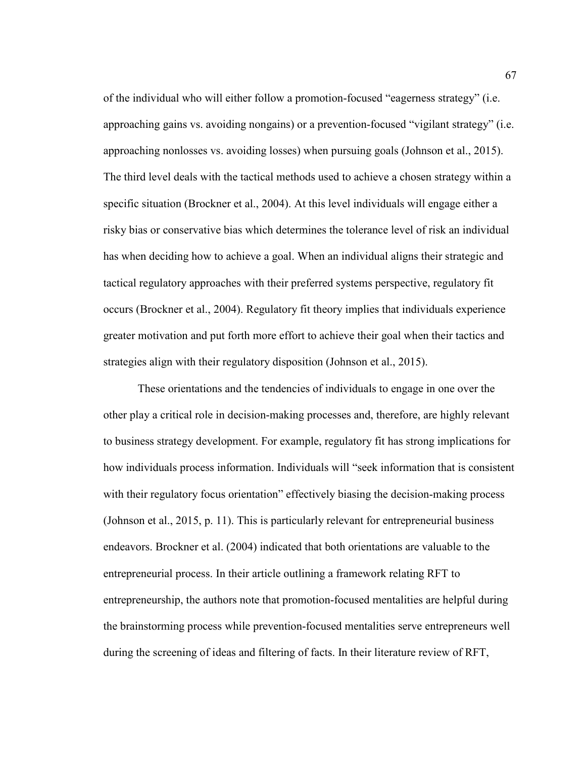of the individual who will either follow a promotion-focused “eagerness strategy” (i.e. approaching gains vs. avoiding nongains) or a prevention-focused “vigilant strategy” (i.e. approaching nonlosses vs. avoiding losses) when pursuing goals (Johnson et al., 2015). The third level deals with the tactical methods used to achieve a chosen strategy within a specific situation (Brockner et al., 2004). At this level individuals will engage either a risky bias or conservative bias which determines the tolerance level of risk an individual has when deciding how to achieve a goal. When an individual aligns their strategic and tactical regulatory approaches with their preferred systems perspective, regulatory fit occurs (Brockner et al., 2004). Regulatory fit theory implies that individuals experience greater motivation and put forth more effort to achieve their goal when their tactics and strategies align with their regulatory disposition (Johnson et al., 2015).

These orientations and the tendencies of individuals to engage in one over the other play a critical role in decision-making processes and, therefore, are highly relevant to business strategy development. For example, regulatory fit has strong implications for how individuals process information. Individuals will “seek information that is consistent with their regulatory focus orientation” effectively biasing the decision-making process (Johnson et al., 2015, p. 11). This is particularly relevant for entrepreneurial business endeavors. Brockner et al. (2004) indicated that both orientations are valuable to the entrepreneurial process. In their article outlining a framework relating RFT to entrepreneurship, the authors note that promotion-focused mentalities are helpful during the brainstorming process while prevention-focused mentalities serve entrepreneurs well during the screening of ideas and filtering of facts. In their literature review of RFT,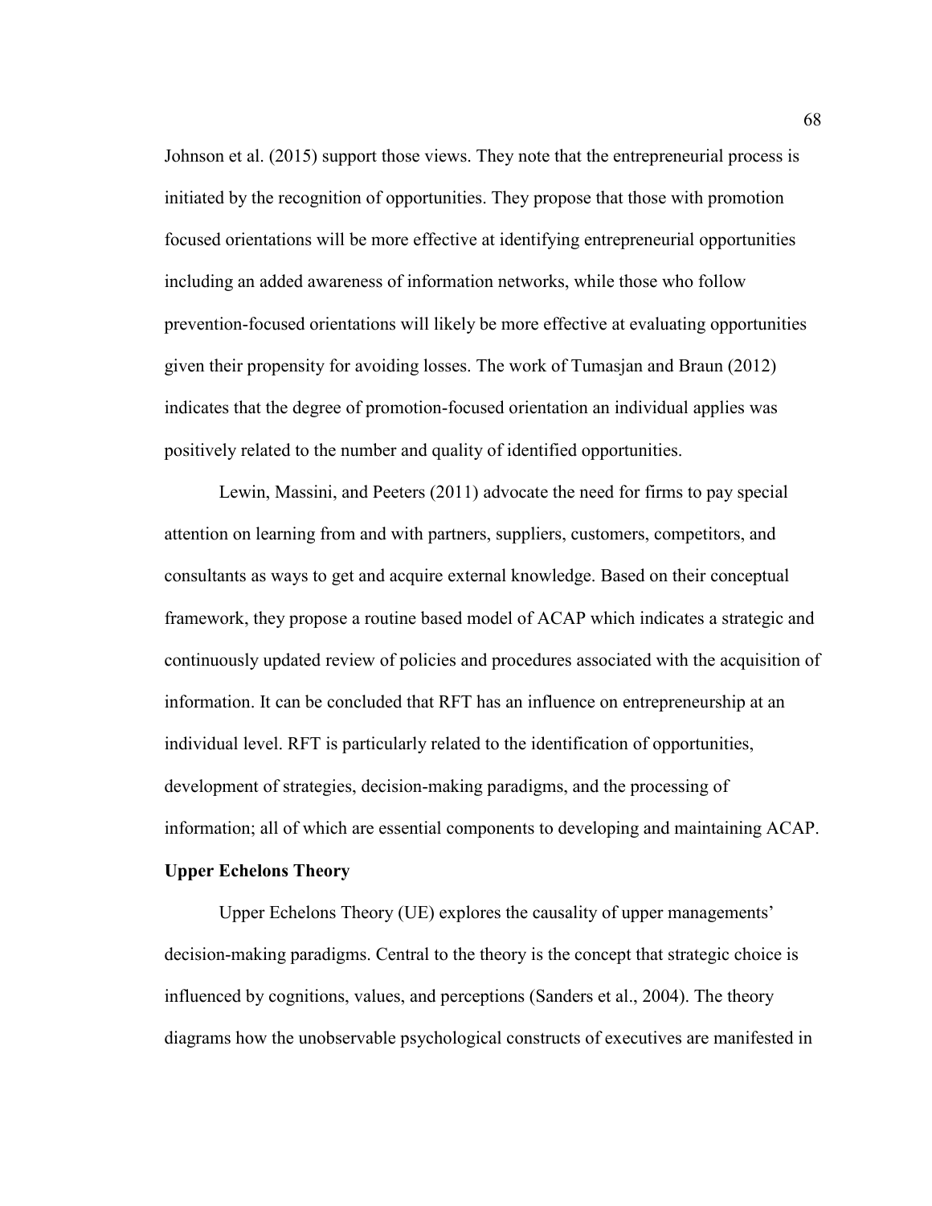Johnson et al. (2015) support those views. They note that the entrepreneurial process is initiated by the recognition of opportunities. They propose that those with promotion focused orientations will be more effective at identifying entrepreneurial opportunities including an added awareness of information networks, while those who follow prevention-focused orientations will likely be more effective at evaluating opportunities given their propensity for avoiding losses. The work of Tumasjan and Braun (2012) indicates that the degree of promotion-focused orientation an individual applies was positively related to the number and quality of identified opportunities.

Lewin, Massini, and Peeters (2011) advocate the need for firms to pay special attention on learning from and with partners, suppliers, customers, competitors, and consultants as ways to get and acquire external knowledge. Based on their conceptual framework, they propose a routine based model of ACAP which indicates a strategic and continuously updated review of policies and procedures associated with the acquisition of information. It can be concluded that RFT has an influence on entrepreneurship at an individual level. RFT is particularly related to the identification of opportunities, development of strategies, decision-making paradigms, and the processing of information; all of which are essential components to developing and maintaining ACAP.

**Upper Echelons Theory**

Upper Echelons Theory (UE) explores the causality of upper managements' decision-making paradigms. Central to the theory is the concept that strategic choice is influenced by cognitions, values, and perceptions (Sanders et al., 2004). The theory diagrams how the unobservable psychological constructs of executives are manifested in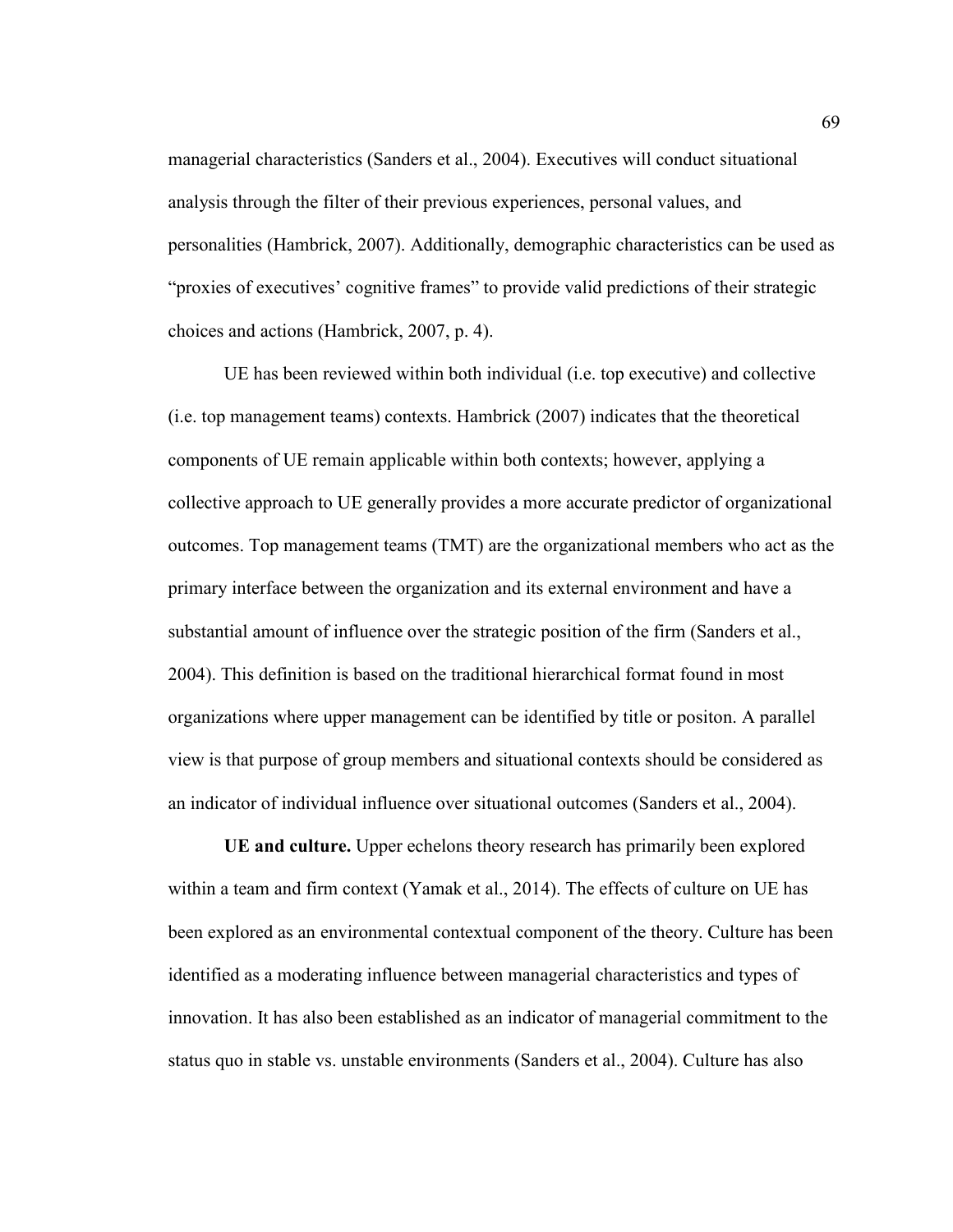managerial characteristics (Sanders et al., 2004). Executives will conduct situational analysis through the filter of their previous experiences, personal values, and personalities (Hambrick, 2007). Additionally, demographic characteristics can be used as "proxies of executives' cognitive frames" to provide valid predictions of their strategic choices and actions (Hambrick, 2007, p. 4).

UE has been reviewed within both individual (i.e. top executive) and collective (i.e. top management teams) contexts. Hambrick (2007) indicates that the theoretical components of UE remain applicable within both contexts; however, applying a collective approach to UE generally provides a more accurate predictor of organizational outcomes. Top management teams (TMT) are the organizational members who act as the primary interface between the organization and its external environment and have a substantial amount of influence over the strategic position of the firm (Sanders et al., 2004). This definition is based on the traditional hierarchical format found in most organizations where upper management can be identified by title or positon. A parallel view is that purpose of group members and situational contexts should be considered as an indicator of individual influence over situational outcomes (Sanders et al., 2004).

**UE and culture.** Upper echelons theory research has primarily been explored within a team and firm context (Yamak et al., 2014). The effects of culture on UE has been explored as an environmental contextual component of the theory. Culture has been identified as a moderating influence between managerial characteristics and types of innovation. It has also been established as an indicator of managerial commitment to the status quo in stable vs. unstable environments (Sanders et al., 2004). Culture has also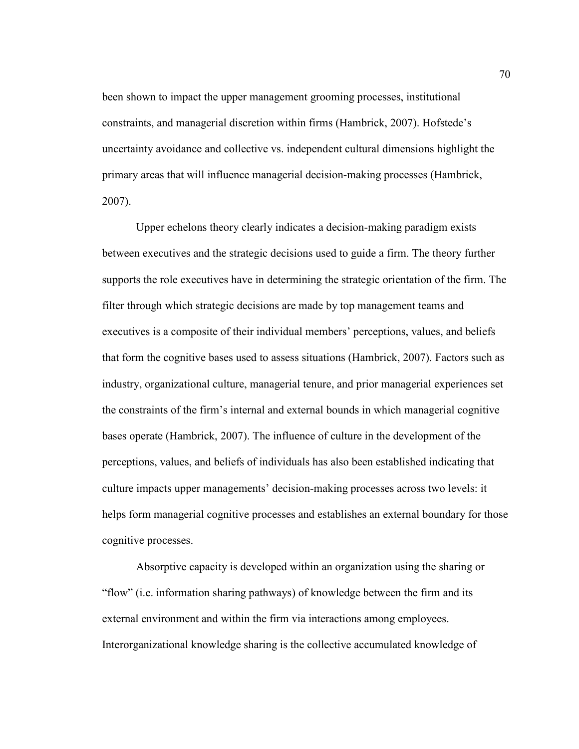been shown to impact the upper management grooming processes, institutional constraints, and managerial discretion within firms (Hambrick, 2007). Hofstede's uncertainty avoidance and collective vs. independent cultural dimensions highlight the primary areas that will influence managerial decision-making processes (Hambrick, 2007).

Upper echelons theory clearly indicates a decision-making paradigm exists between executives and the strategic decisions used to guide a firm. The theory further supports the role executives have in determining the strategic orientation of the firm. The filter through which strategic decisions are made by top management teams and executives is a composite of their individual members' perceptions, values, and beliefs that form the cognitive bases used to assess situations (Hambrick, 2007). Factors such as industry, organizational culture, managerial tenure, and prior managerial experiences set the constraints of the firm's internal and external bounds in which managerial cognitive bases operate (Hambrick, 2007). The influence of culture in the development of the perceptions, values, and beliefs of individuals has also been established indicating that culture impacts upper managements' decision-making processes across two levels: it helps form managerial cognitive processes and establishes an external boundary for those cognitive processes.

Absorptive capacity is developed within an organization using the sharing or "flow" (i.e. information sharing pathways) of knowledge between the firm and its external environment and within the firm via interactions among employees. Interorganizational knowledge sharing is the collective accumulated knowledge of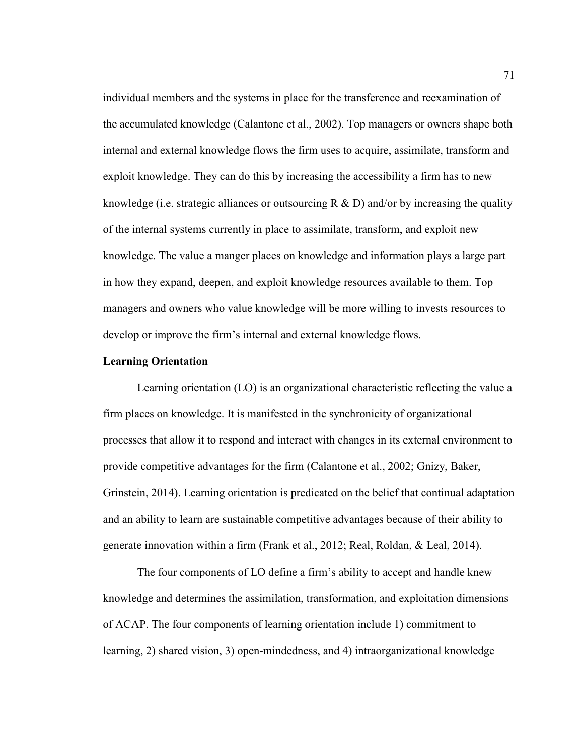individual members and the systems in place for the transference and reexamination of the accumulated knowledge (Calantone et al., 2002). Top managers or owners shape both internal and external knowledge flows the firm uses to acquire, assimilate, transform and exploit knowledge. They can do this by increasing the accessibility a firm has to new knowledge (i.e. strategic alliances or outsourcing R & D) and/or by increasing the quality of the internal systems currently in place to assimilate, transform, and exploit new knowledge. The value a manger places on knowledge and information plays a large part in how they expand, deepen, and exploit knowledge resources available to them. Top managers and owners who value knowledge will be more willing to invests resources to develop or improve the firm's internal and external knowledge flows.

**Learning Orientation**

Learning orientation (LO) is an organizational characteristic reflecting the value a firm places on knowledge. It is manifested in the synchronicity of organizational processes that allow it to respond and interact with changes in its external environment to provide competitive advantages for the firm (Calantone et al., 2002; Gnizy, Baker, Grinstein, 2014). Learning orientation is predicated on the belief that continual adaptation and an ability to learn are sustainable competitive advantages because of their ability to generate innovation within a firm (Frank et al., 2012; Real, Roldan, & Leal, 2014).

The four components of LO define a firm's ability to accept and handle knew knowledge and determines the assimilation, transformation, and exploitation dimensions of ACAP. The four components of learning orientation include 1) commitment to learning, 2) shared vision, 3) open-mindedness, and 4) intraorganizational knowledge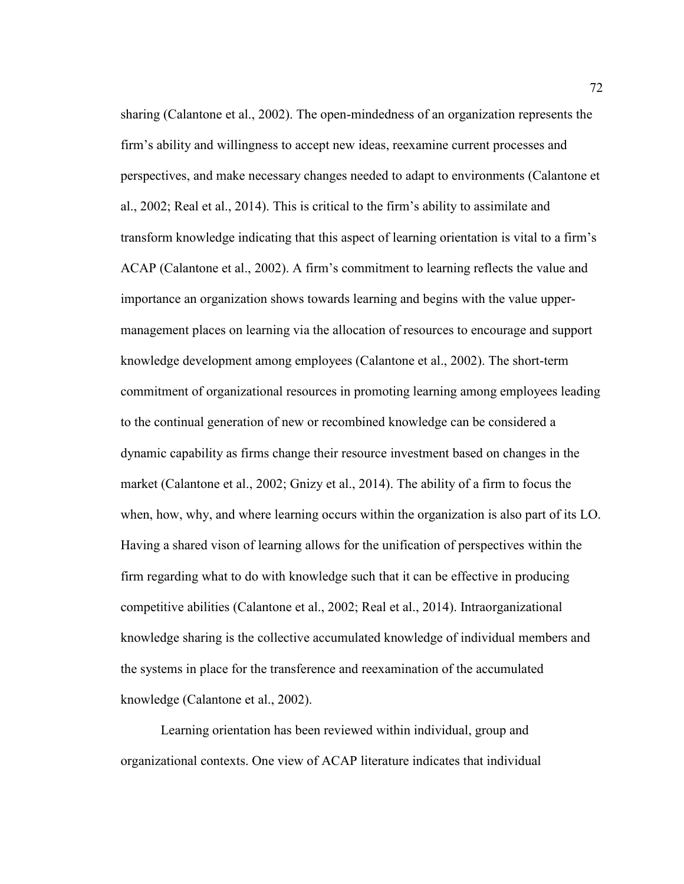sharing (Calantone et al., 2002). The open-mindedness of an organization represents the firm's ability and willingness to accept new ideas, reexamine current processes and perspectives, and make necessary changes needed to adapt to environments (Calantone et al., 2002; Real et al., 2014). This is critical to the firm's ability to assimilate and transform knowledge indicating that this aspect of learning orientation is vital to a firm's ACAP (Calantone et al., 2002). A firm's commitment to learning reflects the value and importance an organization shows towards learning and begins with the value upper-management places on learning via the allocation of resources to encourage and support knowledge development among employees (Calantone et al., 2002). The short-term commitment of organizational resources in promoting learning among employees leading to the continual generation of new or recombined knowledge can be considered a dynamic capability as firms change their resource investment based on changes in the market (Calantone et al., 2002; Gnizy et al., 2014). The ability of a firm to focus the when, how, why, and where learning occurs within the organization is also part of its LO. Having a shared vison of learning allows for the unification of perspectives within the firm regarding what to do with knowledge such that it can be effective in producing competitive abilities (Calantone et al., 2002; Real et al., 2014). Intraorganizational knowledge sharing is the collective accumulated knowledge of individual members and the systems in place for the transference and reexamination of the accumulated knowledge (Calantone et al., 2002).

Learning orientation has been reviewed within individual, group and organizational contexts. One view of ACAP literature indicates that individual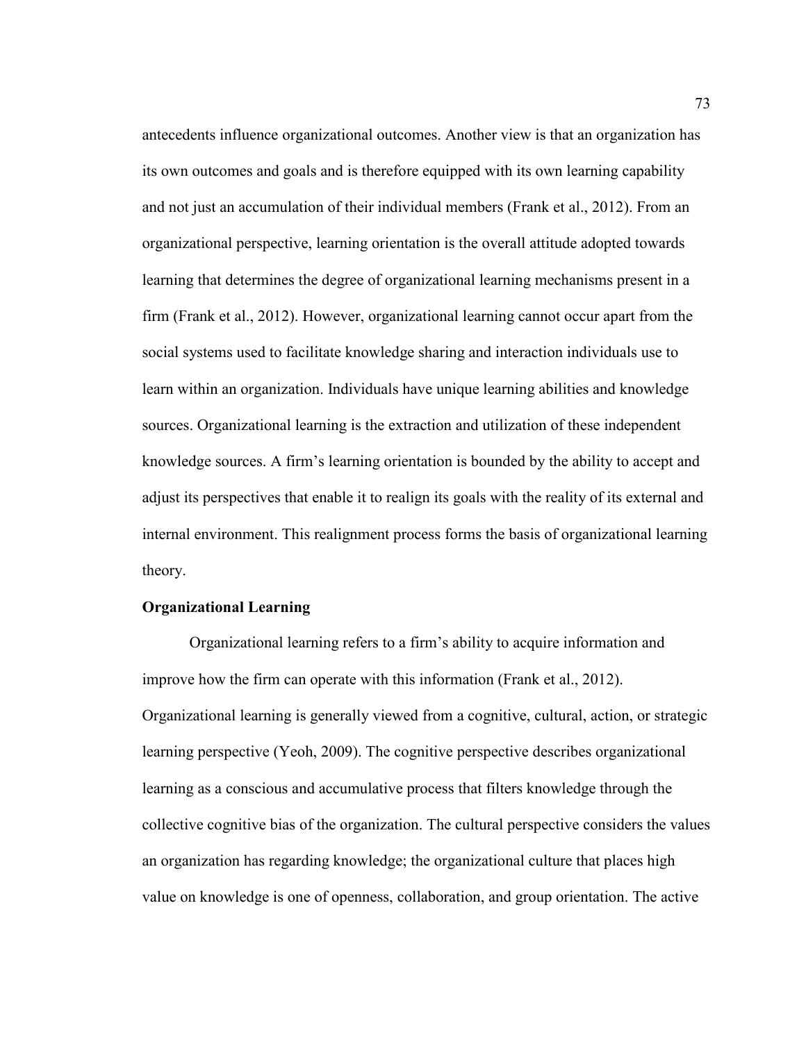antecedents influence organizational outcomes. Another view is that an organization has its own outcomes and goals and is therefore equipped with its own learning capability and not just an accumulation of their individual members (Frank et al., 2012). From an organizational perspective, learning orientation is the overall attitude adopted towards learning that determines the degree of organizational learning mechanisms present in a firm (Frank et al., 2012). However, organizational learning cannot occur apart from the social systems used to facilitate knowledge sharing and interaction individuals use to learn within an organization. Individuals have unique learning abilities and knowledge sources. Organizational learning is the extraction and utilization of these independent knowledge sources. A firm's learning orientation is bounded by the ability to accept and adjust its perspectives that enable it to realign its goals with the reality of its external and internal environment. This realignment process forms the basis of organizational learning theory.

**Organizational Learning**

Organizational learning refers to a firm's ability to acquire information and improve how the firm can operate with this information (Frank et al., 2012). Organizational learning is generally viewed from a cognitive, cultural, action, or strategic learning perspective (Yeoh, 2009). The cognitive perspective describes organizational learning as a conscious and accumulative process that filters knowledge through the collective cognitive bias of the organization. The cultural perspective considers the values an organization has regarding knowledge; the organizational culture that places high value on knowledge is one of openness, collaboration, and group orientation. The active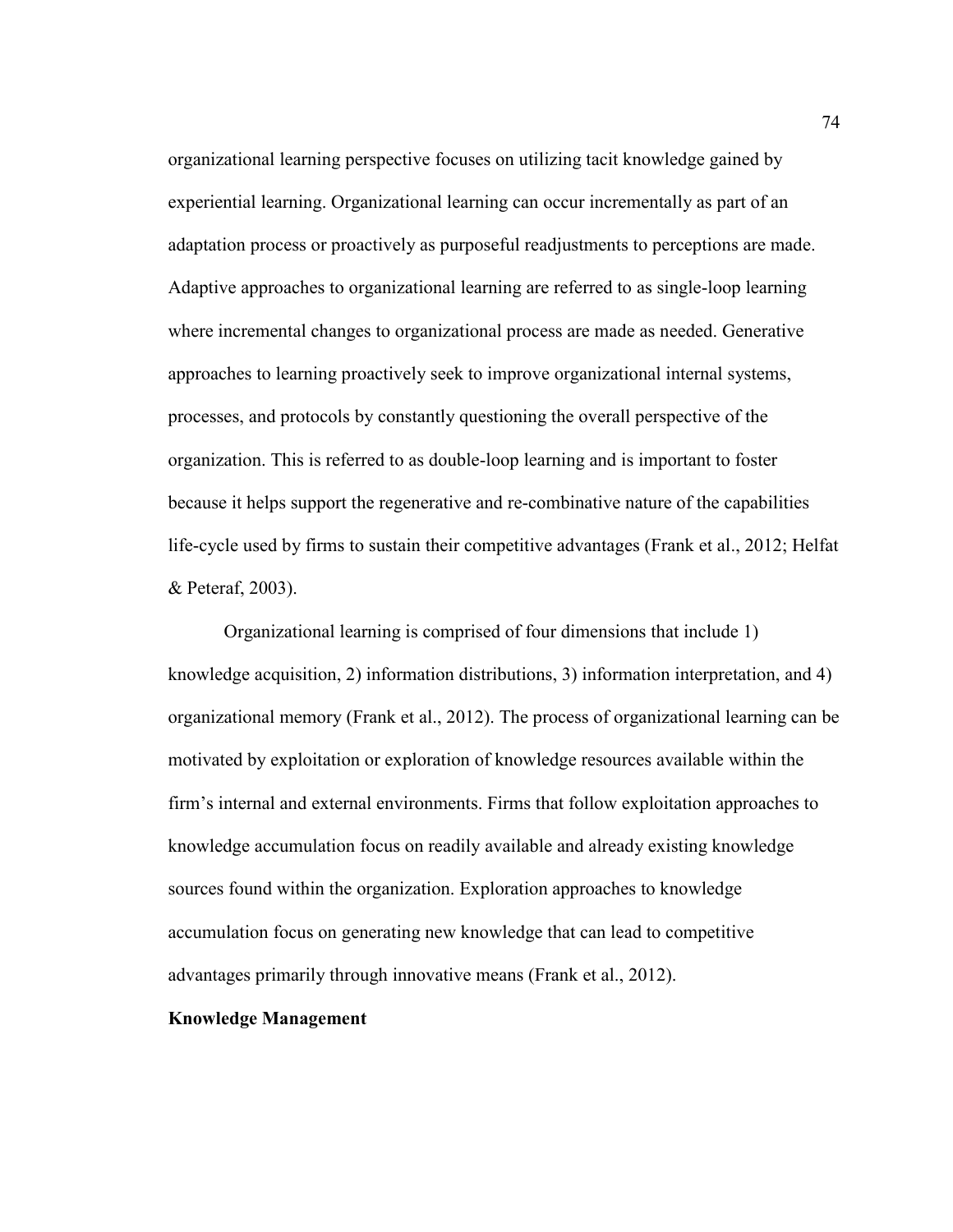organizational learning perspective focuses on utilizing tacit knowledge gained by experiential learning. Organizational learning can occur incrementally as part of an adaptation process or proactively as purposeful readjustments to perceptions are made. Adaptive approaches to organizational learning are referred to as single-loop learning where incremental changes to organizational process are made as needed. Generative approaches to learning proactively seek to improve organizational internal systems, processes, and protocols by constantly questioning the overall perspective of the organization. This is referred to as double-loop learning and is important to foster because it helps support the regenerative and re-combinative nature of the capabilities life-cycle used by firms to sustain their competitive advantages (Frank et al., 2012; Helfat & Peteraf, 2003).

Organizational learning is comprised of four dimensions that include 1) knowledge acquisition, 2) information distributions, 3) information interpretation, and 4) organizational memory (Frank et al., 2012). The process of organizational learning can be motivated by exploitation or exploration of knowledge resources available within the firm's internal and external environments. Firms that follow exploitation approaches to knowledge accumulation focus on readily available and already existing knowledge sources found within the organization. Exploration approaches to knowledge accumulation focus on generating new knowledge that can lead to competitive advantages primarily through innovative means (Frank et al., 2012).

**Knowledge Management**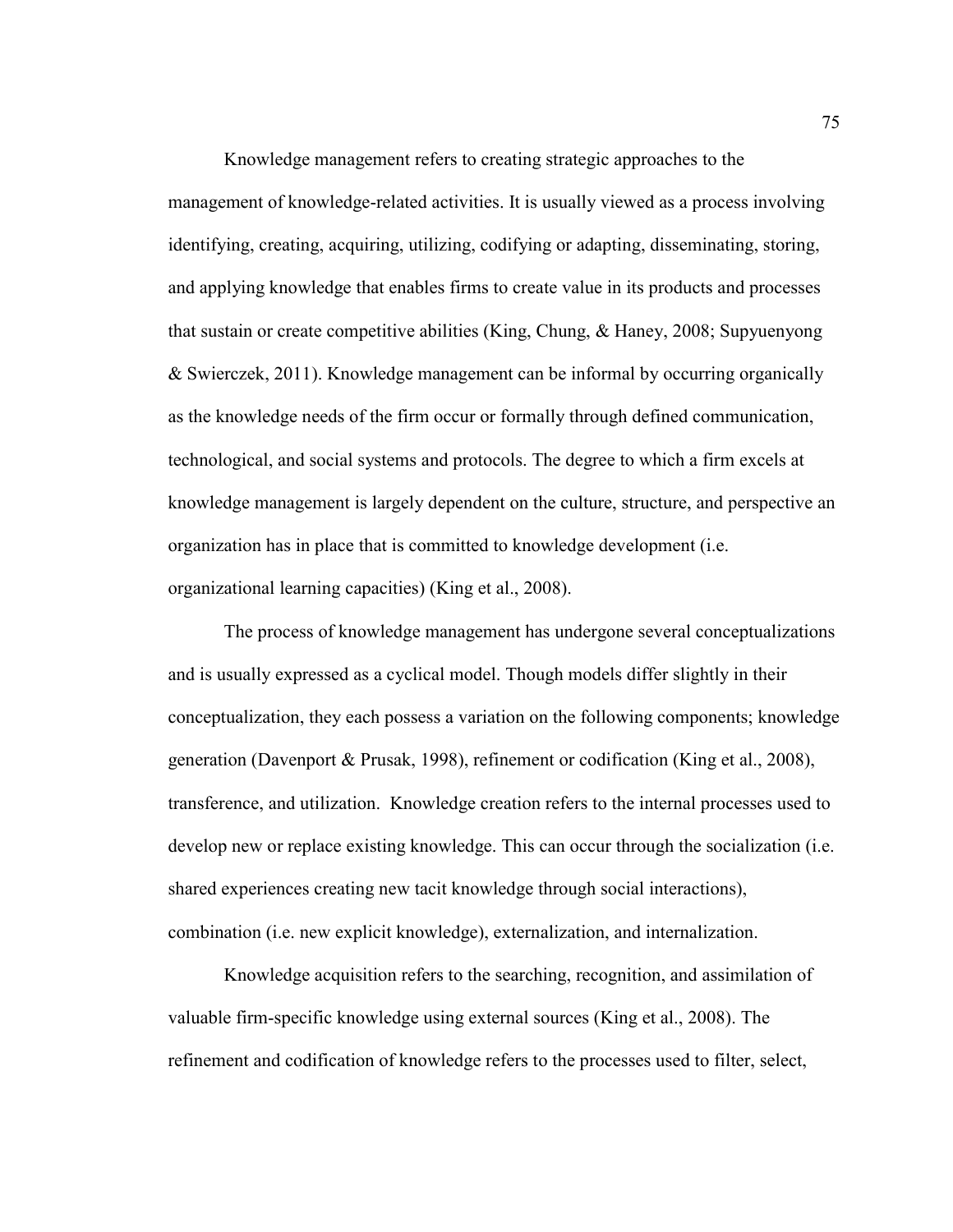Knowledge management refers to creating strategic approaches to the management of knowledge-related activities. It is usually viewed as a process involving identifying, creating, acquiring, utilizing, codifying or adapting, disseminating, storing, and applying knowledge that enables firms to create value in its products and processes that sustain or create competitive abilities (King, Chung, & Haney, 2008; Supyuenyong & Swierczek, 2011). Knowledge management can be informal by occurring organically as the knowledge needs of the firm occur or formally through defined communication, technological, and social systems and protocols. The degree to which a firm excels at knowledge management is largely dependent on the culture, structure, and perspective an organization has in place that is committed to knowledge development (i.e. organizational learning capacities) (King et al., 2008).

The process of knowledge management has undergone several conceptualizations and is usually expressed as a cyclical model. Though models differ slightly in their conceptualization, they each possess a variation on the following components; knowledge generation (Davenport & Prusak, 1998), refinement or codification (King et al., 2008), transference, and utilization. Knowledge creation refers to the internal processes used to develop new or replace existing knowledge. This can occur through the socialization (i.e. shared experiences creating new tacit knowledge through social interactions), combination (i.e. new explicit knowledge), externalization, and internalization.

Knowledge acquisition refers to the searching, recognition, and assimilation of valuable firm-specific knowledge using external sources (King et al., 2008). The refinement and codification of knowledge refers to the processes used to filter, select,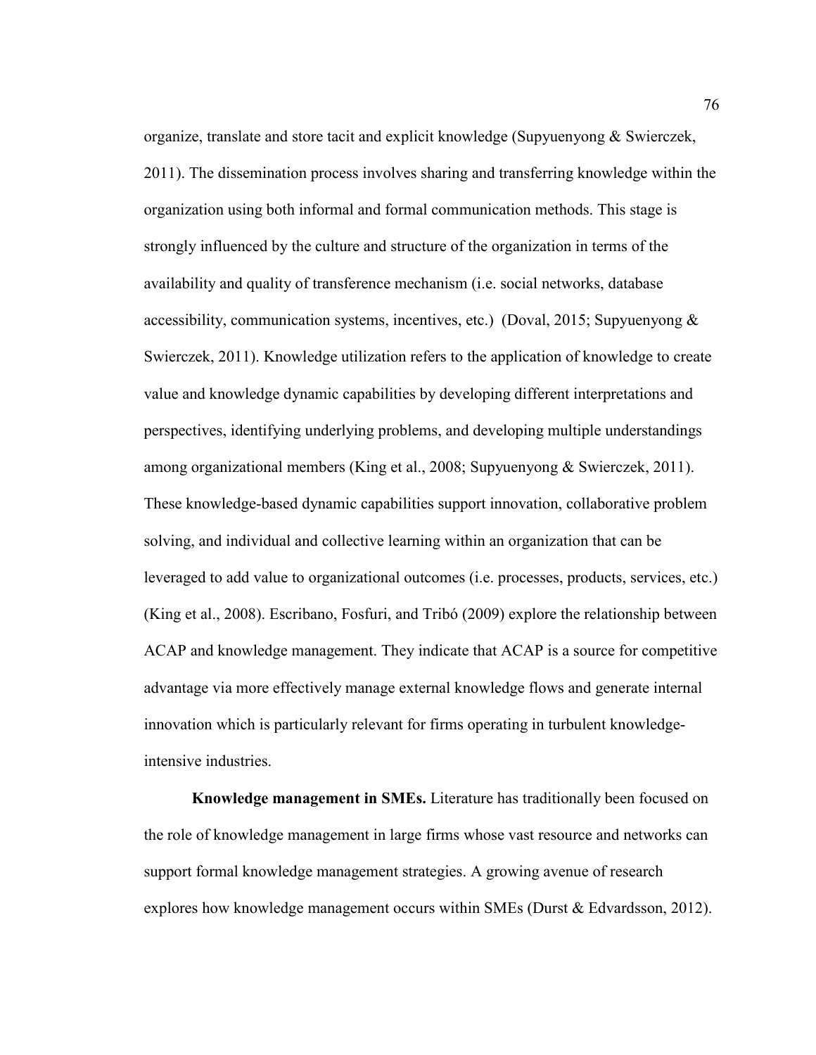organize, translate and store tacit and explicit knowledge (Supyuenyong & Swierczek, 2011). The dissemination process involves sharing and transferring knowledge within the organization using both informal and formal communication methods. This stage is strongly influenced by the culture and structure of the organization in terms of the availability and quality of transference mechanism (i.e. social networks, database accessibility, communication systems, incentives, etc.) (Doval, 2015; Supyuenyong & Swierczek, 2011). Knowledge utilization refers to the application of knowledge to create value and knowledge dynamic capabilities by developing different interpretations and perspectives, identifying underlying problems, and developing multiple understandings among organizational members (King et al., 2008; Supyuenyong & Swierczek, 2011). These knowledge-based dynamic capabilities support innovation, collaborative problem solving, and individual and collective learning within an organization that can be leveraged to add value to organizational outcomes (i.e. processes, products, services, etc.) (King et al., 2008). Escribano, Fosfuri, and Tribó (2009) explore the relationship between ACAP and knowledge management. They indicate that ACAP is a source for competitive advantage via more effectively manage external knowledge flows and generate internal innovation which is particularly relevant for firms operating in turbulent knowledge-intensive industries.

**Knowledge management in SMEs.** Literature has traditionally been focused on the role of knowledge management in large firms whose vast resource and networks can support formal knowledge management strategies. A growing avenue of research explores how knowledge management occurs within SMEs (Durst & Edvardsson, 2012).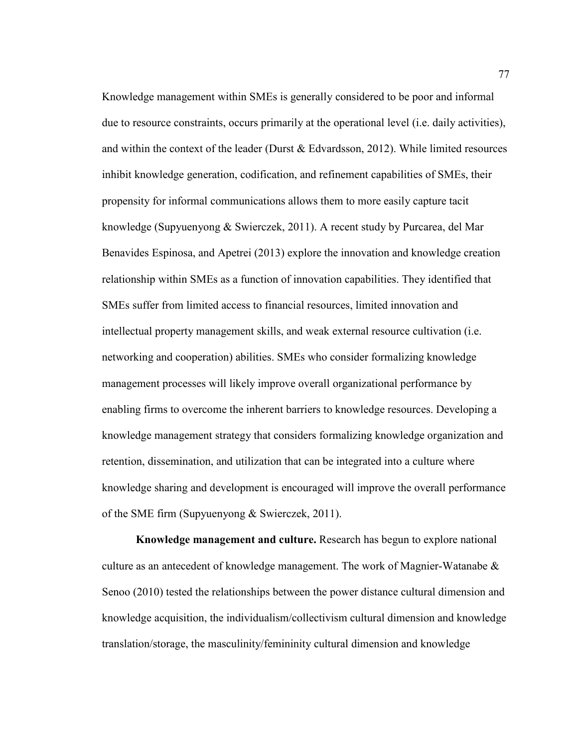Knowledge management within SMEs is generally considered to be poor and informal due to resource constraints, occurs primarily at the operational level (i.e. daily activities), and within the context of the leader (Durst & Edvardsson, 2012). While limited resources inhibit knowledge generation, codification, and refinement capabilities of SMEs, their propensity for informal communications allows them to more easily capture tacit knowledge (Supyuenyong & Swierczek, 2011). A recent study by Purcarea, del Mar Benavides Espinosa, and Apetrei (2013) explore the innovation and knowledge creation relationship within SMEs as a function of innovation capabilities. They identified that SMEs suffer from limited access to financial resources, limited innovation and intellectual property management skills, and weak external resource cultivation (i.e. networking and cooperation) abilities. SMEs who consider formalizing knowledge management processes will likely improve overall organizational performance by enabling firms to overcome the inherent barriers to knowledge resources. Developing a knowledge management strategy that considers formalizing knowledge organization and retention, dissemination, and utilization that can be integrated into a culture where knowledge sharing and development is encouraged will improve the overall performance of the SME firm (Supyuenyong & Swierczek, 2011).

**Knowledge management and culture.** Research has begun to explore national culture as an antecedent of knowledge management. The work of Magnier-Watanabe & Senoo (2010) tested the relationships between the power distance cultural dimension and knowledge acquisition, the individualism/collectivism cultural dimension and knowledge translation/storage, the masculinity/femininity cultural dimension and knowledge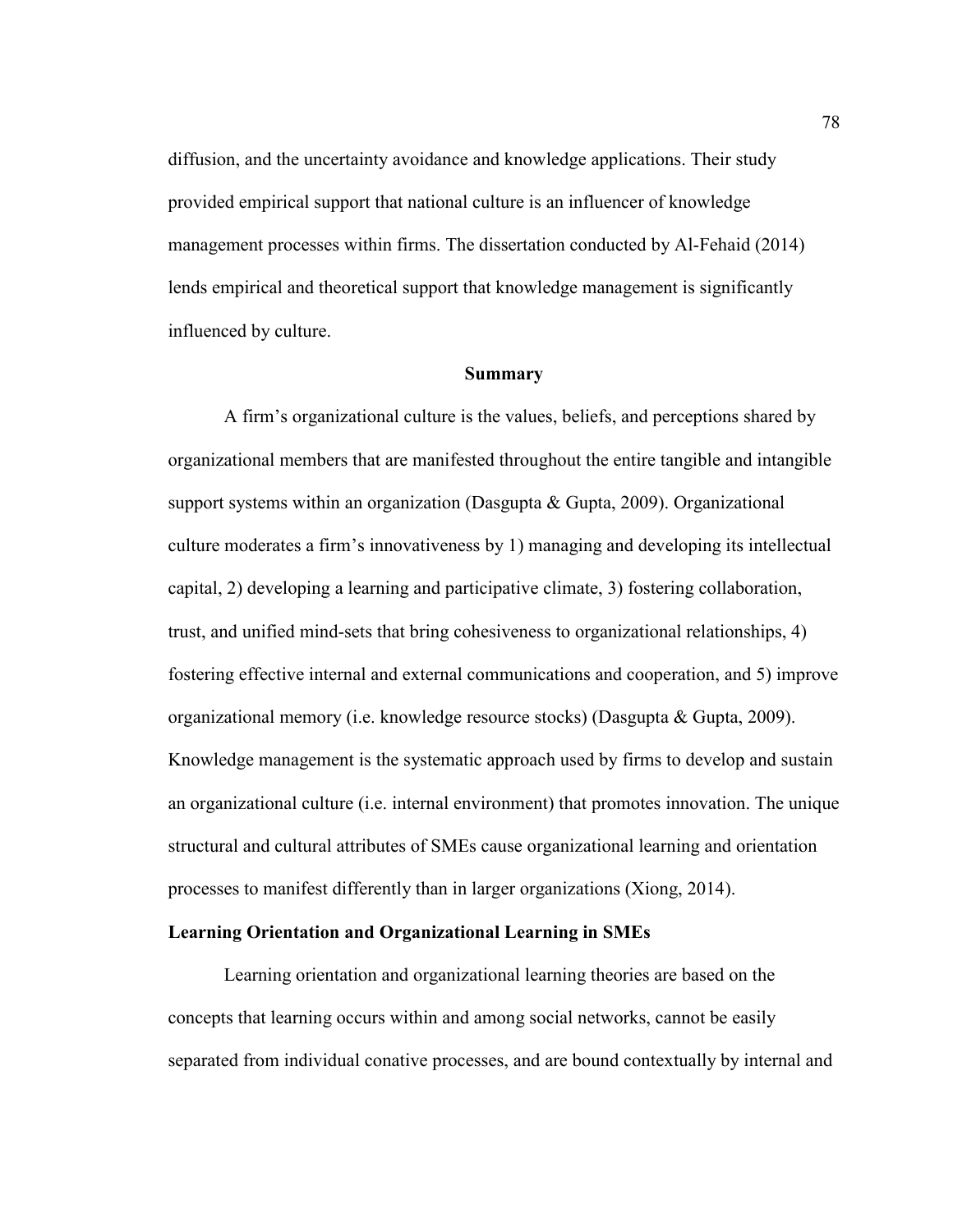diffusion, and the uncertainty avoidance and knowledge applications. Their study provided empirical support that national culture is an influencer of knowledge management processes within firms. The dissertation conducted by Al-Fehaid (2014) lends empirical and theoretical support that knowledge management is significantly influenced by culture.

## Summary

A firm's organizational culture is the values, beliefs, and perceptions shared by organizational members that are manifested throughout the entire tangible and intangible support systems within an organization (Dasgupta & Gupta, 2009). Organizational culture moderates a firm's innovativeness by 1) managing and developing its intellectual capital, 2) developing a learning and participative climate, 3) fostering collaboration, trust, and unified mind-sets that bring cohesiveness to organizational relationships, 4) fostering effective internal and external communications and cooperation, and 5) improve organizational memory (i.e. knowledge resource stocks) (Dasgupta & Gupta, 2009). Knowledge management is the systematic approach used by firms to develop and sustain an organizational culture (i.e. internal environment) that promotes innovation. The unique structural and cultural attributes of SMEs cause organizational learning and orientation processes to manifest differently than in larger organizations (Xiong, 2014).

### Learning Orientation and Organizational Learning in SMEs

Learning orientation and organizational learning theories are based on the concepts that learning occurs within and among social networks, cannot be easily separated from individual conative processes, and are bound contextually by internal and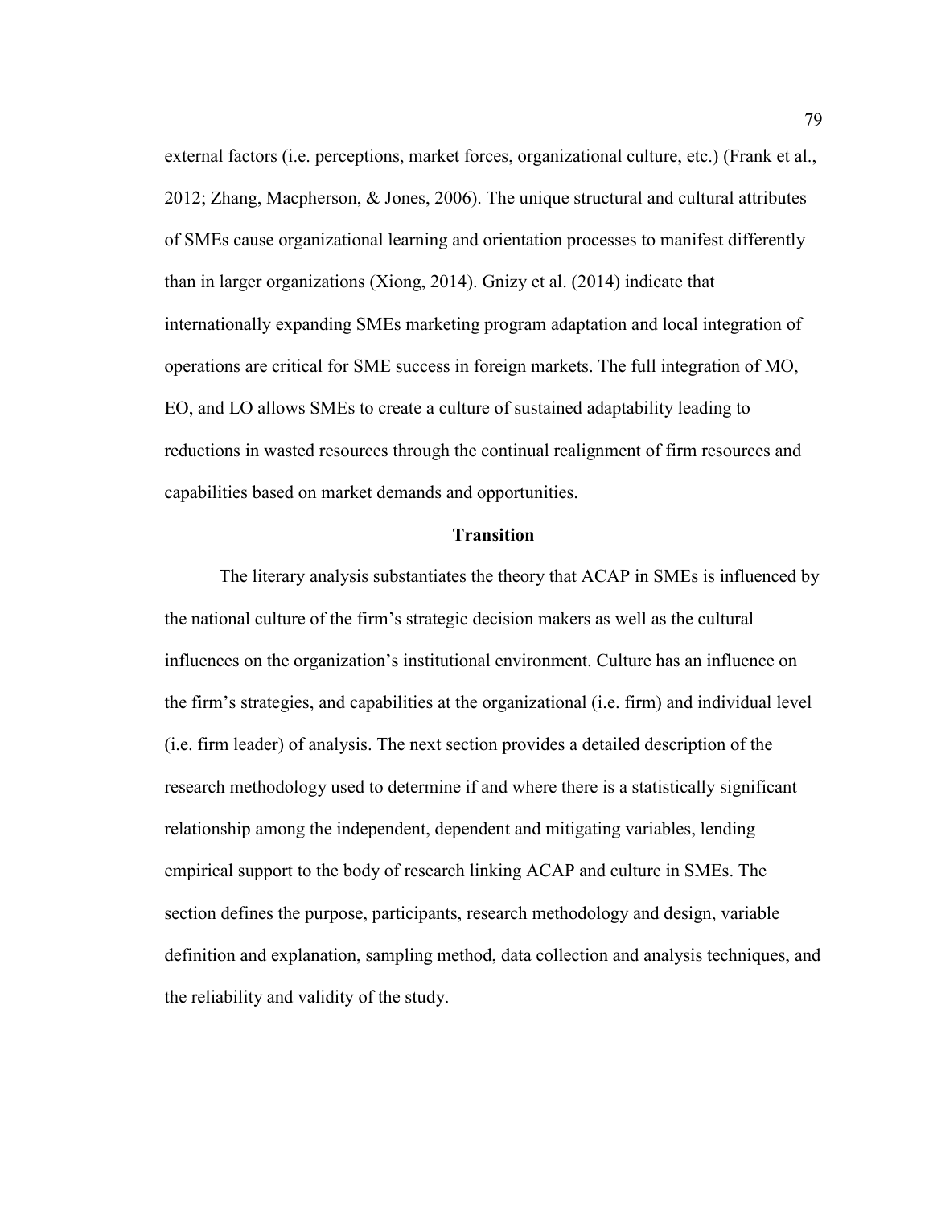external factors (i.e. perceptions, market forces, organizational culture, etc.) (Frank et al., 2012; Zhang, Macpherson, & Jones, 2006). The unique structural and cultural attributes of SMEs cause organizational learning and orientation processes to manifest differently than in larger organizations (Xiong, 2014). Gnizy et al. (2014) indicate that internationally expanding SMEs marketing program adaptation and local integration of operations are critical for SME success in foreign markets. The full integration of MO, EO, and LO allows SMEs to create a culture of sustained adaptability leading to reductions in wasted resources through the continual realignment of firm resources and capabilities based on market demands and opportunities.

## Transition

The literary analysis substantiates the theory that ACAP in SMEs is influenced by the national culture of the firm's strategic decision makers as well as the cultural influences on the organization's institutional environment. Culture has an influence on the firm's strategies, and capabilities at the organizational (i.e. firm) and individual level (i.e. firm leader) of analysis. The next section provides a detailed description of the research methodology used to determine if and where there is a statistically significant relationship among the independent, dependent and mitigating variables, lending empirical support to the body of research linking ACAP and culture in SMEs. The section defines the purpose, participants, research methodology and design, variable definition and explanation, sampling method, data collection and analysis techniques, and the reliability and validity of the study.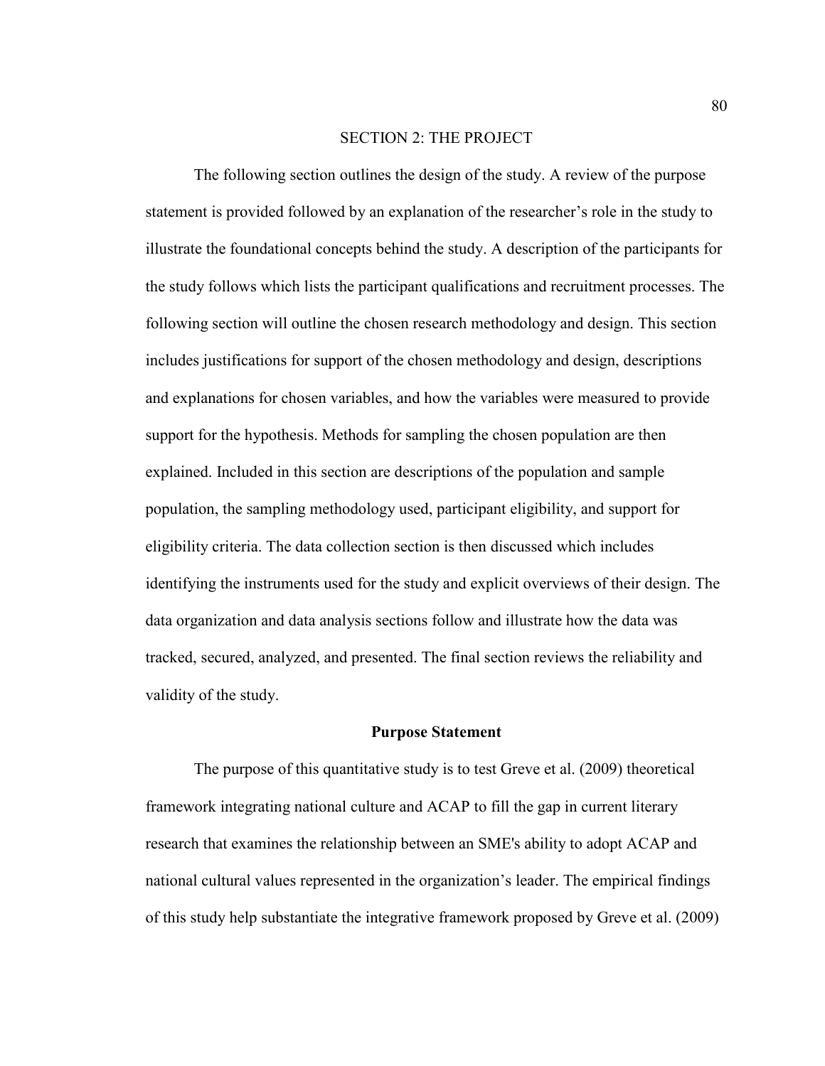# SECTION 2: THE PROJECT

The following section outlines the design of the study. A review of the purpose statement is provided followed by an explanation of the researcher's role in the study to illustrate the foundational concepts behind the study. A description of the participants for the study follows which lists the participant qualifications and recruitment processes. The following section will outline the chosen research methodology and design. This section includes justifications for support of the chosen methodology and design, descriptions and explanations for chosen variables, and how the variables were measured to provide support for the hypothesis. Methods for sampling the chosen population are then explained. Included in this section are descriptions of the population and sample population, the sampling methodology used, participant eligibility, and support for eligibility criteria. The data collection section is then discussed which includes identifying the instruments used for the study and explicit overviews of their design. The data organization and data analysis sections follow and illustrate how the data was tracked, secured, analyzed, and presented. The final section reviews the reliability and validity of the study.

## Purpose Statement

The purpose of this quantitative study is to test Greve et al. (2009) theoretical framework integrating national culture and ACAP to fill the gap in current literary research that examines the relationship between an SME's ability to adopt ACAP and national cultural values represented in the organization's leader. The empirical findings of this study help substantiate the integrative framework proposed by Greve et al. (2009)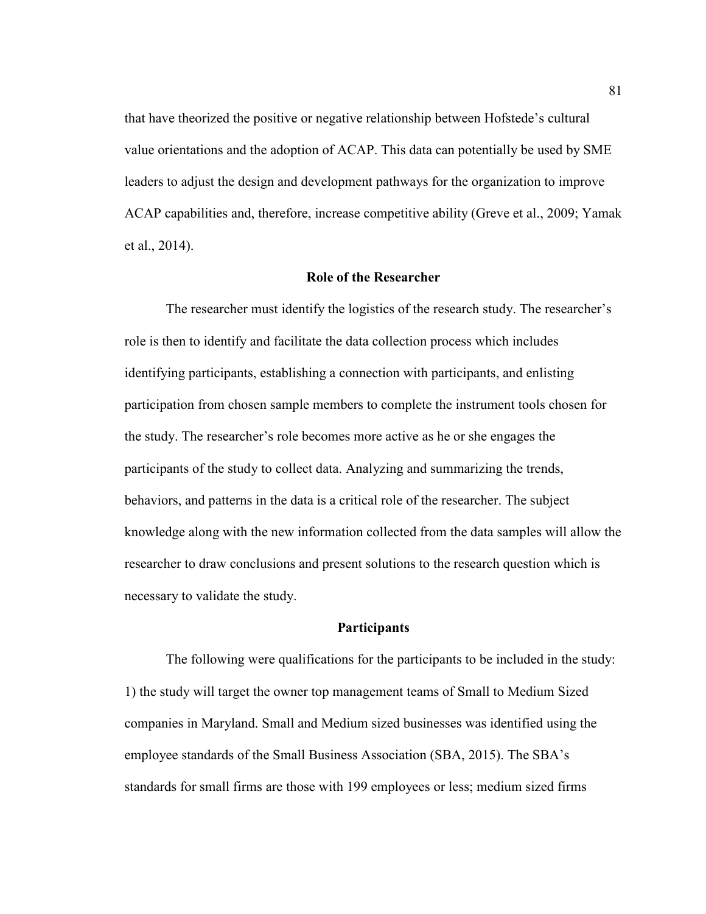that have theorized the positive or negative relationship between Hofstede's cultural value orientations and the adoption of ACAP. This data can potentially be used by SME leaders to adjust the design and development pathways for the organization to improve ACAP capabilities and, therefore, increase competitive ability (Greve et al., 2009; Yamak et al., 2014).

## Role of the Researcher

The researcher must identify the logistics of the research study. The researcher's role is then to identify and facilitate the data collection process which includes identifying participants, establishing a connection with participants, and enlisting participation from chosen sample members to complete the instrument tools chosen for the study. The researcher's role becomes more active as he or she engages the participants of the study to collect data. Analyzing and summarizing the trends, behaviors, and patterns in the data is a critical role of the researcher. The subject knowledge along with the new information collected from the data samples will allow the researcher to draw conclusions and present solutions to the research question which is necessary to validate the study.

## Participants

The following were qualifications for the participants to be included in the study: 1) the study will target the owner top management teams of Small to Medium Sized companies in Maryland. Small and Medium sized businesses was identified using the employee standards of the Small Business Association (SBA, 2015). The SBA's standards for small firms are those with 199 employees or less; medium sized firms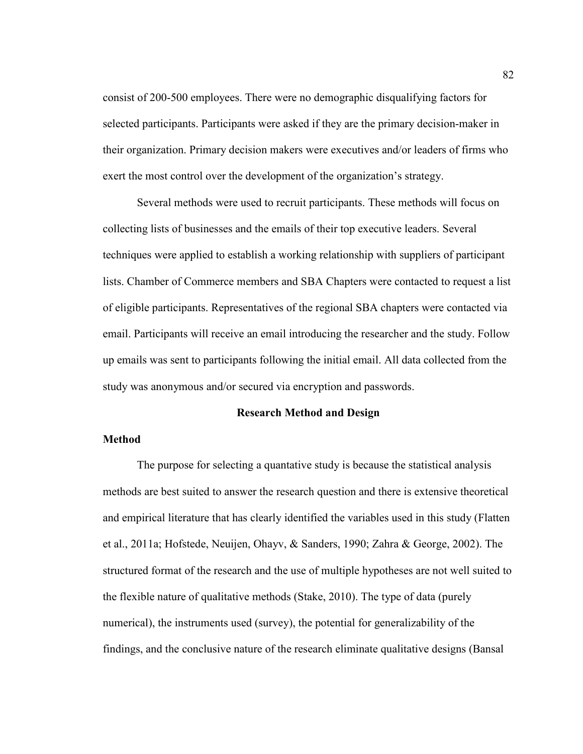consist of 200-500 employees. There were no demographic disqualifying factors for selected participants. Participants were asked if they are the primary decision-maker in their organization. Primary decision makers were executives and/or leaders of firms who exert the most control over the development of the organization's strategy.

Several methods were used to recruit participants. These methods will focus on collecting lists of businesses and the emails of their top executive leaders. Several techniques were applied to establish a working relationship with suppliers of participant lists. Chamber of Commerce members and SBA Chapters were contacted to request a list of eligible participants. Representatives of the regional SBA chapters were contacted via email. Participants will receive an email introducing the researcher and the study. Follow up emails was sent to participants following the initial email. All data collected from the study was anonymous and/or secured via encryption and passwords.

## Research Method and Design

### Method

The purpose for selecting a quantative study is because the statistical analysis methods are best suited to answer the research question and there is extensive theoretical and empirical literature that has clearly identified the variables used in this study (Flatten et al., 2011a; Hofstede, Neuijen, Ohayv, & Sanders, 1990; Zahra & George, 2002). The structured format of the research and the use of multiple hypotheses are not well suited to the flexible nature of qualitative methods (Stake, 2010). The type of data (purely numerical), the instruments used (survey), the potential for generalizability of the findings, and the conclusive nature of the research eliminate qualitative designs (Bansal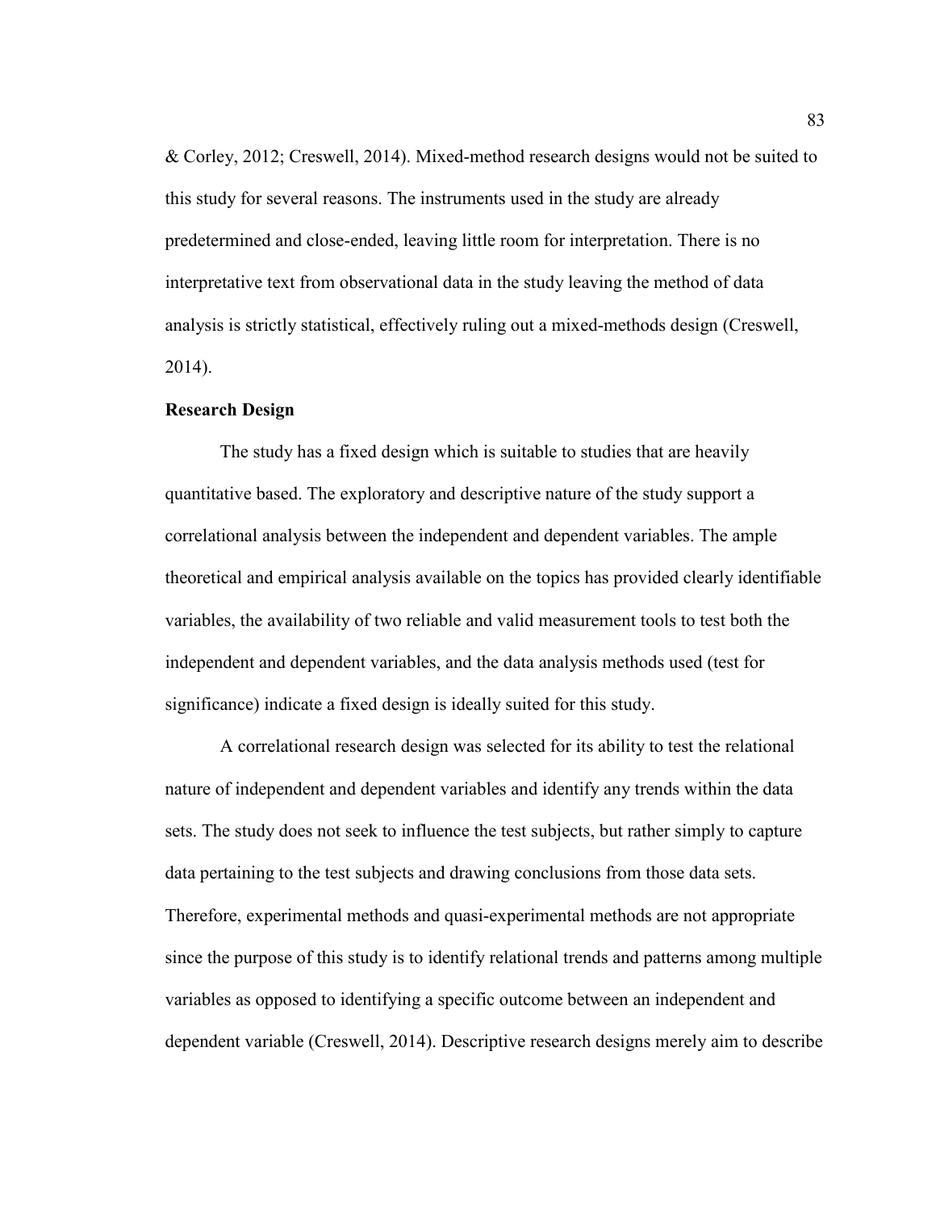& Corley, 2012; Creswell, 2014). Mixed-method research designs would not be suited to this study for several reasons. The instruments used in the study are already predetermined and close-ended, leaving little room for interpretation. There is no interpretative text from observational data in the study leaving the method of data analysis is strictly statistical, effectively ruling out a mixed-methods design (Creswell, 2014).

**Research Design**

The study has a fixed design which is suitable to studies that are heavily quantitative based. The exploratory and descriptive nature of the study support a correlational analysis between the independent and dependent variables. The ample theoretical and empirical analysis available on the topics has provided clearly identifiable variables, the availability of two reliable and valid measurement tools to test both the independent and dependent variables, and the data analysis methods used (test for significance) indicate a fixed design is ideally suited for this study.

A correlational research design was selected for its ability to test the relational nature of independent and dependent variables and identify any trends within the data sets. The study does not seek to influence the test subjects, but rather simply to capture data pertaining to the test subjects and drawing conclusions from those data sets. Therefore, experimental methods and quasi-experimental methods are not appropriate since the purpose of this study is to identify relational trends and patterns among multiple variables as opposed to identifying a specific outcome between an independent and dependent variable (Creswell, 2014). Descriptive research designs merely aim to describe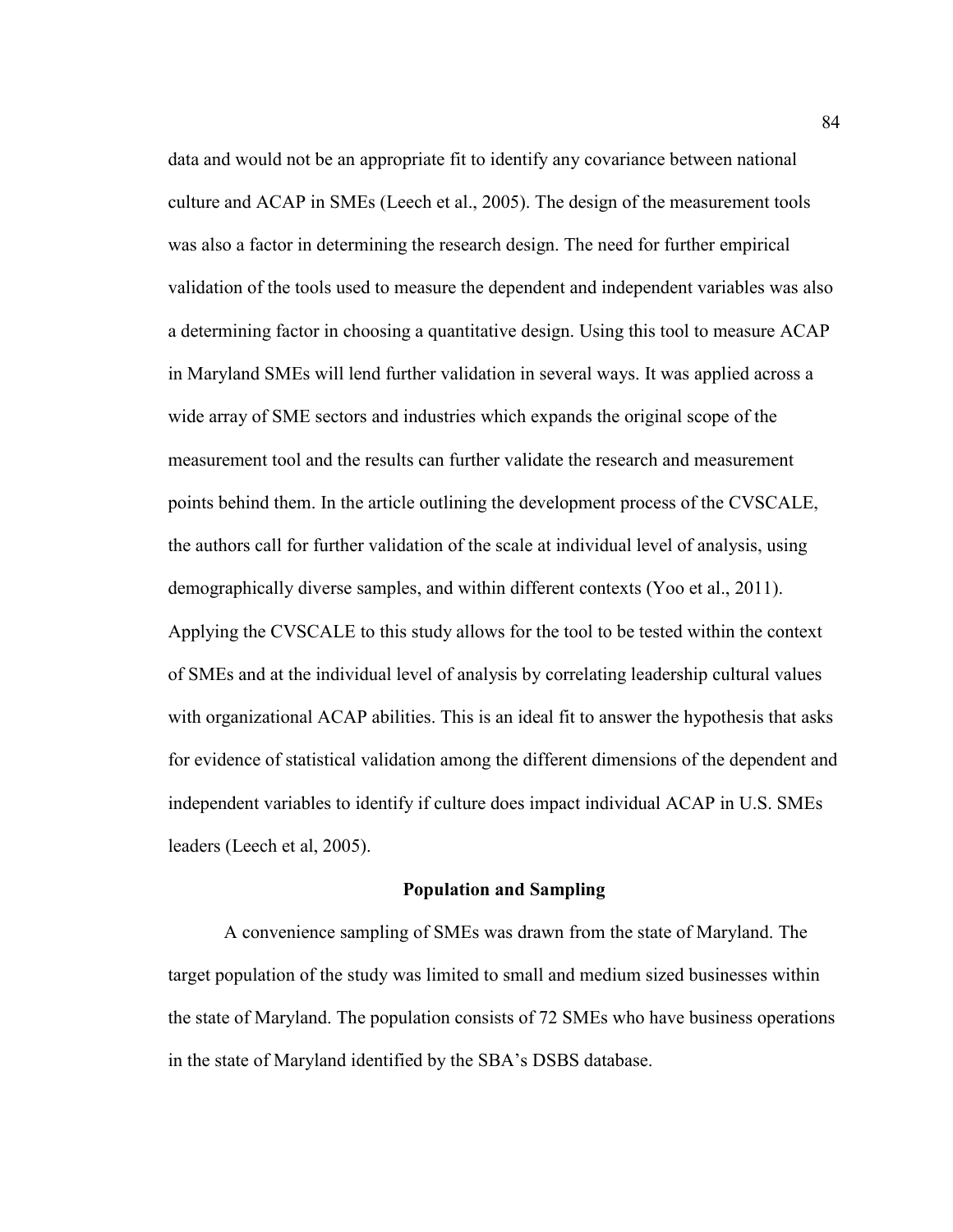data and would not be an appropriate fit to identify any covariance between national culture and ACAP in SMEs (Leech et al., 2005). The design of the measurement tools was also a factor in determining the research design. The need for further empirical validation of the tools used to measure the dependent and independent variables was also a determining factor in choosing a quantitative design. Using this tool to measure ACAP in Maryland SMEs will lend further validation in several ways. It was applied across a wide array of SME sectors and industries which expands the original scope of the measurement tool and the results can further validate the research and measurement points behind them. In the article outlining the development process of the CVSCALE, the authors call for further validation of the scale at individual level of analysis, using demographically diverse samples, and within different contexts (Yoo et al., 2011). Applying the CVSCALE to this study allows for the tool to be tested within the context of SMEs and at the individual level of analysis by correlating leadership cultural values with organizational ACAP abilities. This is an ideal fit to answer the hypothesis that asks for evidence of statistical validation among the different dimensions of the dependent and independent variables to identify if culture does impact individual ACAP in U.S. SMEs leaders (Leech et al, 2005).

## Population and Sampling

A convenience sampling of SMEs was drawn from the state of Maryland. The target population of the study was limited to small and medium sized businesses within the state of Maryland. The population consists of 72 SMEs who have business operations in the state of Maryland identified by the SBA's DSBS database.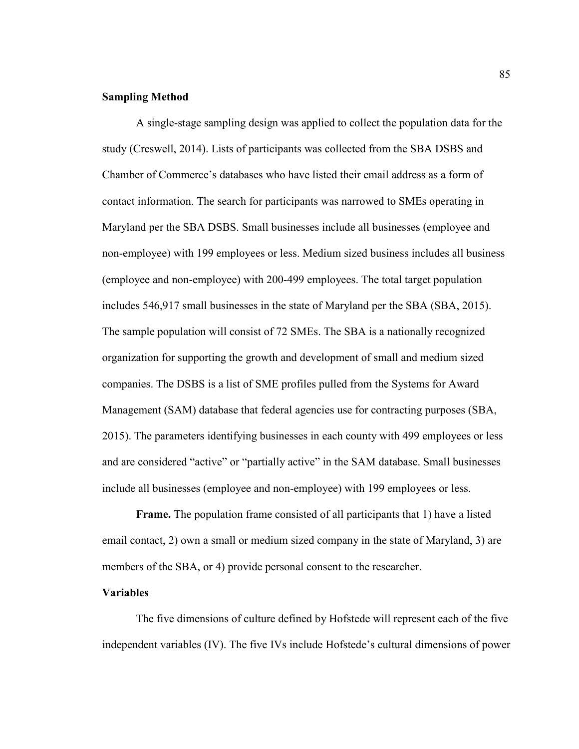## Sampling Method

A single-stage sampling design was applied to collect the population data for the study (Creswell, 2014). Lists of participants was collected from the SBA DSBS and Chamber of Commerce's databases who have listed their email address as a form of contact information. The search for participants was narrowed to SMEs operating in Maryland per the SBA DSBS. Small businesses include all businesses (employee and non-employee) with 199 employees or less. Medium sized business includes all business (employee and non-employee) with 200-499 employees. The total target population includes 546,917 small businesses in the state of Maryland per the SBA (SBA, 2015). The sample population will consist of 72 SMEs. The SBA is a nationally recognized organization for supporting the growth and development of small and medium sized companies. The DSBS is a list of SME profiles pulled from the Systems for Award Management (SAM) database that federal agencies use for contracting purposes (SBA, 2015). The parameters identifying businesses in each county with 499 employees or less and are considered "active" or "partially active" in the SAM database. Small businesses include all businesses (employee and non-employee) with 199 employees or less.

**Frame.** The population frame consisted of all participants that 1) have a listed email contact, 2) own a small or medium sized company in the state of Maryland, 3) are members of the SBA, or 4) provide personal consent to the researcher.

## Variables

The five dimensions of culture defined by Hofstede will represent each of the five independent variables (IV). The five IVs include Hofstede's cultural dimensions of power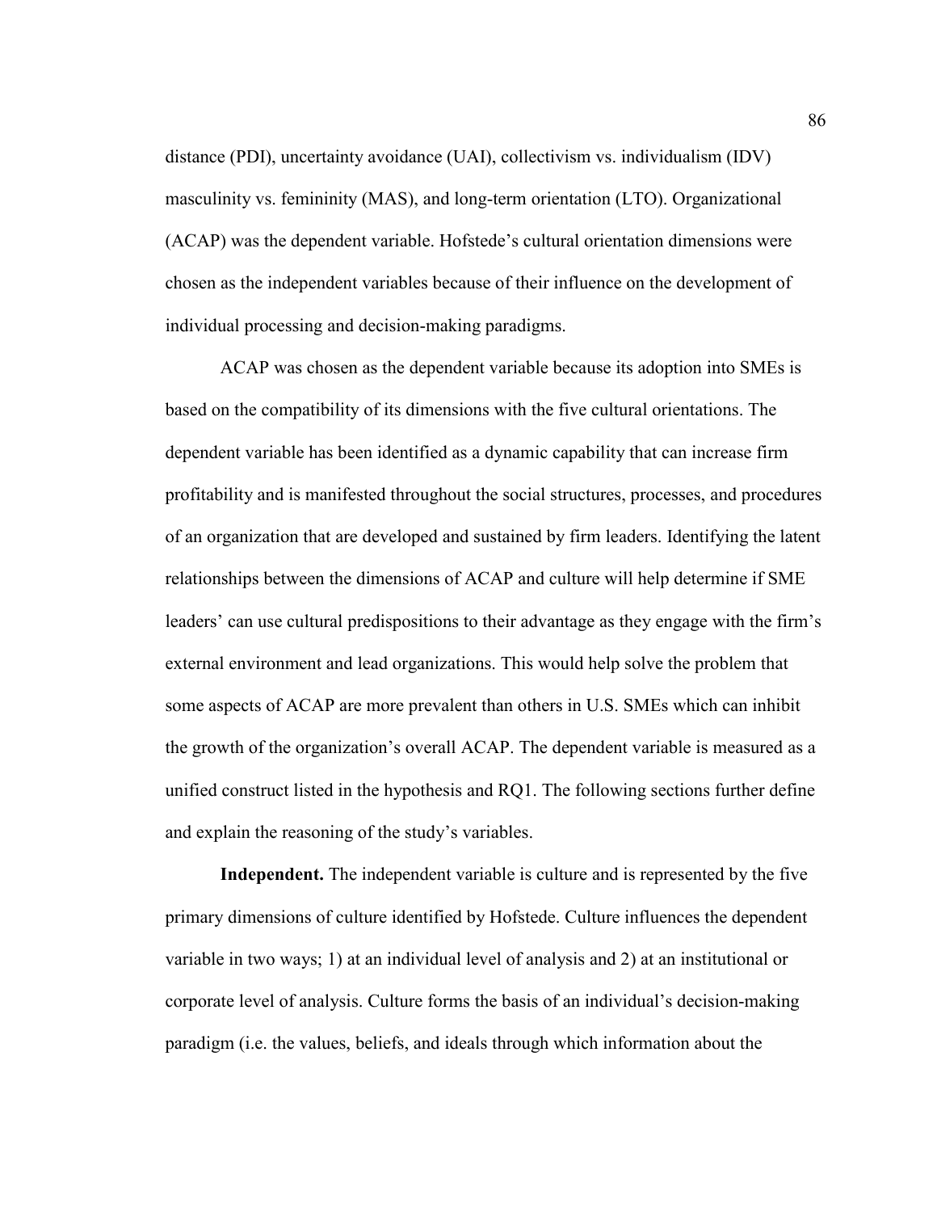distance (PDI), uncertainty avoidance (UAI), collectivism vs. individualism (IDV) masculinity vs. femininity (MAS), and long-term orientation (LTO). Organizational (ACAP) was the dependent variable. Hofstede's cultural orientation dimensions were chosen as the independent variables because of their influence on the development of individual processing and decision-making paradigms.

ACAP was chosen as the dependent variable because its adoption into SMEs is based on the compatibility of its dimensions with the five cultural orientations. The dependent variable has been identified as a dynamic capability that can increase firm profitability and is manifested throughout the social structures, processes, and procedures of an organization that are developed and sustained by firm leaders. Identifying the latent relationships between the dimensions of ACAP and culture will help determine if SME leaders' can use cultural predispositions to their advantage as they engage with the firm's external environment and lead organizations. This would help solve the problem that some aspects of ACAP are more prevalent than others in U.S. SMEs which can inhibit the growth of the organization's overall ACAP. The dependent variable is measured as a unified construct listed in the hypothesis and RQ1. The following sections further define and explain the reasoning of the study's variables.

**Independent.** The independent variable is culture and is represented by the five primary dimensions of culture identified by Hofstede. Culture influences the dependent variable in two ways; 1) at an individual level of analysis and 2) at an institutional or corporate level of analysis. Culture forms the basis of an individual's decision-making paradigm (i.e. the values, beliefs, and ideals through which information about the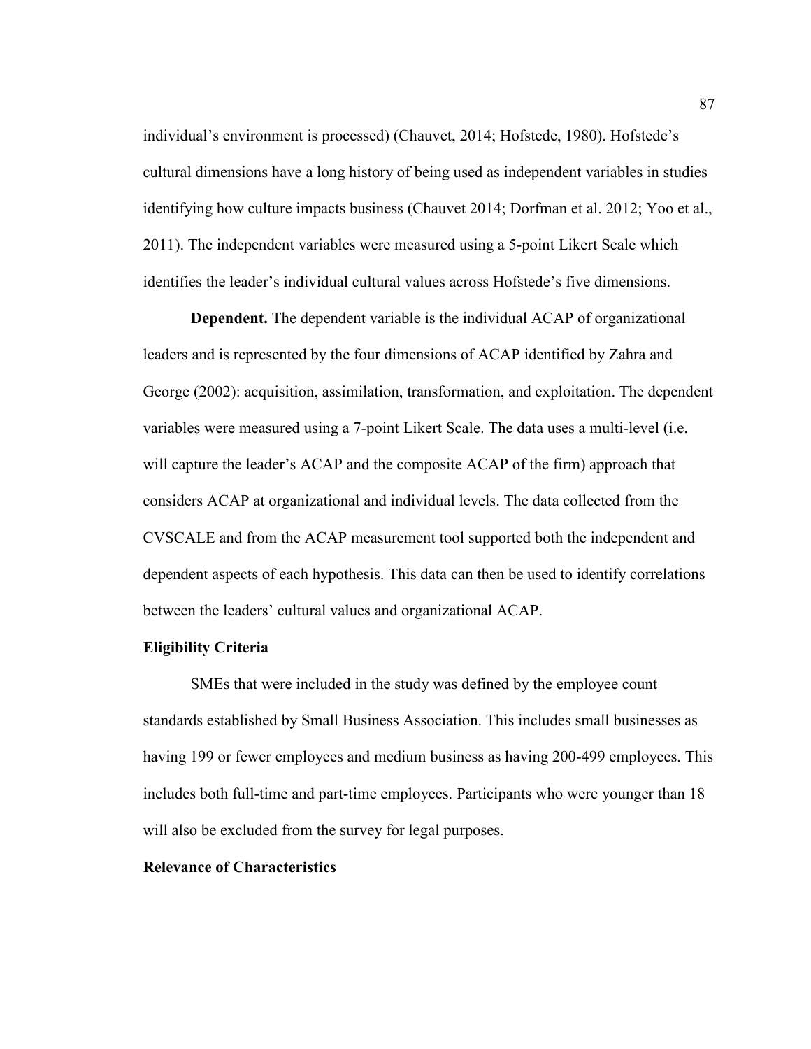individual's environment is processed) (Chauvet, 2014; Hofstede, 1980). Hofstede's cultural dimensions have a long history of being used as independent variables in studies identifying how culture impacts business (Chauvet 2014; Dorfman et al. 2012; Yoo et al., 2011). The independent variables were measured using a 5-point Likert Scale which identifies the leader's individual cultural values across Hofstede's five dimensions.

**Dependent.** The dependent variable is the individual ACAP of organizational leaders and is represented by the four dimensions of ACAP identified by Zahra and George (2002): acquisition, assimilation, transformation, and exploitation. The dependent variables were measured using a 7-point Likert Scale. The data uses a multi-level (i.e. will capture the leader's ACAP and the composite ACAP of the firm) approach that considers ACAP at organizational and individual levels. The data collected from the CVSCALE and from the ACAP measurement tool supported both the independent and dependent aspects of each hypothesis. This data can then be used to identify correlations between the leaders' cultural values and organizational ACAP.

**Eligibility Criteria**

SMEs that were included in the study was defined by the employee count standards established by Small Business Association. This includes small businesses as having 199 or fewer employees and medium business as having 200-499 employees. This includes both full-time and part-time employees. Participants who were younger than 18 will also be excluded from the survey for legal purposes.

**Relevance of Characteristics**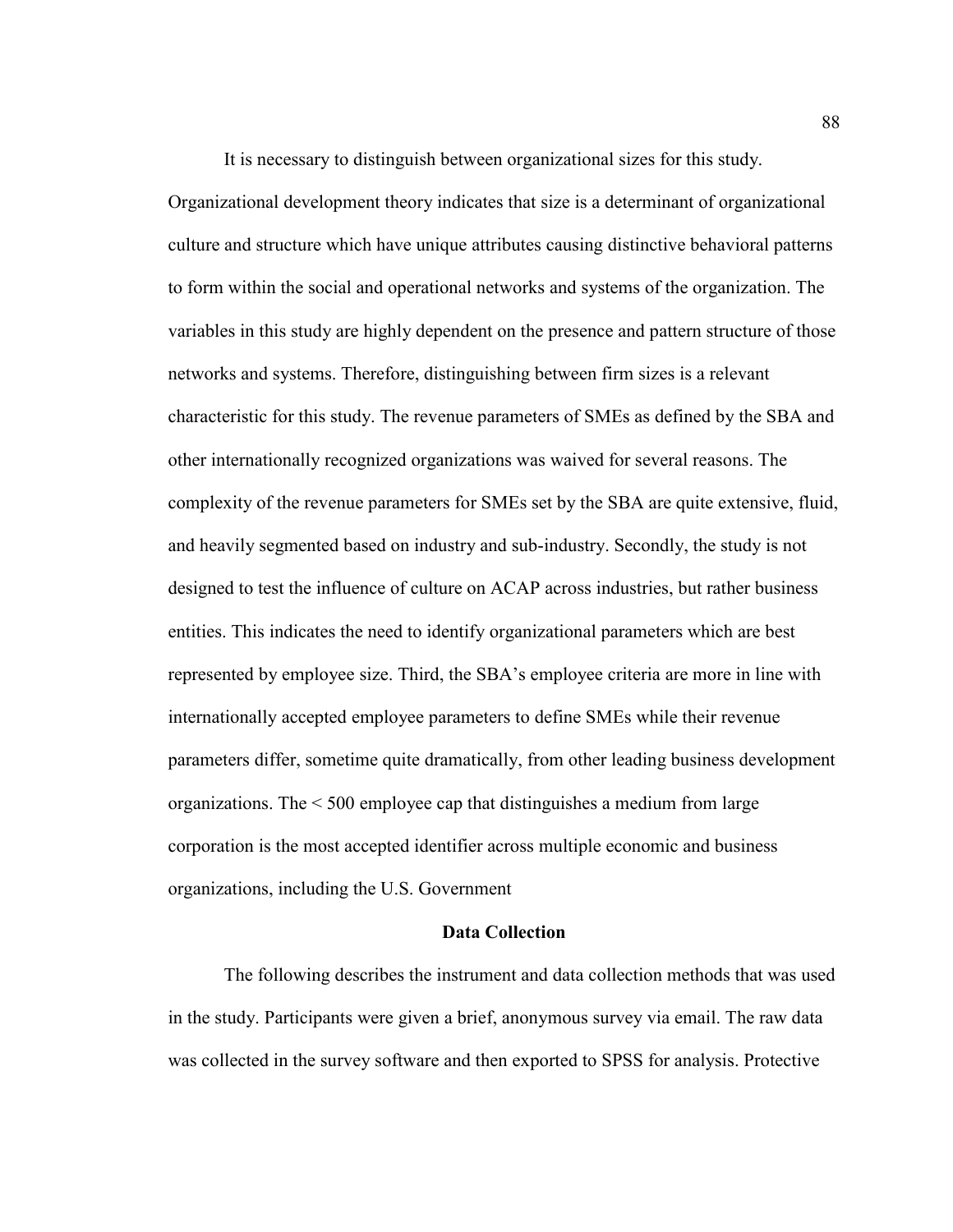It is necessary to distinguish between organizational sizes for this study. Organizational development theory indicates that size is a determinant of organizational culture and structure which have unique attributes causing distinctive behavioral patterns to form within the social and operational networks and systems of the organization. The variables in this study are highly dependent on the presence and pattern structure of those networks and systems. Therefore, distinguishing between firm sizes is a relevant characteristic for this study. The revenue parameters of SMEs as defined by the SBA and other internationally recognized organizations was waived for several reasons. The complexity of the revenue parameters for SMEs set by the SBA are quite extensive, fluid, and heavily segmented based on industry and sub-industry. Secondly, the study is not designed to test the influence of culture on ACAP across industries, but rather business entities. This indicates the need to identify organizational parameters which are best represented by employee size. Third, the SBA's employee criteria are more in line with internationally accepted employee parameters to define SMEs while their revenue parameters differ, sometime quite dramatically, from other leading business development organizations. The < 500 employee cap that distinguishes a medium from large corporation is the most accepted identifier across multiple economic and business organizations, including the U.S. Government

## Data Collection

The following describes the instrument and data collection methods that was used in the study. Participants were given a brief, anonymous survey via email. The raw data was collected in the survey software and then exported to SPSS for analysis. Protective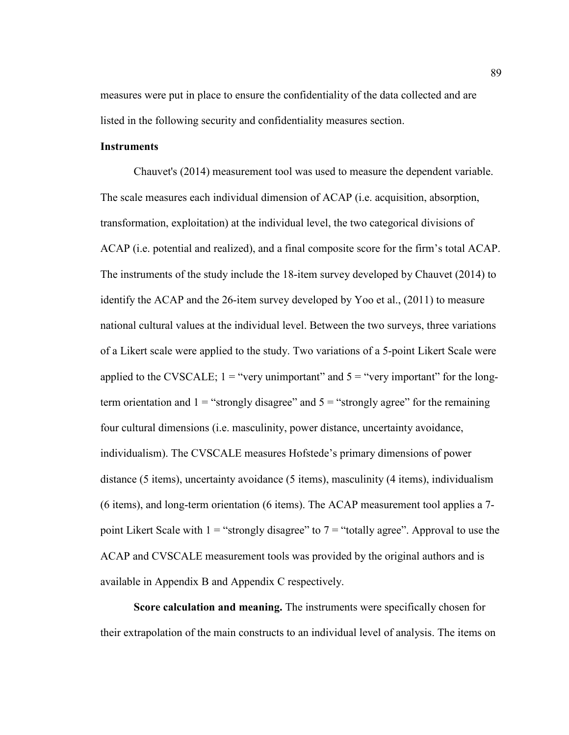measures were put in place to ensure the confidentiality of the data collected and are listed in the following security and confidentiality measures section.

## Instruments

Chauvet's (2014) measurement tool was used to measure the dependent variable. The scale measures each individual dimension of ACAP (i.e. acquisition, absorption, transformation, exploitation) at the individual level, the two categorical divisions of ACAP (i.e. potential and realized), and a final composite score for the firm's total ACAP. The instruments of the study include the 18-item survey developed by Chauvet (2014) to identify the ACAP and the 26-item survey developed by Yoo et al., (2011) to measure national cultural values at the individual level. Between the two surveys, three variations of a Likert scale were applied to the study. Two variations of a 5-point Likert Scale were applied to the CVSCALE; 1 = "very unimportant" and 5 = "very important" for the long-term orientation and 1 = "strongly disagree" and 5 = "strongly agree" for the remaining four cultural dimensions (i.e. masculinity, power distance, uncertainty avoidance, individualism). The CVSCALE measures Hofstede's primary dimensions of power distance (5 items), uncertainty avoidance (5 items), masculinity (4 items), individualism (6 items), and long-term orientation (6 items). The ACAP measurement tool applies a 7-point Likert Scale with 1 = "strongly disagree" to 7 = "totally agree". Approval to use the ACAP and CVSCALE measurement tools was provided by the original authors and is available in Appendix B and Appendix C respectively.

**Score calculation and meaning.** The instruments were specifically chosen for their extrapolation of the main constructs to an individual level of analysis. The items on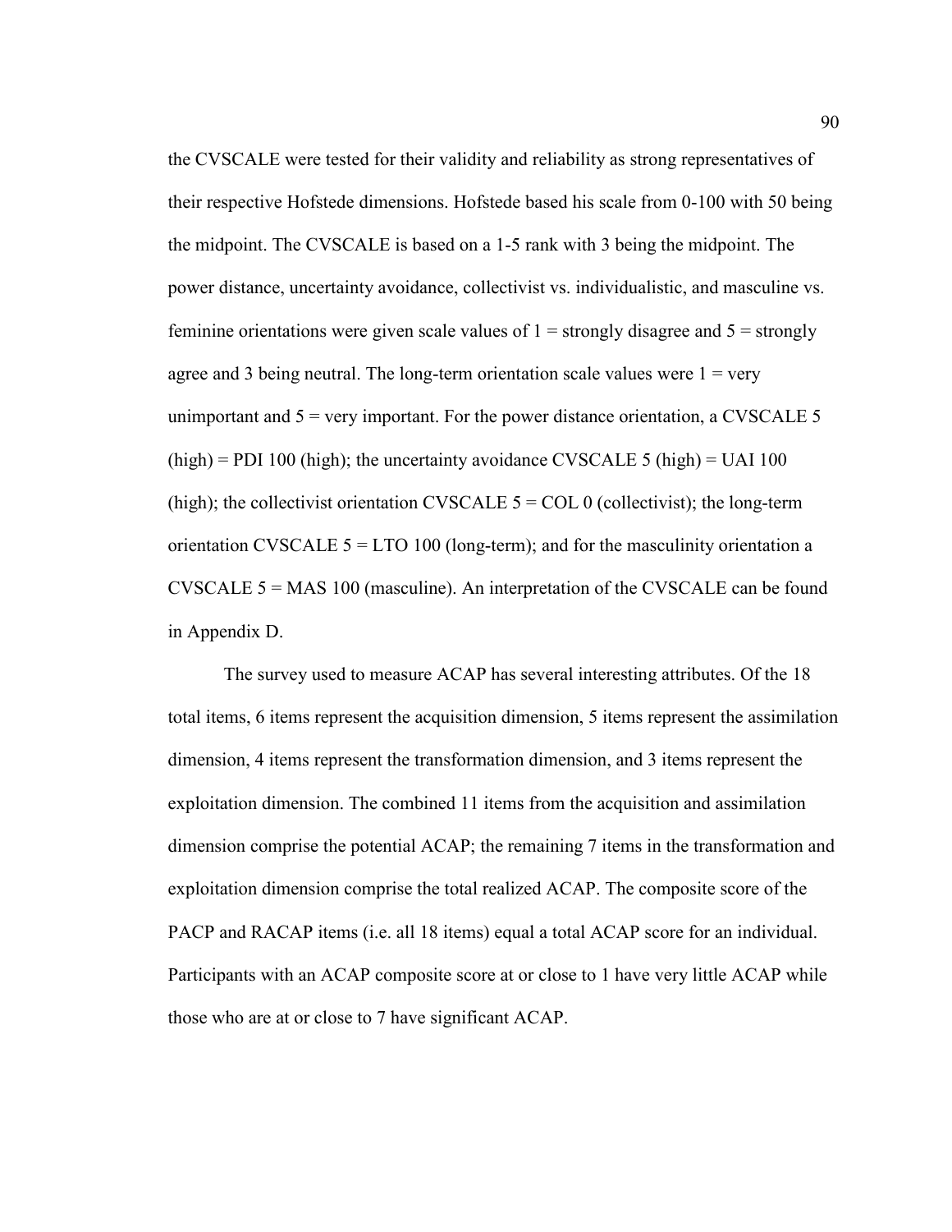the CVSCALE were tested for their validity and reliability as strong representatives of their respective Hofstede dimensions. Hofstede based his scale from 0-100 with 50 being the midpoint. The CVSCALE is based on a 1-5 rank with 3 being the midpoint. The power distance, uncertainty avoidance, collectivist vs. individualistic, and masculine vs. feminine orientations were given scale values of 1 = strongly disagree and 5 = strongly agree and 3 being neutral. The long-term orientation scale values were 1 = very unimportant and 5 = very important. For the power distance orientation, a CVSCALE 5 (high) = PDI 100 (high); the uncertainty avoidance CVSCALE 5 (high) = UAI 100 (high); the collectivist orientation CVSCALE 5 = COL 0 (collectivist); the long-term orientation CVSCALE 5 = LTO 100 (long-term); and for the masculinity orientation a CVSCALE 5 = MAS 100 (masculine). An interpretation of the CVSCALE can be found in Appendix D.

The survey used to measure ACAP has several interesting attributes. Of the 18 total items, 6 items represent the acquisition dimension, 5 items represent the assimilation dimension, 4 items represent the transformation dimension, and 3 items represent the exploitation dimension. The combined 11 items from the acquisition and assimilation dimension comprise the potential ACAP; the remaining 7 items in the transformation and exploitation dimension comprise the total realized ACAP. The composite score of the PACP and RACAP items (i.e. all 18 items) equal a total ACAP score for an individual. Participants with an ACAP composite score at or close to 1 have very little ACAP while those who are at or close to 7 have significant ACAP.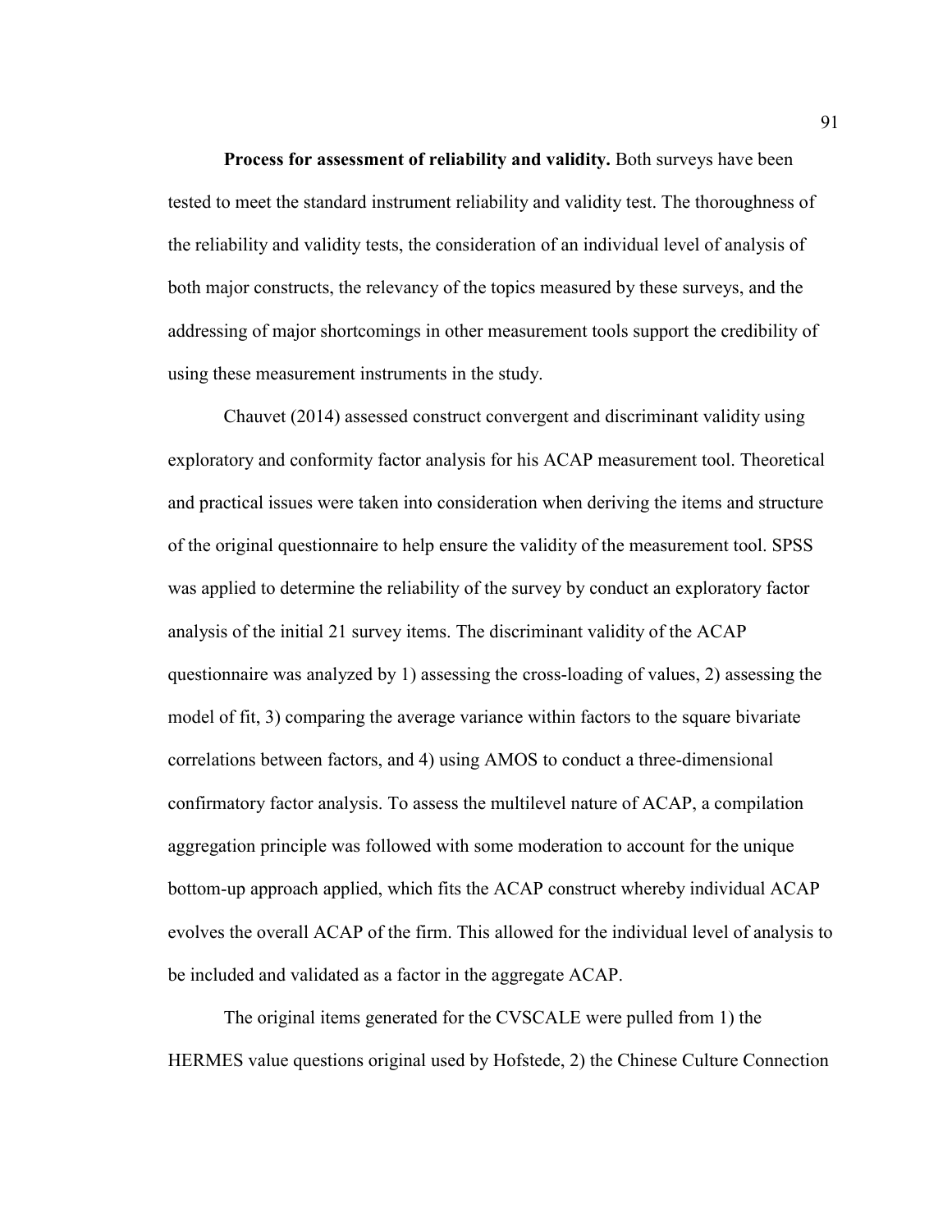**Process for assessment of reliability and validity.** Both surveys have been tested to meet the standard instrument reliability and validity test. The thoroughness of the reliability and validity tests, the consideration of an individual level of analysis of both major constructs, the relevancy of the topics measured by these surveys, and the addressing of major shortcomings in other measurement tools support the credibility of using these measurement instruments in the study.

Chauvet (2014) assessed construct convergent and discriminant validity using exploratory and conformity factor analysis for his ACAP measurement tool. Theoretical and practical issues were taken into consideration when deriving the items and structure of the original questionnaire to help ensure the validity of the measurement tool. SPSS was applied to determine the reliability of the survey by conduct an exploratory factor analysis of the initial 21 survey items. The discriminant validity of the ACAP questionnaire was analyzed by 1) assessing the cross-loading of values, 2) assessing the model of fit, 3) comparing the average variance within factors to the square bivariate correlations between factors, and 4) using AMOS to conduct a three-dimensional confirmatory factor analysis. To assess the multilevel nature of ACAP, a compilation aggregation principle was followed with some moderation to account for the unique bottom-up approach applied, which fits the ACAP construct whereby individual ACAP evolves the overall ACAP of the firm. This allowed for the individual level of analysis to be included and validated as a factor in the aggregate ACAP.

The original items generated for the CVSCALE were pulled from 1) the HERMES value questions original used by Hofstede, 2) the Chinese Culture Connection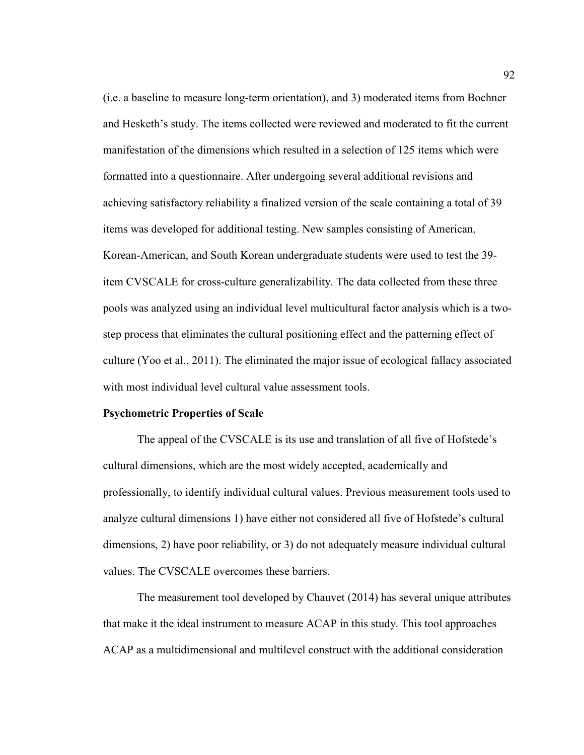(i.e. a baseline to measure long-term orientation), and 3) moderated items from Bochner and Hesketh's study. The items collected were reviewed and moderated to fit the current manifestation of the dimensions which resulted in a selection of 125 items which were formatted into a questionnaire. After undergoing several additional revisions and achieving satisfactory reliability a finalized version of the scale containing a total of 39 items was developed for additional testing. New samples consisting of American, Korean-American, and South Korean undergraduate students were used to test the 39-item CVSCALE for cross-culture generalizability. The data collected from these three pools was analyzed using an individual level multicultural factor analysis which is a two-step process that eliminates the cultural positioning effect and the patterning effect of culture (Yoo et al., 2011). The eliminated the major issue of ecological fallacy associated with most individual level cultural value assessment tools.

### Psychometric Properties of Scale

The appeal of the CVSCALE is its use and translation of all five of Hofstede's cultural dimensions, which are the most widely accepted, academically and professionally, to identify individual cultural values. Previous measurement tools used to analyze cultural dimensions 1) have either not considered all five of Hofstede's cultural dimensions, 2) have poor reliability, or 3) do not adequately measure individual cultural values. The CVSCALE overcomes these barriers.

The measurement tool developed by Chauvet (2014) has several unique attributes that make it the ideal instrument to measure ACAP in this study. This tool approaches ACAP as a multidimensional and multilevel construct with the additional consideration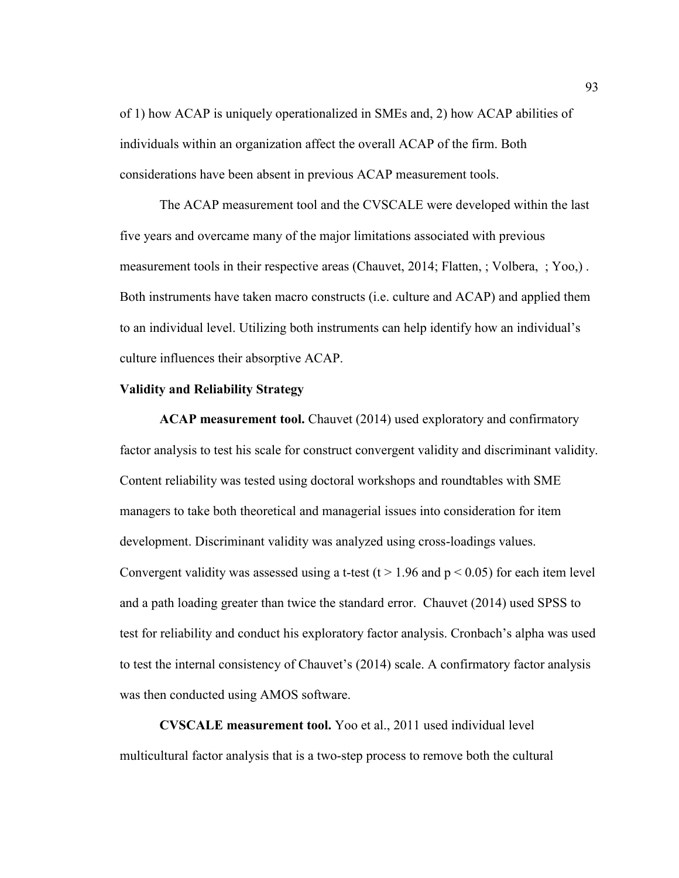of 1) how ACAP is uniquely operationalized in SMEs and, 2) how ACAP abilities of individuals within an organization affect the overall ACAP of the firm. Both considerations have been absent in previous ACAP measurement tools.

The ACAP measurement tool and the CVSCALE were developed within the last five years and overcame many of the major limitations associated with previous measurement tools in their respective areas (Chauvet, 2014; Flatten, ; Volbera, ; Yoo,) . Both instruments have taken macro constructs (i.e. culture and ACAP) and applied them to an individual level. Utilizing both instruments can help identify how an individual's culture influences their absorptive ACAP.

### Validity and Reliability Strategy

**ACAP measurement tool.** Chauvet (2014) used exploratory and confirmatory factor analysis to test his scale for construct convergent validity and discriminant validity. Content reliability was tested using doctoral workshops and roundtables with SME managers to take both theoretical and managerial issues into consideration for item development. Discriminant validity was analyzed using cross-loadings values. Convergent validity was assessed using a t-test ($t > 1.96$ and $p < 0.05$) for each item level and a path loading greater than twice the standard error. Chauvet (2014) used SPSS to test for reliability and conduct his exploratory factor analysis. Cronbach's alpha was used to test the internal consistency of Chauvet's (2014) scale. A confirmatory factor analysis was then conducted using AMOS software.

**CVSCALE measurement tool.** Yoo et al., 2011 used individual level multicultural factor analysis that is a two-step process to remove both the cultural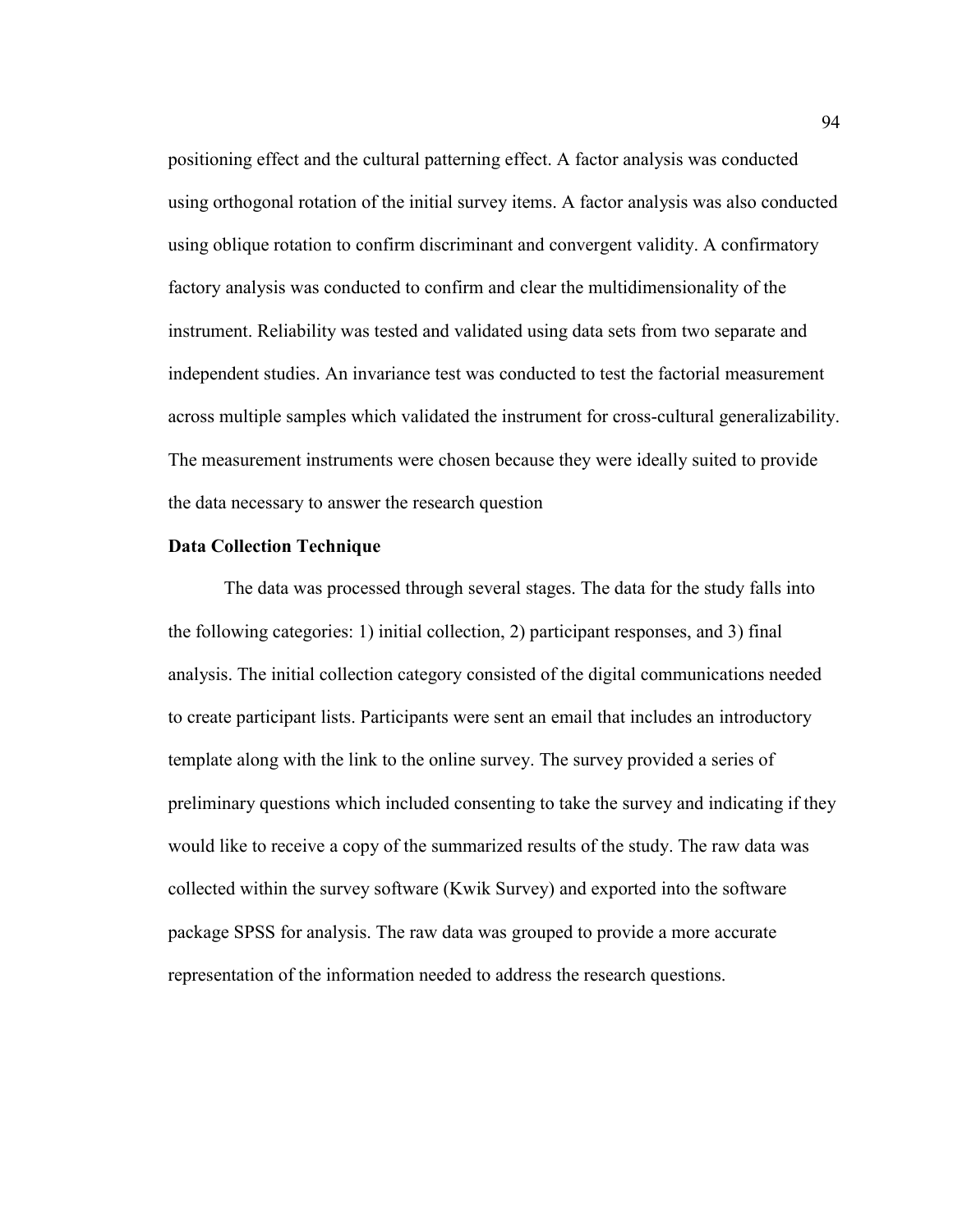positioning effect and the cultural patterning effect. A factor analysis was conducted using orthogonal rotation of the initial survey items. A factor analysis was also conducted using oblique rotation to confirm discriminant and convergent validity. A confirmatory factory analysis was conducted to confirm and clear the multidimensionality of the instrument. Reliability was tested and validated using data sets from two separate and independent studies. An invariance test was conducted to test the factorial measurement across multiple samples which validated the instrument for cross-cultural generalizability. The measurement instruments were chosen because they were ideally suited to provide the data necessary to answer the research question

**Data Collection Technique**

The data was processed through several stages. The data for the study falls into the following categories: 1) initial collection, 2) participant responses, and 3) final analysis. The initial collection category consisted of the digital communications needed to create participant lists. Participants were sent an email that includes an introductory template along with the link to the online survey. The survey provided a series of preliminary questions which included consenting to take the survey and indicating if they would like to receive a copy of the summarized results of the study. The raw data was collected within the survey software (Kwik Survey) and exported into the software package SPSS for analysis. The raw data was grouped to provide a more accurate representation of the information needed to address the research questions.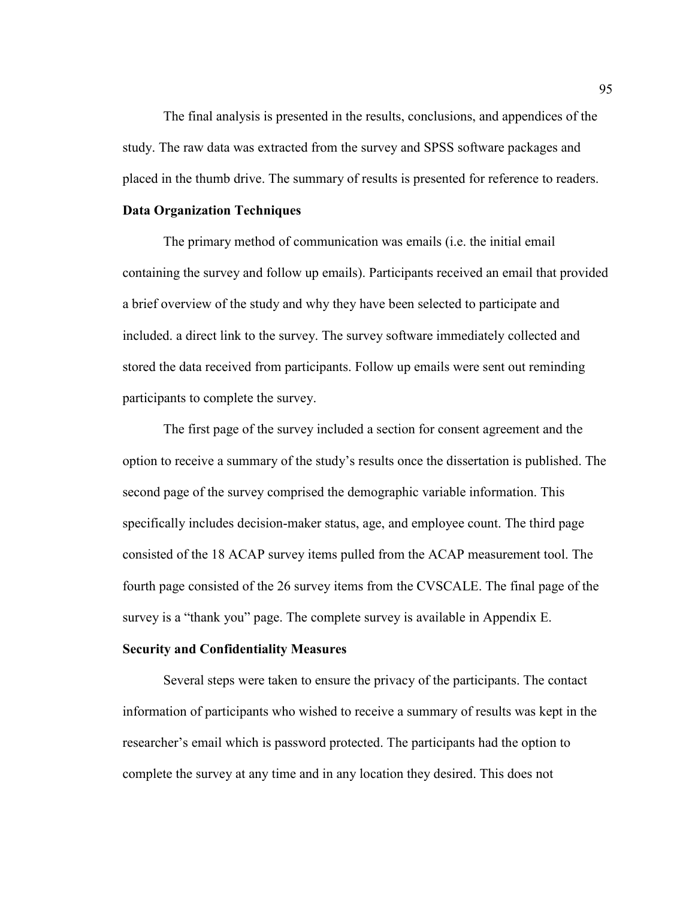The final analysis is presented in the results, conclusions, and appendices of the study. The raw data was extracted from the survey and SPSS software packages and placed in the thumb drive. The summary of results is presented for reference to readers.

**Data Organization Techniques**

The primary method of communication was emails (i.e. the initial email containing the survey and follow up emails). Participants received an email that provided a brief overview of the study and why they have been selected to participate and included. a direct link to the survey. The survey software immediately collected and stored the data received from participants. Follow up emails were sent out reminding participants to complete the survey.

The first page of the survey included a section for consent agreement and the option to receive a summary of the study's results once the dissertation is published. The second page of the survey comprised the demographic variable information. This specifically includes decision-maker status, age, and employee count. The third page consisted of the 18 ACAP survey items pulled from the ACAP measurement tool. The fourth page consisted of the 26 survey items from the CVSCALE. The final page of the survey is a "thank you" page. The complete survey is available in Appendix E.

**Security and Confidentiality Measures**

Several steps were taken to ensure the privacy of the participants. The contact information of participants who wished to receive a summary of results was kept in the researcher's email which is password protected. The participants had the option to complete the survey at any time and in any location they desired. This does not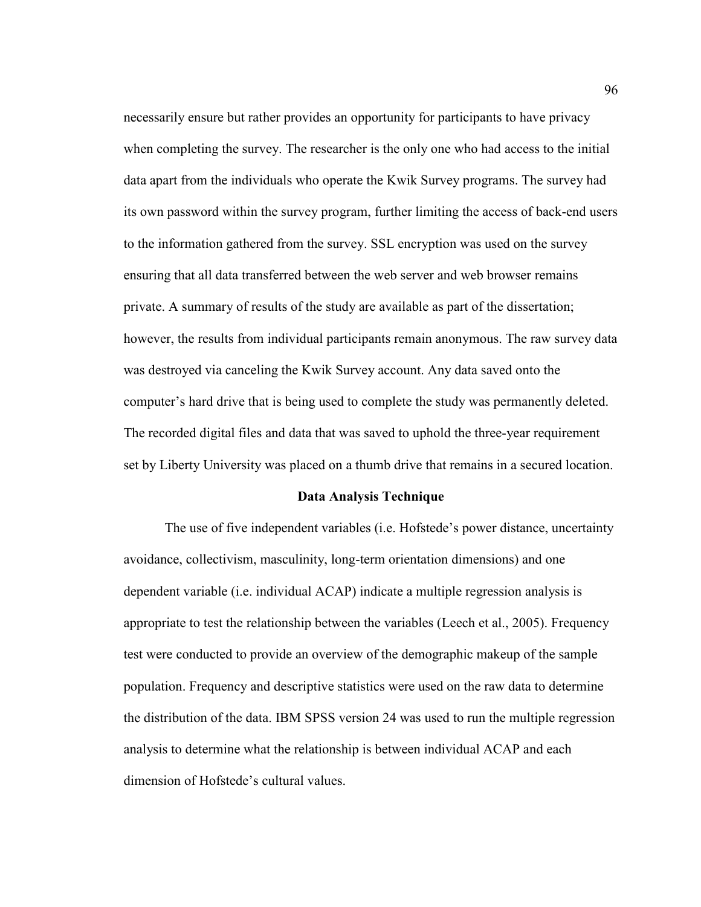necessarily ensure but rather provides an opportunity for participants to have privacy when completing the survey. The researcher is the only one who had access to the initial data apart from the individuals who operate the Kwik Survey programs. The survey had its own password within the survey program, further limiting the access of back-end users to the information gathered from the survey. SSL encryption was used on the survey ensuring that all data transferred between the web server and web browser remains private. A summary of results of the study are available as part of the dissertation; however, the results from individual participants remain anonymous. The raw survey data was destroyed via canceling the Kwik Survey account. Any data saved onto the computer's hard drive that is being used to complete the study was permanently deleted. The recorded digital files and data that was saved to uphold the three-year requirement set by Liberty University was placed on a thumb drive that remains in a secured location.

## Data Analysis Technique

The use of five independent variables (i.e. Hofstede's power distance, uncertainty avoidance, collectivism, masculinity, long-term orientation dimensions) and one dependent variable (i.e. individual ACAP) indicate a multiple regression analysis is appropriate to test the relationship between the variables (Leech et al., 2005). Frequency test were conducted to provide an overview of the demographic makeup of the sample population. Frequency and descriptive statistics were used on the raw data to determine the distribution of the data. IBM SPSS version 24 was used to run the multiple regression analysis to determine what the relationship is between individual ACAP and each dimension of Hofstede's cultural values.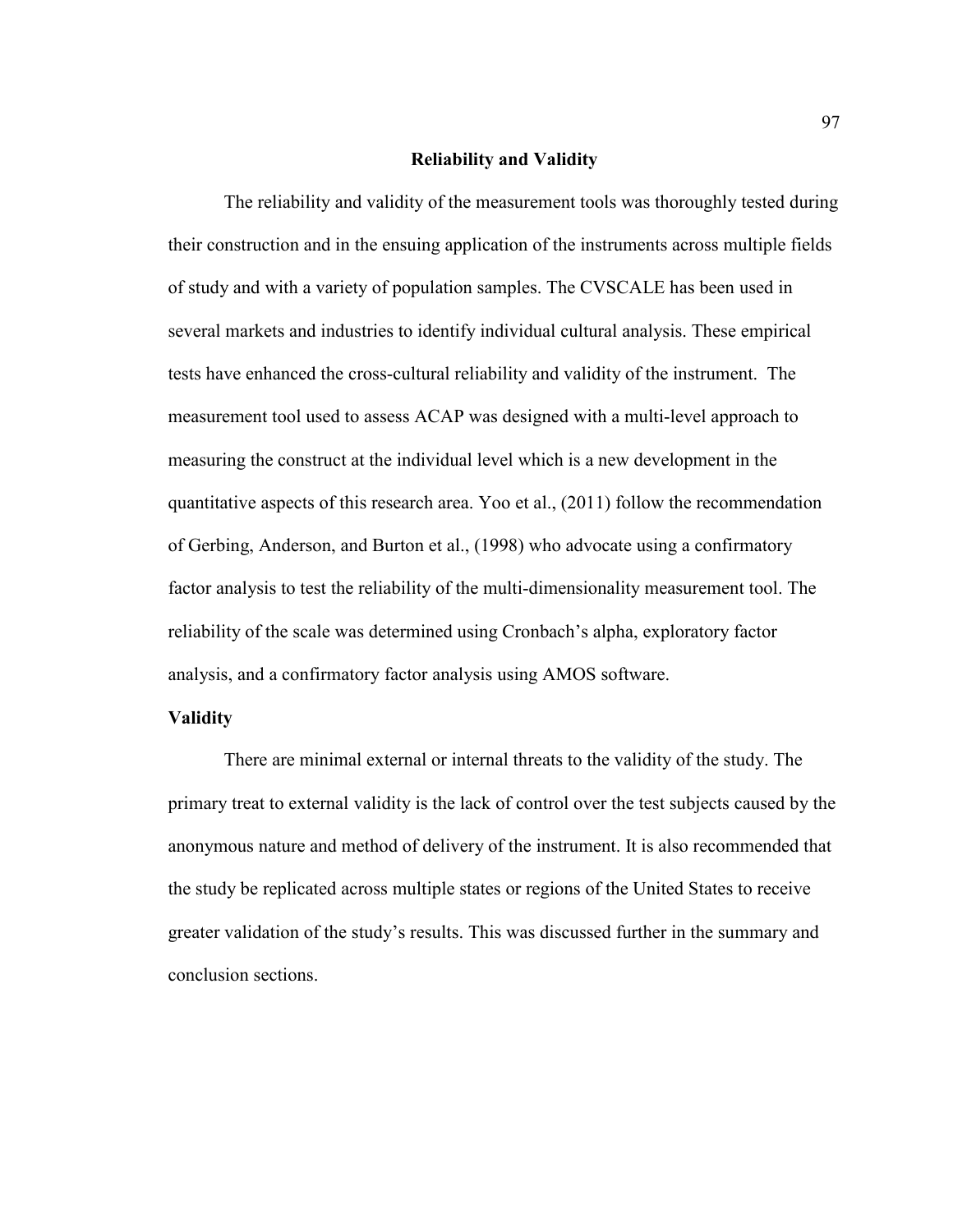## Reliability and Validity

The reliability and validity of the measurement tools was thoroughly tested during their construction and in the ensuing application of the instruments across multiple fields of study and with a variety of population samples. The CVSCALE has been used in several markets and industries to identify individual cultural analysis. These empirical tests have enhanced the cross-cultural reliability and validity of the instrument. The measurement tool used to assess ACAP was designed with a multi-level approach to measuring the construct at the individual level which is a new development in the quantitative aspects of this research area. Yoo et al., (2011) follow the recommendation of Gerbing, Anderson, and Burton et al., (1998) who advocate using a confirmatory factor analysis to test the reliability of the multi-dimensionality measurement tool. The reliability of the scale was determined using Cronbach's alpha, exploratory factor analysis, and a confirmatory factor analysis using AMOS software.

### Validity

There are minimal external or internal threats to the validity of the study. The primary treat to external validity is the lack of control over the test subjects caused by the anonymous nature and method of delivery of the instrument. It is also recommended that the study be replicated across multiple states or regions of the United States to receive greater validation of the study's results. This was discussed further in the summary and conclusion sections.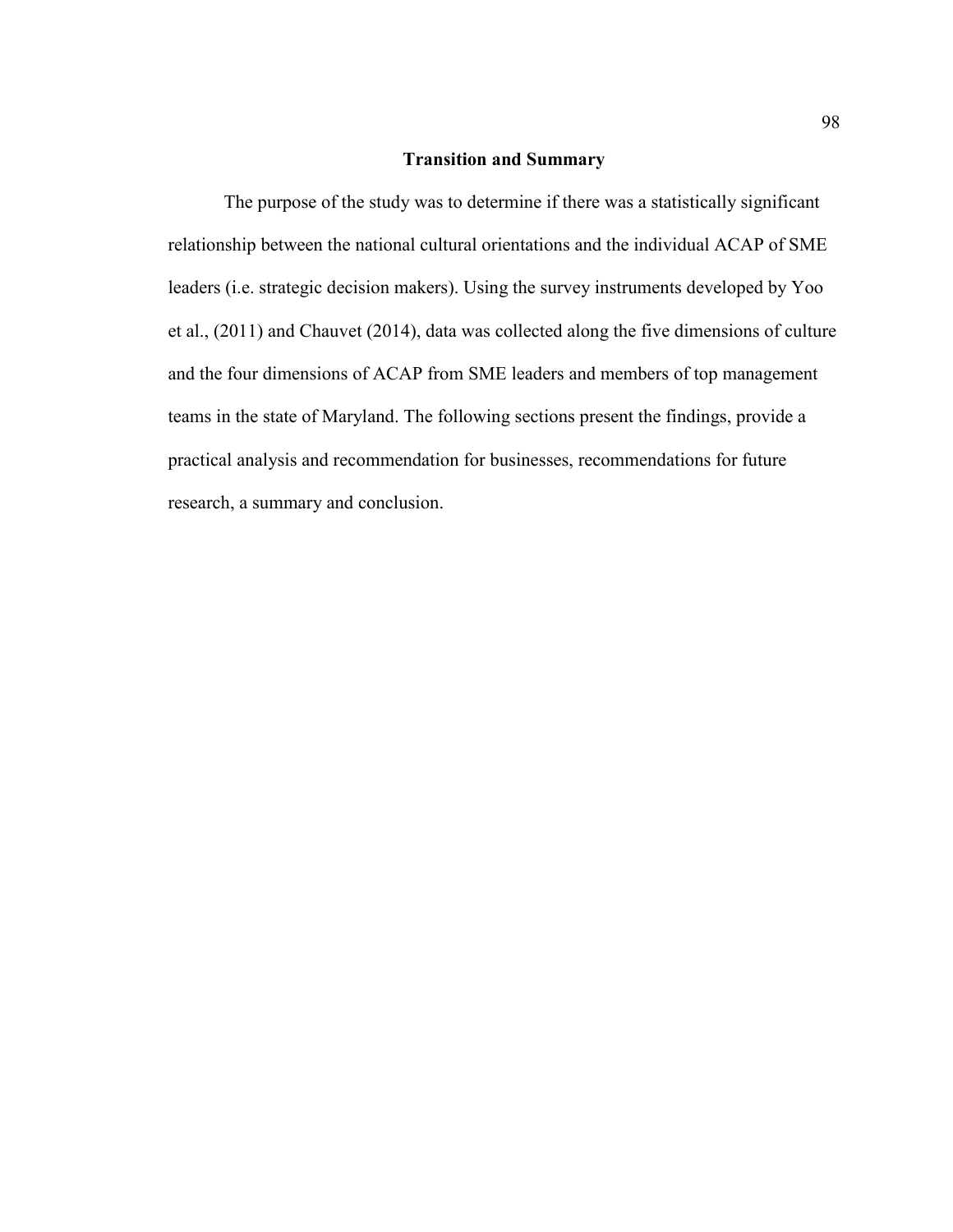## Transition and Summary

The purpose of the study was to determine if there was a statistically significant relationship between the national cultural orientations and the individual ACAP of SME leaders (i.e. strategic decision makers). Using the survey instruments developed by Yoo et al., (2011) and Chauvet (2014), data was collected along the five dimensions of culture and the four dimensions of ACAP from SME leaders and members of top management teams in the state of Maryland. The following sections present the findings, provide a practical analysis and recommendation for businesses, recommendations for future research, a summary and conclusion.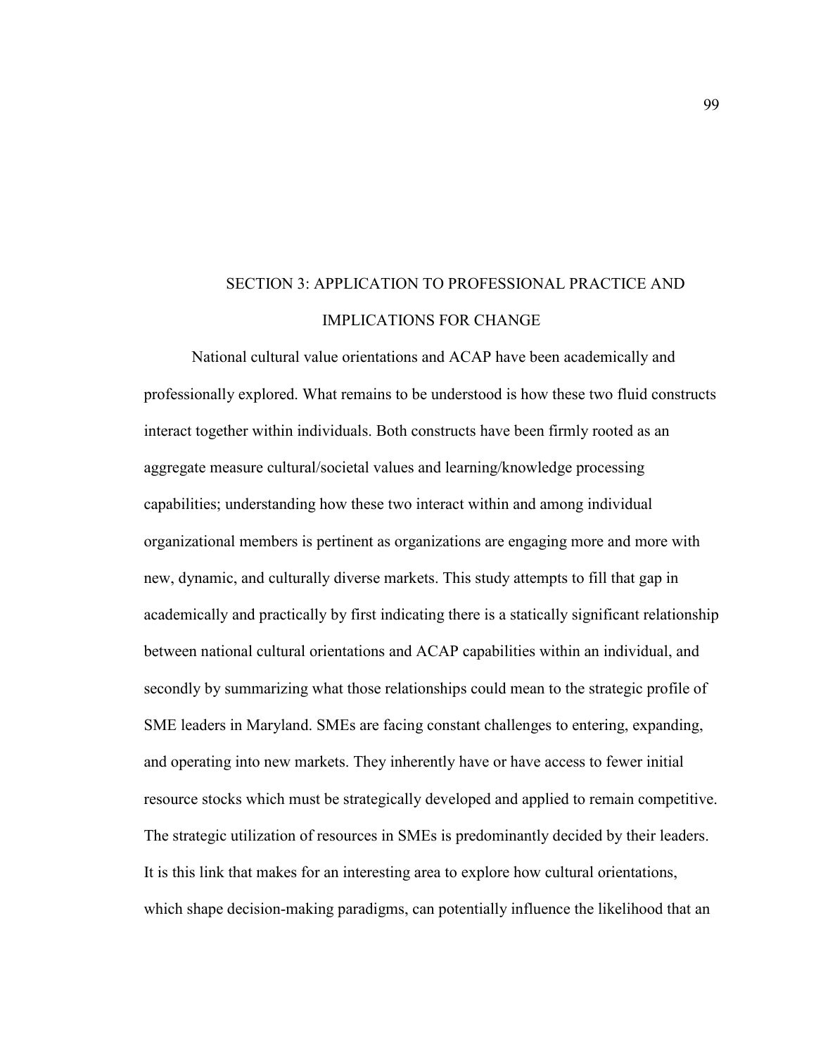# SECTION 3: APPLICATION TO PROFESSIONAL PRACTICE AND IMPLICATIONS FOR CHANGE

National cultural value orientations and ACAP have been academically and professionally explored. What remains to be understood is how these two fluid constructs interact together within individuals. Both constructs have been firmly rooted as an aggregate measure cultural/societal values and learning/knowledge processing capabilities; understanding how these two interact within and among individual organizational members is pertinent as organizations are engaging more and more with new, dynamic, and culturally diverse markets. This study attempts to fill that gap in academically and practically by first indicating there is a statically significant relationship between national cultural orientations and ACAP capabilities within an individual, and secondly by summarizing what those relationships could mean to the strategic profile of SME leaders in Maryland. SMEs are facing constant challenges to entering, expanding, and operating into new markets. They inherently have or have access to fewer initial resource stocks which must be strategically developed and applied to remain competitive. The strategic utilization of resources in SMEs is predominantly decided by their leaders. It is this link that makes for an interesting area to explore how cultural orientations, which shape decision-making paradigms, can potentially influence the likelihood that an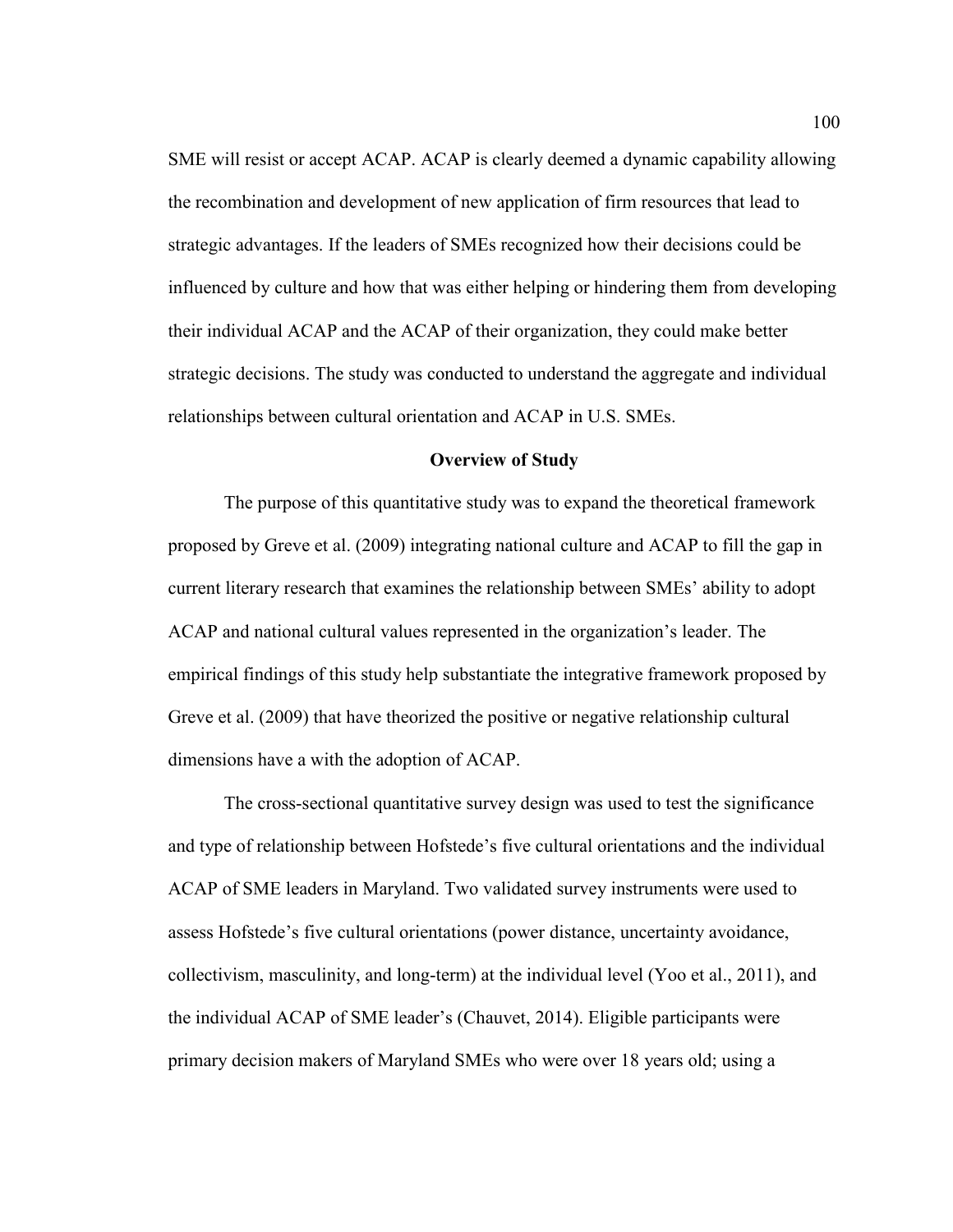SME will resist or accept ACAP. ACAP is clearly deemed a dynamic capability allowing the recombination and development of new application of firm resources that lead to strategic advantages. If the leaders of SMEs recognized how their decisions could be influenced by culture and how that was either helping or hindering them from developing their individual ACAP and the ACAP of their organization, they could make better strategic decisions. The study was conducted to understand the aggregate and individual relationships between cultural orientation and ACAP in U.S. SMEs.

## Overview of Study

The purpose of this quantitative study was to expand the theoretical framework proposed by Greve et al. (2009) integrating national culture and ACAP to fill the gap in current literary research that examines the relationship between SMEs' ability to adopt ACAP and national cultural values represented in the organization's leader. The empirical findings of this study help substantiate the integrative framework proposed by Greve et al. (2009) that have theorized the positive or negative relationship cultural dimensions have a with the adoption of ACAP.

The cross-sectional quantitative survey design was used to test the significance and type of relationship between Hofstede's five cultural orientations and the individual ACAP of SME leaders in Maryland. Two validated survey instruments were used to assess Hofstede's five cultural orientations (power distance, uncertainty avoidance, collectivism, masculinity, and long-term) at the individual level (Yoo et al., 2011), and the individual ACAP of SME leader's (Chauvet, 2014). Eligible participants were primary decision makers of Maryland SMEs who were over 18 years old; using a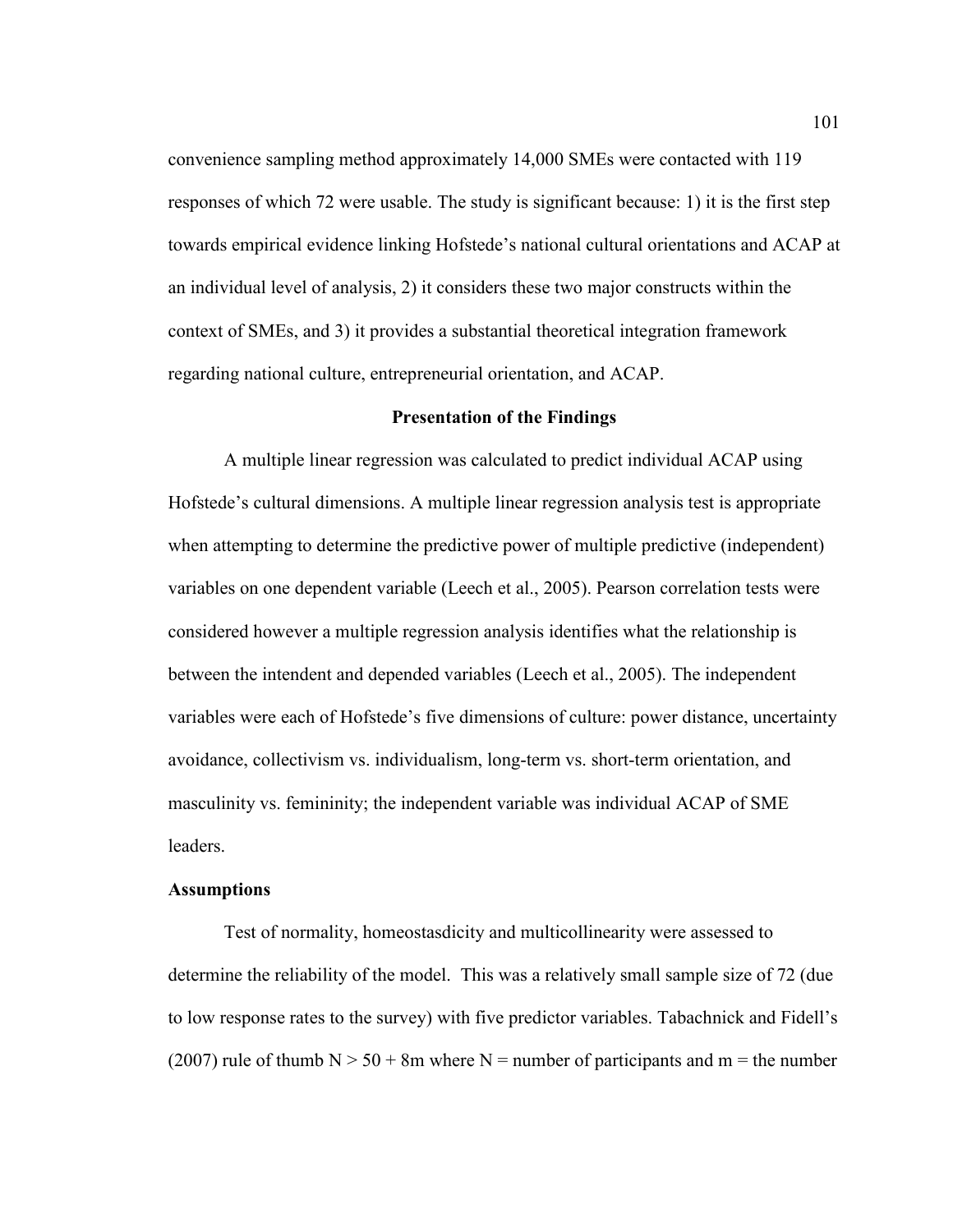convenience sampling method approximately 14,000 SMEs were contacted with 119 responses of which 72 were usable. The study is significant because: 1) it is the first step towards empirical evidence linking Hofstede's national cultural orientations and ACAP at an individual level of analysis, 2) it considers these two major constructs within the context of SMEs, and 3) it provides a substantial theoretical integration framework regarding national culture, entrepreneurial orientation, and ACAP.

## Presentation of the Findings

A multiple linear regression was calculated to predict individual ACAP using Hofstede's cultural dimensions. A multiple linear regression analysis test is appropriate when attempting to determine the predictive power of multiple predictive (independent) variables on one dependent variable (Leech et al., 2005). Pearson correlation tests were considered however a multiple regression analysis identifies what the relationship is between the intendent and depended variables (Leech et al., 2005). The independent variables were each of Hofstede's five dimensions of culture: power distance, uncertainty avoidance, collectivism vs. individualism, long-term vs. short-term orientation, and masculinity vs. femininity; the independent variable was individual ACAP of SME leaders.

### Assumptions

Test of normality, homeostasdicity and multicollinearity were assessed to determine the reliability of the model. This was a relatively small sample size of 72 (due to low response rates to the survey) with five predictor variables. Tabachnick and Fidell's (2007) rule of thumb $N > 50 + 8m$ where $N$ = number of participants and $m$ = the number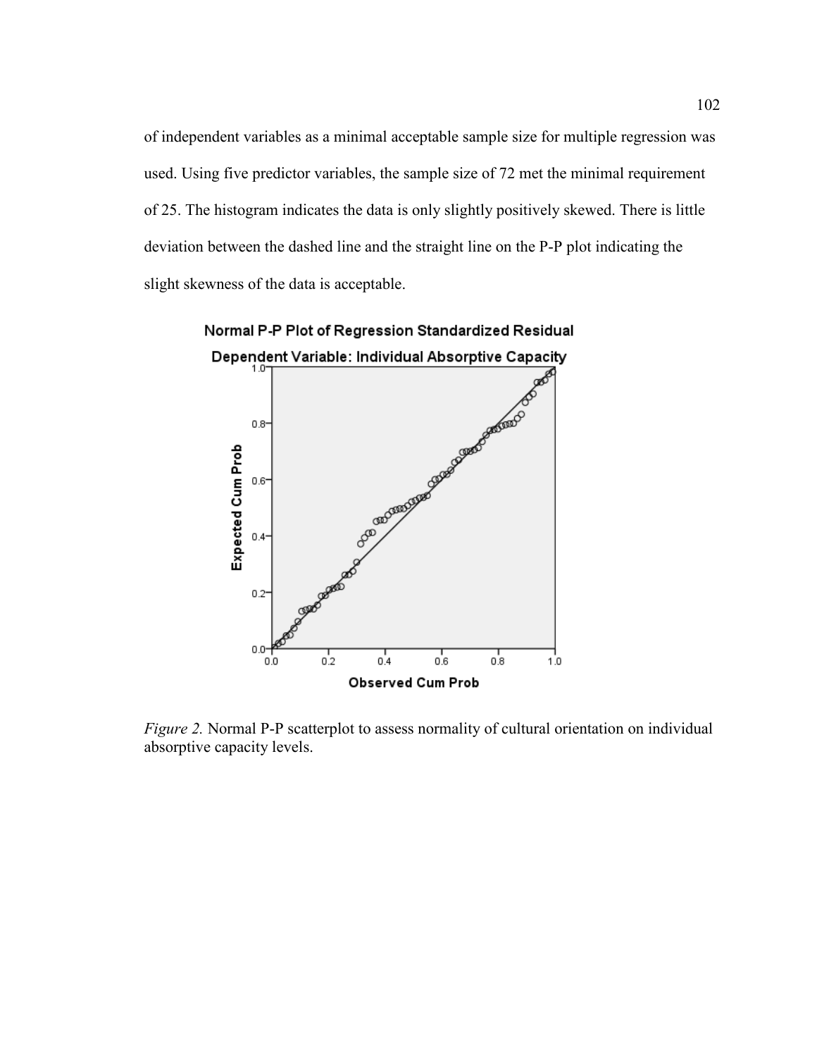of independent variables as a minimal acceptable sample size for multiple regression was used. Using five predictor variables, the sample size of 72 met the minimal requirement of 25. The histogram indicates the data is only slightly positively skewed. There is little deviation between the dashed line and the straight line on the P-P plot indicating the slight skewness of the data is acceptable.

*Figure 2.* Normal P-P scatterplot to assess normality of cultural orientation on individual absorptive capacity levels.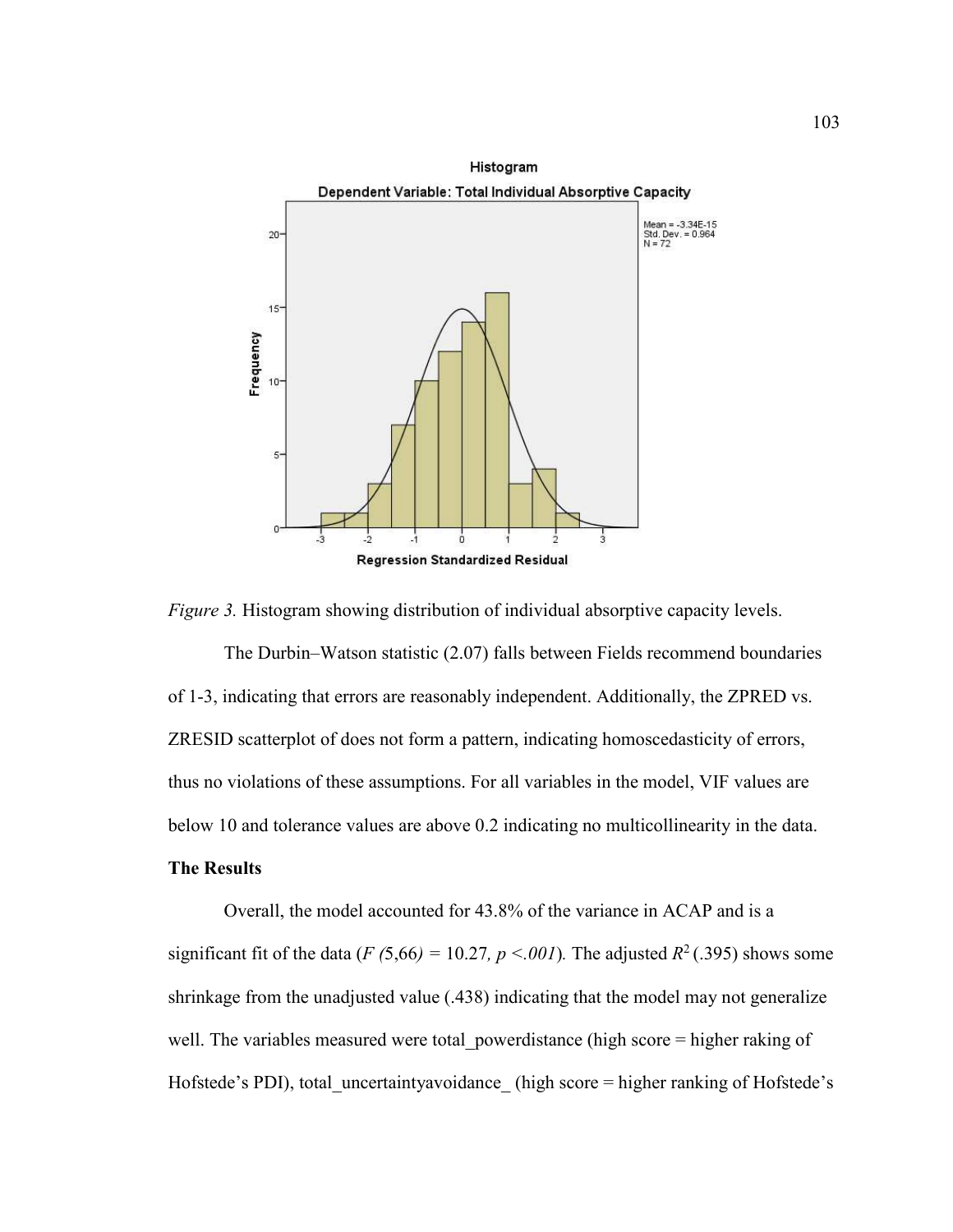*Figure 3.* Histogram showing distribution of individual absorptive capacity levels.

The Durbin–Watson statistic (2.07) falls between Fields recommend boundaries of 1-3, indicating that errors are reasonably independent. Additionally, the ZPRED vs. ZRESID scatterplot of does not form a pattern, indicating homoscedasticity of errors, thus no violations of these assumptions. For all variables in the model, VIF values are below 10 and tolerance values are above 0.2 indicating no multicollinearity in the data.

**The Results**

Overall, the model accounted for 43.8% of the variance in ACAP and is a significant fit of the data ($F$ *(*5,66*)* = 10.27*, p <.001*)*.* The adjusted $R^2$ (.395) shows some shrinkage from the unadjusted value (.438) indicating that the model may not generalize well. The variables measured were total_powerdistance (high score = higher raking of Hofstede's PDI), total_uncertaintyavoidance_ (high score = higher ranking of Hofstede's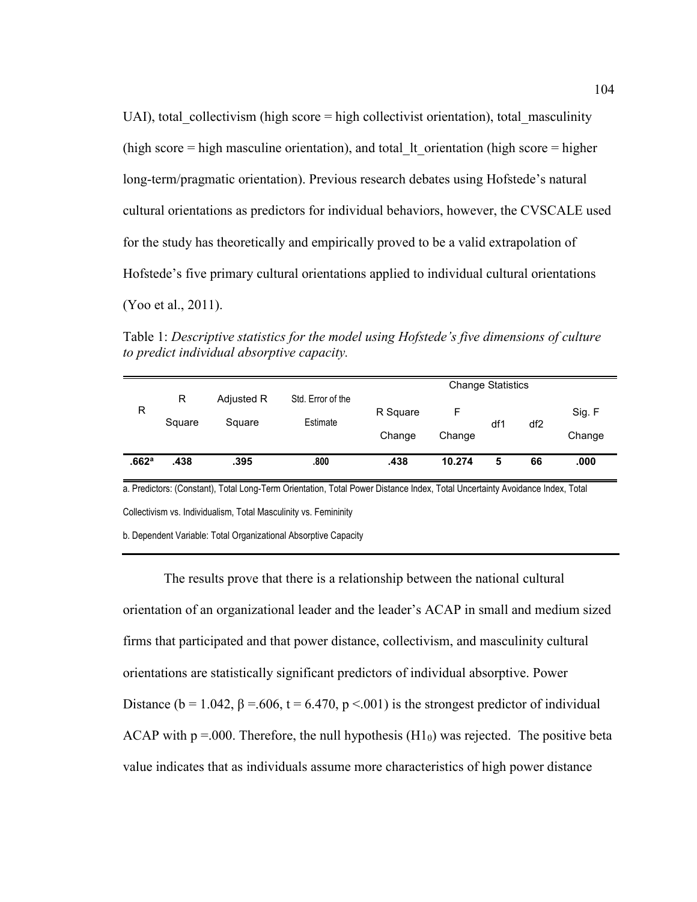UAI), total_collectivism (high score = high collectivist orientation), total_masculinity (high score = high masculine orientation), and total_lt_orientation (high score = higher long-term/pragmatic orientation). Previous research debates using Hofstede's natural cultural orientations as predictors for individual behaviors, however, the CVSCALE used for the study has theoretically and empirically proved to be a valid extrapolation of Hofstede's five primary cultural orientations applied to individual cultural orientations (Yoo et al., 2011).

Table 1: *Descriptive statistics for the model using Hofstede's five dimensions of culture to predict individual absorptive capacity.*

| R | R Square | Adjusted R Square | Std. Error of the Estimate | Change Statistics | | | | |
|---|---|---|---|---|---|---|---|---|
| | | | | R Square Change | F Change | df1 | df2 | Sig. F Change |
| **.662[a]** | **.438** | **.395** | **.800** | **.438** | **10.274** | **5** | **66** | **.000** |

a. Predictors: (Constant), Total Long-Term Orientation, Total Power Distance Index, Total Uncertainty Avoidance Index, Total Collectivism vs. Individualism, Total Masculinity vs. Femininity

b. Dependent Variable: Total Organizational Absorptive Capacity

The results prove that there is a relationship between the national cultural orientation of an organizational leader and the leader's ACAP in small and medium sized firms that participated and that power distance, collectivism, and masculinity cultural orientations are statistically significant predictors of individual absorptive. Power Distance ($b = 1.042$, $\beta = .606$, $t = 6.470$, $p < .001$) is the strongest predictor of individual ACAP with $p = .000$. Therefore, the null hypothesis ($H1_0$) was rejected. The positive beta value indicates that as individuals assume more characteristics of high power distance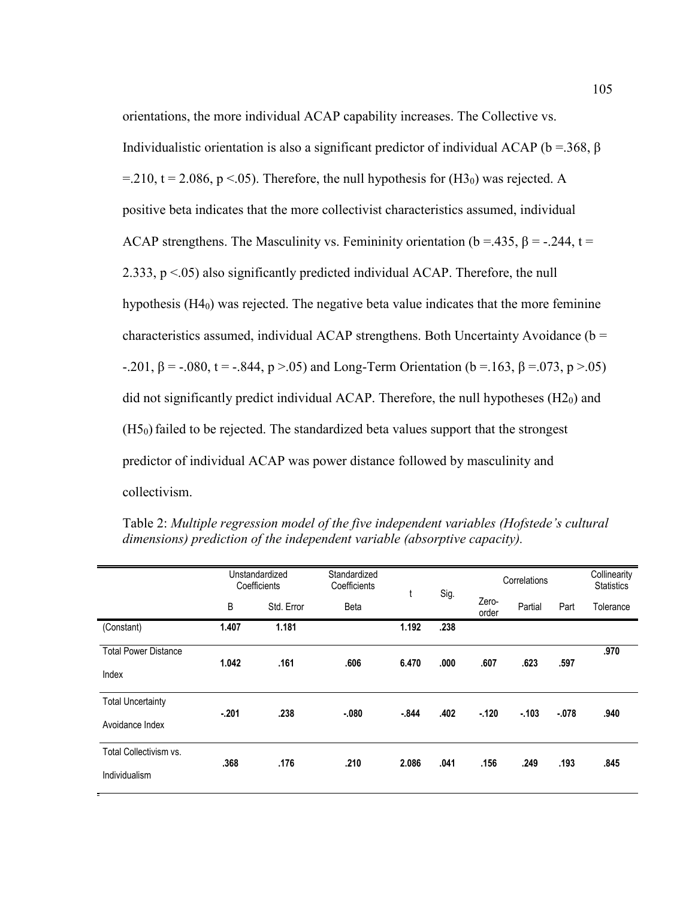orientations, the more individual ACAP capability increases. The Collective vs. Individualistic orientation is also a significant predictor of individual ACAP (b =.368, β =.210, t = 2.086, p <.05). Therefore, the null hypothesis for ($H3_0$) was rejected. A positive beta indicates that the more collectivist characteristics assumed, individual ACAP strengthens. The Masculinity vs. Femininity orientation (b =.435, β = -.244, t = 2.333, p <.05) also significantly predicted individual ACAP. Therefore, the null hypothesis ($H4_0$) was rejected. The negative beta value indicates that the more feminine characteristics assumed, individual ACAP strengthens. Both Uncertainty Avoidance (b = -.201, β = -.080, t = -.844, p >.05) and Long-Term Orientation (b =.163, β =.073, p >.05) did not significantly predict individual ACAP. Therefore, the null hypotheses ($H2_0$) and ($H5_0$) failed to be rejected. The standardized beta values support that the strongest predictor of individual ACAP was power distance followed by masculinity and collectivism.

Table 2: *Multiple regression model of the five independent variables (Hofstede's cultural dimensions) prediction of the independent variable (absorptive capacity).*

| | Unstandardized Coefficients | | Standardized Coefficients | t | Sig. | Correlations | | | Collinearity Statistics |
|---|---|---|---|---|---|---|---|---|---|
| | B | Std. Error | Beta | | | Zero-order | Partial | Part | Tolerance |
| (Constant) | **1.407** | **1.181** | | **1.192** | **.238** | | | | |
| Total Power Distance Index | **1.042** | **.161** | **.606** | **6.470** | **.000** | **.607** | **.623** | **.597** | **.970** |
| Total Uncertainty Avoidance Index | **-.201** | **.238** | **-.080** | **-.844** | **.402** | **-.120** | **-.103** | **-.078** | **.940** |
| Total Collectivism vs. Individualism | **.368** | **.176** | **.210** | **2.086** | **.041** | **.156** | **.249** | **.193** | **.845** |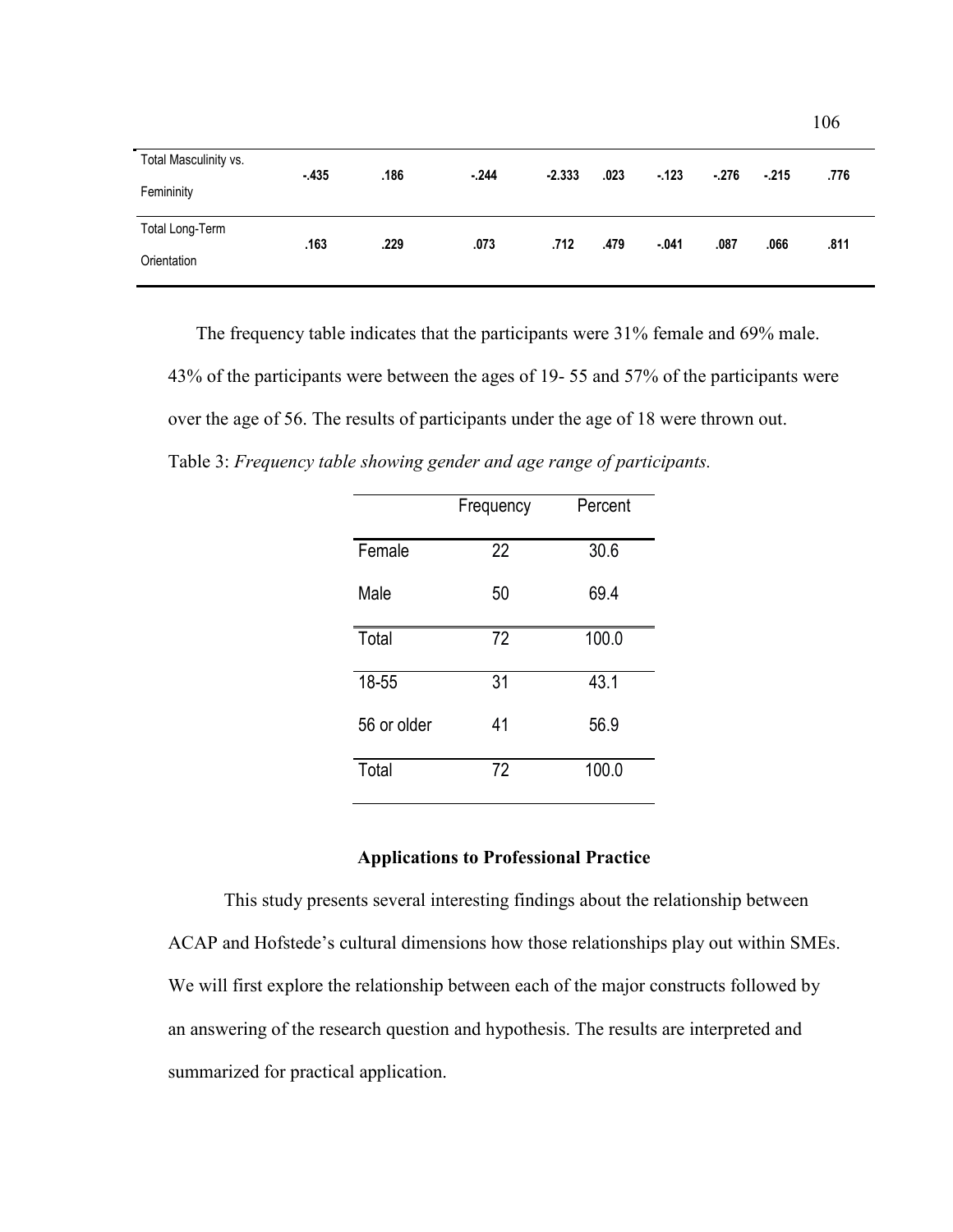| | | | | | | | | | |
|---|---|---|---|---|---|---|---|---|---|
| Total Masculinity vs. Femininity | **-.435** | **.186** | **-.244** | **-2.333** | **.023** | **-.123** | **-.276** | **-.215** | **.776** |
| Total Long-Term Orientation | **.163** | **.229** | **.073** | **.712** | **.479** | **-.041** | **.087** | **.066** | **.811** |

The frequency table indicates that the participants were 31% female and 69% male. 43% of the participants were between the ages of 19- 55 and 57% of the participants were over the age of 56. The results of participants under the age of 18 were thrown out.

Table 3: *Frequency table showing gender and age range of participants.*

| | Frequency | Percent |
|---|---|---|
| Female | 22 | 30.6 |
| Male | 50 | 69.4 |
| Total | 72 | 100.0 |
| 18-55 | 31 | 43.1 |
| 56 or older | 41 | 56.9 |
| Total | 72 | 100.0 |

## Applications to Professional Practice

This study presents several interesting findings about the relationship between ACAP and Hofstede's cultural dimensions how those relationships play out within SMEs. We will first explore the relationship between each of the major constructs followed by an answering of the research question and hypothesis. The results are interpreted and summarized for practical application.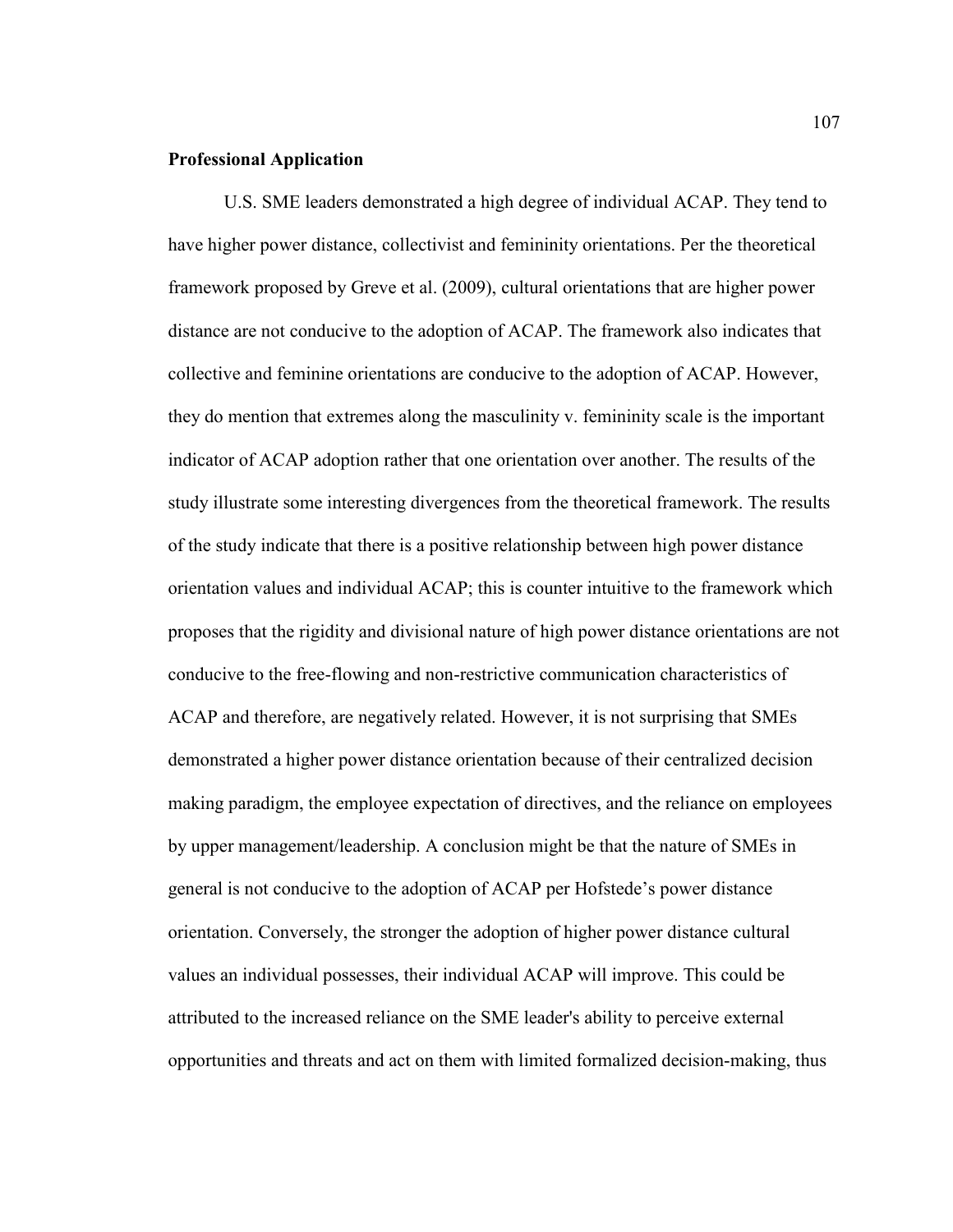**Professional Application**

U.S. SME leaders demonstrated a high degree of individual ACAP. They tend to have higher power distance, collectivist and femininity orientations. Per the theoretical framework proposed by Greve et al. (2009), cultural orientations that are higher power distance are not conducive to the adoption of ACAP. The framework also indicates that collective and feminine orientations are conducive to the adoption of ACAP. However, they do mention that extremes along the masculinity v. femininity scale is the important indicator of ACAP adoption rather that one orientation over another. The results of the study illustrate some interesting divergences from the theoretical framework. The results of the study indicate that there is a positive relationship between high power distance orientation values and individual ACAP; this is counter intuitive to the framework which proposes that the rigidity and divisional nature of high power distance orientations are not conducive to the free-flowing and non-restrictive communication characteristics of ACAP and therefore, are negatively related. However, it is not surprising that SMEs demonstrated a higher power distance orientation because of their centralized decision making paradigm, the employee expectation of directives, and the reliance on employees by upper management/leadership. A conclusion might be that the nature of SMEs in general is not conducive to the adoption of ACAP per Hofstede's power distance orientation. Conversely, the stronger the adoption of higher power distance cultural values an individual possesses, their individual ACAP will improve. This could be attributed to the increased reliance on the SME leader's ability to perceive external opportunities and threats and act on them with limited formalized decision-making, thus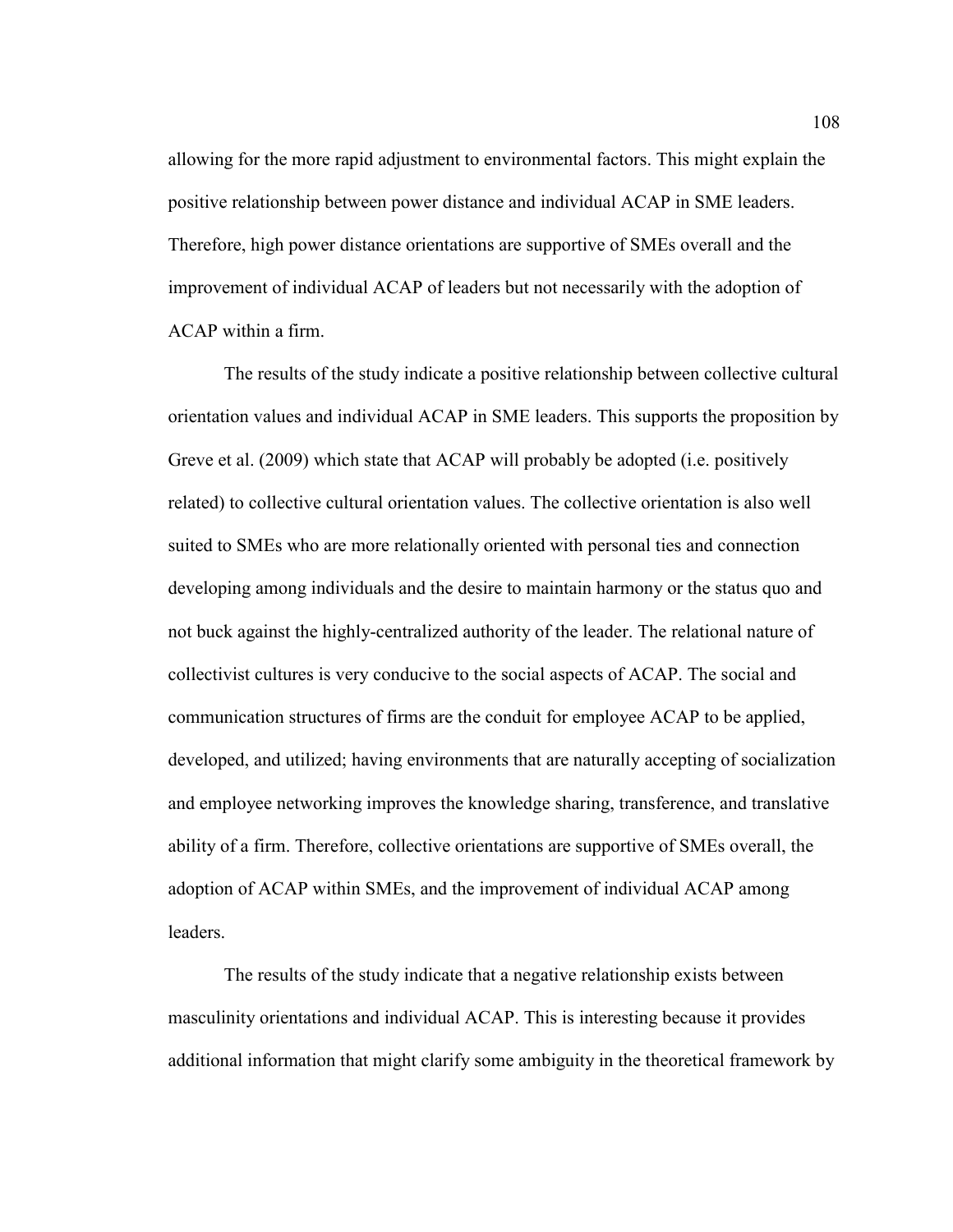allowing for the more rapid adjustment to environmental factors. This might explain the positive relationship between power distance and individual ACAP in SME leaders. Therefore, high power distance orientations are supportive of SMEs overall and the improvement of individual ACAP of leaders but not necessarily with the adoption of ACAP within a firm.

The results of the study indicate a positive relationship between collective cultural orientation values and individual ACAP in SME leaders. This supports the proposition by Greve et al. (2009) which state that ACAP will probably be adopted (i.e. positively related) to collective cultural orientation values. The collective orientation is also well suited to SMEs who are more relationally oriented with personal ties and connection developing among individuals and the desire to maintain harmony or the status quo and not buck against the highly-centralized authority of the leader. The relational nature of collectivist cultures is very conducive to the social aspects of ACAP. The social and communication structures of firms are the conduit for employee ACAP to be applied, developed, and utilized; having environments that are naturally accepting of socialization and employee networking improves the knowledge sharing, transference, and translative ability of a firm. Therefore, collective orientations are supportive of SMEs overall, the adoption of ACAP within SMEs, and the improvement of individual ACAP among leaders.

The results of the study indicate that a negative relationship exists between masculinity orientations and individual ACAP. This is interesting because it provides additional information that might clarify some ambiguity in the theoretical framework by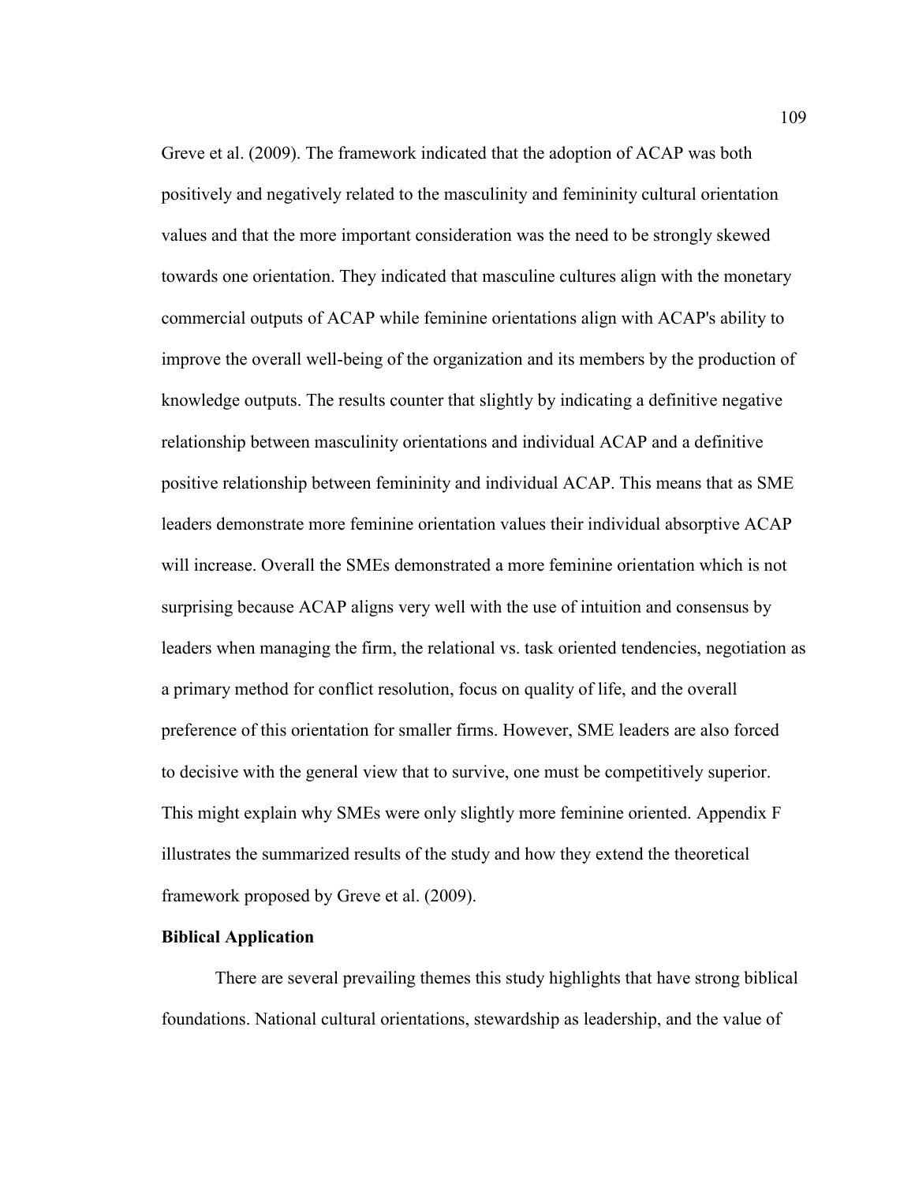Greve et al. (2009). The framework indicated that the adoption of ACAP was both positively and negatively related to the masculinity and femininity cultural orientation values and that the more important consideration was the need to be strongly skewed towards one orientation. They indicated that masculine cultures align with the monetary commercial outputs of ACAP while feminine orientations align with ACAP's ability to improve the overall well-being of the organization and its members by the production of knowledge outputs. The results counter that slightly by indicating a definitive negative relationship between masculinity orientations and individual ACAP and a definitive positive relationship between femininity and individual ACAP. This means that as SME leaders demonstrate more feminine orientation values their individual absorptive ACAP will increase. Overall the SMEs demonstrated a more feminine orientation which is not surprising because ACAP aligns very well with the use of intuition and consensus by leaders when managing the firm, the relational vs. task oriented tendencies, negotiation as a primary method for conflict resolution, focus on quality of life, and the overall preference of this orientation for smaller firms. However, SME leaders are also forced to decisive with the general view that to survive, one must be competitively superior. This might explain why SMEs were only slightly more feminine oriented. Appendix F illustrates the summarized results of the study and how they extend the theoretical framework proposed by Greve et al. (2009).

**Biblical Application**

There are several prevailing themes this study highlights that have strong biblical foundations. National cultural orientations, stewardship as leadership, and the value of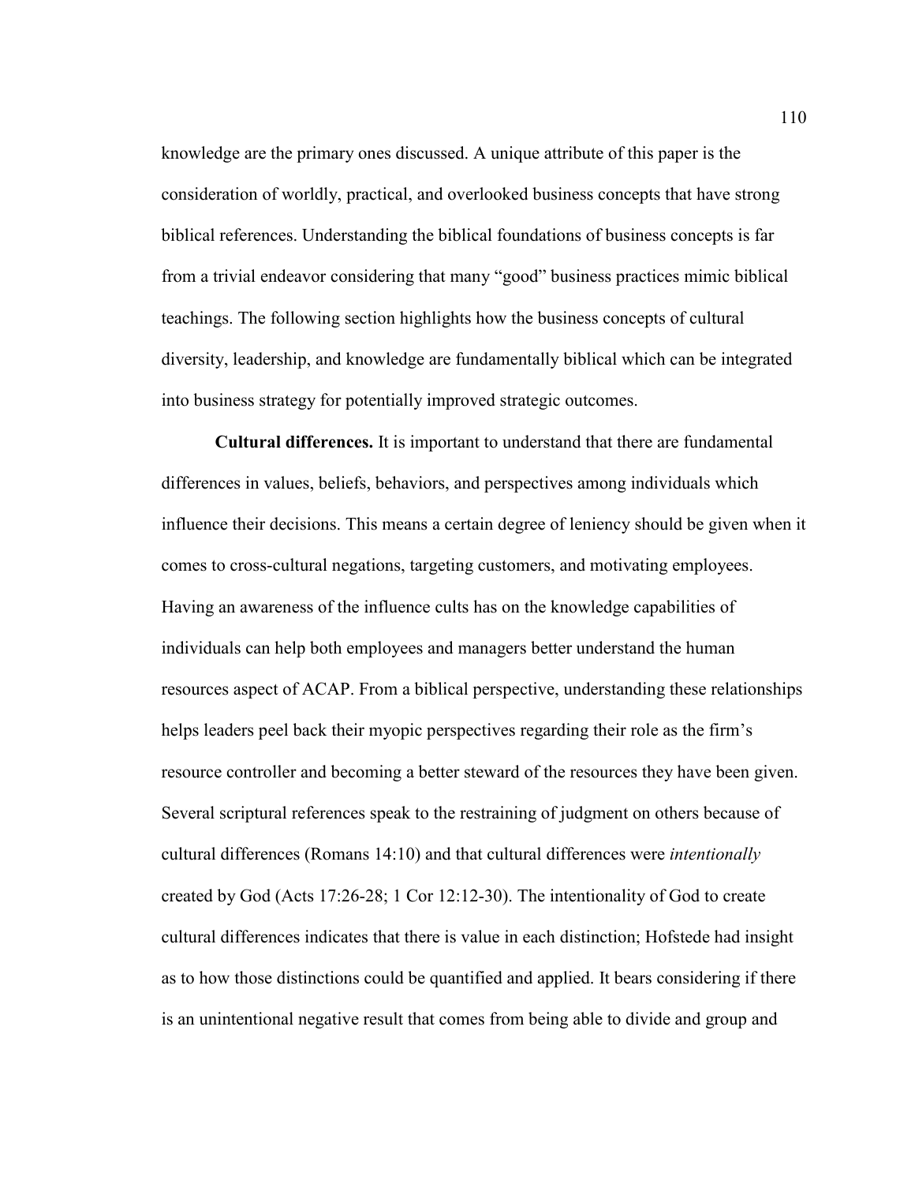knowledge are the primary ones discussed. A unique attribute of this paper is the consideration of worldly, practical, and overlooked business concepts that have strong biblical references. Understanding the biblical foundations of business concepts is far from a trivial endeavor considering that many "good" business practices mimic biblical teachings. The following section highlights how the business concepts of cultural diversity, leadership, and knowledge are fundamentally biblical which can be integrated into business strategy for potentially improved strategic outcomes.

**Cultural differences.** It is important to understand that there are fundamental differences in values, beliefs, behaviors, and perspectives among individuals which influence their decisions. This means a certain degree of leniency should be given when it comes to cross-cultural negations, targeting customers, and motivating employees. Having an awareness of the influence cults has on the knowledge capabilities of individuals can help both employees and managers better understand the human resources aspect of ACAP. From a biblical perspective, understanding these relationships helps leaders peel back their myopic perspectives regarding their role as the firm's resource controller and becoming a better steward of the resources they have been given. Several scriptural references speak to the restraining of judgment on others because of cultural differences (Romans 14:10) and that cultural differences were *intentionally* created by God (Acts 17:26-28; 1 Cor 12:12-30). The intentionality of God to create cultural differences indicates that there is value in each distinction; Hofstede had insight as to how those distinctions could be quantified and applied. It bears considering if there is an unintentional negative result that comes from being able to divide and group and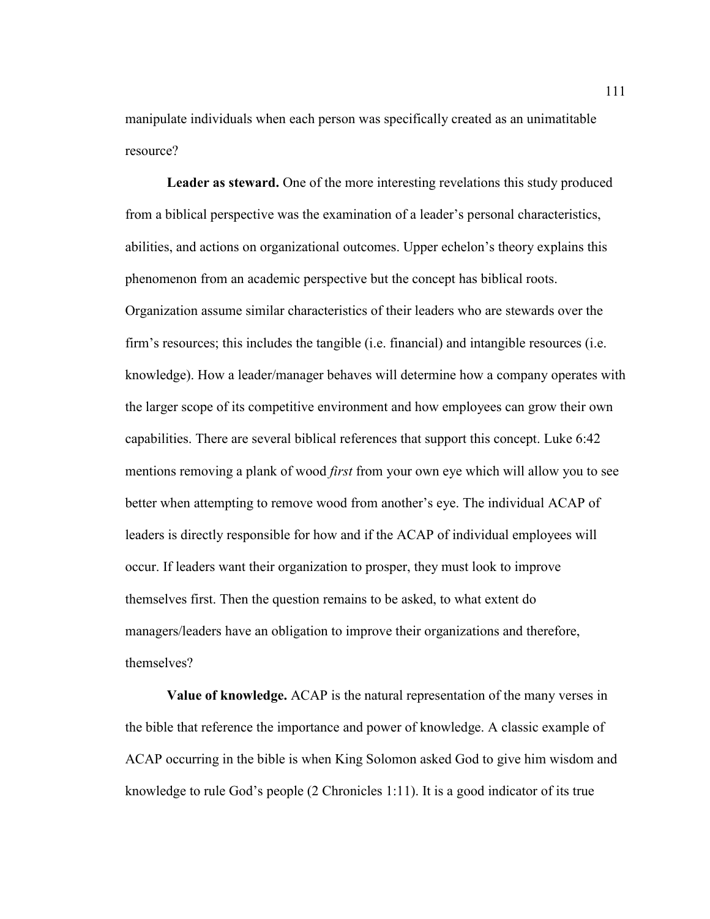manipulate individuals when each person was specifically created as an unimatitable resource?

**Leader as steward.** One of the more interesting revelations this study produced from a biblical perspective was the examination of a leader's personal characteristics, abilities, and actions on organizational outcomes. Upper echelon's theory explains this phenomenon from an academic perspective but the concept has biblical roots. Organization assume similar characteristics of their leaders who are stewards over the firm's resources; this includes the tangible (i.e. financial) and intangible resources (i.e. knowledge). How a leader/manager behaves will determine how a company operates with the larger scope of its competitive environment and how employees can grow their own capabilities. There are several biblical references that support this concept. Luke 6:42 mentions removing a plank of wood *first* from your own eye which will allow you to see better when attempting to remove wood from another's eye. The individual ACAP of leaders is directly responsible for how and if the ACAP of individual employees will occur. If leaders want their organization to prosper, they must look to improve themselves first. Then the question remains to be asked, to what extent do managers/leaders have an obligation to improve their organizations and therefore, themselves?

**Value of knowledge.** ACAP is the natural representation of the many verses in the bible that reference the importance and power of knowledge. A classic example of ACAP occurring in the bible is when King Solomon asked God to give him wisdom and knowledge to rule God's people (2 Chronicles 1:11). It is a good indicator of its true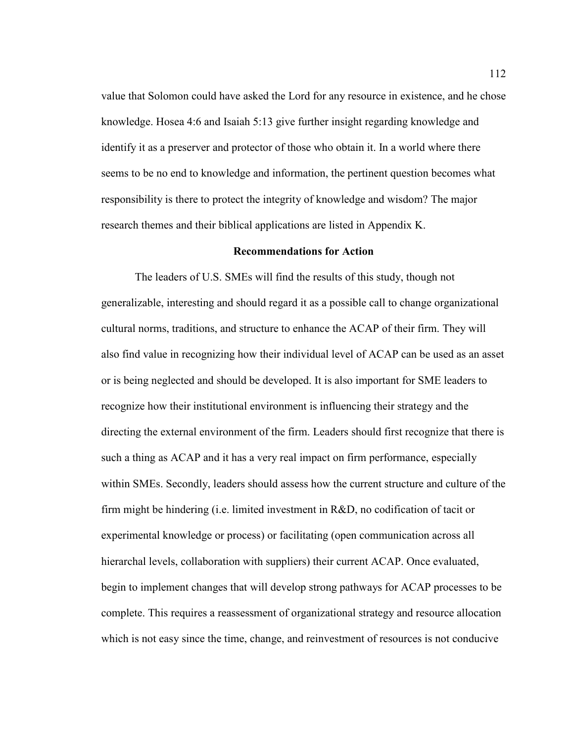value that Solomon could have asked the Lord for any resource in existence, and he chose knowledge. Hosea 4:6 and Isaiah 5:13 give further insight regarding knowledge and identify it as a preserver and protector of those who obtain it. In a world where there seems to be no end to knowledge and information, the pertinent question becomes what responsibility is there to protect the integrity of knowledge and wisdom? The major research themes and their biblical applications are listed in Appendix K.

## Recommendations for Action

The leaders of U.S. SMEs will find the results of this study, though not generalizable, interesting and should regard it as a possible call to change organizational cultural norms, traditions, and structure to enhance the ACAP of their firm. They will also find value in recognizing how their individual level of ACAP can be used as an asset or is being neglected and should be developed. It is also important for SME leaders to recognize how their institutional environment is influencing their strategy and the directing the external environment of the firm. Leaders should first recognize that there is such a thing as ACAP and it has a very real impact on firm performance, especially within SMEs. Secondly, leaders should assess how the current structure and culture of the firm might be hindering (i.e. limited investment in R&D, no codification of tacit or experimental knowledge or process) or facilitating (open communication across all hierarchal levels, collaboration with suppliers) their current ACAP. Once evaluated, begin to implement changes that will develop strong pathways for ACAP processes to be complete. This requires a reassessment of organizational strategy and resource allocation which is not easy since the time, change, and reinvestment of resources is not conducive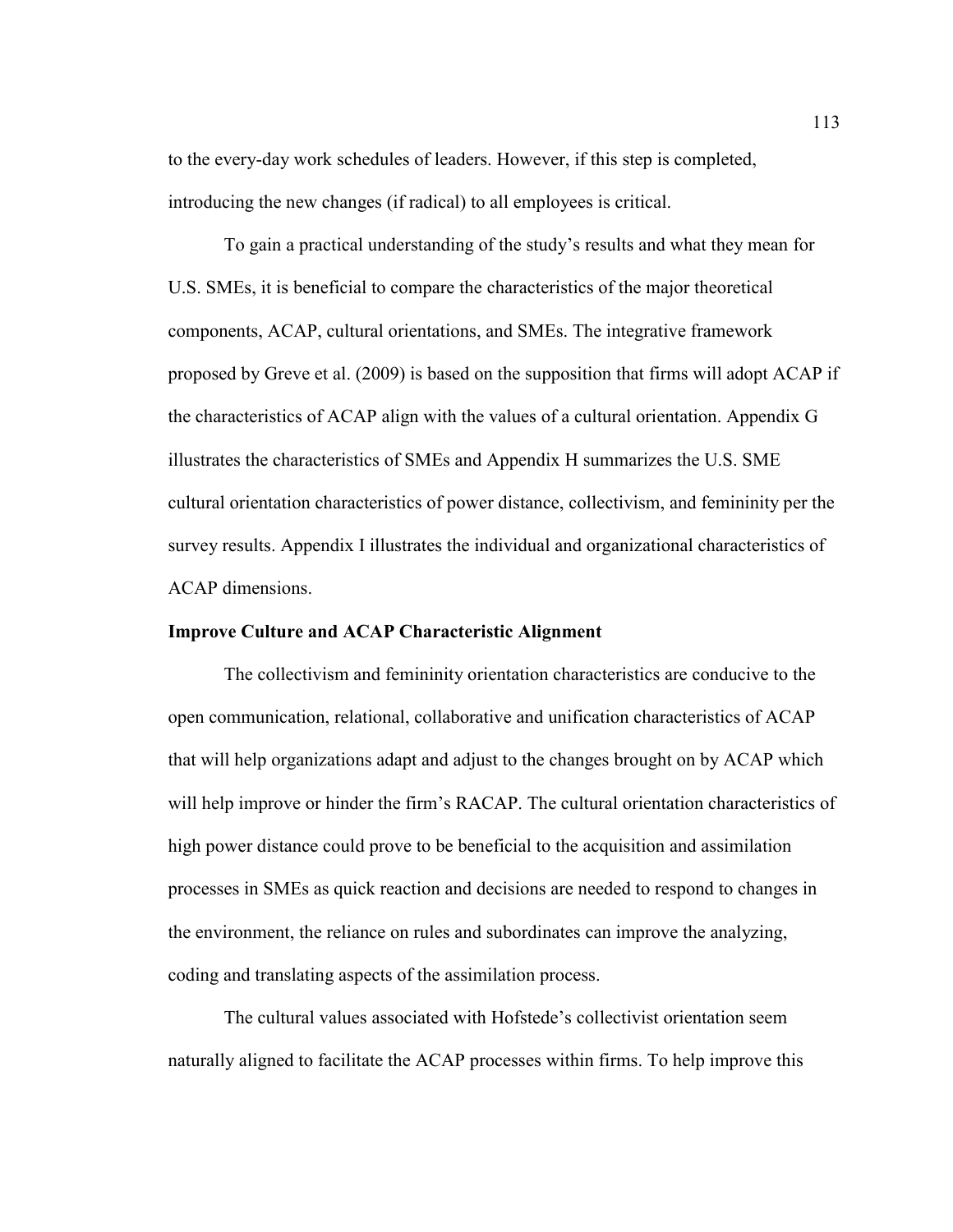to the every-day work schedules of leaders. However, if this step is completed, introducing the new changes (if radical) to all employees is critical.

To gain a practical understanding of the study's results and what they mean for U.S. SMEs, it is beneficial to compare the characteristics of the major theoretical components, ACAP, cultural orientations, and SMEs. The integrative framework proposed by Greve et al. (2009) is based on the supposition that firms will adopt ACAP if the characteristics of ACAP align with the values of a cultural orientation. Appendix G illustrates the characteristics of SMEs and Appendix H summarizes the U.S. SME cultural orientation characteristics of power distance, collectivism, and femininity per the survey results. Appendix I illustrates the individual and organizational characteristics of ACAP dimensions.

**Improve Culture and ACAP Characteristic Alignment**

The collectivism and femininity orientation characteristics are conducive to the open communication, relational, collaborative and unification characteristics of ACAP that will help organizations adapt and adjust to the changes brought on by ACAP which will help improve or hinder the firm's RACAP. The cultural orientation characteristics of high power distance could prove to be beneficial to the acquisition and assimilation processes in SMEs as quick reaction and decisions are needed to respond to changes in the environment, the reliance on rules and subordinates can improve the analyzing, coding and translating aspects of the assimilation process.

The cultural values associated with Hofstede's collectivist orientation seem naturally aligned to facilitate the ACAP processes within firms. To help improve this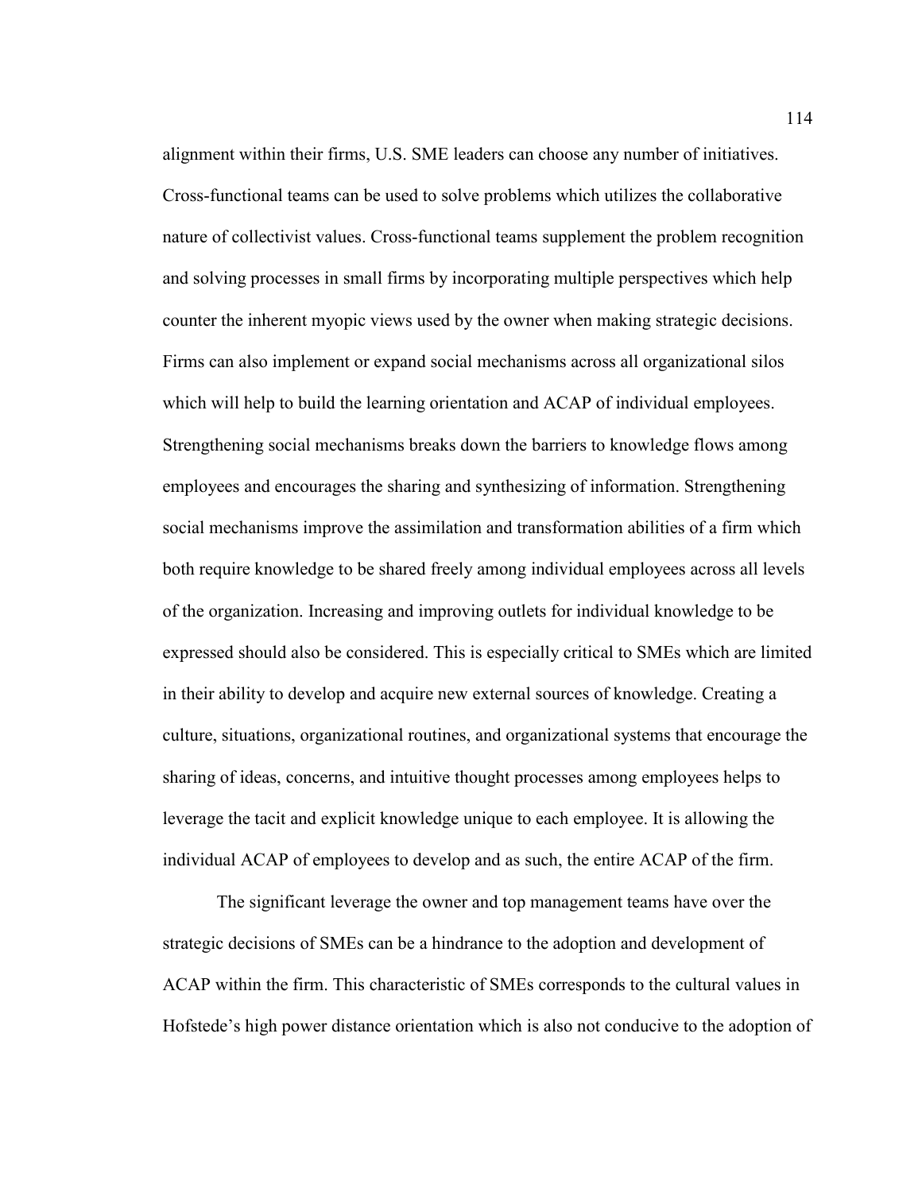alignment within their firms, U.S. SME leaders can choose any number of initiatives. Cross-functional teams can be used to solve problems which utilizes the collaborative nature of collectivist values. Cross-functional teams supplement the problem recognition and solving processes in small firms by incorporating multiple perspectives which help counter the inherent myopic views used by the owner when making strategic decisions. Firms can also implement or expand social mechanisms across all organizational silos which will help to build the learning orientation and ACAP of individual employees. Strengthening social mechanisms breaks down the barriers to knowledge flows among employees and encourages the sharing and synthesizing of information. Strengthening social mechanisms improve the assimilation and transformation abilities of a firm which both require knowledge to be shared freely among individual employees across all levels of the organization. Increasing and improving outlets for individual knowledge to be expressed should also be considered. This is especially critical to SMEs which are limited in their ability to develop and acquire new external sources of knowledge. Creating a culture, situations, organizational routines, and organizational systems that encourage the sharing of ideas, concerns, and intuitive thought processes among employees helps to leverage the tacit and explicit knowledge unique to each employee. It is allowing the individual ACAP of employees to develop and as such, the entire ACAP of the firm.

The significant leverage the owner and top management teams have over the strategic decisions of SMEs can be a hindrance to the adoption and development of ACAP within the firm. This characteristic of SMEs corresponds to the cultural values in Hofstede's high power distance orientation which is also not conducive to the adoption of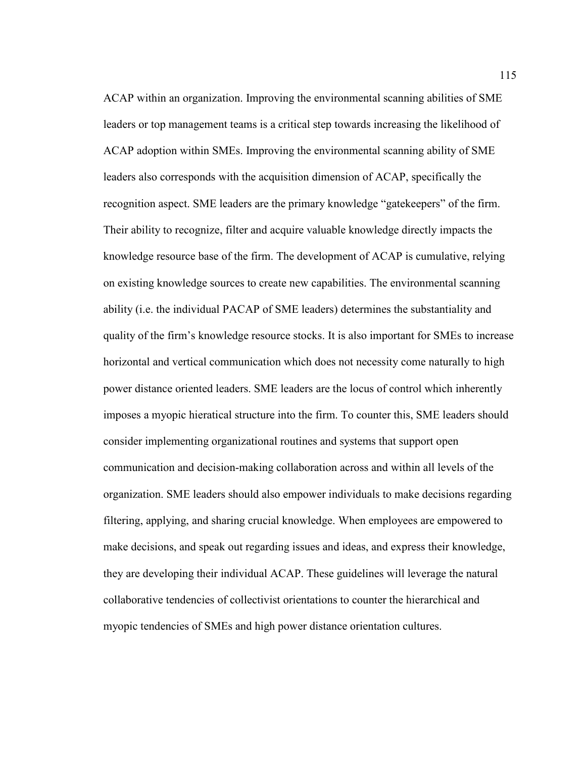ACAP within an organization. Improving the environmental scanning abilities of SME leaders or top management teams is a critical step towards increasing the likelihood of ACAP adoption within SMEs. Improving the environmental scanning ability of SME leaders also corresponds with the acquisition dimension of ACAP, specifically the recognition aspect. SME leaders are the primary knowledge "gatekeepers" of the firm. Their ability to recognize, filter and acquire valuable knowledge directly impacts the knowledge resource base of the firm. The development of ACAP is cumulative, relying on existing knowledge sources to create new capabilities. The environmental scanning ability (i.e. the individual PACAP of SME leaders) determines the substantiality and quality of the firm's knowledge resource stocks. It is also important for SMEs to increase horizontal and vertical communication which does not necessity come naturally to high power distance oriented leaders. SME leaders are the locus of control which inherently imposes a myopic hieratical structure into the firm. To counter this, SME leaders should consider implementing organizational routines and systems that support open communication and decision-making collaboration across and within all levels of the organization. SME leaders should also empower individuals to make decisions regarding filtering, applying, and sharing crucial knowledge. When employees are empowered to make decisions, and speak out regarding issues and ideas, and express their knowledge, they are developing their individual ACAP. These guidelines will leverage the natural collaborative tendencies of collectivist orientations to counter the hierarchical and myopic tendencies of SMEs and high power distance orientation cultures.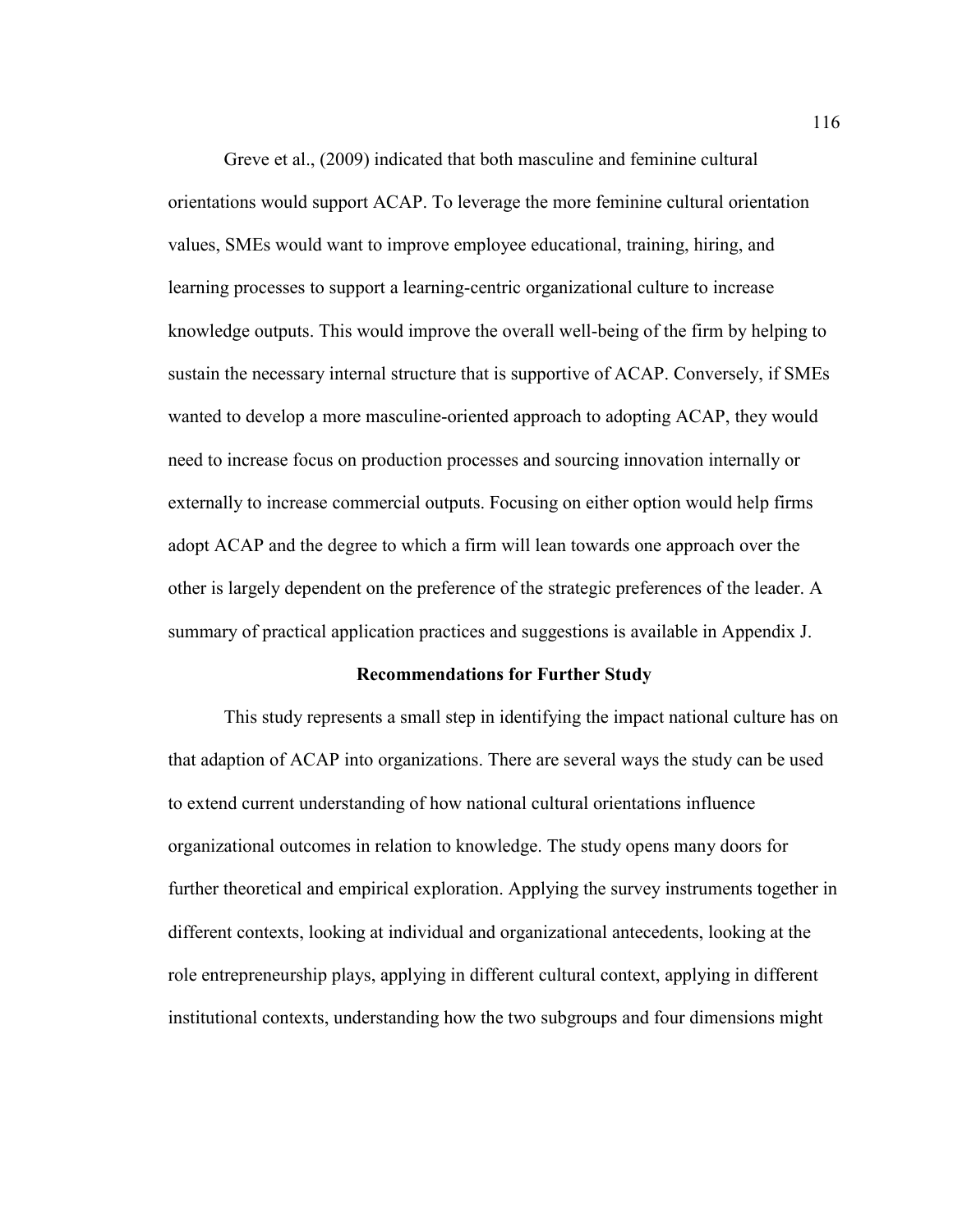Greve et al., (2009) indicated that both masculine and feminine cultural orientations would support ACAP. To leverage the more feminine cultural orientation values, SMEs would want to improve employee educational, training, hiring, and learning processes to support a learning-centric organizational culture to increase knowledge outputs. This would improve the overall well-being of the firm by helping to sustain the necessary internal structure that is supportive of ACAP. Conversely, if SMEs wanted to develop a more masculine-oriented approach to adopting ACAP, they would need to increase focus on production processes and sourcing innovation internally or externally to increase commercial outputs. Focusing on either option would help firms adopt ACAP and the degree to which a firm will lean towards one approach over the other is largely dependent on the preference of the strategic preferences of the leader. A summary of practical application practices and suggestions is available in Appendix J.

## Recommendations for Further Study

This study represents a small step in identifying the impact national culture has on that adaption of ACAP into organizations. There are several ways the study can be used to extend current understanding of how national cultural orientations influence organizational outcomes in relation to knowledge. The study opens many doors for further theoretical and empirical exploration. Applying the survey instruments together in different contexts, looking at individual and organizational antecedents, looking at the role entrepreneurship plays, applying in different cultural context, applying in different institutional contexts, understanding how the two subgroups and four dimensions might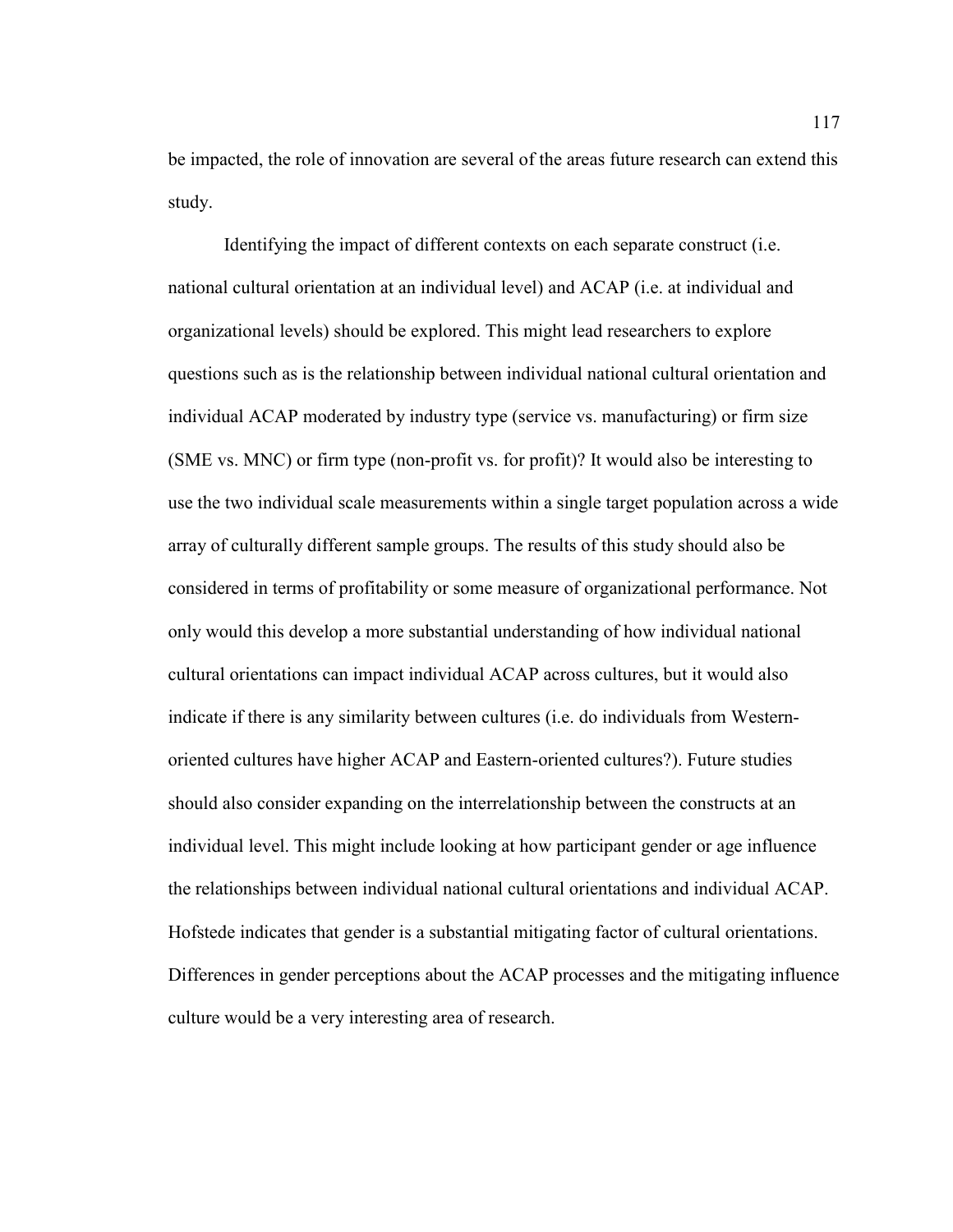be impacted, the role of innovation are several of the areas future research can extend this study.

Identifying the impact of different contexts on each separate construct (i.e. national cultural orientation at an individual level) and ACAP (i.e. at individual and organizational levels) should be explored. This might lead researchers to explore questions such as is the relationship between individual national cultural orientation and individual ACAP moderated by industry type (service vs. manufacturing) or firm size (SME vs. MNC) or firm type (non-profit vs. for profit)? It would also be interesting to use the two individual scale measurements within a single target population across a wide array of culturally different sample groups. The results of this study should also be considered in terms of profitability or some measure of organizational performance. Not only would this develop a more substantial understanding of how individual national cultural orientations can impact individual ACAP across cultures, but it would also indicate if there is any similarity between cultures (i.e. do individuals from Western-oriented cultures have higher ACAP and Eastern-oriented cultures?). Future studies should also consider expanding on the interrelationship between the constructs at an individual level. This might include looking at how participant gender or age influence the relationships between individual national cultural orientations and individual ACAP. Hofstede indicates that gender is a substantial mitigating factor of cultural orientations. Differences in gender perceptions about the ACAP processes and the mitigating influence culture would be a very interesting area of research.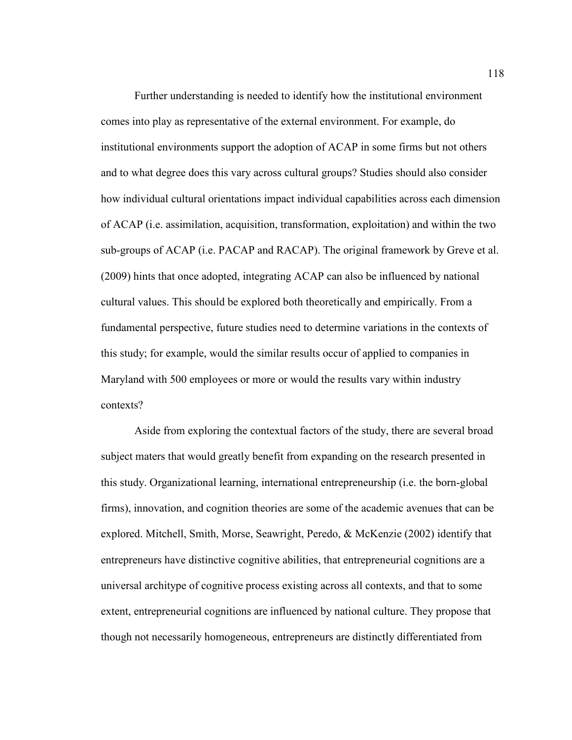Further understanding is needed to identify how the institutional environment comes into play as representative of the external environment. For example, do institutional environments support the adoption of ACAP in some firms but not others and to what degree does this vary across cultural groups? Studies should also consider how individual cultural orientations impact individual capabilities across each dimension of ACAP (i.e. assimilation, acquisition, transformation, exploitation) and within the two sub-groups of ACAP (i.e. PACAP and RACAP). The original framework by Greve et al. (2009) hints that once adopted, integrating ACAP can also be influenced by national cultural values. This should be explored both theoretically and empirically. From a fundamental perspective, future studies need to determine variations in the contexts of this study; for example, would the similar results occur of applied to companies in Maryland with 500 employees or more or would the results vary within industry contexts?

Aside from exploring the contextual factors of the study, there are several broad subject maters that would greatly benefit from expanding on the research presented in this study. Organizational learning, international entrepreneurship (i.e. the born-global firms), innovation, and cognition theories are some of the academic avenues that can be explored. Mitchell, Smith, Morse, Seawright, Peredo, & McKenzie (2002) identify that entrepreneurs have distinctive cognitive abilities, that entrepreneurial cognitions are a universal architype of cognitive process existing across all contexts, and that to some extent, entrepreneurial cognitions are influenced by national culture. They propose that though not necessarily homogeneous, entrepreneurs are distinctly differentiated from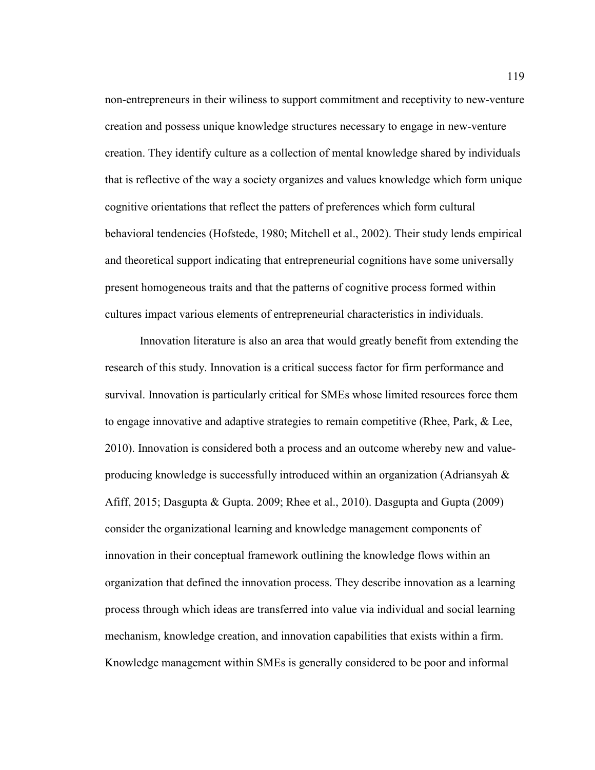non-entrepreneurs in their wiliness to support commitment and receptivity to new-venture creation and possess unique knowledge structures necessary to engage in new-venture creation. They identify culture as a collection of mental knowledge shared by individuals that is reflective of the way a society organizes and values knowledge which form unique cognitive orientations that reflect the patters of preferences which form cultural behavioral tendencies (Hofstede, 1980; Mitchell et al., 2002). Their study lends empirical and theoretical support indicating that entrepreneurial cognitions have some universally present homogeneous traits and that the patterns of cognitive process formed within cultures impact various elements of entrepreneurial characteristics in individuals.

Innovation literature is also an area that would greatly benefit from extending the research of this study. Innovation is a critical success factor for firm performance and survival. Innovation is particularly critical for SMEs whose limited resources force them to engage innovative and adaptive strategies to remain competitive (Rhee, Park, & Lee, 2010). Innovation is considered both a process and an outcome whereby new and value-producing knowledge is successfully introduced within an organization (Adriansyah & Afiff, 2015; Dasgupta & Gupta. 2009; Rhee et al., 2010). Dasgupta and Gupta (2009) consider the organizational learning and knowledge management components of innovation in their conceptual framework outlining the knowledge flows within an organization that defined the innovation process. They describe innovation as a learning process through which ideas are transferred into value via individual and social learning mechanism, knowledge creation, and innovation capabilities that exists within a firm. Knowledge management within SMEs is generally considered to be poor and informal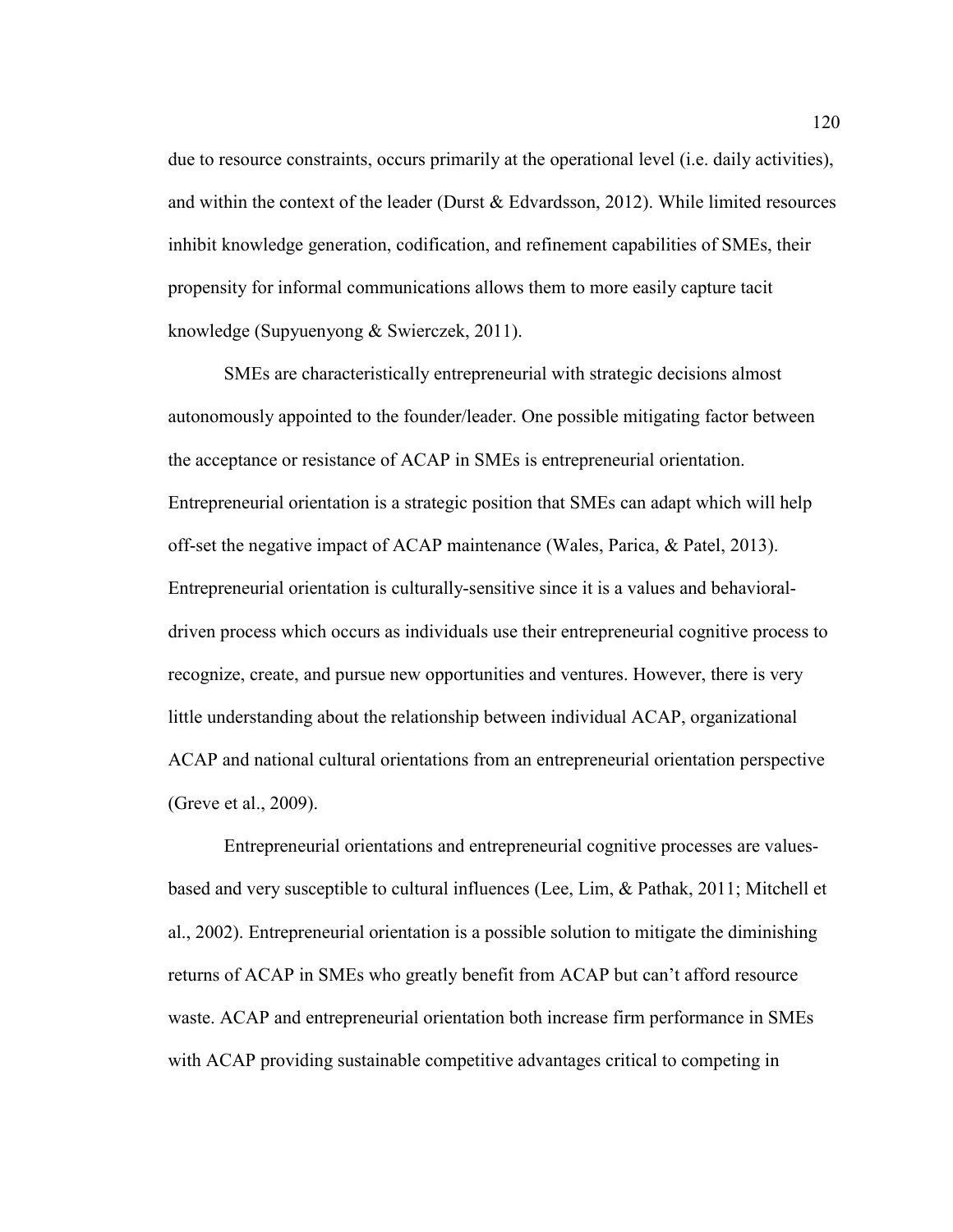due to resource constraints, occurs primarily at the operational level (i.e. daily activities), and within the context of the leader (Durst & Edvardsson, 2012). While limited resources inhibit knowledge generation, codification, and refinement capabilities of SMEs, their propensity for informal communications allows them to more easily capture tacit knowledge (Supyuenyong & Swierczek, 2011).

SMEs are characteristically entrepreneurial with strategic decisions almost autonomously appointed to the founder/leader. One possible mitigating factor between the acceptance or resistance of ACAP in SMEs is entrepreneurial orientation. Entrepreneurial orientation is a strategic position that SMEs can adapt which will help off-set the negative impact of ACAP maintenance (Wales, Parica, & Patel, 2013). Entrepreneurial orientation is culturally-sensitive since it is a values and behavioral-driven process which occurs as individuals use their entrepreneurial cognitive process to recognize, create, and pursue new opportunities and ventures. However, there is very little understanding about the relationship between individual ACAP, organizational ACAP and national cultural orientations from an entrepreneurial orientation perspective (Greve et al., 2009).

Entrepreneurial orientations and entrepreneurial cognitive processes are values-based and very susceptible to cultural influences (Lee, Lim, & Pathak, 2011; Mitchell et al., 2002). Entrepreneurial orientation is a possible solution to mitigate the diminishing returns of ACAP in SMEs who greatly benefit from ACAP but can't afford resource waste. ACAP and entrepreneurial orientation both increase firm performance in SMEs with ACAP providing sustainable competitive advantages critical to competing in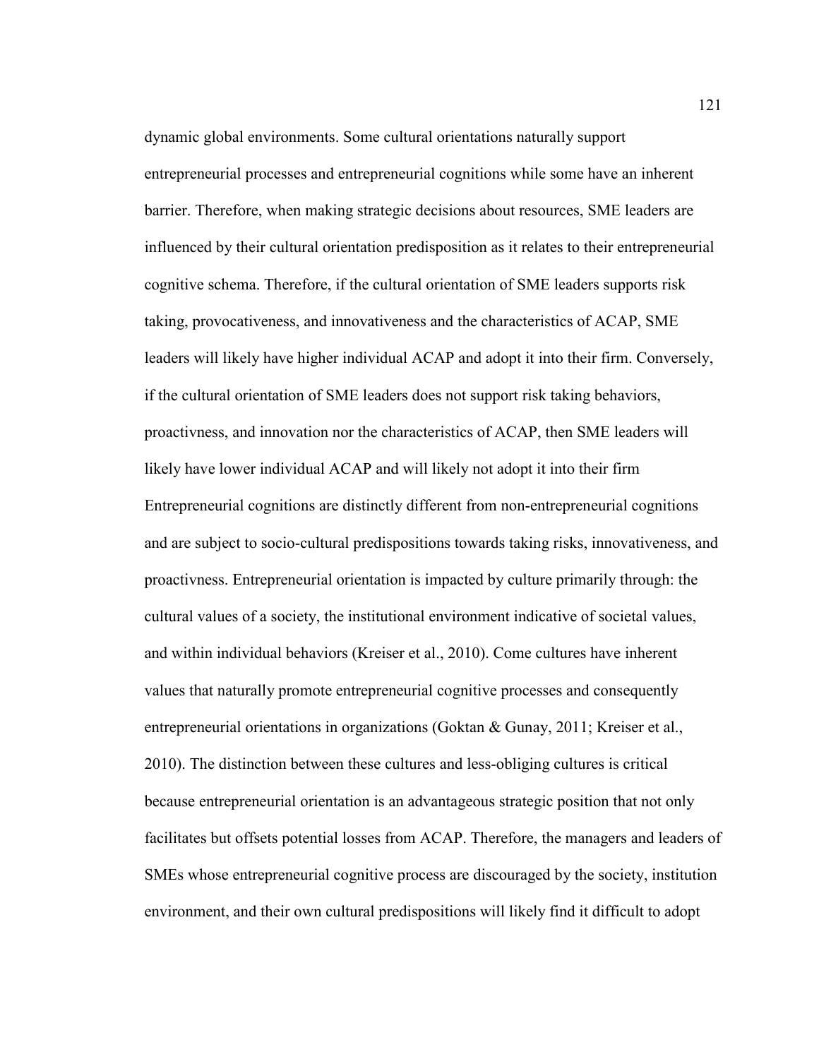dynamic global environments. Some cultural orientations naturally support entrepreneurial processes and entrepreneurial cognitions while some have an inherent barrier. Therefore, when making strategic decisions about resources, SME leaders are influenced by their cultural orientation predisposition as it relates to their entrepreneurial cognitive schema. Therefore, if the cultural orientation of SME leaders supports risk taking, provocativeness, and innovativeness and the characteristics of ACAP, SME leaders will likely have higher individual ACAP and adopt it into their firm. Conversely, if the cultural orientation of SME leaders does not support risk taking behaviors, proactivness, and innovation nor the characteristics of ACAP, then SME leaders will likely have lower individual ACAP and will likely not adopt it into their firm Entrepreneurial cognitions are distinctly different from non-entrepreneurial cognitions and are subject to socio-cultural predispositions towards taking risks, innovativeness, and proactivness. Entrepreneurial orientation is impacted by culture primarily through: the cultural values of a society, the institutional environment indicative of societal values, and within individual behaviors (Kreiser et al., 2010). Come cultures have inherent values that naturally promote entrepreneurial cognitive processes and consequently entrepreneurial orientations in organizations (Goktan & Gunay, 2011; Kreiser et al., 2010). The distinction between these cultures and less-obliging cultures is critical because entrepreneurial orientation is an advantageous strategic position that not only facilitates but offsets potential losses from ACAP. Therefore, the managers and leaders of SMEs whose entrepreneurial cognitive process are discouraged by the society, institution environment, and their own cultural predispositions will likely find it difficult to adopt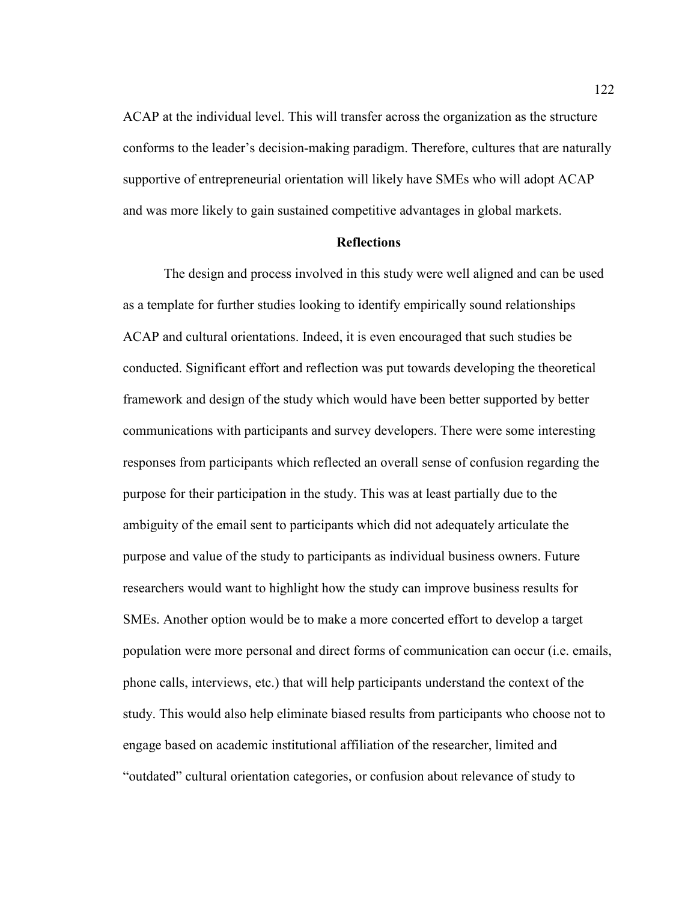ACAP at the individual level. This will transfer across the organization as the structure conforms to the leader's decision-making paradigm. Therefore, cultures that are naturally supportive of entrepreneurial orientation will likely have SMEs who will adopt ACAP and was more likely to gain sustained competitive advantages in global markets.

## Reflections

The design and process involved in this study were well aligned and can be used as a template for further studies looking to identify empirically sound relationships ACAP and cultural orientations. Indeed, it is even encouraged that such studies be conducted. Significant effort and reflection was put towards developing the theoretical framework and design of the study which would have been better supported by better communications with participants and survey developers. There were some interesting responses from participants which reflected an overall sense of confusion regarding the purpose for their participation in the study. This was at least partially due to the ambiguity of the email sent to participants which did not adequately articulate the purpose and value of the study to participants as individual business owners. Future researchers would want to highlight how the study can improve business results for SMEs. Another option would be to make a more concerted effort to develop a target population were more personal and direct forms of communication can occur (i.e. emails, phone calls, interviews, etc.) that will help participants understand the context of the study. This would also help eliminate biased results from participants who choose not to engage based on academic institutional affiliation of the researcher, limited and "outdated" cultural orientation categories, or confusion about relevance of study to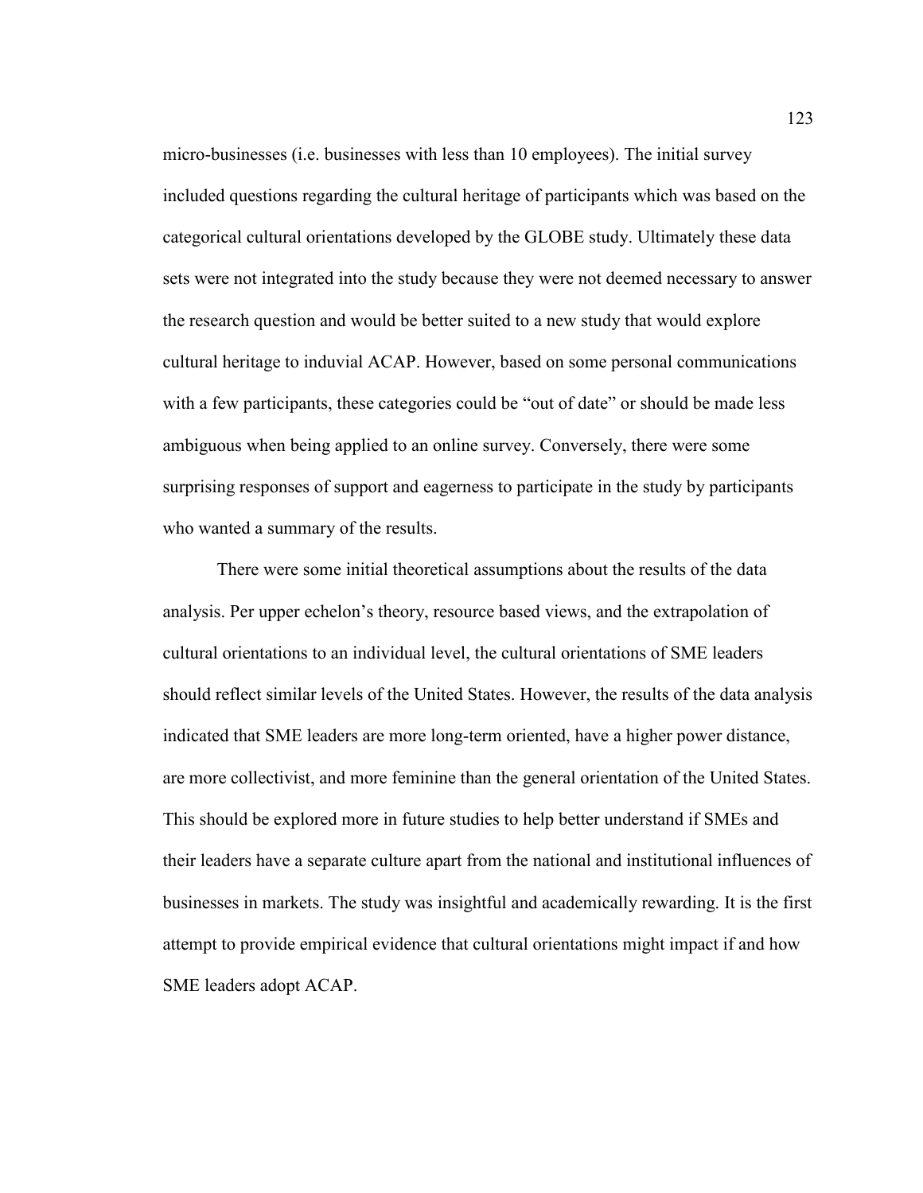micro-businesses (i.e. businesses with less than 10 employees). The initial survey included questions regarding the cultural heritage of participants which was based on the categorical cultural orientations developed by the GLOBE study. Ultimately these data sets were not integrated into the study because they were not deemed necessary to answer the research question and would be better suited to a new study that would explore cultural heritage to induvial ACAP. However, based on some personal communications with a few participants, these categories could be "out of date" or should be made less ambiguous when being applied to an online survey. Conversely, there were some surprising responses of support and eagerness to participate in the study by participants who wanted a summary of the results.

There were some initial theoretical assumptions about the results of the data analysis. Per upper echelon's theory, resource based views, and the extrapolation of cultural orientations to an individual level, the cultural orientations of SME leaders should reflect similar levels of the United States. However, the results of the data analysis indicated that SME leaders are more long-term oriented, have a higher power distance, are more collectivist, and more feminine than the general orientation of the United States. This should be explored more in future studies to help better understand if SMEs and their leaders have a separate culture apart from the national and institutional influences of businesses in markets. The study was insightful and academically rewarding. It is the first attempt to provide empirical evidence that cultural orientations might impact if and how SME leaders adopt ACAP.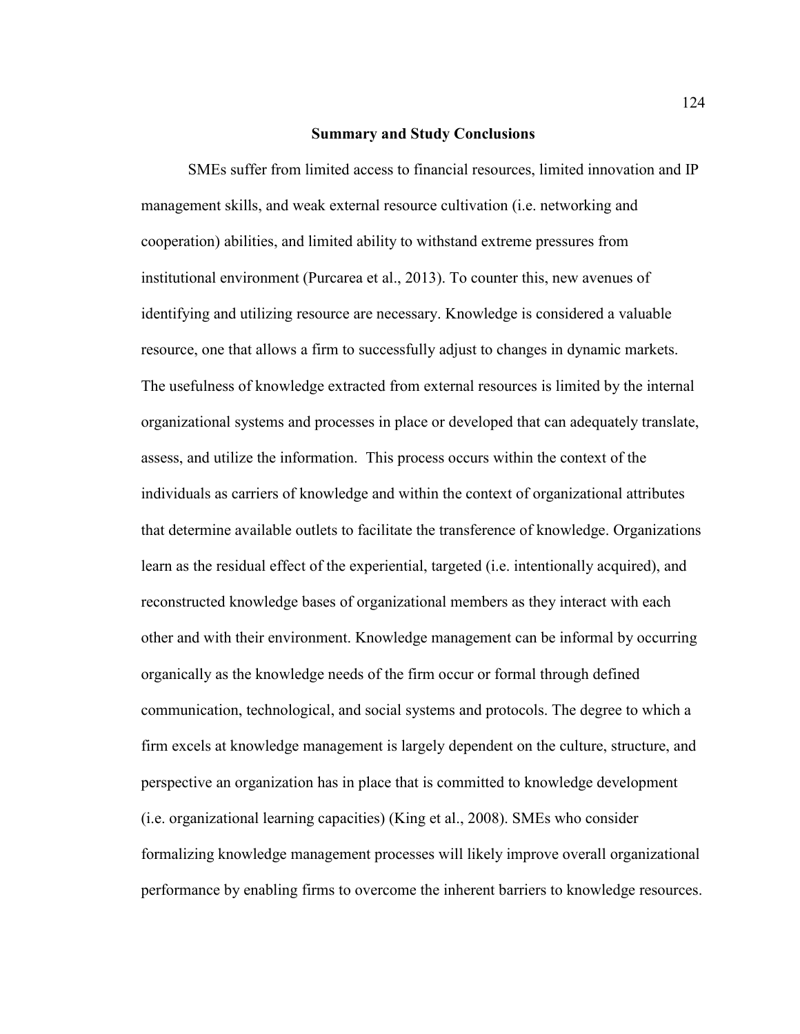## Summary and Study Conclusions

SMEs suffer from limited access to financial resources, limited innovation and IP management skills, and weak external resource cultivation (i.e. networking and cooperation) abilities, and limited ability to withstand extreme pressures from institutional environment (Purcarea et al., 2013). To counter this, new avenues of identifying and utilizing resource are necessary. Knowledge is considered a valuable resource, one that allows a firm to successfully adjust to changes in dynamic markets. The usefulness of knowledge extracted from external resources is limited by the internal organizational systems and processes in place or developed that can adequately translate, assess, and utilize the information. This process occurs within the context of the individuals as carriers of knowledge and within the context of organizational attributes that determine available outlets to facilitate the transference of knowledge. Organizations learn as the residual effect of the experiential, targeted (i.e. intentionally acquired), and reconstructed knowledge bases of organizational members as they interact with each other and with their environment. Knowledge management can be informal by occurring organically as the knowledge needs of the firm occur or formal through defined communication, technological, and social systems and protocols. The degree to which a firm excels at knowledge management is largely dependent on the culture, structure, and perspective an organization has in place that is committed to knowledge development (i.e. organizational learning capacities) (King et al., 2008). SMEs who consider formalizing knowledge management processes will likely improve overall organizational performance by enabling firms to overcome the inherent barriers to knowledge resources.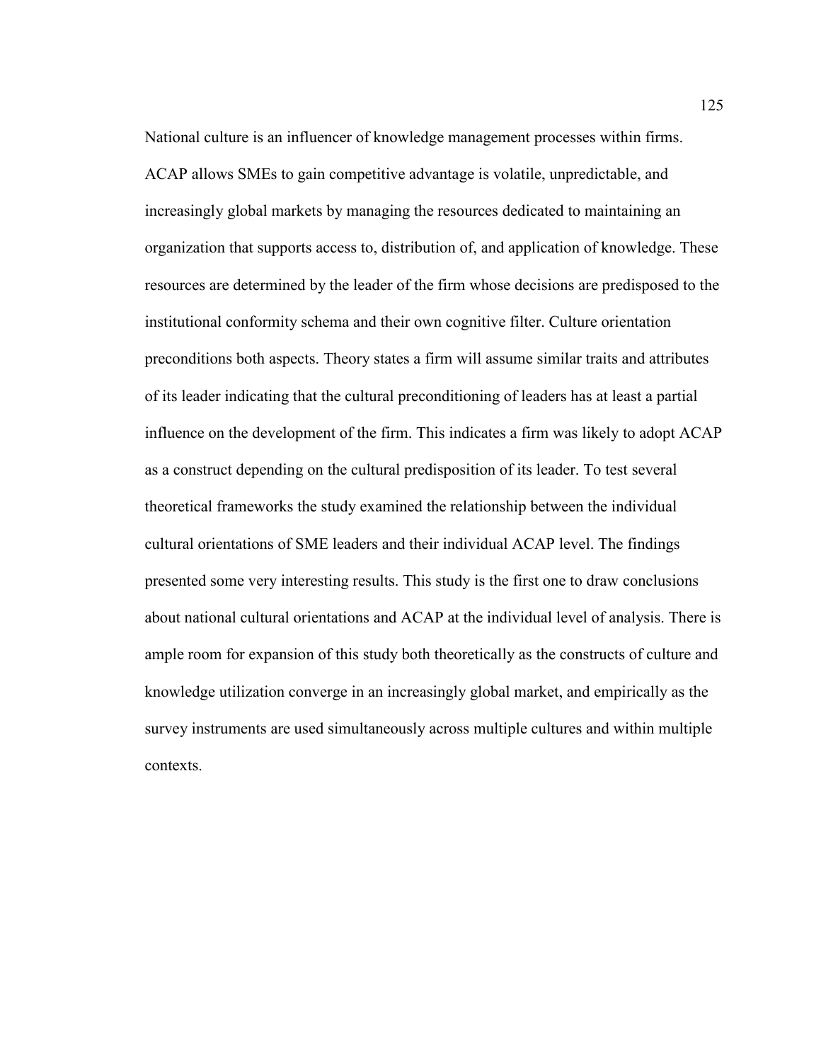National culture is an influencer of knowledge management processes within firms. ACAP allows SMEs to gain competitive advantage is volatile, unpredictable, and increasingly global markets by managing the resources dedicated to maintaining an organization that supports access to, distribution of, and application of knowledge. These resources are determined by the leader of the firm whose decisions are predisposed to the institutional conformity schema and their own cognitive filter. Culture orientation preconditions both aspects. Theory states a firm will assume similar traits and attributes of its leader indicating that the cultural preconditioning of leaders has at least a partial influence on the development of the firm. This indicates a firm was likely to adopt ACAP as a construct depending on the cultural predisposition of its leader. To test several theoretical frameworks the study examined the relationship between the individual cultural orientations of SME leaders and their individual ACAP level. The findings presented some very interesting results. This study is the first one to draw conclusions about national cultural orientations and ACAP at the individual level of analysis. There is ample room for expansion of this study both theoretically as the constructs of culture and knowledge utilization converge in an increasingly global market, and empirically as the survey instruments are used simultaneously across multiple cultures and within multiple contexts.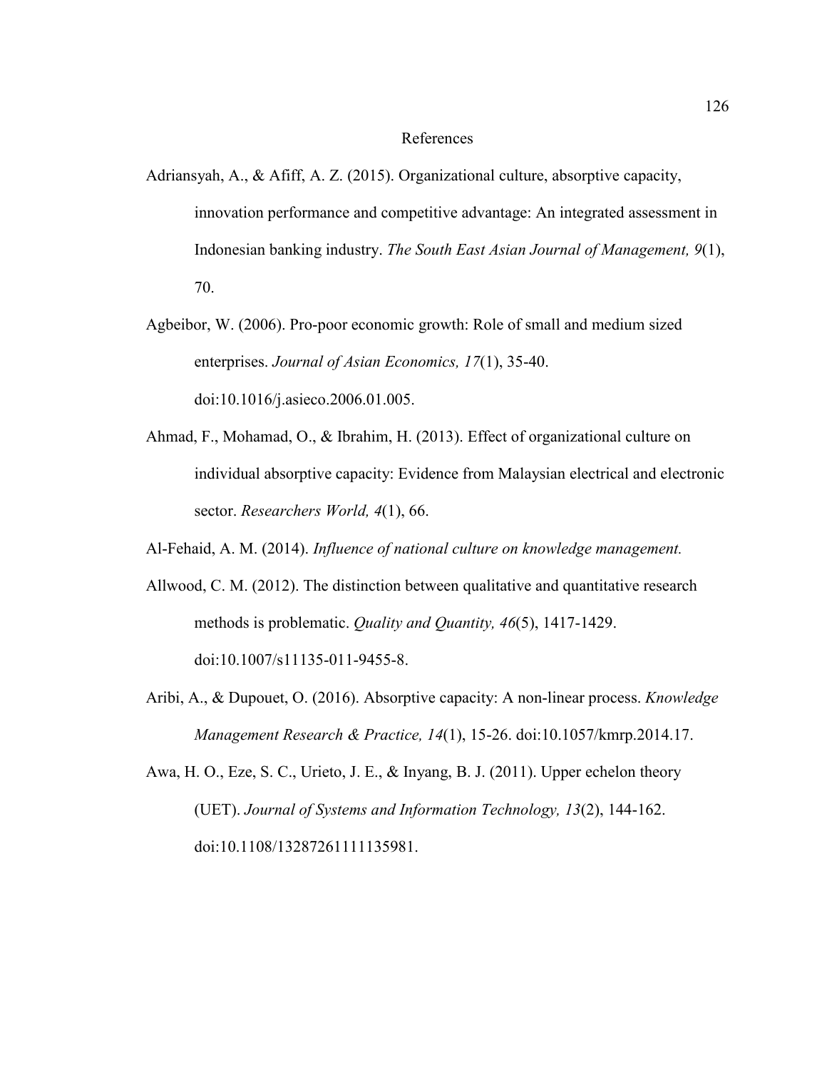# References

Adriansyah, A., & Afiff, A. Z. (2015). Organizational culture, absorptive capacity, innovation performance and competitive advantage: An integrated assessment in Indonesian banking industry. *The South East Asian Journal of Management, 9*(1), 70.

Agbeibor, W. (2006). Pro-poor economic growth: Role of small and medium sized enterprises. *Journal of Asian Economics, 17*(1), 35-40. doi:10.1016/j.asieco.2006.01.005.

Ahmad, F., Mohamad, O., & Ibrahim, H. (2013). Effect of organizational culture on individual absorptive capacity: Evidence from Malaysian electrical and electronic sector. *Researchers World, 4*(1), 66.

Al-Fehaid, A. M. (2014). *Influence of national culture on knowledge management.*

Allwood, C. M. (2012). The distinction between qualitative and quantitative research methods is problematic. *Quality and Quantity, 46*(5), 1417-1429. doi:10.1007/s11135-011-9455-8.

Aribi, A., & Dupouet, O. (2016). Absorptive capacity: A non-linear process. *Knowledge Management Research & Practice, 14*(1), 15-26. doi:10.1057/kmrp.2014.17.

Awa, H. O., Eze, S. C., Urieto, J. E., & Inyang, B. J. (2011). Upper echelon theory (UET). *Journal of Systems and Information Technology, 13*(2), 144-162. doi:10.1108/13287261111135981.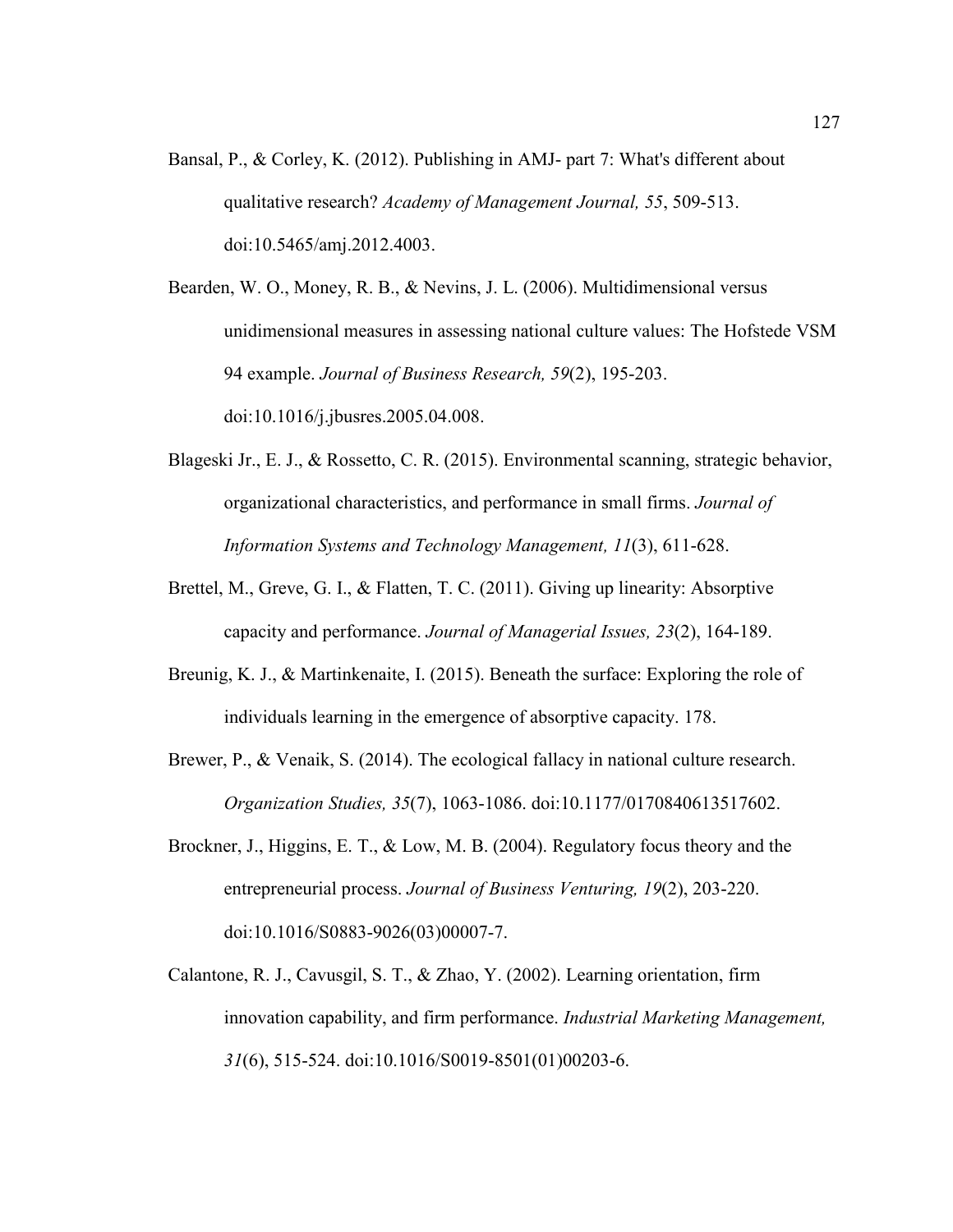Bansal, P., & Corley, K. (2012). Publishing in AMJ- part 7: What's different about qualitative research? *Academy of Management Journal, 55*, 509-513. doi:10.5465/amj.2012.4003.

Bearden, W. O., Money, R. B., & Nevins, J. L. (2006). Multidimensional versus unidimensional measures in assessing national culture values: The Hofstede VSM 94 example. *Journal of Business Research, 59*(2), 195-203. doi:10.1016/j.jbusres.2005.04.008.

Blageski Jr., E. J., & Rossetto, C. R. (2015). Environmental scanning, strategic behavior, organizational characteristics, and performance in small firms. *Journal of Information Systems and Technology Management, 11*(3), 611-628.

Brettel, M., Greve, G. I., & Flatten, T. C. (2011). Giving up linearity: Absorptive capacity and performance. *Journal of Managerial Issues, 23*(2), 164-189.

Breunig, K. J., & Martinkenaite, I. (2015). Beneath the surface: Exploring the role of individuals learning in the emergence of absorptive capacity. 178.

Brewer, P., & Venaik, S. (2014). The ecological fallacy in national culture research. *Organization Studies, 35*(7), 1063-1086. doi:10.1177/0170840613517602.

Brockner, J., Higgins, E. T., & Low, M. B. (2004). Regulatory focus theory and the entrepreneurial process. *Journal of Business Venturing, 19*(2), 203-220. doi:10.1016/S0883-9026(03)00007-7.

Calantone, R. J., Cavusgil, S. T., & Zhao, Y. (2002). Learning orientation, firm innovation capability, and firm performance. *Industrial Marketing Management, 31*(6), 515-524. doi:10.1016/S0019-8501(01)00203-6.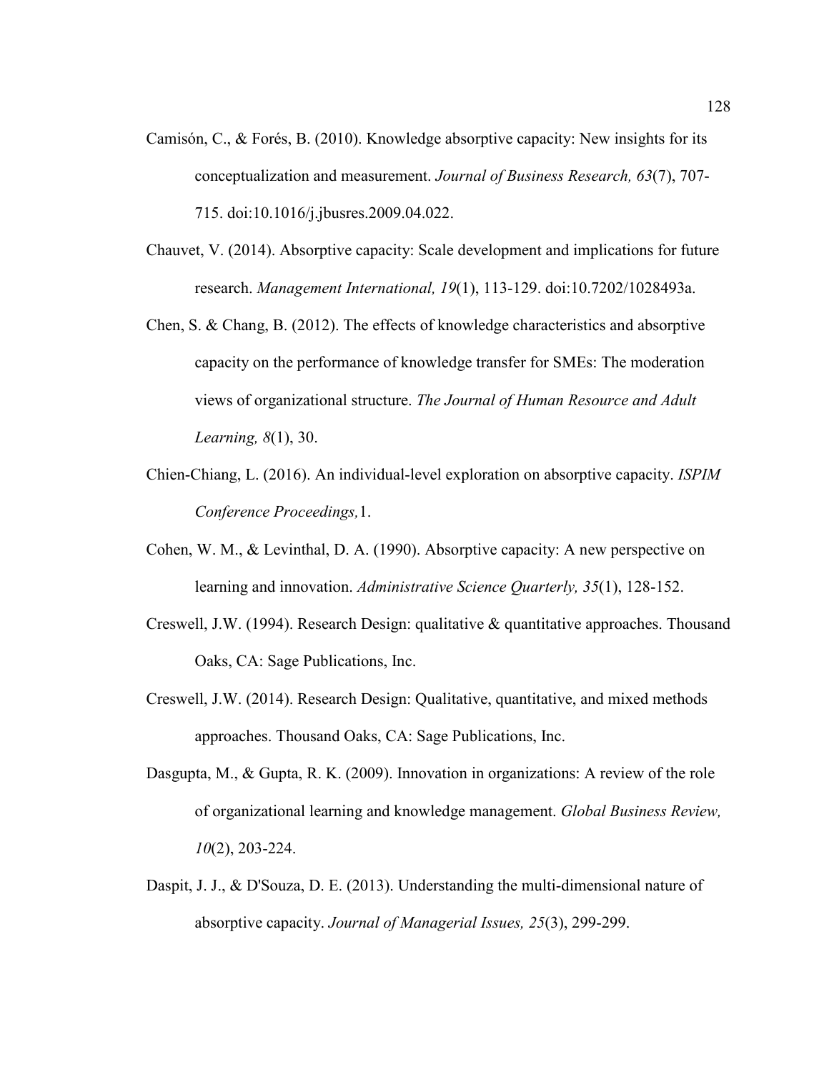Camisón, C., & Forés, B. (2010). Knowledge absorptive capacity: New insights for its conceptualization and measurement. *Journal of Business Research, 63*(7), 707-715. doi:10.1016/j.jbusres.2009.04.022.

Chauvet, V. (2014). Absorptive capacity: Scale development and implications for future research. *Management International, 19*(1), 113-129. doi:10.7202/1028493a.

Chen, S. & Chang, B. (2012). The effects of knowledge characteristics and absorptive capacity on the performance of knowledge transfer for SMEs: The moderation views of organizational structure. *The Journal of Human Resource and Adult Learning, 8*(1), 30.

Chien-Chiang, L. (2016). An individual-level exploration on absorptive capacity. *ISPIM Conference Proceedings,*1.

Cohen, W. M., & Levinthal, D. A. (1990). Absorptive capacity: A new perspective on learning and innovation. *Administrative Science Quarterly, 35*(1), 128-152.

Creswell, J.W. (1994). Research Design: qualitative & quantitative approaches. Thousand Oaks, CA: Sage Publications, Inc.

Creswell, J.W. (2014). Research Design: Qualitative, quantitative, and mixed methods approaches. Thousand Oaks, CA: Sage Publications, Inc.

Dasgupta, M., & Gupta, R. K. (2009). Innovation in organizations: A review of the role of organizational learning and knowledge management. *Global Business Review, 10*(2), 203-224.

Daspit, J. J., & D'Souza, D. E. (2013). Understanding the multi-dimensional nature of absorptive capacity. *Journal of Managerial Issues, 25*(3), 299-299.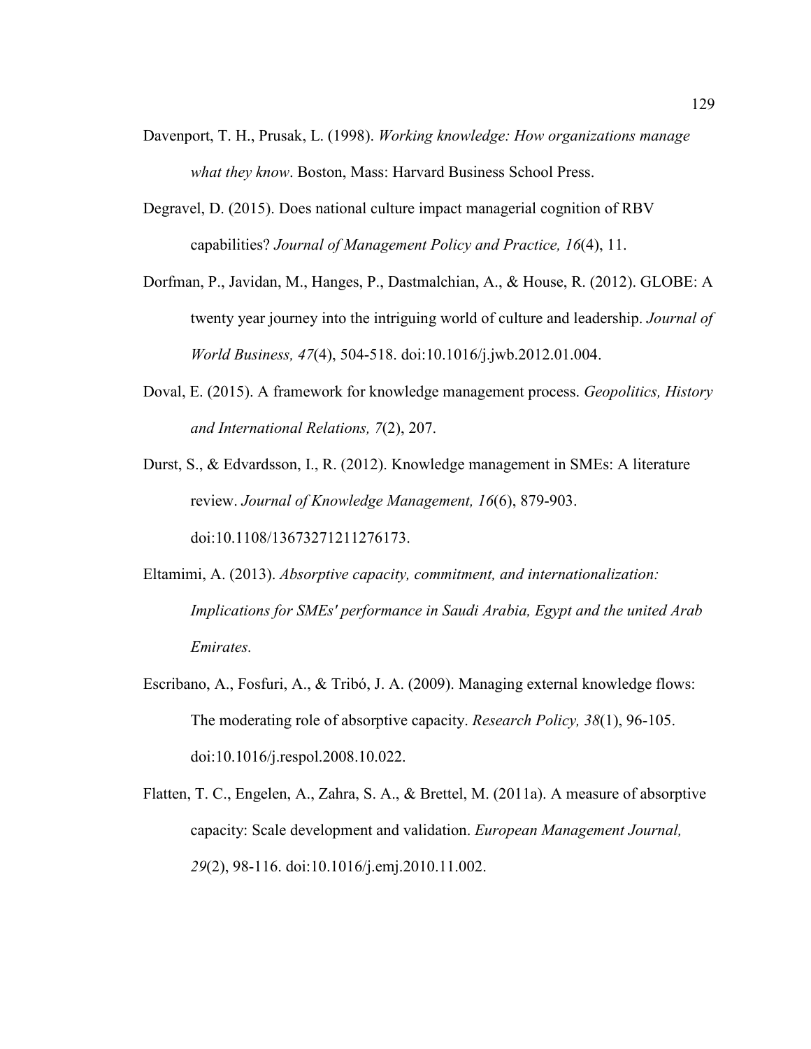Davenport, T. H., Prusak, L. (1998). *Working knowledge: How organizations manage what they know*. Boston, Mass: Harvard Business School Press.

Degravel, D. (2015). Does national culture impact managerial cognition of RBV capabilities? *Journal of Management Policy and Practice, 16*(4), 11.

Dorfman, P., Javidan, M., Hanges, P., Dastmalchian, A., & House, R. (2012). GLOBE: A twenty year journey into the intriguing world of culture and leadership. *Journal of World Business, 47*(4), 504-518. doi:10.1016/j.jwb.2012.01.004.

Doval, E. (2015). A framework for knowledge management process. *Geopolitics, History and International Relations, 7*(2), 207.

Durst, S., & Edvardsson, I., R. (2012). Knowledge management in SMEs: A literature review. *Journal of Knowledge Management, 16*(6), 879-903. doi:10.1108/13673271211276173.

Eltamimi, A. (2013). *Absorptive capacity, commitment, and internationalization: Implications for SMEs' performance in Saudi Arabia, Egypt and the united Arab Emirates.*

Escribano, A., Fosfuri, A., & Tribó, J. A. (2009). Managing external knowledge flows: The moderating role of absorptive capacity. *Research Policy, 38*(1), 96-105. doi:10.1016/j.respol.2008.10.022.

Flatten, T. C., Engelen, A., Zahra, S. A., & Brettel, M. (2011a). A measure of absorptive capacity: Scale development and validation. *European Management Journal, 29*(2), 98-116. doi:10.1016/j.emj.2010.11.002.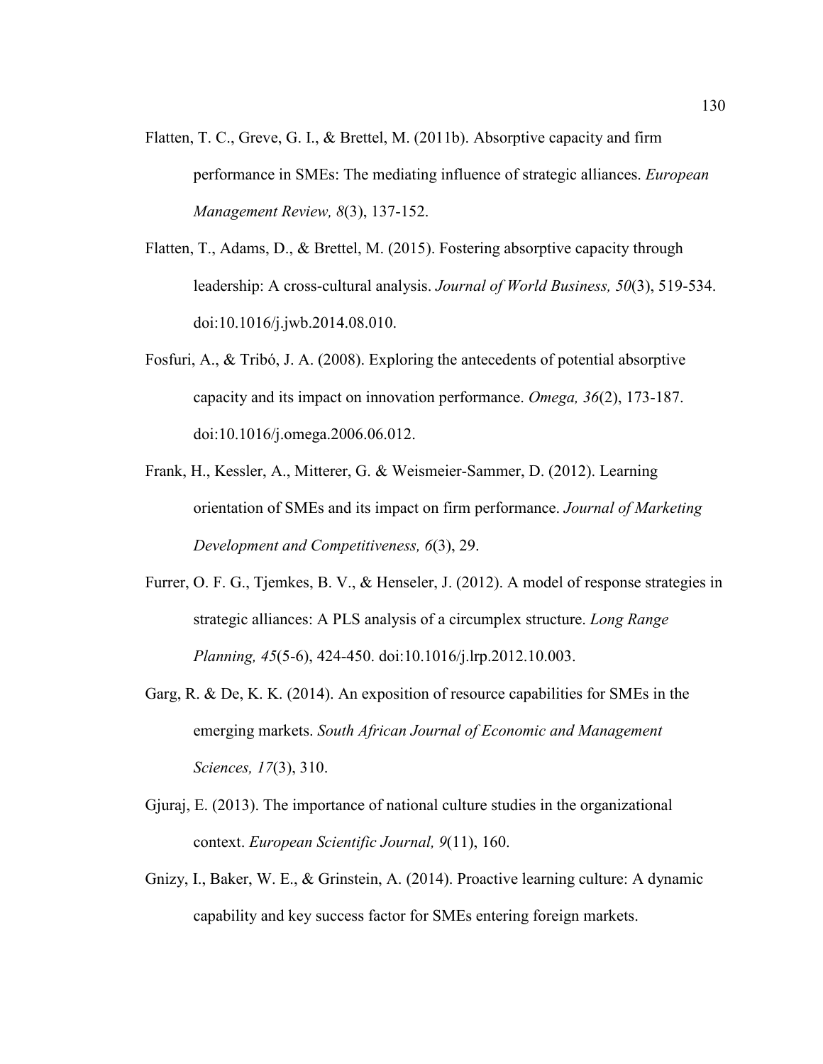Flatten, T. C., Greve, G. I., & Brettel, M. (2011b). Absorptive capacity and firm performance in SMEs: The mediating influence of strategic alliances. *European Management Review, 8*(3), 137-152.

Flatten, T., Adams, D., & Brettel, M. (2015). Fostering absorptive capacity through leadership: A cross-cultural analysis. *Journal of World Business, 50*(3), 519-534. doi:10.1016/j.jwb.2014.08.010.

Fosfuri, A., & Tribó, J. A. (2008). Exploring the antecedents of potential absorptive capacity and its impact on innovation performance. *Omega, 36*(2), 173-187. doi:10.1016/j.omega.2006.06.012.

Frank, H., Kessler, A., Mitterer, G. & Weismeier-Sammer, D. (2012). Learning orientation of SMEs and its impact on firm performance. *Journal of Marketing Development and Competitiveness, 6*(3), 29.

Furrer, O. F. G., Tjemkes, B. V., & Henseler, J. (2012). A model of response strategies in strategic alliances: A PLS analysis of a circumplex structure. *Long Range Planning, 45*(5-6), 424-450. doi:10.1016/j.lrp.2012.10.003.

Garg, R. & De, K. K. (2014). An exposition of resource capabilities for SMEs in the emerging markets. *South African Journal of Economic and Management Sciences, 17*(3), 310.

Gjuraj, E. (2013). The importance of national culture studies in the organizational context. *European Scientific Journal, 9*(11), 160.

Gnizy, I., Baker, W. E., & Grinstein, A. (2014). Proactive learning culture: A dynamic capability and key success factor for SMEs entering foreign markets.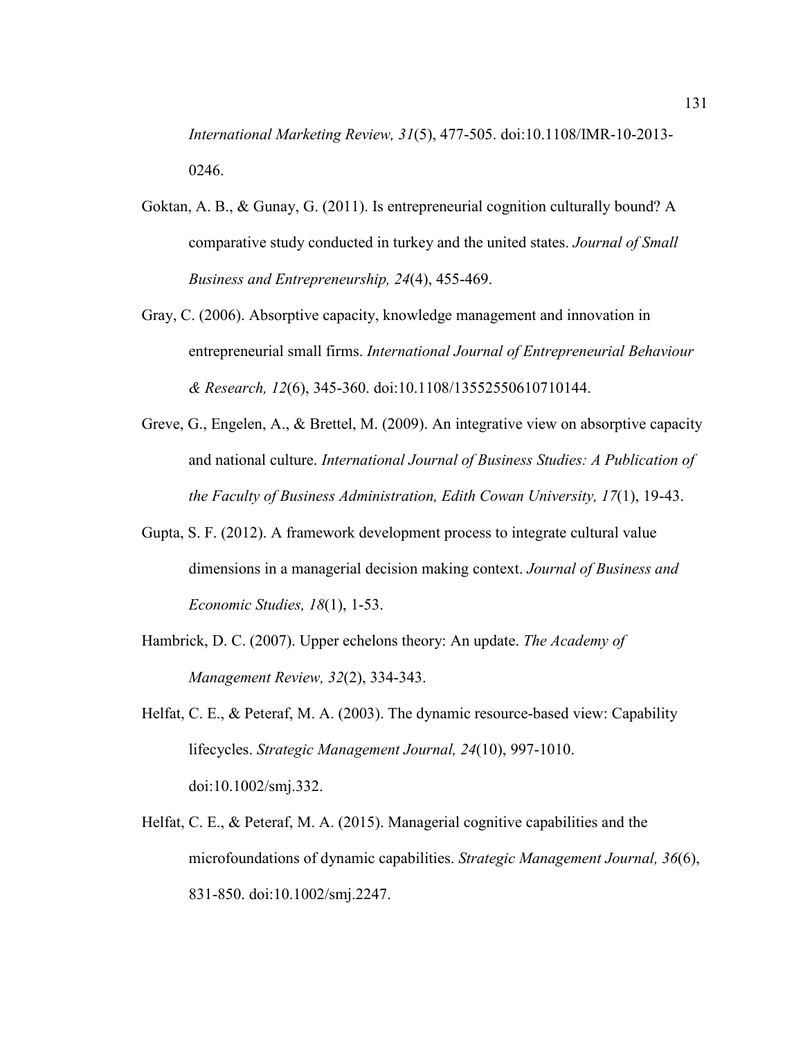*International Marketing Review, 31*(5), 477-505. doi:10.1108/IMR-10-2013-0246.

Goktan, A. B., & Gunay, G. (2011). Is entrepreneurial cognition culturally bound? A comparative study conducted in turkey and the united states. *Journal of Small Business and Entrepreneurship, 24*(4), 455-469.

Gray, C. (2006). Absorptive capacity, knowledge management and innovation in entrepreneurial small firms. *International Journal of Entrepreneurial Behaviour & Research, 12*(6), 345-360. doi:10.1108/13552550610710144.

Greve, G., Engelen, A., & Brettel, M. (2009). An integrative view on absorptive capacity and national culture. *International Journal of Business Studies: A Publication of the Faculty of Business Administration, Edith Cowan University, 17*(1), 19-43.

Gupta, S. F. (2012). A framework development process to integrate cultural value dimensions in a managerial decision making context. *Journal of Business and Economic Studies, 18*(1), 1-53.

Hambrick, D. C. (2007). Upper echelons theory: An update. *The Academy of Management Review, 32*(2), 334-343.

Helfat, C. E., & Peteraf, M. A. (2003). The dynamic resource-based view: Capability lifecycles. *Strategic Management Journal, 24*(10), 997-1010. doi:10.1002/smj.332.

Helfat, C. E., & Peteraf, M. A. (2015). Managerial cognitive capabilities and the microfoundations of dynamic capabilities. *Strategic Management Journal, 36*(6), 831-850. doi:10.1002/smj.2247.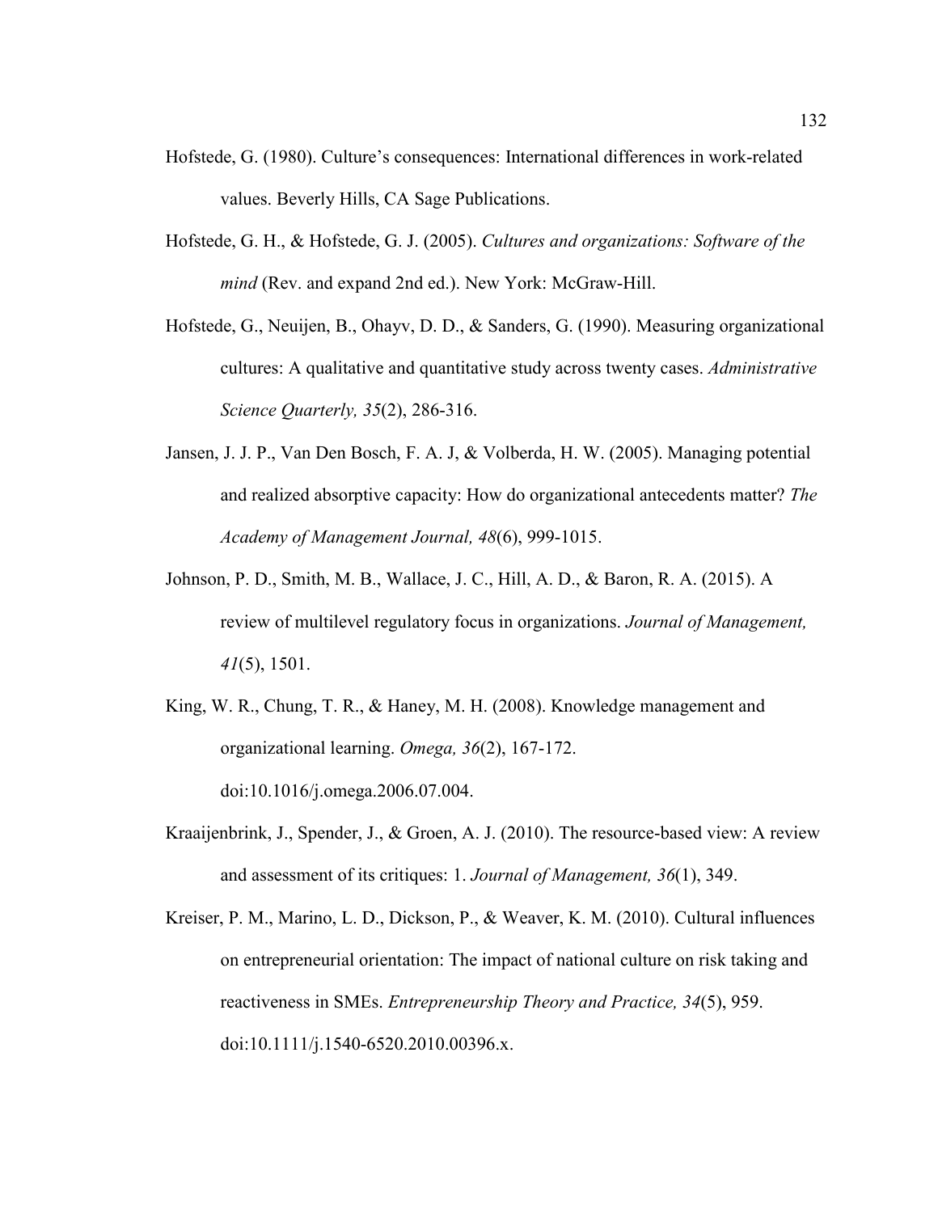Hofstede, G. (1980). Culture's consequences: International differences in work-related values. Beverly Hills, CA Sage Publications.

Hofstede, G. H., & Hofstede, G. J. (2005). *Cultures and organizations: Software of the mind* (Rev. and expand 2nd ed.). New York: McGraw-Hill.

Hofstede, G., Neuijen, B., Ohayv, D. D., & Sanders, G. (1990). Measuring organizational cultures: A qualitative and quantitative study across twenty cases. *Administrative Science Quarterly, 35*(2), 286-316.

Jansen, J. J. P., Van Den Bosch, F. A. J, & Volberda, H. W. (2005). Managing potential and realized absorptive capacity: How do organizational antecedents matter? *The Academy of Management Journal, 48*(6), 999-1015.

Johnson, P. D., Smith, M. B., Wallace, J. C., Hill, A. D., & Baron, R. A. (2015). A review of multilevel regulatory focus in organizations. *Journal of Management, 41*(5), 1501.

King, W. R., Chung, T. R., & Haney, M. H. (2008). Knowledge management and organizational learning. *Omega, 36*(2), 167-172. doi:10.1016/j.omega.2006.07.004.

Kraaijenbrink, J., Spender, J., & Groen, A. J. (2010). The resource-based view: A review and assessment of its critiques: 1. *Journal of Management, 36*(1), 349.

Kreiser, P. M., Marino, L. D., Dickson, P., & Weaver, K. M. (2010). Cultural influences on entrepreneurial orientation: The impact of national culture on risk taking and reactiveness in SMEs. *Entrepreneurship Theory and Practice, 34*(5), 959. doi:10.1111/j.1540-6520.2010.00396.x.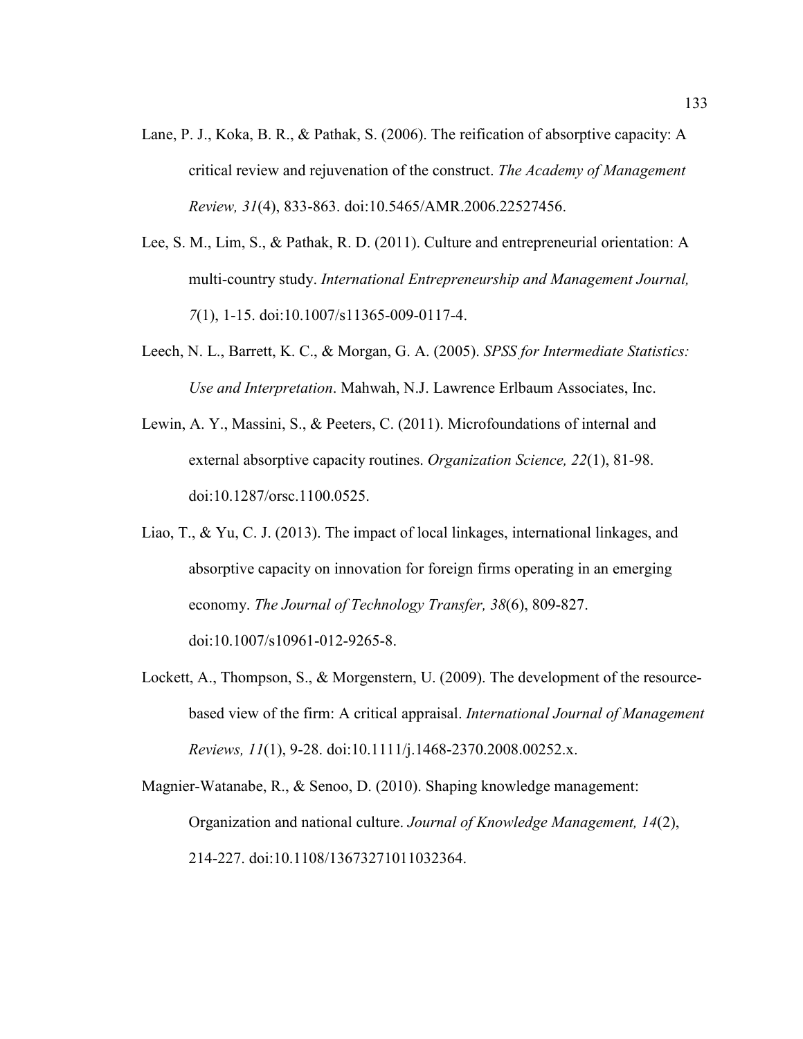Lane, P. J., Koka, B. R., & Pathak, S. (2006). The reification of absorptive capacity: A critical review and rejuvenation of the construct. *The Academy of Management Review, 31*(4), 833-863. doi:10.5465/AMR.2006.22527456.

Lee, S. M., Lim, S., & Pathak, R. D. (2011). Culture and entrepreneurial orientation: A multi-country study. *International Entrepreneurship and Management Journal, 7*(1), 1-15. doi:10.1007/s11365-009-0117-4.

Leech, N. L., Barrett, K. C., & Morgan, G. A. (2005). *SPSS for Intermediate Statistics: Use and Interpretation*. Mahwah, N.J. Lawrence Erlbaum Associates, Inc.

Lewin, A. Y., Massini, S., & Peeters, C. (2011). Microfoundations of internal and external absorptive capacity routines. *Organization Science, 22*(1), 81-98. doi:10.1287/orsc.1100.0525.

Liao, T., & Yu, C. J. (2013). The impact of local linkages, international linkages, and absorptive capacity on innovation for foreign firms operating in an emerging economy. *The Journal of Technology Transfer, 38*(6), 809-827. doi:10.1007/s10961-012-9265-8.

Lockett, A., Thompson, S., & Morgenstern, U. (2009). The development of the resource-based view of the firm: A critical appraisal. *International Journal of Management Reviews, 11*(1), 9-28. doi:10.1111/j.1468-2370.2008.00252.x.

Magnier-Watanabe, R., & Senoo, D. (2010). Shaping knowledge management: Organization and national culture. *Journal of Knowledge Management, 14*(2), 214-227. doi:10.1108/13673271011032364.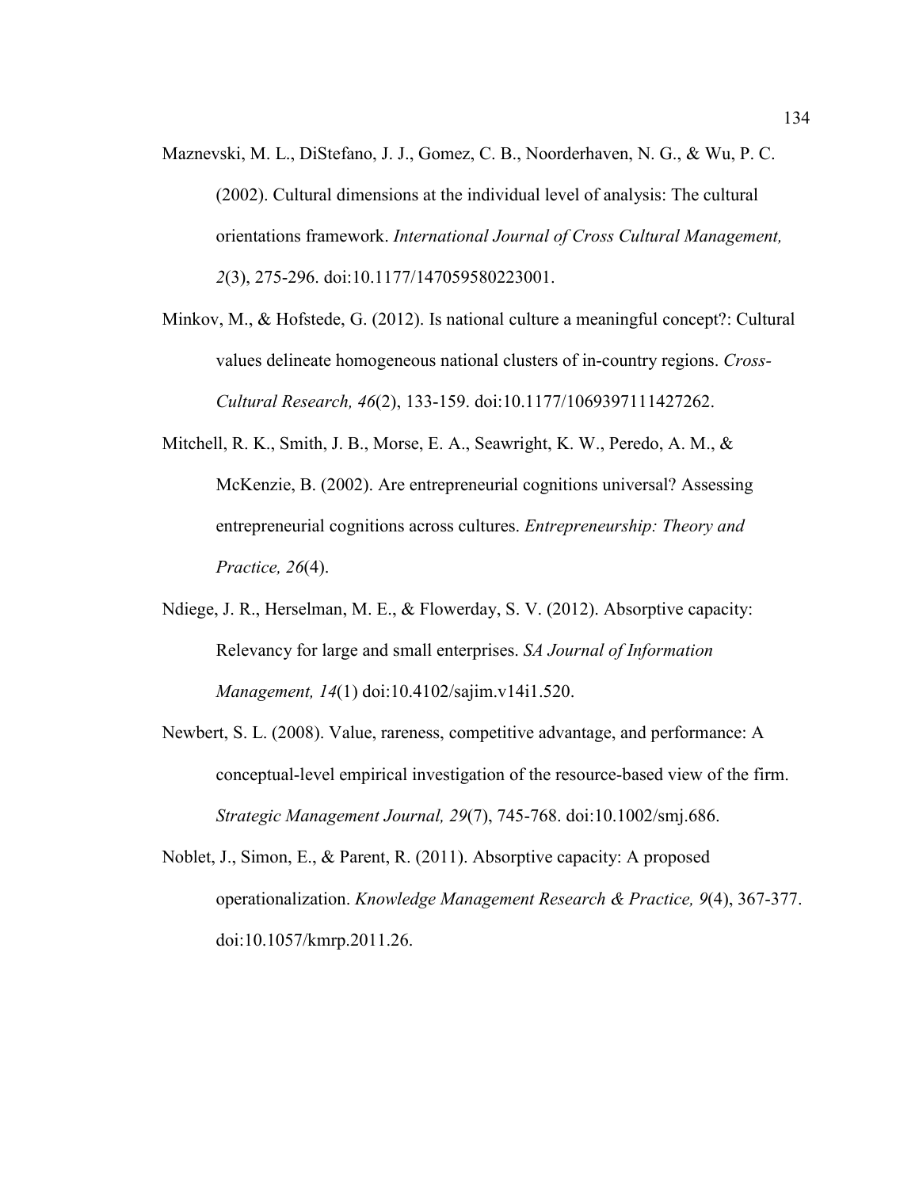Maznevski, M. L., DiStefano, J. J., Gomez, C. B., Noorderhaven, N. G., & Wu, P. C. (2002). Cultural dimensions at the individual level of analysis: The cultural orientations framework. *International Journal of Cross Cultural Management, 2*(3), 275-296. doi:10.1177/147059580223001.

Minkov, M., & Hofstede, G. (2012). Is national culture a meaningful concept?: Cultural values delineate homogeneous national clusters of in-country regions. *Cross-Cultural Research, 46*(2), 133-159. doi:10.1177/1069397111427262.

Mitchell, R. K., Smith, J. B., Morse, E. A., Seawright, K. W., Peredo, A. M., & McKenzie, B. (2002). Are entrepreneurial cognitions universal? Assessing entrepreneurial cognitions across cultures. *Entrepreneurship: Theory and Practice, 26*(4).

Ndiege, J. R., Herselman, M. E., & Flowerday, S. V. (2012). Absorptive capacity: Relevancy for large and small enterprises. *SA Journal of Information Management, 14*(1) doi:10.4102/sajim.v14i1.520.

Newbert, S. L. (2008). Value, rareness, competitive advantage, and performance: A conceptual-level empirical investigation of the resource-based view of the firm. *Strategic Management Journal, 29*(7), 745-768. doi:10.1002/smj.686.

Noblet, J., Simon, E., & Parent, R. (2011). Absorptive capacity: A proposed operationalization. *Knowledge Management Research & Practice, 9*(4), 367-377. doi:10.1057/kmrp.2011.26.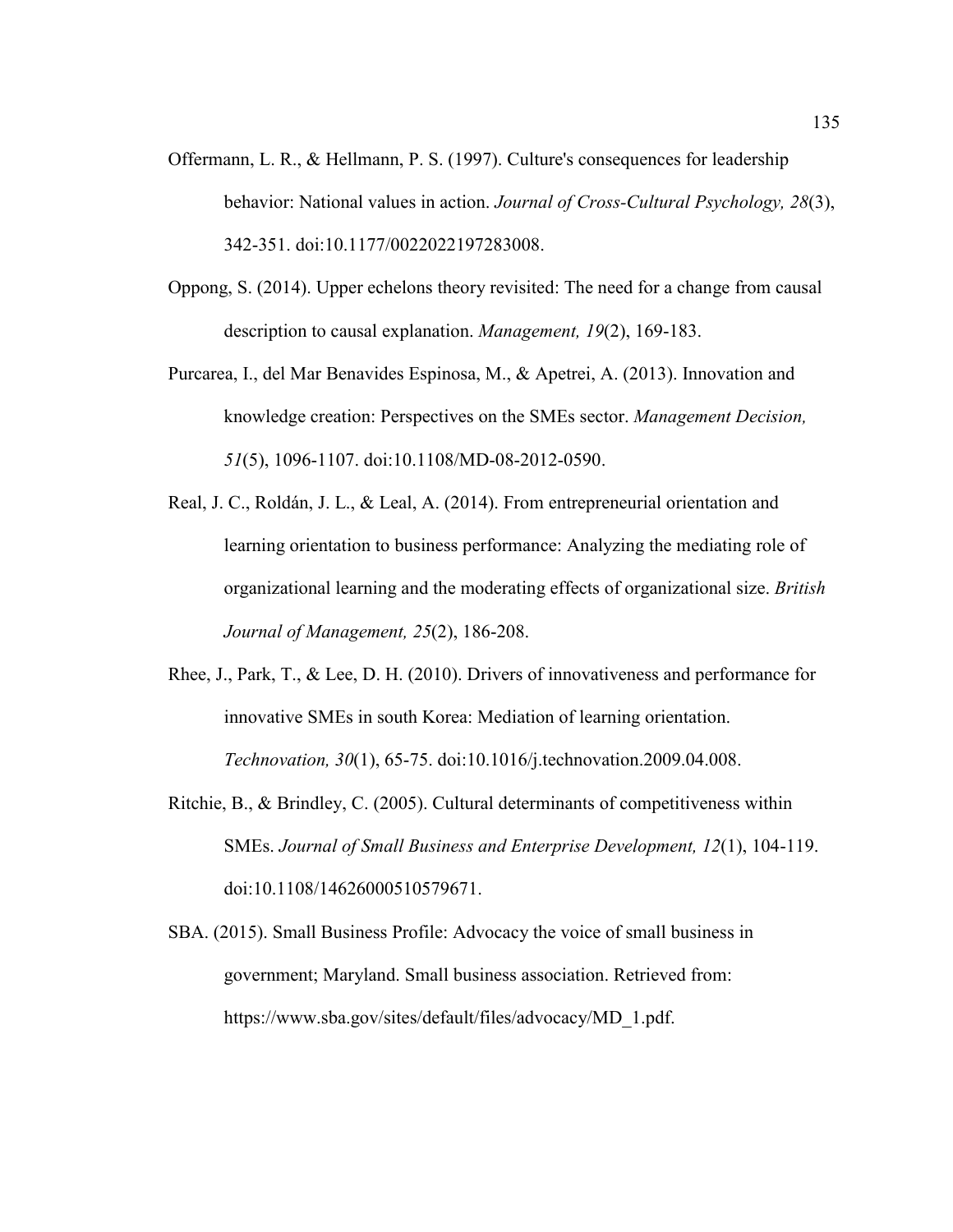Offermann, L. R., & Hellmann, P. S. (1997). Culture's consequences for leadership behavior: National values in action. *Journal of Cross-Cultural Psychology, 28*(3), 342-351. doi:10.1177/0022022197283008.

Oppong, S. (2014). Upper echelons theory revisited: The need for a change from causal description to causal explanation. *Management, 19*(2), 169-183.

Purcarea, I., del Mar Benavides Espinosa, M., & Apetrei, A. (2013). Innovation and knowledge creation: Perspectives on the SMEs sector. *Management Decision, 51*(5), 1096-1107. doi:10.1108/MD-08-2012-0590.

Real, J. C., Roldán, J. L., & Leal, A. (2014). From entrepreneurial orientation and learning orientation to business performance: Analyzing the mediating role of organizational learning and the moderating effects of organizational size. *British Journal of Management, 25*(2), 186-208.

Rhee, J., Park, T., & Lee, D. H. (2010). Drivers of innovativeness and performance for innovative SMEs in south Korea: Mediation of learning orientation. *Technovation, 30*(1), 65-75. doi:10.1016/j.technovation.2009.04.008.

Ritchie, B., & Brindley, C. (2005). Cultural determinants of competitiveness within SMEs. *Journal of Small Business and Enterprise Development, 12*(1), 104-119. doi:10.1108/14626000510579671.

SBA. (2015). Small Business Profile: Advocacy the voice of small business in government; Maryland. Small business association. Retrieved from: https://www.sba.gov/sites/default/files/advocacy/MD_1.pdf.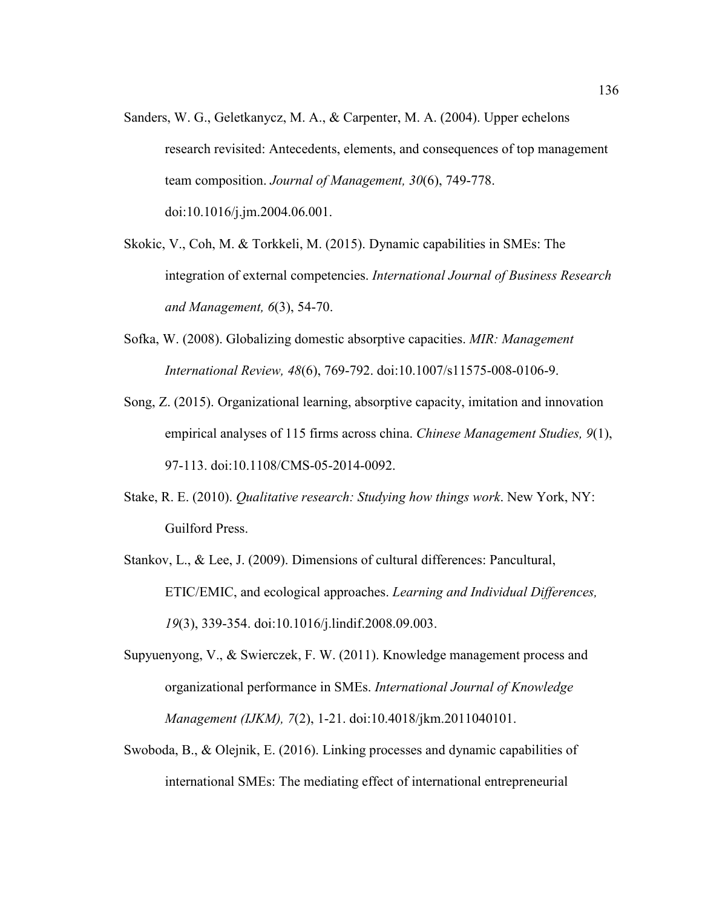Sanders, W. G., Geletkanycz, M. A., & Carpenter, M. A. (2004). Upper echelons research revisited: Antecedents, elements, and consequences of top management team composition. *Journal of Management, 30*(6), 749-778. doi:10.1016/j.jm.2004.06.001.

Skokic, V., Coh, M. & Torkkeli, M. (2015). Dynamic capabilities in SMEs: The integration of external competencies. *International Journal of Business Research and Management, 6*(3), 54-70.

Sofka, W. (2008). Globalizing domestic absorptive capacities. *MIR: Management International Review, 48*(6), 769-792. doi:10.1007/s11575-008-0106-9.

Song, Z. (2015). Organizational learning, absorptive capacity, imitation and innovation empirical analyses of 115 firms across china. *Chinese Management Studies, 9*(1), 97-113. doi:10.1108/CMS-05-2014-0092.

Stake, R. E. (2010). *Qualitative research: Studying how things work*. New York, NY: Guilford Press.

Stankov, L., & Lee, J. (2009). Dimensions of cultural differences: Pancultural, ETIC/EMIC, and ecological approaches. *Learning and Individual Differences, 19*(3), 339-354. doi:10.1016/j.lindif.2008.09.003.

Supyuenyong, V., & Swierczek, F. W. (2011). Knowledge management process and organizational performance in SMEs. *International Journal of Knowledge Management (IJKM), 7*(2), 1-21. doi:10.4018/jkm.2011040101.

Swoboda, B., & Olejnik, E. (2016). Linking processes and dynamic capabilities of international SMEs: The mediating effect of international entrepreneurial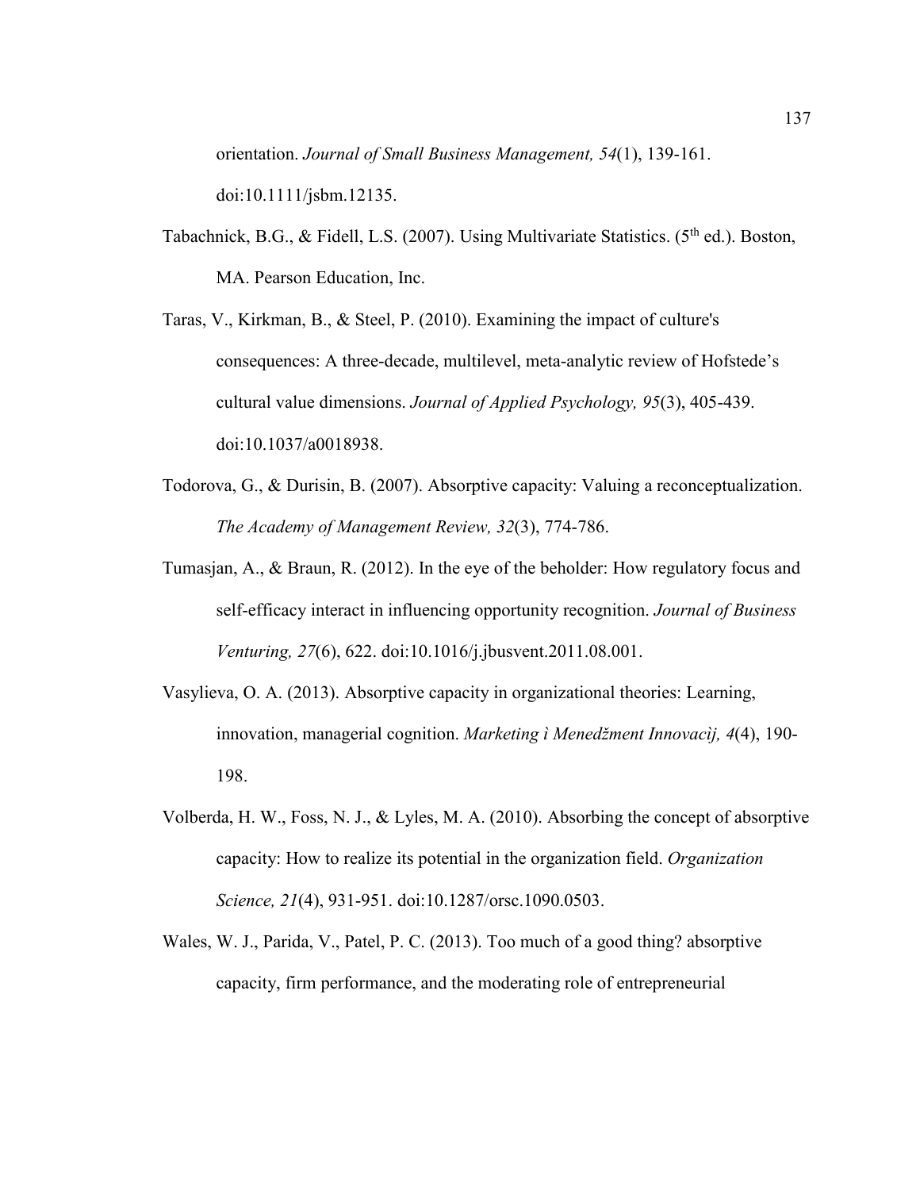orientation. *Journal of Small Business Management, 54*(1), 139-161. doi:10.1111/jsbm.12135.

Tabachnick, B.G., & Fidell, L.S. (2007). Using Multivariate Statistics. (5th ed.). Boston, MA. Pearson Education, Inc.

Taras, V., Kirkman, B., & Steel, P. (2010). Examining the impact of culture's consequences: A three-decade, multilevel, meta-analytic review of Hofstede's cultural value dimensions. *Journal of Applied Psychology, 95*(3), 405-439. doi:10.1037/a0018938.

Todorova, G., & Durisin, B. (2007). Absorptive capacity: Valuing a reconceptualization. *The Academy of Management Review, 32*(3), 774-786.

Tumasjan, A., & Braun, R. (2012). In the eye of the beholder: How regulatory focus and self-efficacy interact in influencing opportunity recognition. *Journal of Business Venturing, 27*(6), 622. doi:10.1016/j.jbusvent.2011.08.001.

Vasylieva, O. A. (2013). Absorptive capacity in organizational theories: Learning, innovation, managerial cognition. *Marketing ì Menedžment Innovacìj, 4*(4), 190-198.

Volberda, H. W., Foss, N. J., & Lyles, M. A. (2010). Absorbing the concept of absorptive capacity: How to realize its potential in the organization field. *Organization Science, 21*(4), 931-951. doi:10.1287/orsc.1090.0503.

Wales, W. J., Parida, V., Patel, P. C. (2013). Too much of a good thing? absorptive capacity, firm performance, and the moderating role of entrepreneurial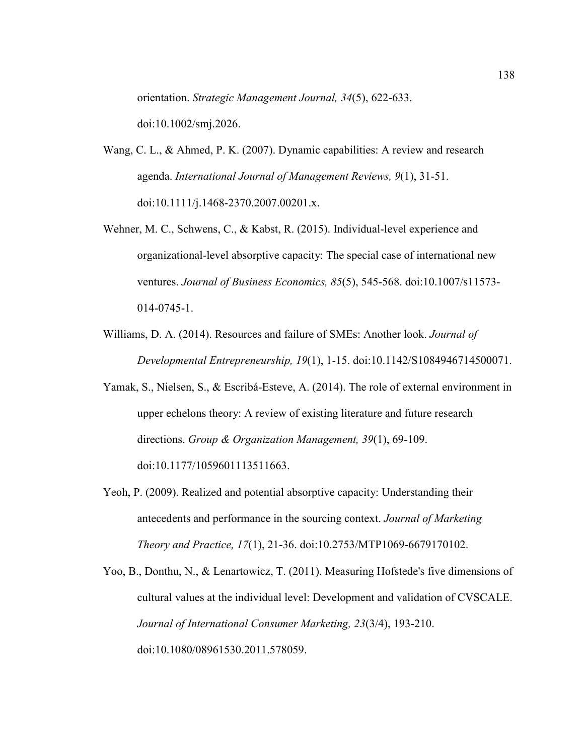orientation. *Strategic Management Journal, 34*(5), 622-633. doi:10.1002/smj.2026.

Wang, C. L., & Ahmed, P. K. (2007). Dynamic capabilities: A review and research agenda. *International Journal of Management Reviews, 9*(1), 31-51. doi:10.1111/j.1468-2370.2007.00201.x.

Wehner, M. C., Schwens, C., & Kabst, R. (2015). Individual-level experience and organizational-level absorptive capacity: The special case of international new ventures. *Journal of Business Economics, 85*(5), 545-568. doi:10.1007/s11573-014-0745-1.

Williams, D. A. (2014). Resources and failure of SMEs: Another look. *Journal of Developmental Entrepreneurship, 19*(1), 1-15. doi:10.1142/S1084946714500071.

Yamak, S., Nielsen, S., & Escribá-Esteve, A. (2014). The role of external environment in upper echelons theory: A review of existing literature and future research directions. *Group & Organization Management, 39*(1), 69-109. doi:10.1177/1059601113511663.

Yeoh, P. (2009). Realized and potential absorptive capacity: Understanding their antecedents and performance in the sourcing context. *Journal of Marketing Theory and Practice, 17*(1), 21-36. doi:10.2753/MTP1069-6679170102.

Yoo, B., Donthu, N., & Lenartowicz, T. (2011). Measuring Hofstede's five dimensions of cultural values at the individual level: Development and validation of CVSCALE. *Journal of International Consumer Marketing, 23*(3/4), 193-210. doi:10.1080/08961530.2011.578059.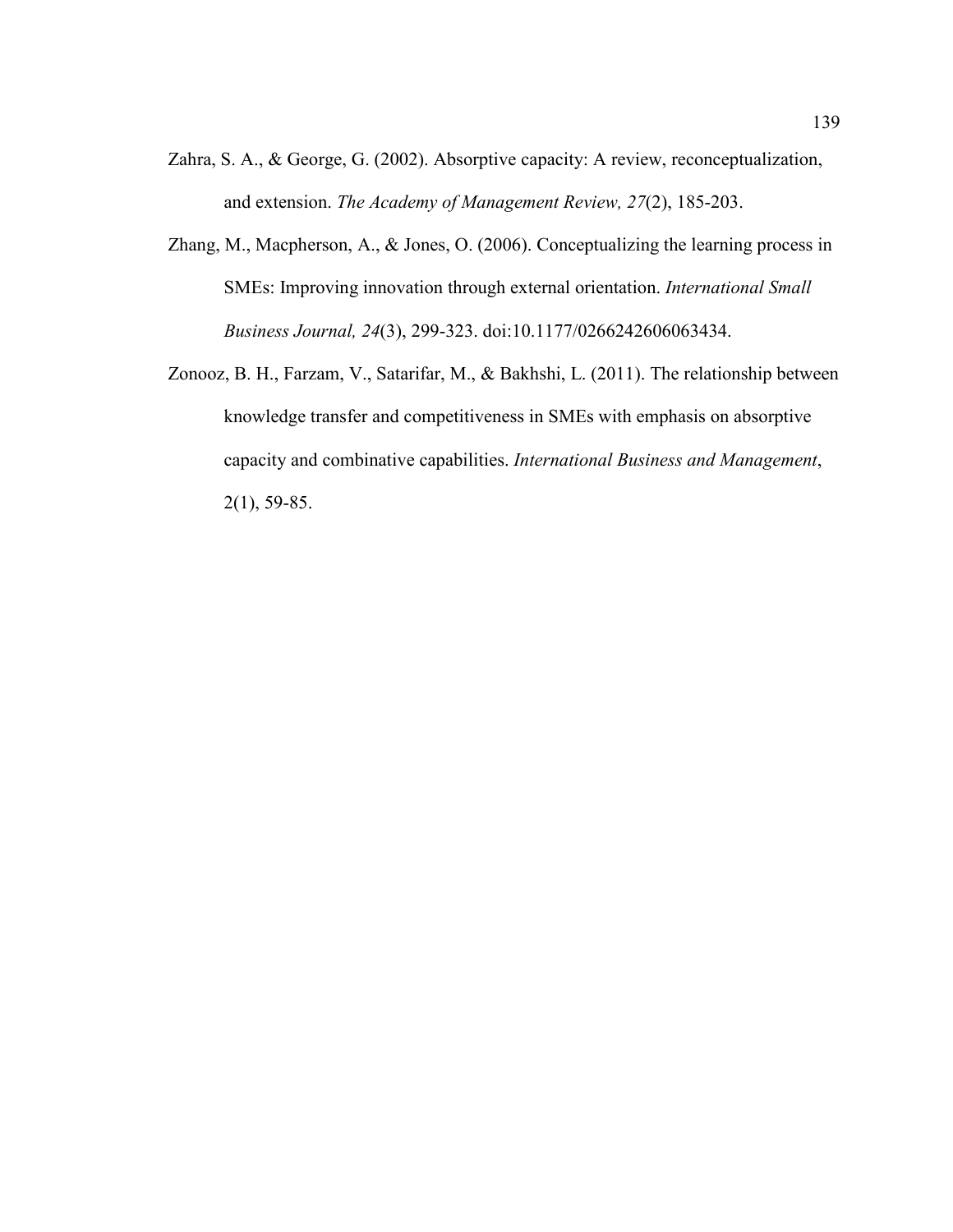Zahra, S. A., & George, G. (2002). Absorptive capacity: A review, reconceptualization, and extension. *The Academy of Management Review, 27*(2), 185-203.

Zhang, M., Macpherson, A., & Jones, O. (2006). Conceptualizing the learning process in SMEs: Improving innovation through external orientation. *International Small Business Journal, 24*(3), 299-323. doi:10.1177/0266242606063434.

Zonooz, B. H., Farzam, V., Satarifar, M., & Bakhshi, L. (2011). The relationship between knowledge transfer and competitiveness in SMEs with emphasis on absorptive capacity and combinative capabilities. *International Business and Management*, 2(1), 59-85.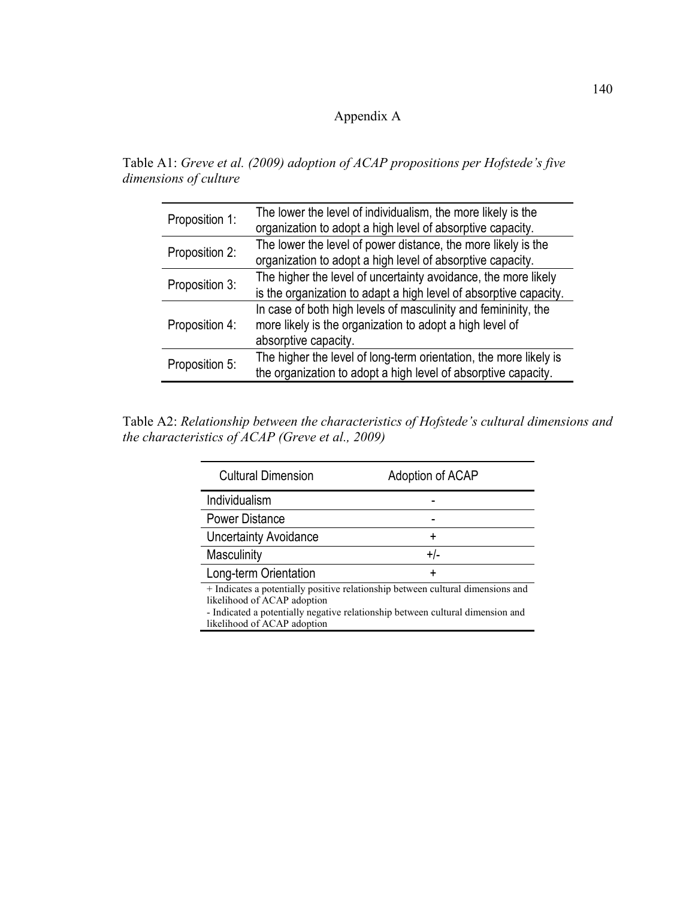# Appendix A

Table A1: *Greve et al. (2009) adoption of ACAP propositions per Hofstede's five dimensions of culture*

| | |
|---|---|
| Proposition 1: | The lower the level of individualism, the more likely is the organization to adopt a high level of absorptive capacity. |
| Proposition 2: | The lower the level of power distance, the more likely is the organization to adopt a high level of absorptive capacity. |
| Proposition 3: | The higher the level of uncertainty avoidance, the more likely is the organization to adapt a high level of absorptive capacity. |
| Proposition 4: | In case of both high levels of masculinity and femininity, the more likely is the organization to adopt a high level of absorptive capacity. |
| Proposition 5: | The higher the level of long-term orientation, the more likely is the organization to adopt a high level of absorptive capacity. |

Table A2: *Relationship between the characteristics of Hofstede's cultural dimensions and the characteristics of ACAP (Greve et al., 2009)*

| Cultural Dimension | Adoption of ACAP |
|---|---|
| Individualism | - |
| Power Distance | - |
| Uncertainty Avoidance | + |
| Masculinity | +/- |
| Long-term Orientation | + |

+ Indicates a potentially positive relationship between cultural dimensions and likelihood of ACAP adoption

- Indicated a potentially negative relationship between cultural dimension and likelihood of ACAP adoption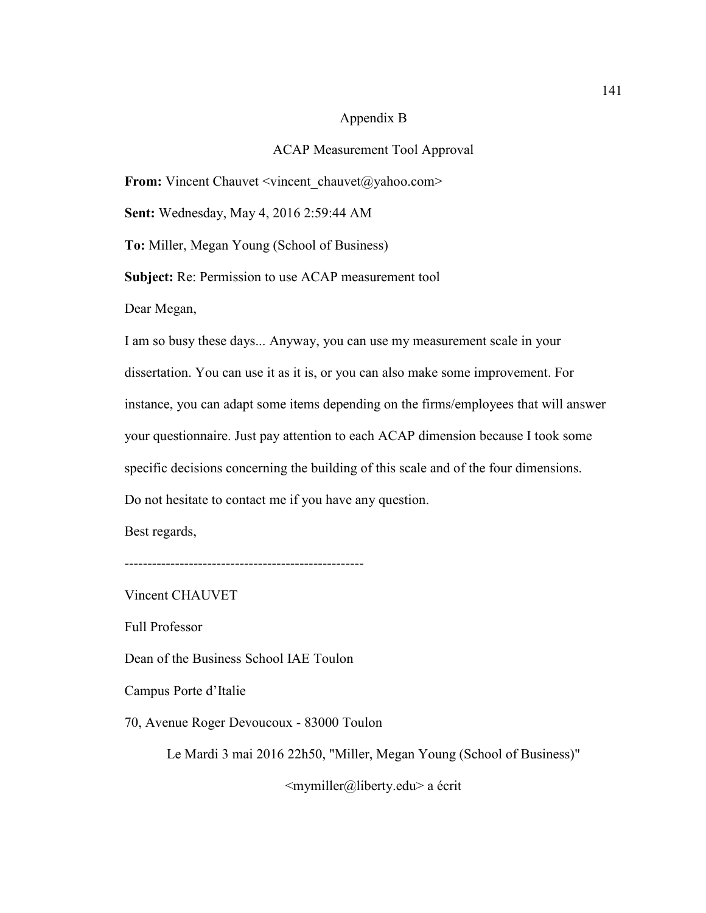# Appendix B

## ACAP Measurement Tool Approval

**From:** Vincent Chauvet <vincent_chauvet@yahoo.com>

**Sent:** Wednesday, May 4, 2016 2:59:44 AM

**To:** Miller, Megan Young (School of Business)

**Subject:** Re: Permission to use ACAP measurement tool

Dear Megan,

I am so busy these days... Anyway, you can use my measurement scale in your dissertation. You can use it as it is, or you can also make some improvement. For instance, you can adapt some items depending on the firms/employees that will answer your questionnaire. Just pay attention to each ACAP dimension because I took some specific decisions concerning the building of this scale and of the four dimensions.

Do not hesitate to contact me if you have any question.

Best regards,

----------------------------------------------------

Vincent CHAUVET

Full Professor

Dean of the Business School IAE Toulon

Campus Porte d'Italie

70, Avenue Roger Devoucoux - 83000 Toulon

Le Mardi 3 mai 2016 22h50, "Miller, Megan Young (School of Business)" <mymiller@liberty.edu> a écrit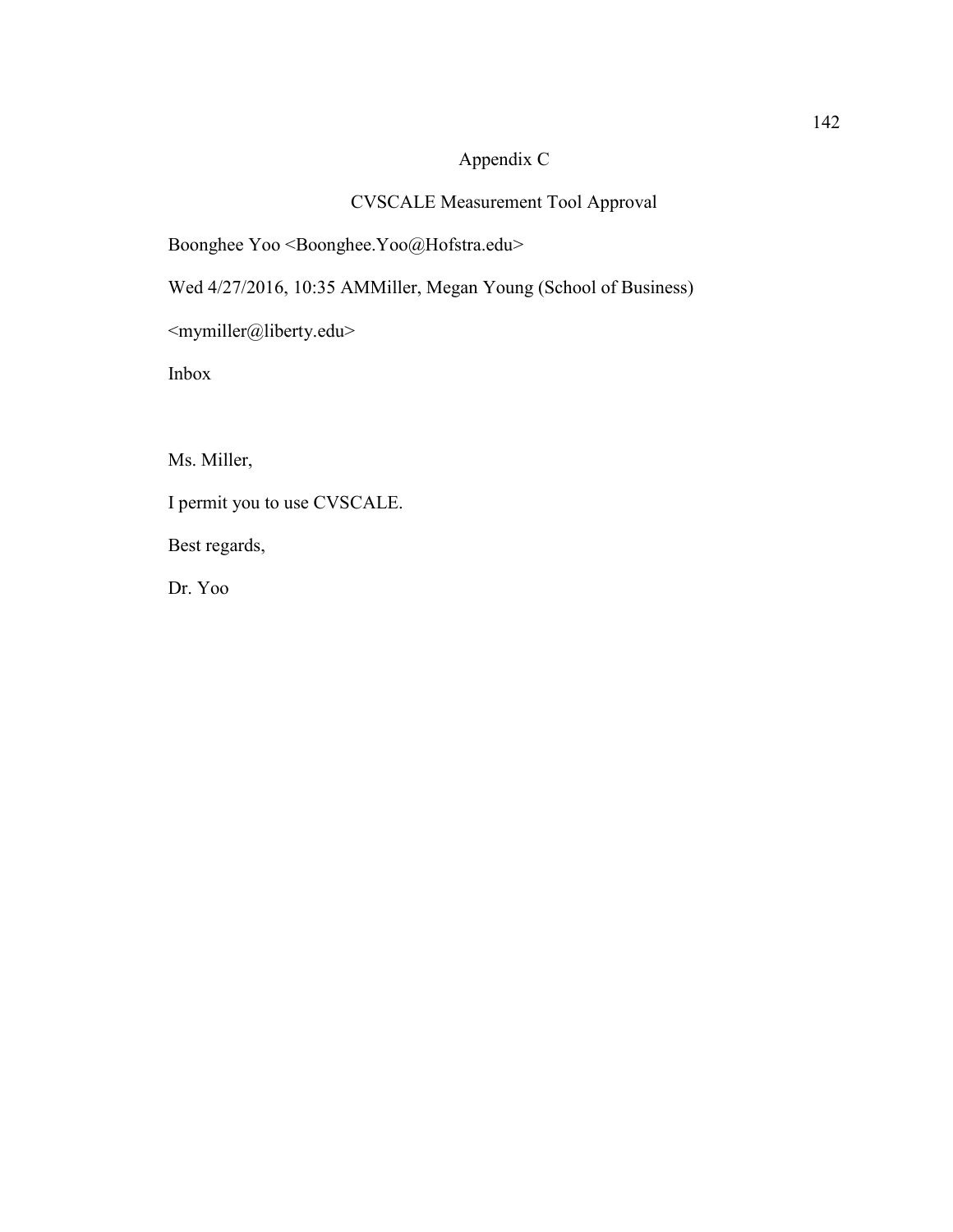# Appendix C

## CVSCALE Measurement Tool Approval

Boonghee Yoo <Boonghee.Yoo@Hofstra.edu>

Wed 4/27/2016, 10:35 AMMiller, Megan Young (School of Business)

<mymiller@liberty.edu>

Inbox

Ms. Miller,

I permit you to use CVSCALE.

Best regards,

Dr. Yoo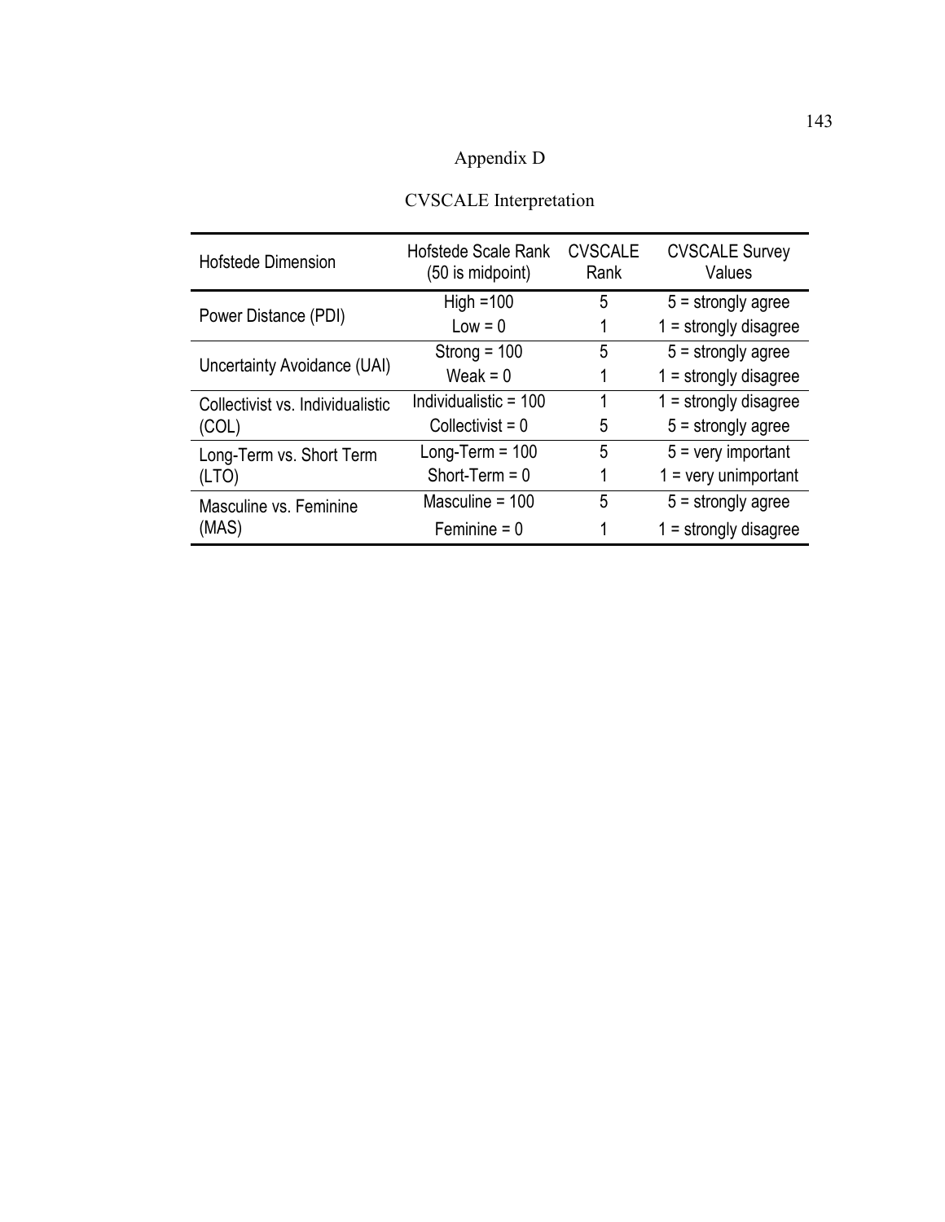# Appendix D

## CVSCALE Interpretation

| Hofstede Dimension | Hofstede Scale Rank (50 is midpoint) | CVSCALE Rank | CVSCALE Survey Values |
|---|---|---|---|
| Power Distance (PDI) | High =100 | 5 | 5 = strongly agree |
| | Low = 0 | 1 | 1 = strongly disagree |
| Uncertainty Avoidance (UAI) | Strong = 100 | 5 | 5 = strongly agree |
| | Weak = 0 | 1 | 1 = strongly disagree |
| Collectivist vs. Individualistic (COL) | Individualistic = 100 | 1 | 1 = strongly disagree |
| | Collectivist = 0 | 5 | 5 = strongly agree |
| Long-Term vs. Short Term (LTO) | Long-Term = 100 | 5 | 5 = very important |
| | Short-Term = 0 | 1 | 1 = very unimportant |
| Masculine vs. Feminine (MAS) | Masculine = 100 | 5 | 5 = strongly agree |
| | Feminine = 0 | 1 | 1 = strongly disagree |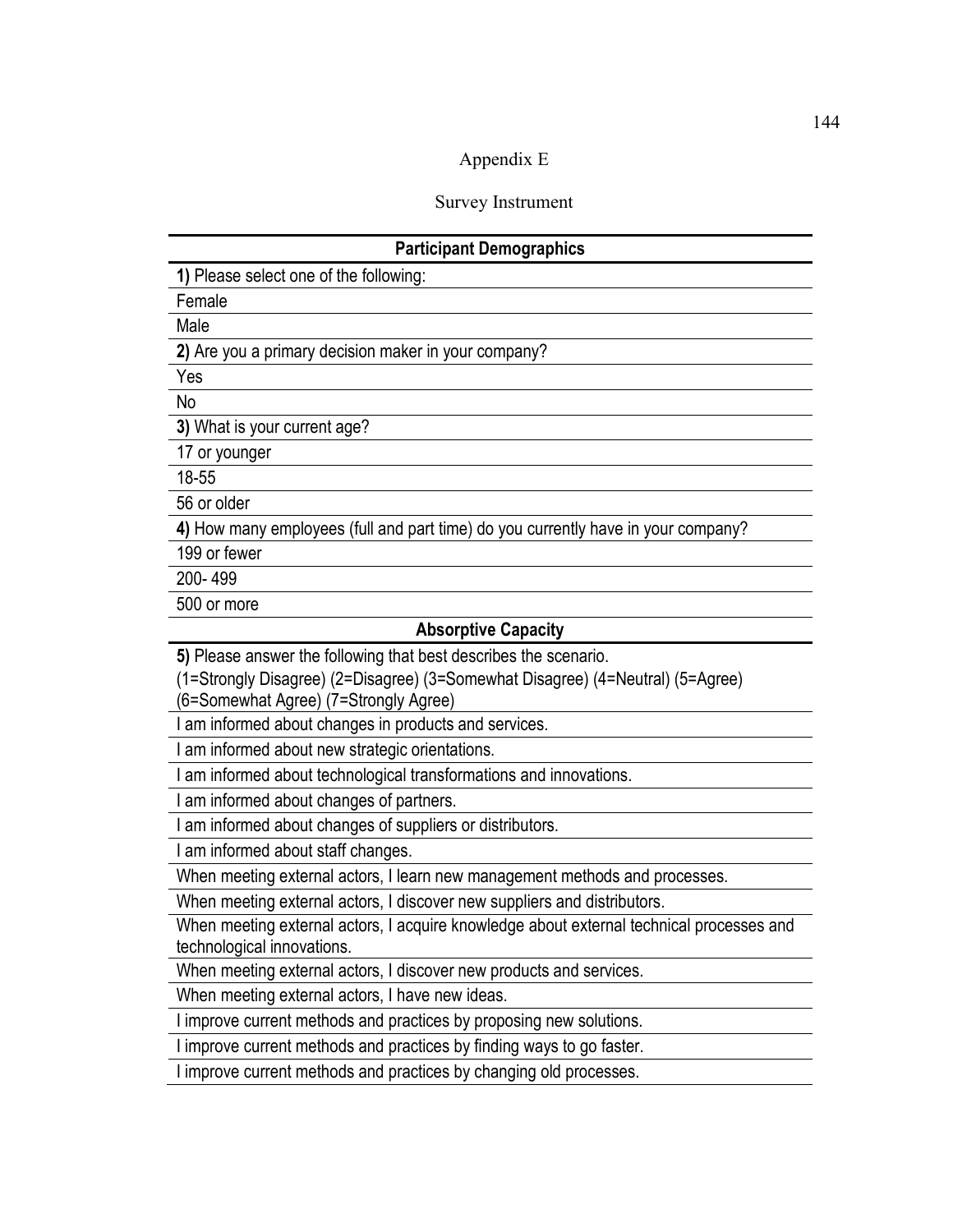# Appendix E

## Survey Instrument

| Participant Demographics |
|---|
| **1)** Please select one of the following: |
| Female |
| Male |
| **2)** Are you a primary decision maker in your company? |
| Yes |
| No |
| **3)** What is your current age? |
| 17 or younger |
| 18-55 |
| 56 or older |
| **4)** How many employees (full and part time) do you currently have in your company? |
| 199 or fewer |
| 200- 499 |
| 500 or more |
| **Absorptive Capacity** |
| **5)** Please answer the following that best describes the scenario. (1=Strongly Disagree) (2=Disagree) (3=Somewhat Disagree) (4=Neutral) (5=Agree) (6=Somewhat Agree) (7=Strongly Agree) |
| I am informed about changes in products and services. |
| I am informed about new strategic orientations. |
| I am informed about technological transformations and innovations. |
| I am informed about changes of partners. |
| I am informed about changes of suppliers or distributors. |
| I am informed about staff changes. |
| When meeting external actors, I learn new management methods and processes. |
| When meeting external actors, I discover new suppliers and distributors. |
| When meeting external actors, I acquire knowledge about external technical processes and technological innovations. |
| When meeting external actors, I discover new products and services. |
| When meeting external actors, I have new ideas. |
| I improve current methods and practices by proposing new solutions. |
| I improve current methods and practices by finding ways to go faster. |
| I improve current methods and practices by changing old processes. |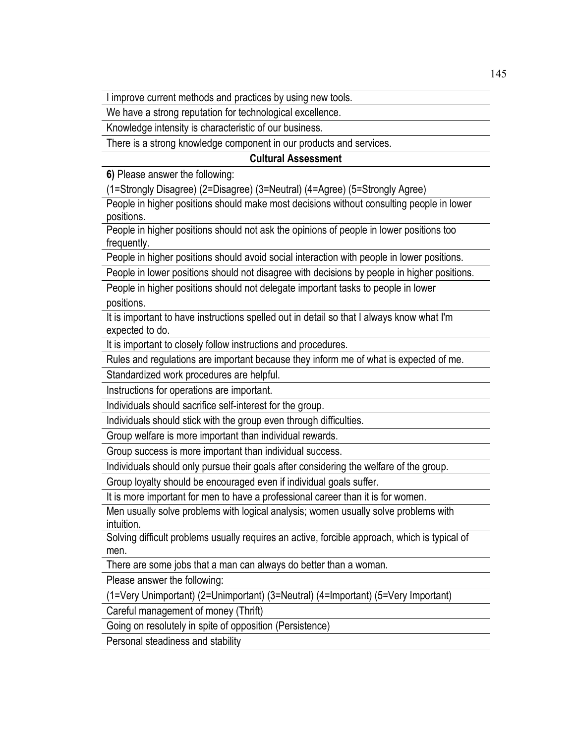I improve current methods and practices by using new tools.

We have a strong reputation for technological excellence.

Knowledge intensity is characteristic of our business.

There is a strong knowledge component in our products and services.

**Cultural Assessment**

**6)** Please answer the following:

(1=Strongly Disagree) (2=Disagree) (3=Neutral) (4=Agree) (5=Strongly Agree)

People in higher positions should make most decisions without consulting people in lower positions.

People in higher positions should not ask the opinions of people in lower positions too frequently.

People in higher positions should avoid social interaction with people in lower positions.

People in lower positions should not disagree with decisions by people in higher positions.

People in higher positions should not delegate important tasks to people in lower positions.

It is important to have instructions spelled out in detail so that I always know what I'm expected to do.

It is important to closely follow instructions and procedures.

Rules and regulations are important because they inform me of what is expected of me.

Standardized work procedures are helpful.

Instructions for operations are important.

Individuals should sacrifice self-interest for the group.

Individuals should stick with the group even through difficulties.

Group welfare is more important than individual rewards.

Group success is more important than individual success.

Individuals should only pursue their goals after considering the welfare of the group.

Group loyalty should be encouraged even if individual goals suffer.

It is more important for men to have a professional career than it is for women.

Men usually solve problems with logical analysis; women usually solve problems with intuition.

Solving difficult problems usually requires an active, forcible approach, which is typical of men.

There are some jobs that a man can always do better than a woman.

Please answer the following:

(1=Very Unimportant) (2=Unimportant) (3=Neutral) (4=Important) (5=Very Important)

Careful management of money (Thrift)

Going on resolutely in spite of opposition (Persistence)

Personal steadiness and stability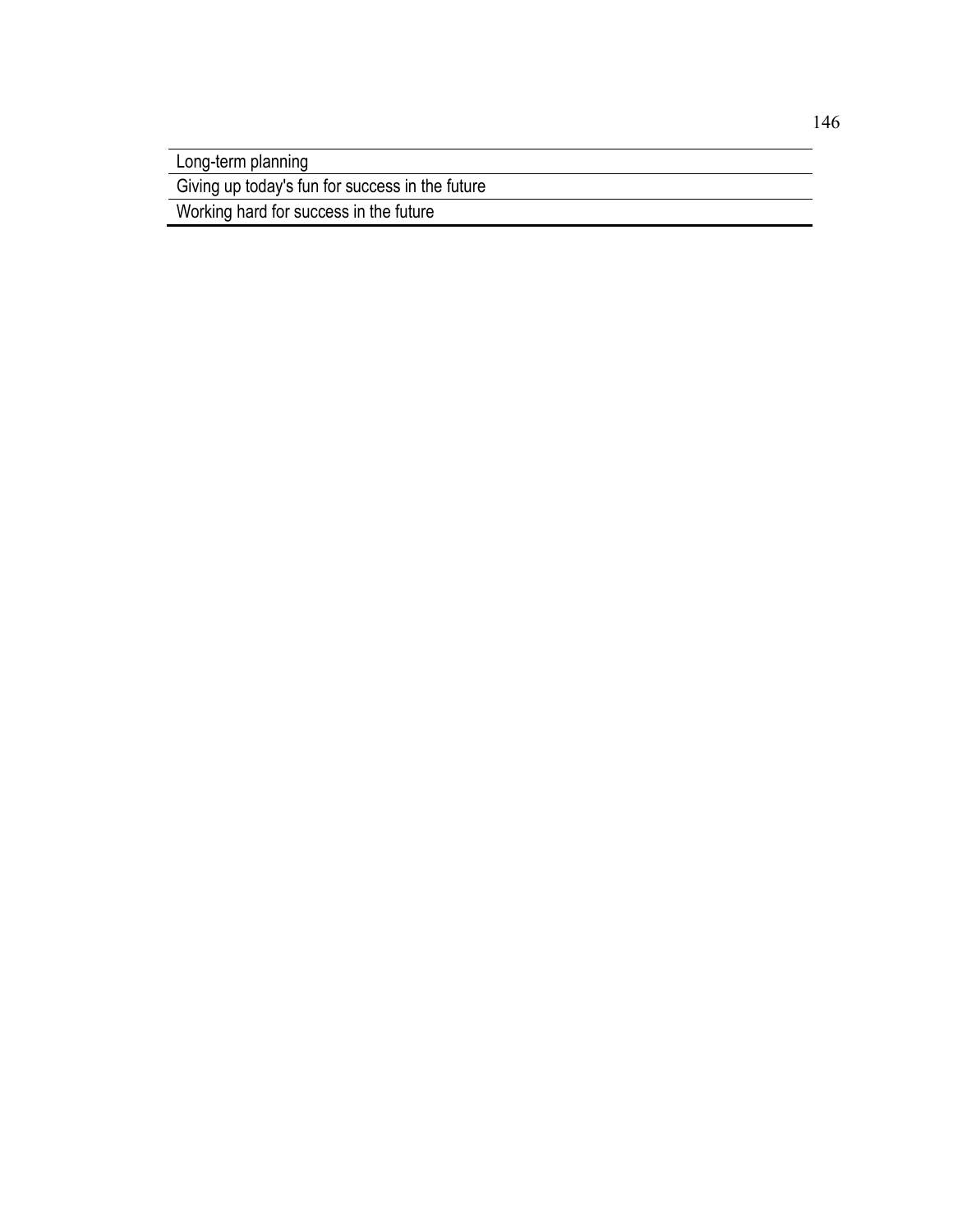| Long-term planning |
| --- |
| Giving up today's fun for success in the future |
| Working hard for success in the future |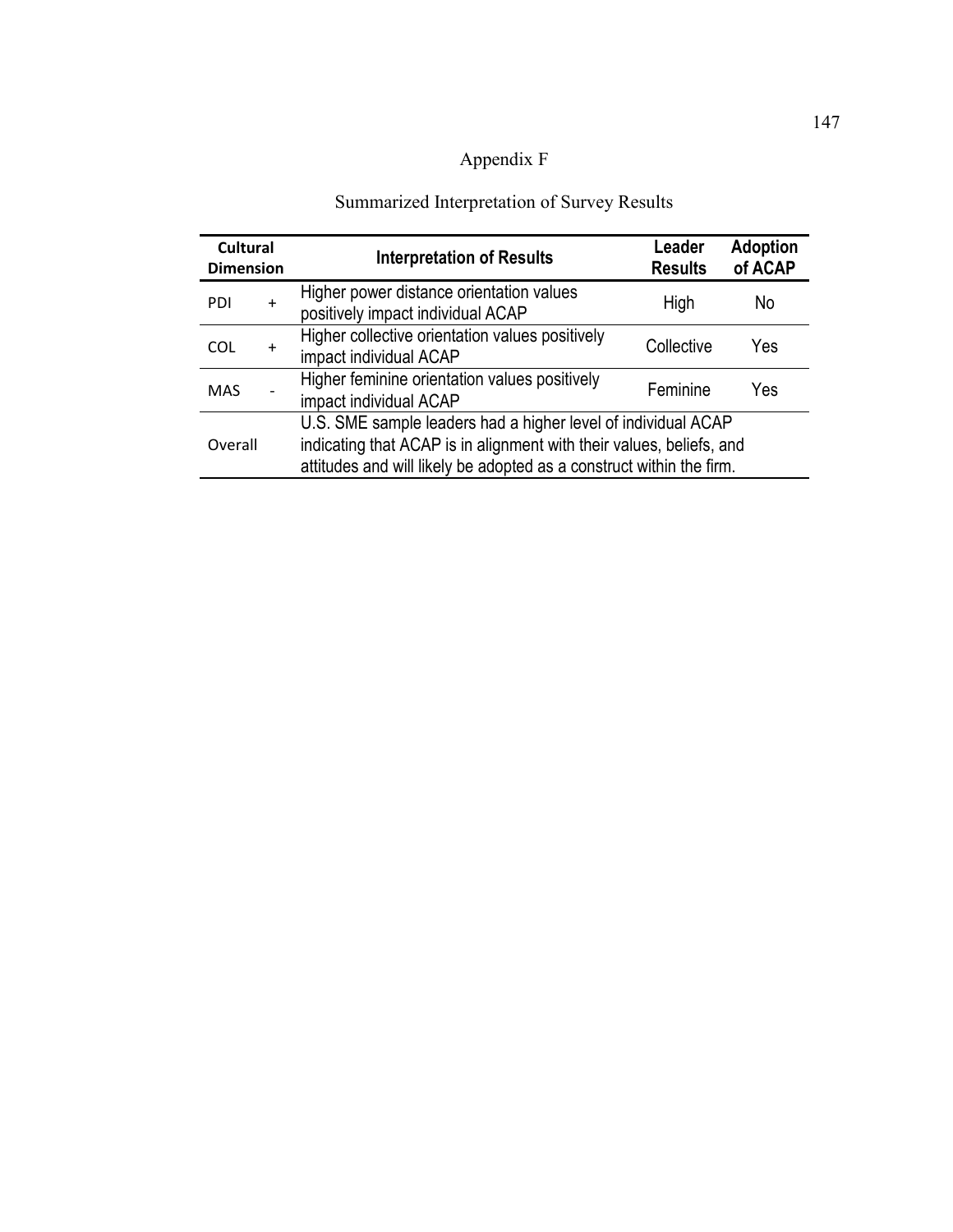# Appendix F

## Summarized Interpretation of Survey Results

| Cultural Dimension | | Interpretation of Results | Leader Results | Adoption of ACAP |
|---|---|---|---|---|
| PDI | + | Higher power distance orientation values positively impact individual ACAP | High | No |
| COL | + | Higher collective orientation values positively impact individual ACAP | Collective | Yes |
| MAS | - | Higher feminine orientation values positively impact individual ACAP | Feminine | Yes |
| Overall | | U.S. SME sample leaders had a higher level of individual ACAP indicating that ACAP is in alignment with their values, beliefs, and attitudes and will likely be adopted as a construct within the firm. | | |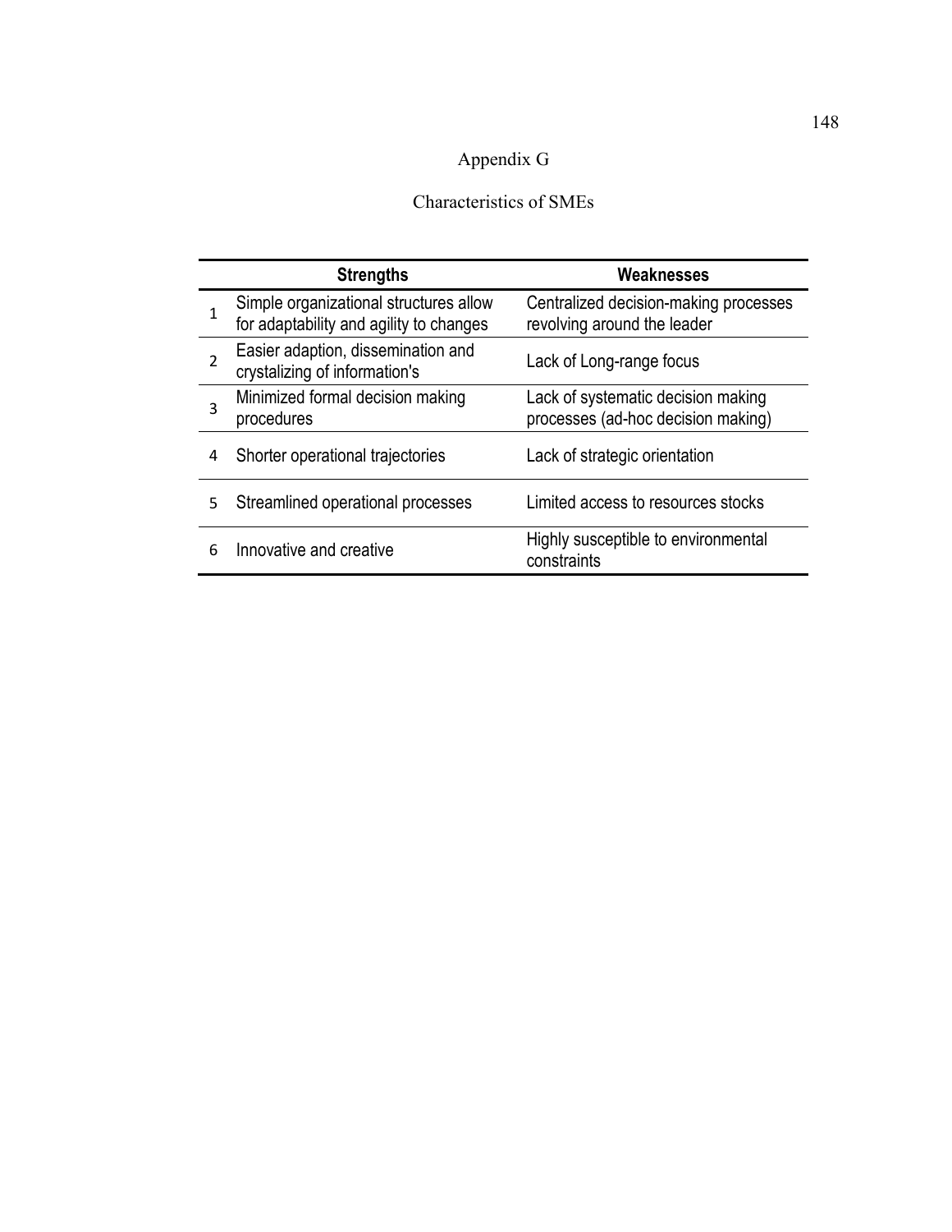# Appendix G

## Characteristics of SMEs

| | Strengths | Weaknesses |
|---|---|---|
| 1 | Simple organizational structures allow for adaptability and agility to changes | Centralized decision-making processes revolving around the leader |
| 2 | Easier adaption, dissemination and crystalizing of information's | Lack of Long-range focus |
| 3 | Minimized formal decision making procedures | Lack of systematic decision making processes (ad-hoc decision making) |
| 4 | Shorter operational trajectories | Lack of strategic orientation |
| 5 | Streamlined operational processes | Limited access to resources stocks |
| 6 | Innovative and creative | Highly susceptible to environmental constraints |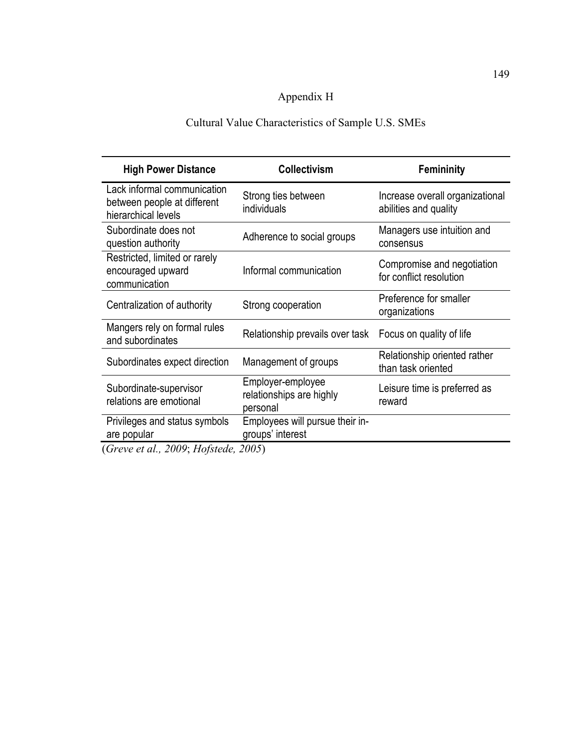# Appendix H

## Cultural Value Characteristics of Sample U.S. SMEs

| High Power Distance | Collectivism | Femininity |
|---|---|---|
| Lack informal communication between people at different hierarchical levels | Strong ties between individuals | Increase overall organizational abilities and quality |
| Subordinate does not question authority | Adherence to social groups | Managers use intuition and consensus |
| Restricted, limited or rarely encouraged upward communication | Informal communication | Compromise and negotiation for conflict resolution |
| Centralization of authority | Strong cooperation | Preference for smaller organizations |
| Mangers rely on formal rules and subordinates | Relationship prevails over task | Focus on quality of life |
| Subordinates expect direction | Management of groups | Relationship oriented rather than task oriented |
| Subordinate-supervisor relations are emotional | Employer-employee relationships are highly personal | Leisure time is preferred as reward |
| Privileges and status symbols are popular | Employees will pursue their in-groups' interest | |

(*Greve et al., 2009*; *Hofstede, 2005*)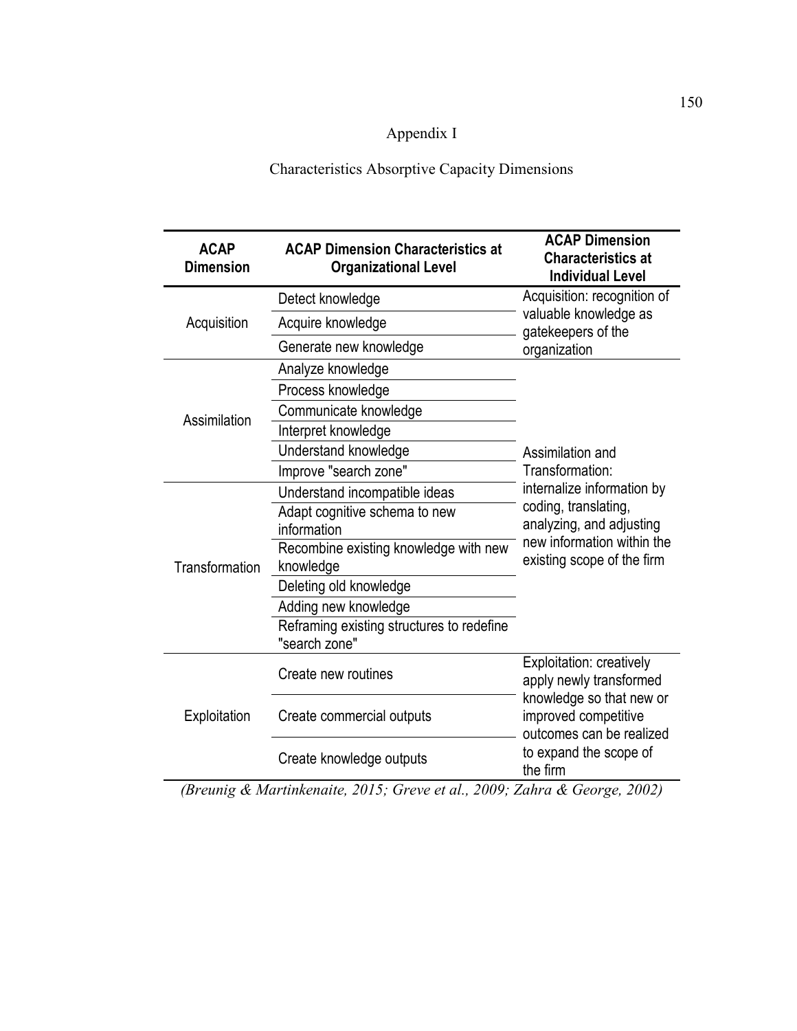# Appendix I

## Characteristics Absorptive Capacity Dimensions

| ACAP Dimension | ACAP Dimension Characteristics at Organizational Level | ACAP Dimension Characteristics at Individual Level |
|---|---|---|
| Acquisition | Detect knowledge | Acquisition: recognition of valuable knowledge as gatekeepers of the organization |
| | Acquire knowledge | |
| | Generate new knowledge | |
| Assimilation | Analyze knowledge | Assimilation and Transformation: internalize information by coding, translating, analyzing, and adjusting new information within the existing scope of the firm |
| | Process knowledge | |
| | Communicate knowledge | |
| | Interpret knowledge | |
| | Understand knowledge | |
| | Improve "search zone" | |
| Transformation | Understand incompatible ideas | |
| | Adapt cognitive schema to new information | |
| | Recombine existing knowledge with new knowledge | |
| | Deleting old knowledge | |
| | Adding new knowledge | |
| | Reframing existing structures to redefine "search zone" | |
| Exploitation | Create new routines | Exploitation: creatively apply newly transformed knowledge so that new or improved competitive outcomes can be realized to expand the scope of the firm |
| | Create commercial outputs | |
| | Create knowledge outputs | |

*(Breunig & Martinkenaite, 2015; Greve et al., 2009; Zahra & George, 2002)*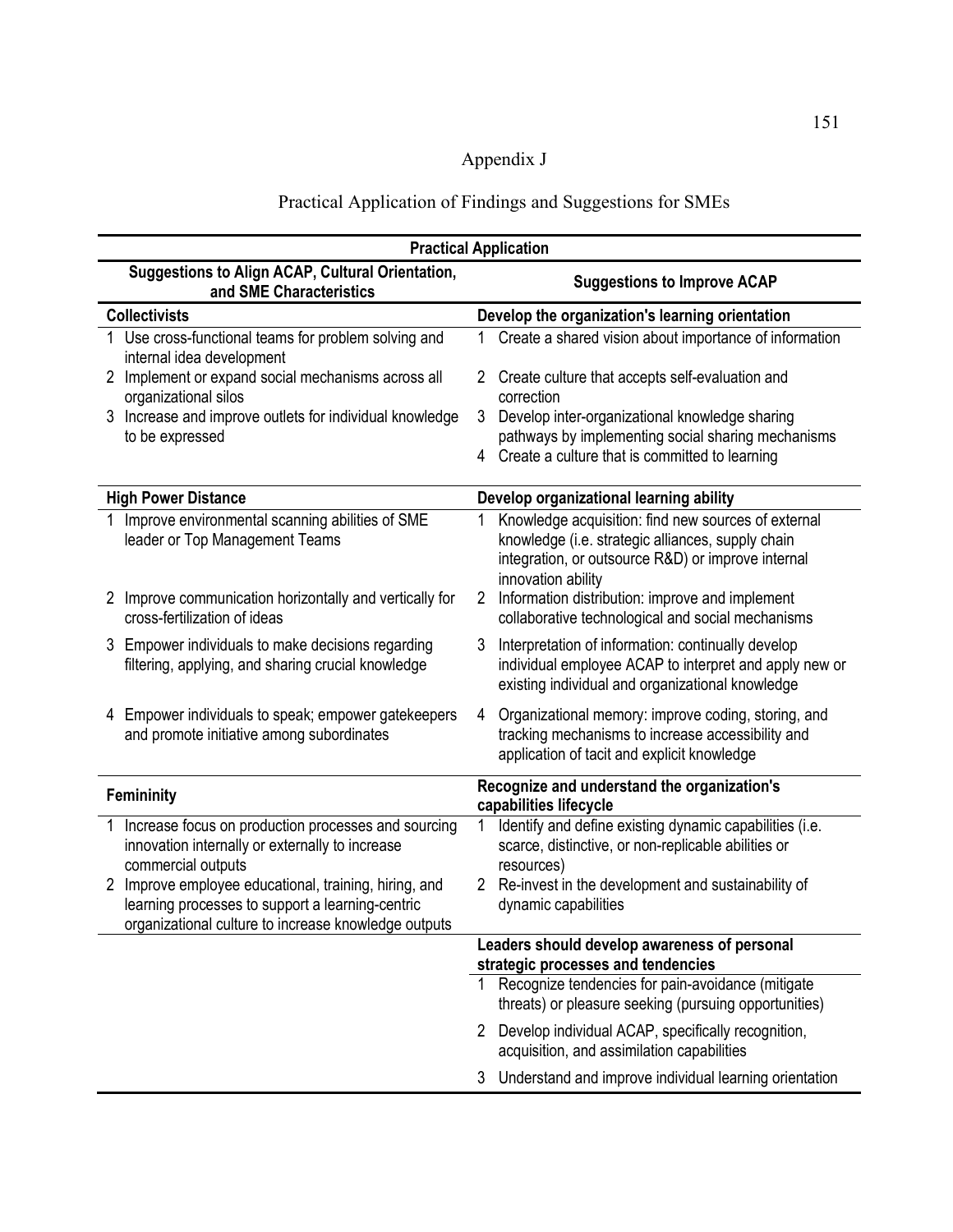# Appendix J

## Practical Application of Findings and Suggestions for SMEs

| Practical Application | |
|---|---|
| **Suggestions to Align ACAP, Cultural Orientation, and SME Characteristics** | **Suggestions to Improve ACAP** |
| **Collectivists** | **Develop the organization's learning orientation** |
| 1 Use cross-functional teams for problem solving and internal idea development | 1 Create a shared vision about importance of information |
| 2 Implement or expand social mechanisms across all organizational silos | 2 Create culture that accepts self-evaluation and correction |
| 3 Increase and improve outlets for individual knowledge to be expressed | 3 Develop inter-organizational knowledge sharing pathways by implementing social sharing mechanisms |
| | 4 Create a culture that is committed to learning |
| **High Power Distance** | **Develop organizational learning ability** |
| 1 Improve environmental scanning abilities of SME leader or Top Management Teams | 1 Knowledge acquisition: find new sources of external knowledge (i.e. strategic alliances, supply chain integration, or outsource R&D) or improve internal innovation ability |
| 2 Improve communication horizontally and vertically for cross-fertilization of ideas | 2 Information distribution: improve and implement collaborative technological and social mechanisms |
| 3 Empower individuals to make decisions regarding filtering, applying, and sharing crucial knowledge | 3 Interpretation of information: continually develop individual employee ACAP to interpret and apply new or existing individual and organizational knowledge |
| 4 Empower individuals to speak; empower gatekeepers and promote initiative among subordinates | 4 Organizational memory: improve coding, storing, and tracking mechanisms to increase accessibility and application of tacit and explicit knowledge |
| **Femininity** | **Recognize and understand the organization's capabilities lifecycle** |
| 1 Increase focus on production processes and sourcing innovation internally or externally to increase commercial outputs | 1 Identify and define existing dynamic capabilities (i.e. scarce, distinctive, or non-replicable abilities or resources) |
| 2 Improve employee educational, training, hiring, and learning processes to support a learning-centric organizational culture to increase knowledge outputs | 2 Re-invest in the development and sustainability of dynamic capabilities |
| | **Leaders should develop awareness of personal strategic processes and tendencies** |
| | 1 Recognize tendencies for pain-avoidance (mitigate threats) or pleasure seeking (pursuing opportunities) |
| | 2 Develop individual ACAP, specifically recognition, acquisition, and assimilation capabilities |
| | 3 Understand and improve individual learning orientation |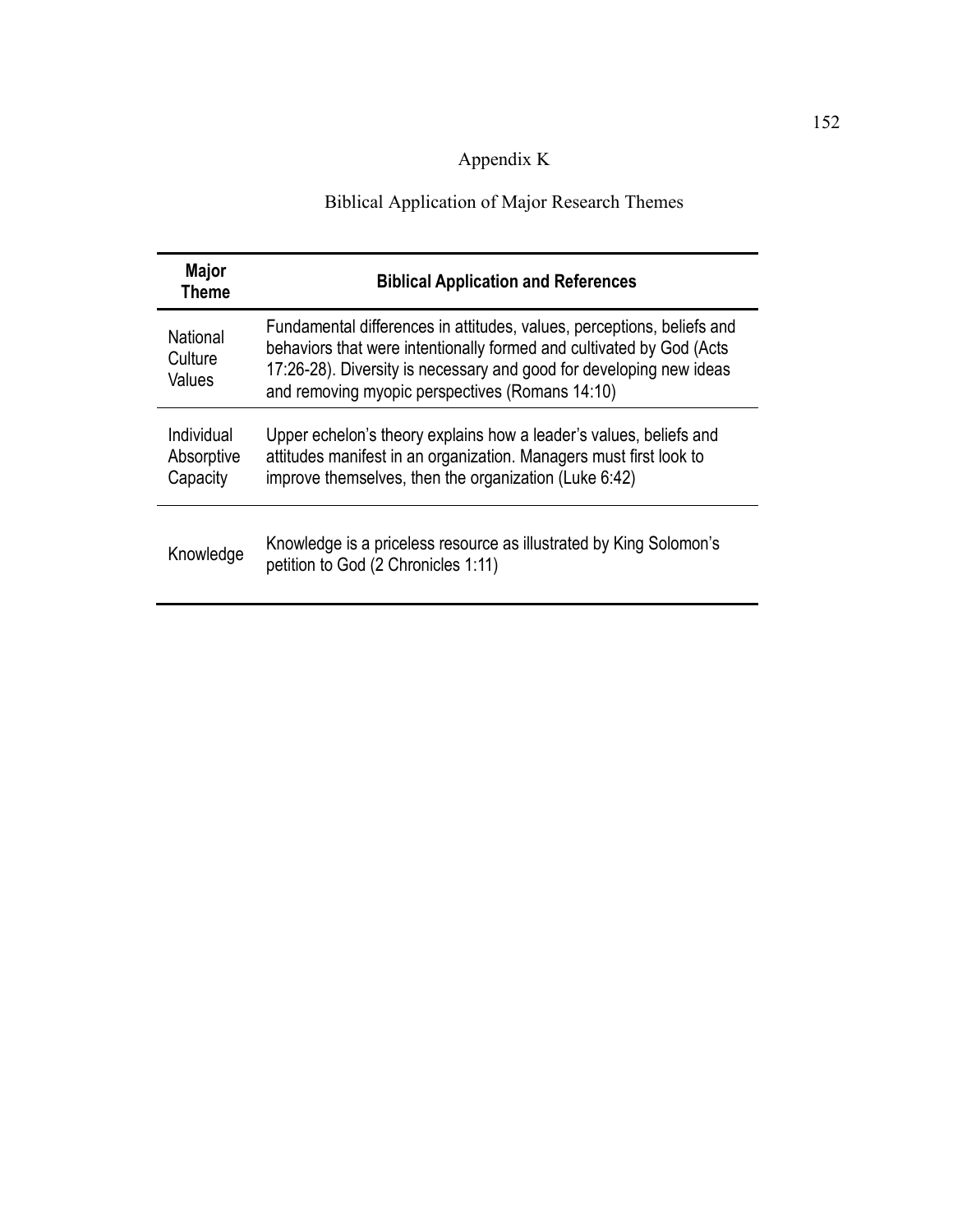# Appendix K

## Biblical Application of Major Research Themes

| Major Theme | Biblical Application and References |
|---|---|
| National Culture Values | Fundamental differences in attitudes, values, perceptions, beliefs and behaviors that were intentionally formed and cultivated by God (Acts 17:26-28). Diversity is necessary and good for developing new ideas and removing myopic perspectives (Romans 14:10) |
| Individual Absorptive Capacity | Upper echelon's theory explains how a leader's values, beliefs and attitudes manifest in an organization. Managers must first look to improve themselves, then the organization (Luke 6:42) |
| Knowledge | Knowledge is a priceless resource as illustrated by King Solomon's petition to God (2 Chronicles 1:11) |